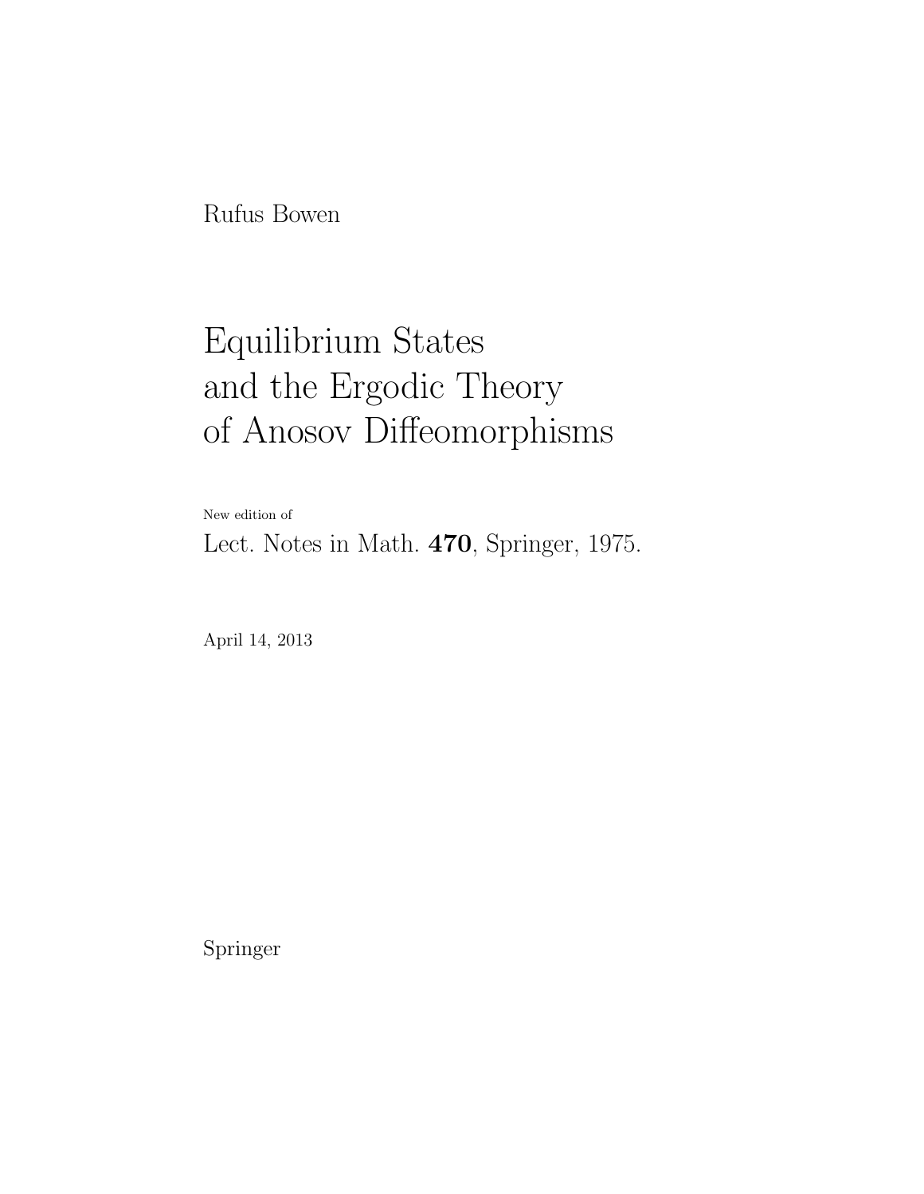Rufus Bowen

# Equilibrium States and the Ergodic Theory of Anosov Diffeomorphisms

New edition of

Lect. Notes in Math. **470**, Springer, 1975.

April 14, 2013

Springer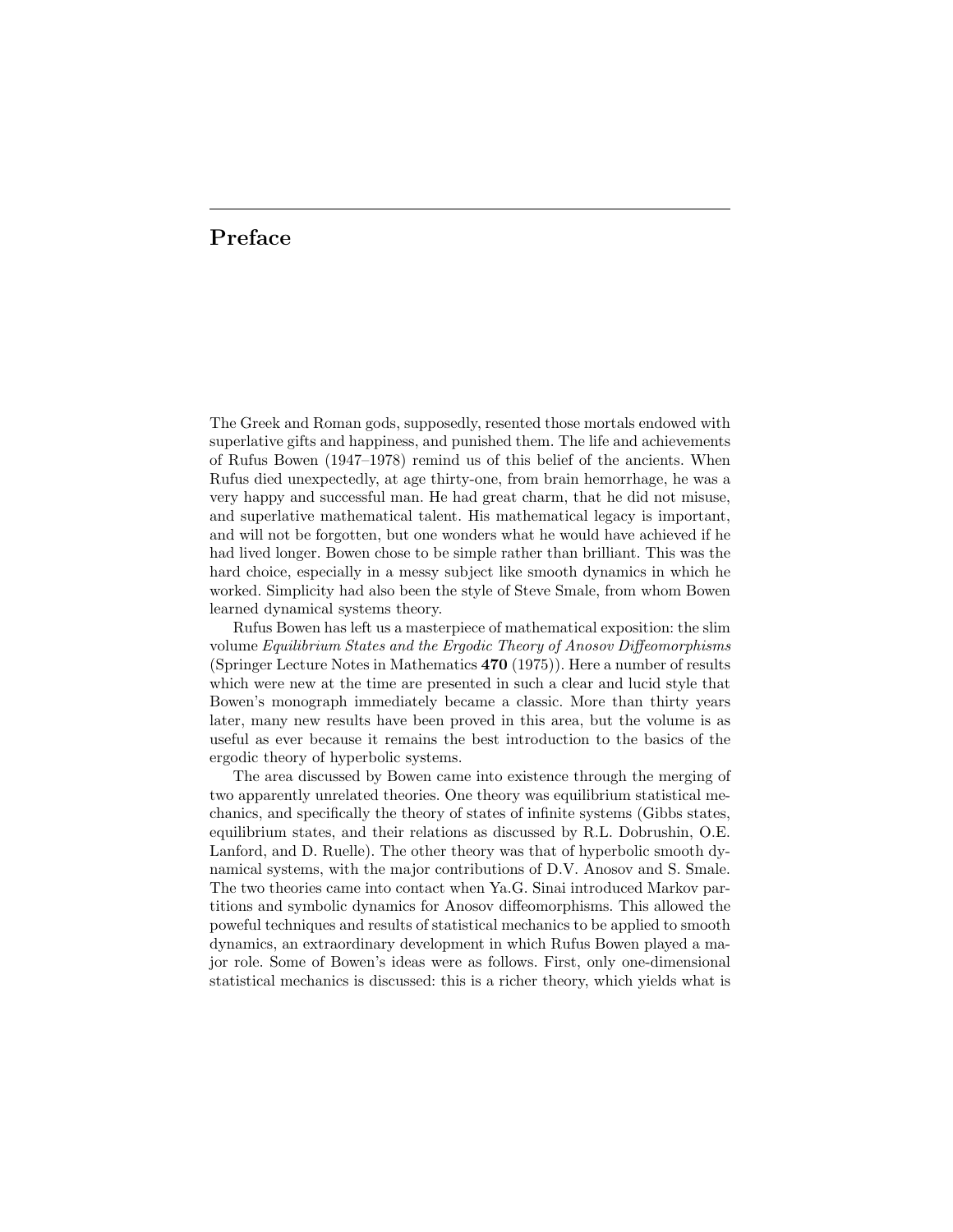# Preface

The Greek and Roman gods, supposedly, resented those mortals endowed with superlative gifts and happiness, and punished them. The life and achievements of Rufus Bowen (1947–1978) remind us of this belief of the ancients. When Rufus died unexpectedly, at age thirty-one, from brain hemorrhage, he was a very happy and successful man. He had great charm, that he did not misuse, and superlative mathematical talent. His mathematical legacy is important, and will not be forgotten, but one wonders what he would have achieved if he had lived longer. Bowen chose to be simple rather than brilliant. This was the hard choice, especially in a messy subject like smooth dynamics in which he worked. Simplicity had also been the style of Steve Smale, from whom Bowen learned dynamical systems theory.

Rufus Bowen has left us a masterpiece of mathematical exposition: the slim volume *Equilibrium States and the Ergodic Theory of Anosov Diffeomorphisms* (Springer Lecture Notes in Mathematics **470** (1975)). Here a number of results which were new at the time are presented in such a clear and lucid style that Bowen's monograph immediately became a classic. More than thirty years later, many new results have been proved in this area, but the volume is as useful as ever because it remains the best introduction to the basics of the ergodic theory of hyperbolic systems.

The area discussed by Bowen came into existence through the merging of two apparently unrelated theories. One theory was equilibrium statistical mechanics, and specifically the theory of states of infinite systems (Gibbs states, equilibrium states, and their relations as discussed by R.L. Dobrushin, O.E. Lanford, and D. Ruelle). The other theory was that of hyperbolic smooth dynamical systems, with the major contributions of D.V. Anosov and S. Smale. The two theories came into contact when Ya.G. Sinai introduced Markov partitions and symbolic dynamics for Anosov diffeomorphisms. This allowed the poweful techniques and results of statistical mechanics to be applied to smooth dynamics, an extraordinary development in which Rufus Bowen played a major role. Some of Bowen's ideas were as follows. First, only one-dimensional statistical mechanics is discussed: this is a richer theory, which yields what is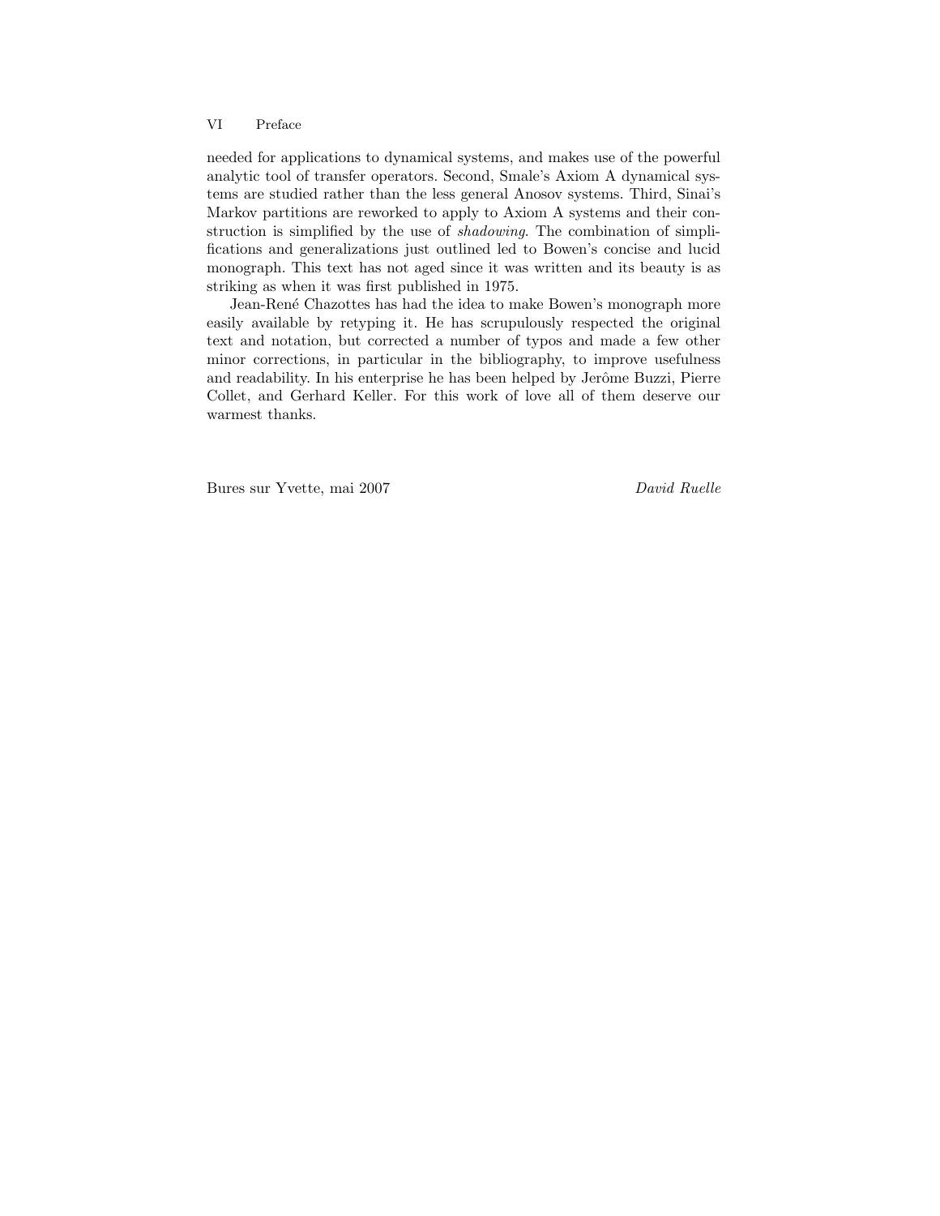needed for applications to dynamical systems, and makes use of the powerful analytic tool of transfer operators. Second, Smale's Axiom A dynamical systems are studied rather than the less general Anosov systems. Third, Sinai's Markov partitions are reworked to apply to Axiom A systems and their construction is simplified by the use of *shadowing*. The combination of simplifications and generalizations just outlined led to Bowen's concise and lucid monograph. This text has not aged since it was written and its beauty is as striking as when it was first published in 1975.

Jean-René Chazottes has had the idea to make Bowen's monograph more easily available by retyping it. He has scrupulously respected the original text and notation, but corrected a number of typos and made a few other minor corrections, in particular in the bibliography, to improve usefulness and readability. In his enterprise he has been helped by Jerôme Buzzi, Pierre Collet, and Gerhard Keller. For this work of love all of them deserve our warmest thanks.

Bures sur Yvette, mai 2007 *David Ruelle*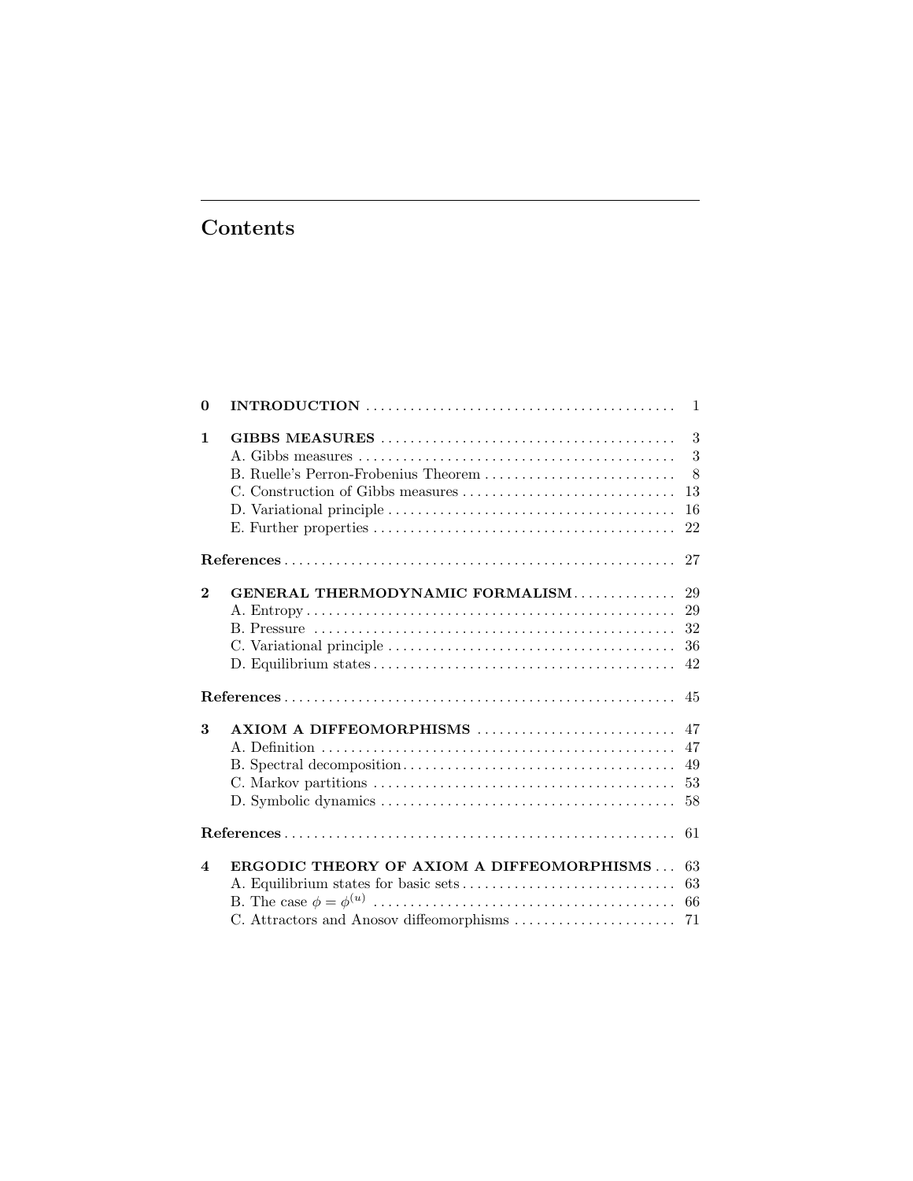# Contents

| | | |
|---|---|---|
| **0** | **INTRODUCTION** | 1 |
| **1** | **GIBBS MEASURES** | 3 |
| | A. Gibbs measures | 3 |
| | B. Ruelle's Perron-Frobenius Theorem | 8 |
| | C. Construction of Gibbs measures | 13 |
| | D. Variational principle | 16 |
| | E. Further properties | 22 |
| **References** | | 27 |
| **2** | **GENERAL THERMODYNAMIC FORMALISM** | 29 |
| | A. Entropy | 29 |
| | B. Pressure | 32 |
| | C. Variational principle | 36 |
| | D. Equilibrium states | 42 |
| **References** | | 45 |
| **3** | **AXIOM A DIFFEOMORPHISMS** | 47 |
| | A. Definition | 47 |
| | B. Spectral decomposition | 49 |
| | C. Markov partitions | 53 |
| | D. Symbolic dynamics | 58 |
| **References** | | 61 |
| **4** | **ERGODIC THEORY OF AXIOM A DIFFEOMORPHISMS** | 63 |
| | A. Equilibrium states for basic sets | 63 |
| | B. The case $\phi = \phi^{(u)}$ | 66 |
| | C. Attractors and Anosov diffeomorphisms | 71 |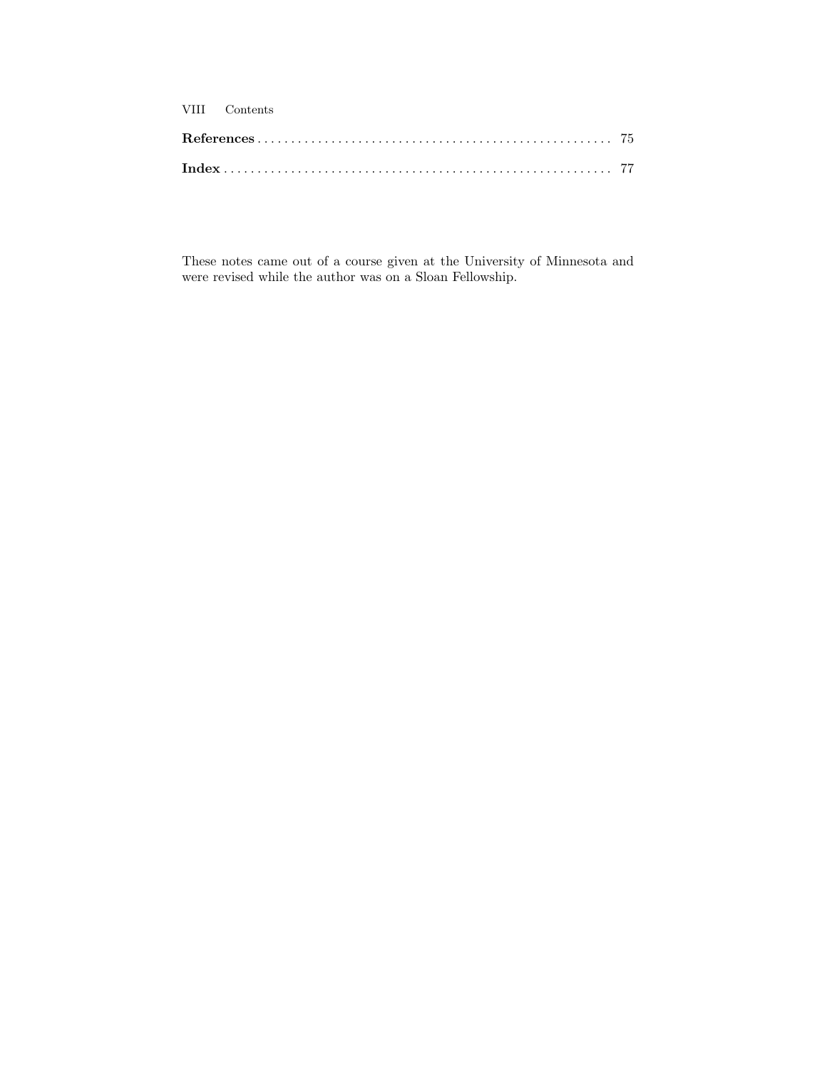**References** .................................................... 75

**Index** .......................................................... 77

These notes came out of a course given at the University of Minnesota and were revised while the author was on a Sloan Fellowship.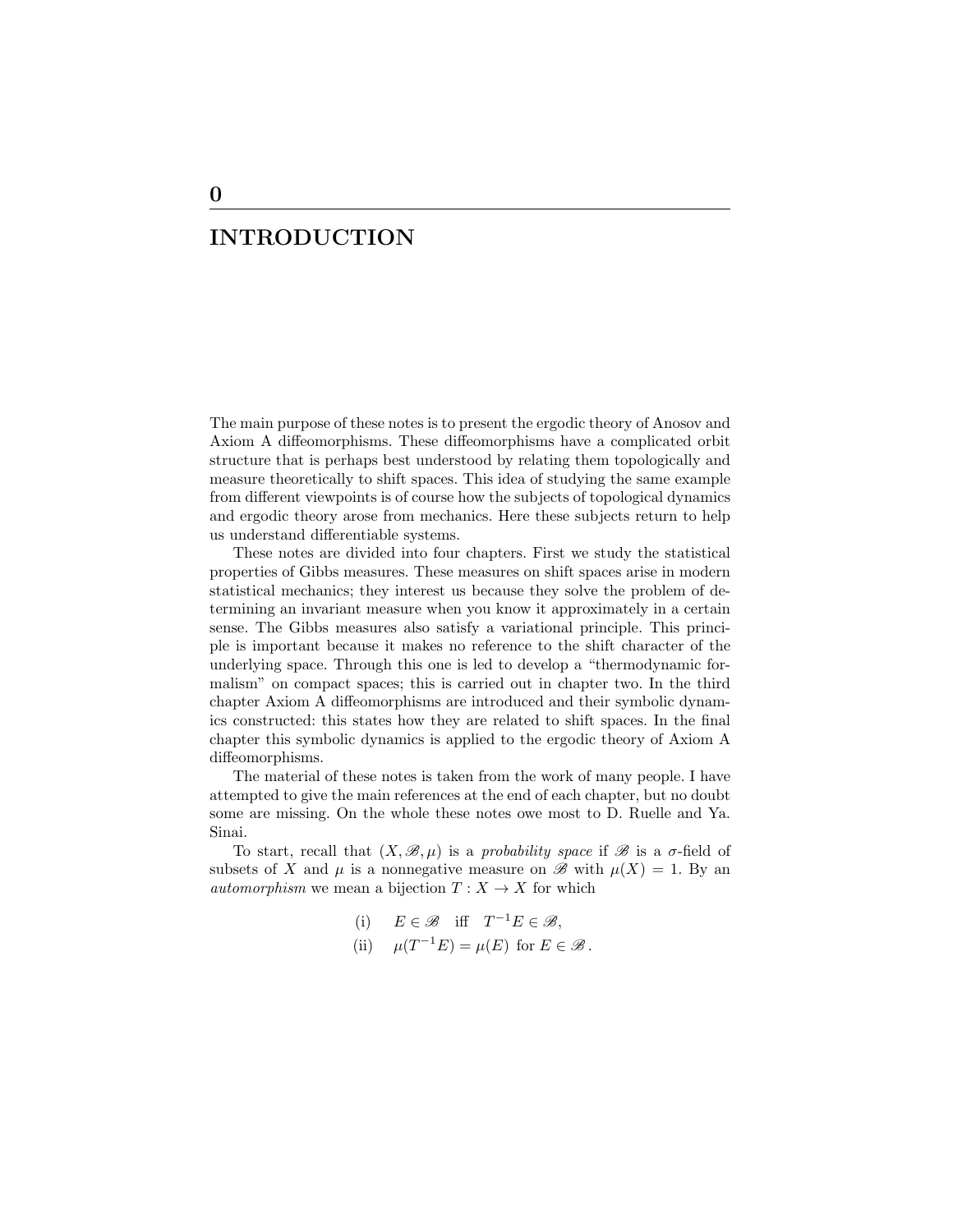# 0

# INTRODUCTION

The main purpose of these notes is to present the ergodic theory of Anosov and Axiom A diffeomorphisms. These diffeomorphisms have a complicated orbit structure that is perhaps best understood by relating them topologically and measure theoretically to shift spaces. This idea of studying the same example from different viewpoints is of course how the subjects of topological dynamics and ergodic theory arose from mechanics. Here these subjects return to help us understand differentiable systems.

These notes are divided into four chapters. First we study the statistical properties of Gibbs measures. These measures on shift spaces arise in modern statistical mechanics; they interest us because they solve the problem of determining an invariant measure when you know it approximately in a certain sense. The Gibbs measures also satisfy a variational principle. This principle is important because it makes no reference to the shift character of the underlying space. Through this one is led to develop a "thermodynamic formalism" on compact spaces; this is carried out in chapter two. In the third chapter Axiom A diffeomorphisms are introduced and their symbolic dynamics constructed: this states how they are related to shift spaces. In the final chapter this symbolic dynamics is applied to the ergodic theory of Axiom A diffeomorphisms.

The material of these notes is taken from the work of many people. I have attempted to give the main references at the end of each chapter, but no doubt some are missing. On the whole these notes owe most to D. Ruelle and Ya. Sinai.

To start, recall that $(X, \mathscr{B}, \mu)$ is a *probability space* if $\mathscr{B}$ is a $\sigma$-field of subsets of $X$ and $\mu$ is a nonnegative measure on $\mathscr{B}$ with $\mu(X) = 1$. By an *automorphism* we mean a bijection $T : X \to X$ for which

$$
\begin{aligned}
&\text{(i)} \quad E \in \mathscr{B} \quad \text{iff} \quad T^{-1}E \in \mathscr{B}, \\
&\text{(ii)} \quad \mu(T^{-1}E) = \mu(E) \ \text{ for } E \in \mathscr{B}\,.
\end{aligned}
$$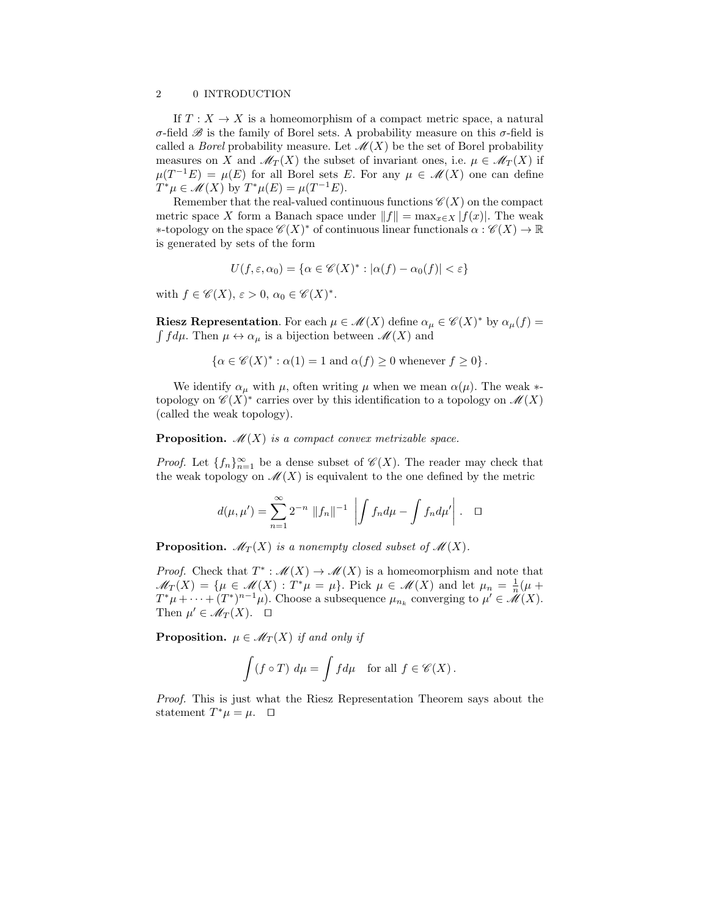If $T : X \to X$ is a homeomorphism of a compact metric space, a natural $\sigma$-field $\mathscr{B}$ is the family of Borel sets. A probability measure on this $\sigma$-field is called a *Borel* probability measure. Let $\mathscr{M}(X)$ be the set of Borel probability measures on $X$ and $\mathscr{M}_T(X)$ the subset of invariant ones, i.e. $\mu \in \mathscr{M}_T(X)$ if $\mu(T^{-1}E) = \mu(E)$ for all Borel sets $E$. For any $\mu \in \mathscr{M}(X)$ one can define $T^*\mu \in \mathscr{M}(X)$ by $T^*\mu(E) = \mu(T^{-1}E)$.

Remember that the real-valued continuous functions $\mathscr{C}(X)$ on the compact metric space $X$ form a Banach space under $\|f\| = \max_{x\in X} |f(x)|$. The weak $*$-topology on the space $\mathscr{C}(X)^*$ of continuous linear functionals $\alpha : \mathscr{C}(X) \to \mathbb{R}$ is generated by sets of the form

$$U(f, \varepsilon, \alpha_0) = \{\alpha \in \mathscr{C}(X)^* : |\alpha(f) - \alpha_0(f)| < \varepsilon\}$$

with $f \in \mathscr{C}(X)$, $\varepsilon > 0$, $\alpha_0 \in \mathscr{C}(X)^*$.

**Riesz Representation**. For each $\mu \in \mathscr{M}(X)$ define $\alpha_\mu \in \mathscr{C}(X)^*$ by $\alpha_\mu(f) = \int f d\mu$. Then $\mu \leftrightarrow \alpha_\mu$ is a bijection between $\mathscr{M}(X)$ and

$$\{\alpha \in \mathscr{C}(X)^* : \alpha(1) = 1 \text{ and } \alpha(f) \geq 0 \text{ whenever } f \geq 0\}.$$

We identify $\alpha_\mu$ with $\mu$, often writing $\mu$ when we mean $\alpha(\mu)$. The weak $*$-topology on $\mathscr{C}(X)^*$ carries over by this identification to a topology on $\mathscr{M}(X)$ (called the weak topology).

**Proposition.** *$\mathscr{M}(X)$ is a compact convex metrizable space.*

*Proof.* Let $\{f_n\}_{n=1}^\infty$ be a dense subset of $\mathscr{C}(X)$. The reader may check that the weak topology on $\mathscr{M}(X)$ is equivalent to the one defined by the metric

$$d(\mu, \mu') = \sum_{n=1}^{\infty} 2^{-n} \ \|f_n\|^{-1} \ \left| \int f_n d\mu - \int f_n d\mu' \right|. \quad \square$$

**Proposition.** *$\mathscr{M}_T(X)$ is a nonempty closed subset of $\mathscr{M}(X)$.*

*Proof.* Check that $T^* : \mathscr{M}(X) \to \mathscr{M}(X)$ is a homeomorphism and note that $\mathscr{M}_T(X) = \{\mu \in \mathscr{M}(X) : T^*\mu = \mu\}$. Pick $\mu \in \mathscr{M}(X)$ and let $\mu_n = \frac{1}{n}(\mu + T^*\mu + \cdots + (T^*)^{n-1}\mu)$. Choose a subsequence $\mu_{n_k}$ converging to $\mu' \in \mathscr{M}(X)$. Then $\mu' \in \mathscr{M}_T(X)$. $\square$

**Proposition.** *$\mu \in \mathscr{M}_T(X)$ if and only if*

$$\int (f \circ T) \ d\mu = \int f d\mu \quad \text{for all } f \in \mathscr{C}(X).$$

*Proof.* This is just what the Riesz Representation Theorem says about the statement $T^*\mu = \mu$. $\square$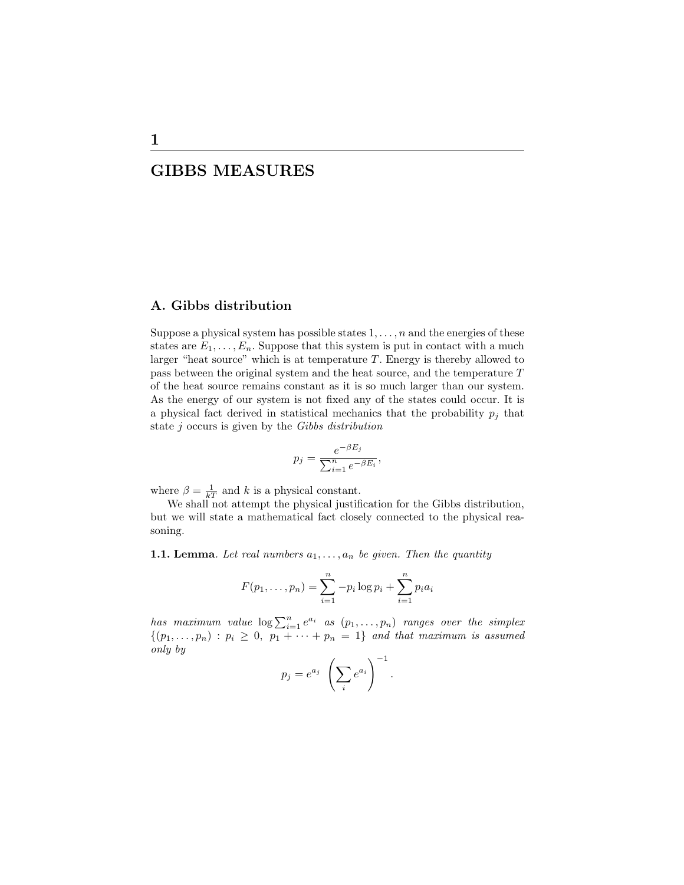# 1

# GIBBS MEASURES

## A. Gibbs distribution

Suppose a physical system has possible states $1, \ldots, n$ and the energies of these states are $E_1, \ldots, E_n$. Suppose that this system is put in contact with a much larger "heat source" which is at temperature $T$. Energy is thereby allowed to pass between the original system and the heat source, and the temperature $T$ of the heat source remains constant as it is so much larger than our system. As the energy of our system is not fixed any of the states could occur. It is a physical fact derived in statistical mechanics that the probability $p_j$ that state $j$ occurs is given by the *Gibbs distribution*

$$p_j = \frac{e^{-\beta E_j}}{\sum_{i=1}^{n} e^{-\beta E_i}},$$

where $\beta = \frac{1}{kT}$ and $k$ is a physical constant.

We shall not attempt the physical justification for the Gibbs distribution, but we will state a mathematical fact closely connected to the physical reasoning.

***1.1. Lemma***. *Let real numbers $a_1, \ldots, a_n$ be given. Then the quantity*

$$F(p_1, \ldots, p_n) = \sum_{i=1}^{n} -p_i \log p_i + \sum_{i=1}^{n} p_i a_i$$

*has maximum value $\log \sum_{i=1}^{n} e^{a_i}$ as $(p_1, \ldots, p_n)$ ranges over the simplex $\{(p_1, \ldots, p_n) : p_i \geq 0, \ p_1 + \cdots + p_n = 1\}$ and that maximum is assumed only by*

$$p_j = e^{a_j} \left( \sum_i e^{a_i} \right)^{-1}.$$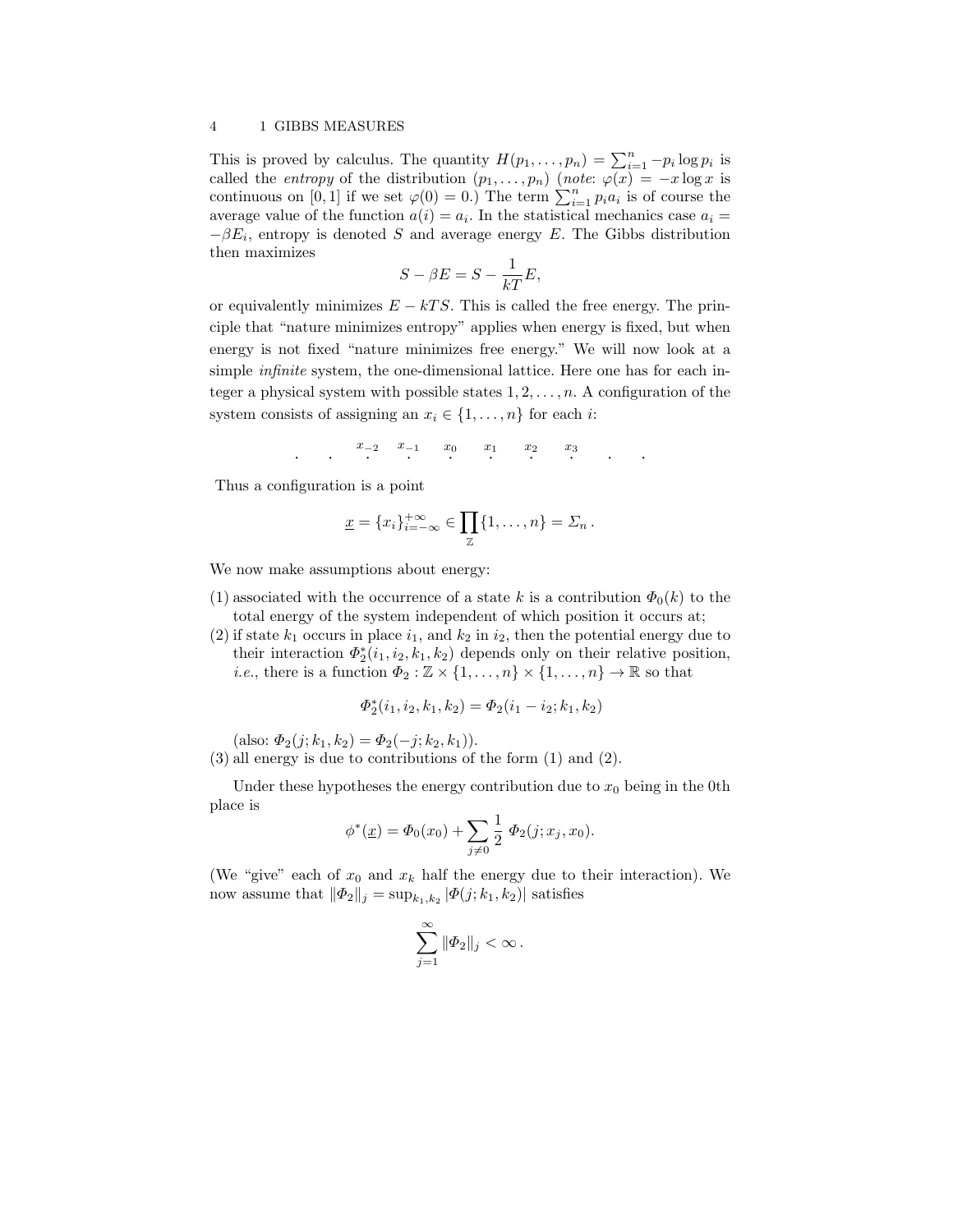This is proved by calculus. The quantity $H(p_1, \ldots, p_n) = \sum_{i=1}^{n} -p_i \log p_i$ is called the *entropy* of the distribution $(p_1, \ldots, p_n)$ (*note*: $\varphi(x) = -x \log x$ is continuous on $[0,1]$ if we set $\varphi(0) = 0$.) The term $\sum_{i=1}^{n} p_i a_i$ is of course the average value of the function $a(i) = a_i$. In the statistical mechanics case $a_i = -\beta E_i$, entropy is denoted $S$ and average energy $E$. The Gibbs distribution then maximizes

$$S - \beta E = S - \frac{1}{kT} E,$$

or equivalently minimizes $E - kTS$. This is called the free energy. The principle that "nature minimizes entropy" applies when energy is fixed, but when energy is not fixed "nature minimizes free energy." We will now look at a simple *infinite* system, the one-dimensional lattice. Here one has for each integer a physical system with possible states $1, 2, \ldots, n$. A configuration of the system consists of assigning an $x_i \in \{1, \ldots, n\}$ for each $i$:

$$\cdot \quad \cdot \quad \overset{x_{-2}}{\cdot} \quad \overset{x_{-1}}{\cdot} \quad \overset{x_0}{\cdot} \quad \overset{x_1}{\cdot} \quad \overset{x_2}{\cdot} \quad \overset{x_3}{\cdot} \quad \cdot \quad \cdot$$

Thus a configuration is a point

$$\underline{x} = \{x_i\}_{i=-\infty}^{+\infty} \in \prod_{\mathbb{Z}} \{1, \ldots, n\} = \Sigma_n \,.$$

We now make assumptions about energy:

(1) associated with the occurrence of a state $k$ is a contribution $\Phi_0(k)$ to the total energy of the system independent of which position it occurs at;

(2) if state $k_1$ occurs in place $i_1$, and $k_2$ in $i_2$, then the potential energy due to their interaction $\Phi_2^*(i_1, i_2, k_1, k_2)$ depends only on their relative position, *i.e.*, there is a function $\Phi_2 : \mathbb{Z} \times \{1, \ldots, n\} \times \{1, \ldots, n\} \to \mathbb{R}$ so that

$$\Phi_2^*(i_1, i_2, k_1, k_2) = \Phi_2(i_1 - i_2; k_1, k_2)$$

(also: $\Phi_2(j; k_1, k_2) = \Phi_2(-j; k_2, k_1)$).

(3) all energy is due to contributions of the form (1) and (2).

Under these hypotheses the energy contribution due to $x_0$ being in the 0th place is

$$\phi^*(\underline{x}) = \Phi_0(x_0) + \sum_{j \neq 0} \frac{1}{2} \, \Phi_2(j; x_j, x_0).$$

(We "give" each of $x_0$ and $x_k$ half the energy due to their interaction). We now assume that $\|\Phi_2\|_j = \sup_{k_1, k_2} |\Phi(j; k_1, k_2)|$ satisfies

$$\sum_{j=1}^{\infty} \|\Phi_2\|_j < \infty \,.$$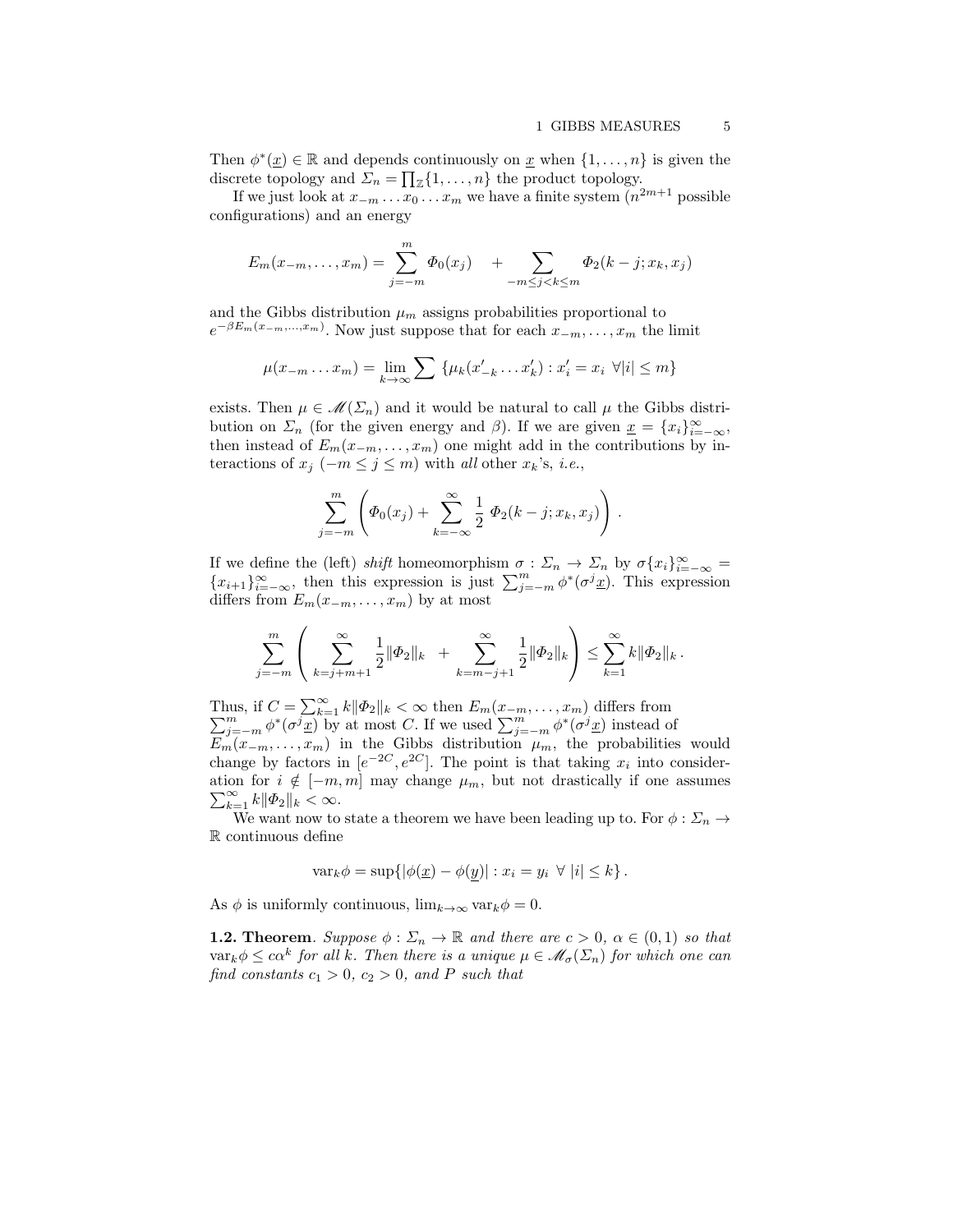Then $\phi^*(\underline{x}) \in \mathbb{R}$ and depends continuously on $\underline{x}$ when $\{1, \ldots, n\}$ is given the discrete topology and $\Sigma_n = \prod_{\mathbb{Z}}\{1, \ldots, n\}$ the product topology.

If we just look at $x_{-m} \ldots x_0 \ldots x_m$ we have a finite system ($n^{2m+1}$ possible configurations) and an energy

$$E_m(x_{-m}, \ldots, x_m) = \sum_{j=-m}^{m} \Phi_0(x_j) \quad + \sum_{-m \le j < k \le m} \Phi_2(k - j; x_k, x_j)$$

and the Gibbs distribution $\mu_m$ assigns probabilities proportional to $e^{-\beta E_m(x_{-m}, \ldots, x_m)}$. Now just suppose that for each $x_{-m}, \ldots, x_m$ the limit

$$\mu(x_{-m} \ldots x_m) = \lim_{k \to \infty} \sum \; \{\mu_k(x'_{-k} \ldots x'_k) : x'_i = x_i \;\; \forall |i| \le m\}$$

exists. Then $\mu \in \mathscr{M}(\Sigma_n)$ and it would be natural to call $\mu$ the Gibbs distribution on $\Sigma_n$ (for the given energy and $\beta$). If we are given $\underline{x} = \{x_i\}_{i=-\infty}^{\infty}$, then instead of $E_m(x_{-m}, \ldots, x_m)$ one might add in the contributions by interactions of $x_j$ ($-m \le j \le m$) with *all* other $x_k$'s, *i.e.*,

$$\sum_{j=-m}^{m} \left( \Phi_0(x_j) + \sum_{k=-\infty}^{\infty} \frac{1}{2}\; \Phi_2(k - j; x_k, x_j) \right).$$

If we define the (left) *shift* homeomorphism $\sigma : \Sigma_n \to \Sigma_n$ by $\sigma\{x_i\}_{i=-\infty}^{\infty} = \{x_{i+1}\}_{i=-\infty}^{\infty}$, then this expression is just $\sum_{j=-m}^{m} \phi^*(\sigma^j \underline{x})$. This expression differs from $E_m(x_{-m}, \ldots, x_m)$ by at most

$$\sum_{j=-m}^{m} \left( \sum_{k=j+m+1}^{\infty} \frac{1}{2}\|\Phi_2\|_k \;\; + \sum_{k=m-j+1}^{\infty} \frac{1}{2}\|\Phi_2\|_k \right) \le \sum_{k=1}^{\infty} k\|\Phi_2\|_k \,.$$

Thus, if $C = \sum_{k=1}^{\infty} k\|\Phi_2\|_k < \infty$ then $E_m(x_{-m}, \ldots, x_m)$ differs from $\sum_{j=-m}^{m} \phi^*(\sigma^j \underline{x})$ by at most $C$. If we used $\sum_{j=-m}^{m} \phi^*(\sigma^j \underline{x})$ instead of $E_m(x_{-m}, \ldots, x_m)$ in the Gibbs distribution $\mu_m$, the probabilities would change by factors in $[e^{-2C}, e^{2C}]$. The point is that taking $x_i$ into consideration for $i \notin [-m, m]$ may change $\mu_m$, but not drastically if one assumes $\sum_{k=1}^{\infty} k\|\Phi_2\|_k < \infty$.

We want now to state a theorem we have been leading up to. For $\phi : \Sigma_n \to \mathbb{R}$ continuous define

$$\mathrm{var}_k \phi = \sup\{|\phi(\underline{x}) - \phi(\underline{y})| : x_i = y_i \;\; \forall \; |i| \le k\} \,.$$

As $\phi$ is uniformly continuous, $\lim_{k \to \infty} \mathrm{var}_k \phi = 0$.

**1.2. Theorem**. *Suppose $\phi : \Sigma_n \to \mathbb{R}$ and there are $c > 0$, $\alpha \in (0, 1)$ so that $\mathrm{var}_k \phi \le c\alpha^k$ for all $k$. Then there is a unique $\mu \in \mathscr{M}_\sigma(\Sigma_n)$ for which one can find constants $c_1 > 0$, $c_2 > 0$, and $P$ such that*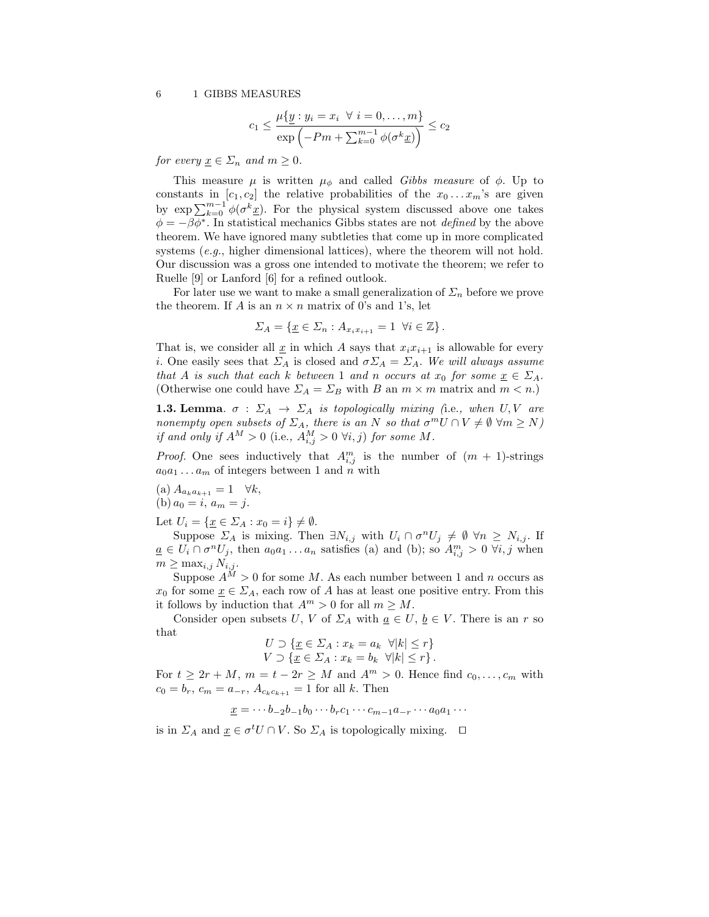$$c_1 \le \frac{\mu\{\underline{y} : y_i = x_i \;\; \forall\, i = 0, \ldots, m\}}{\exp\left(-Pm + \sum_{k=0}^{m-1} \phi(\sigma^k \underline{x})\right)} \le c_2$$

*for every* $\underline{x} \in \Sigma_n$ *and* $m \ge 0$.

This measure $\mu$ is written $\mu_\phi$ and called *Gibbs measure* of $\phi$. Up to constants in $[c_1, c_2]$ the relative probabilities of the $x_0 \ldots x_m$'s are given by $\exp \sum_{k=0}^{m-1} \phi(\sigma^k \underline{x})$. For the physical system discussed above one takes $\phi = -\beta\phi^*$. In statistical mechanics Gibbs states are not *defined* by the above theorem. We have ignored many subtleties that come up in more complicated systems (*e.g.*, higher dimensional lattices), where the theorem will not hold. Our discussion was a gross one intended to motivate the theorem; we refer to Ruelle [9] or Lanford [6] for a refined outlook.

For later use we want to make a small generalization of $\Sigma_n$ before we prove the theorem. If $A$ is an $n \times n$ matrix of 0's and 1's, let

$$\Sigma_A = \{\underline{x} \in \Sigma_n : A_{x_i x_{i+1}} = 1 \;\; \forall i \in \mathbb{Z}\}.$$

That is, we consider all $\underline{x}$ in which $A$ says that $x_i x_{i+1}$ is allowable for every $i$. One easily sees that $\Sigma_A$ is closed and $\sigma\Sigma_A = \Sigma_A$. *We will always assume that $A$ is such that each $k$ between 1 and $n$ occurs at $x_0$ for some $\underline{x} \in \Sigma_A$.* (Otherwise one could have $\Sigma_A = \Sigma_B$ with $B$ an $m \times m$ matrix and $m < n$.)

**1.3. Lemma**. *$\sigma : \Sigma_A \to \Sigma_A$ is topologically mixing (*i.e., *when $U, V$ are nonempty open subsets of $\Sigma_A$, there is an $N$ so that $\sigma^m U \cap V \ne \emptyset \;\forall m \ge N$) if and only if $A^M > 0$ (*i.e., *$A^M_{i,j} > 0 \;\forall i, j$) for some $M$.*

*Proof.* One sees inductively that $A^m_{i,j}$ is the number of $(m+1)$-strings $a_0 a_1 \ldots a_m$ of integers between 1 and $n$ with

(a) $A_{a_k a_{k+1}} = 1 \quad \forall k$,
(b) $a_0 = i$, $a_m = j$.

Let $U_i = \{\underline{x} \in \Sigma_A : x_0 = i\} \ne \emptyset$.

Suppose $\Sigma_A$ is mixing. Then $\exists N_{i,j}$ with $U_i \cap \sigma^n U_j \ne \emptyset \;\forall n \ge N_{i,j}$. If $\underline{a} \in U_i \cap \sigma^n U_j$, then $a_0 a_1 \ldots a_n$ satisfies (a) and (b); so $A^m_{i,j} > 0 \;\forall i, j$ when $m \ge \max_{i,j} N_{i,j}$.

Suppose $A^M > 0$ for some $M$. As each number between 1 and $n$ occurs as $x_0$ for some $\underline{x} \in \Sigma_A$, each row of $A$ has at least one positive entry. From this it follows by induction that $A^m > 0$ for all $m \ge M$.

Consider open subsets $U$, $V$ of $\Sigma_A$ with $\underline{a} \in U$, $\underline{b} \in V$. There is an $r$ so that

$$U \supset \{\underline{x} \in \Sigma_A : x_k = a_k \;\; \forall |k| \le r\}$$
$$V \supset \{\underline{x} \in \Sigma_A : x_k = b_k \;\; \forall |k| \le r\}.$$

For $t \ge 2r + M$, $m = t - 2r \ge M$ and $A^m > 0$. Hence find $c_0, \ldots, c_m$ with $c_0 = b_r$, $c_m = a_{-r}$, $A_{c_k c_{k+1}} = 1$ for all $k$. Then

$$\underline{x} = \cdots b_{-2} b_{-1} b_0 \cdots b_r c_1 \cdots c_{m-1} a_{-r} \cdots a_0 a_1 \cdots$$

is in $\Sigma_A$ and $\underline{x} \in \sigma^t U \cap V$. So $\Sigma_A$ is topologically mixing. $\square$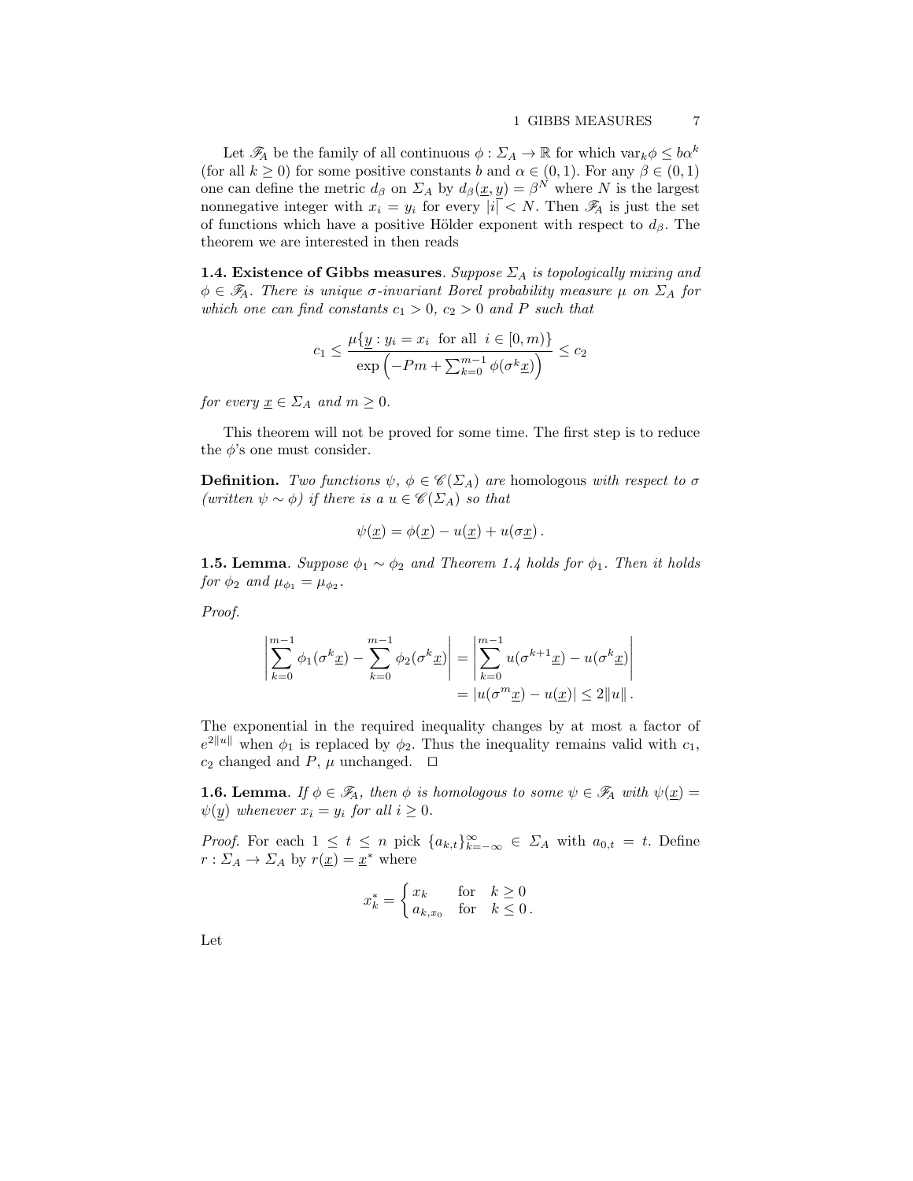Let $\mathscr{F}_A$ be the family of all continuous $\phi : \Sigma_A \to \mathbb{R}$ for which $\mathrm{var}_k\phi \leq b\alpha^k$ (for all $k \geq 0$) for some positive constants $b$ and $\alpha \in (0,1)$. For any $\beta \in (0,1)$ one can define the metric $d_\beta$ on $\Sigma_A$ by $d_\beta(\underline{x}, \underline{y}) = \beta^N$ where $N$ is the largest nonnegative integer with $x_i = y_i$ for every $|i| < N$. Then $\mathscr{F}_A$ is just the set of functions which have a positive Hölder exponent with respect to $d_\beta$. The theorem we are interested in then reads

**1.4. Existence of Gibbs measures**. *Suppose $\Sigma_A$ is topologically mixing and $\phi \in \mathscr{F}_A$. There is unique $\sigma$-invariant Borel probability measure $\mu$ on $\Sigma_A$ for which one can find constants $c_1 > 0$, $c_2 > 0$ and $P$ such that*

$$c_1 \leq \frac{\mu\{\underline{y} : y_i = x_i \text{ for all } i \in [0,m)\}}{\exp\left(-Pm + \sum_{k=0}^{m-1} \phi(\sigma^k \underline{x})\right)} \leq c_2$$

*for every $\underline{x} \in \Sigma_A$ and $m \geq 0$.*

This theorem will not be proved for some time. The first step is to reduce the $\phi$'s one must consider.

**Definition.** *Two functions $\psi$, $\phi \in \mathscr{C}(\Sigma_A)$ are* homologous *with respect to $\sigma$ (written $\psi \sim \phi$) if there is a $u \in \mathscr{C}(\Sigma_A)$ so that*

$$\psi(\underline{x}) = \phi(\underline{x}) - u(\underline{x}) + u(\sigma \underline{x}).$$

**1.5. Lemma**. *Suppose $\phi_1 \sim \phi_2$ and Theorem 1.4 holds for $\phi_1$. Then it holds for $\phi_2$ and $\mu_{\phi_1} = \mu_{\phi_2}$.*

*Proof.*

$$\begin{aligned} \left| \sum_{k=0}^{m-1} \phi_1(\sigma^k \underline{x}) - \sum_{k=0}^{m-1} \phi_2(\sigma^k \underline{x}) \right| &= \left| \sum_{k=0}^{m-1} u(\sigma^{k+1}\underline{x}) - u(\sigma^k \underline{x}) \right| \\ &= |u(\sigma^m \underline{x}) - u(\underline{x})| \leq 2\|u\|. \end{aligned}$$

The exponential in the required inequality changes by at most a factor of $e^{2\|u\|}$ when $\phi_1$ is replaced by $\phi_2$. Thus the inequality remains valid with $c_1$, $c_2$ changed and $P$, $\mu$ unchanged. $\square$

**1.6. Lemma**. *If $\phi \in \mathscr{F}_A$, then $\phi$ is homologous to some $\psi \in \mathscr{F}_A$ with $\psi(\underline{x}) = \psi(\underline{y})$ whenever $x_i = y_i$ for all $i \geq 0$.*

*Proof.* For each $1 \leq t \leq n$ pick $\{a_{k,t}\}_{k=-\infty}^{\infty} \in \Sigma_A$ with $a_{0,t} = t$. Define $r : \Sigma_A \to \Sigma_A$ by $r(\underline{x}) = \underline{x}^*$ where

$$x_k^* = \begin{cases} x_k & \text{for} \quad k \geq 0 \\ a_{k,x_0} & \text{for} \quad k \leq 0 . \end{cases}$$

Let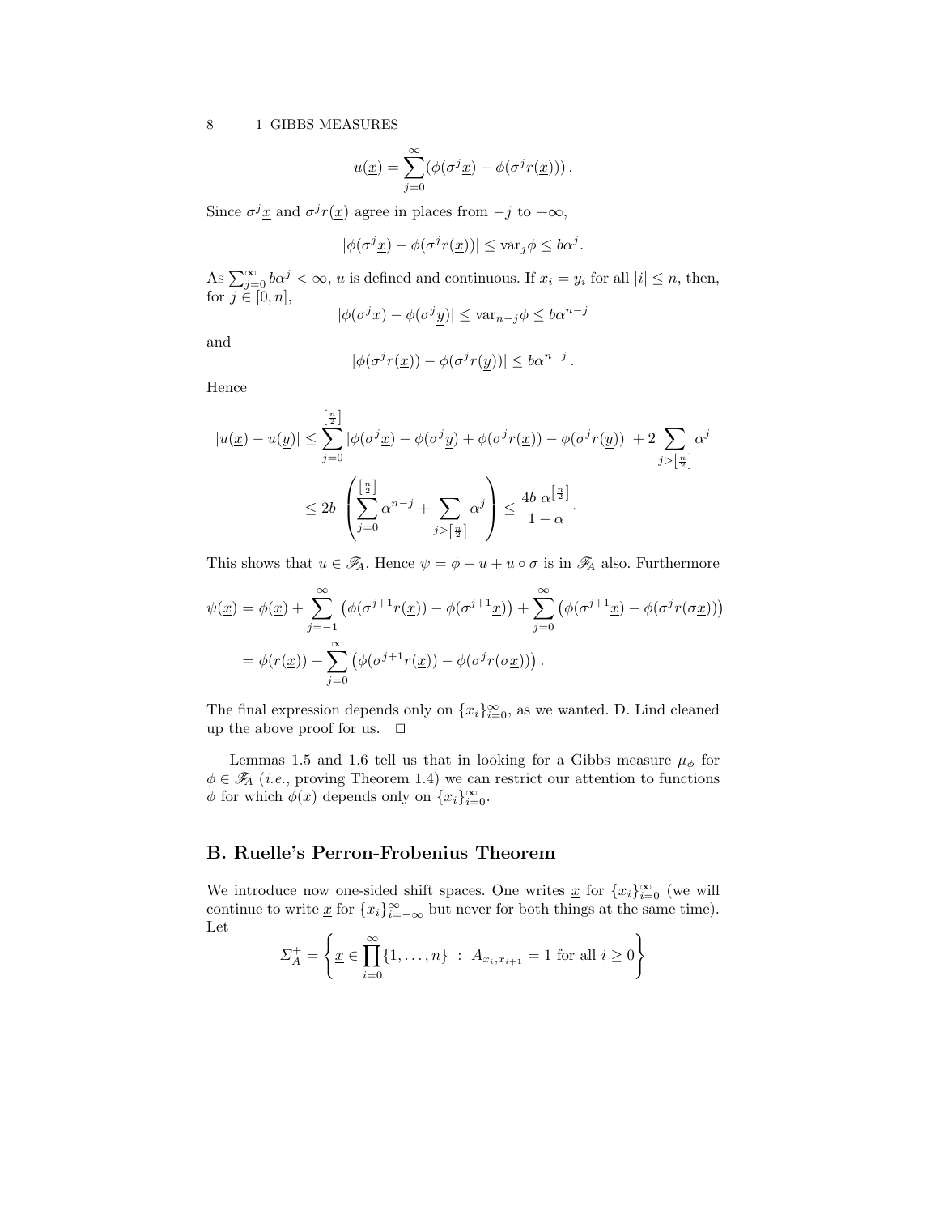$$u(\underline{x}) = \sum_{j=0}^{\infty} (\phi(\sigma^j \underline{x}) - \phi(\sigma^j r(\underline{x}))) .$$

Since $\sigma^j \underline{x}$ and $\sigma^j r(\underline{x})$ agree in places from $-j$ to $+\infty$,

$$|\phi(\sigma^j \underline{x}) - \phi(\sigma^j r(\underline{x}))| \le \mathrm{var}_j \phi \le b\alpha^j .$$

As $\sum_{j=0}^{\infty} b\alpha^j < \infty$, $u$ is defined and continuous. If $x_i = y_i$ for all $|i| \le n$, then, for $j \in [0, n]$,

$$|\phi(\sigma^j \underline{x}) - \phi(\sigma^j \underline{y})| \le \mathrm{var}_{n-j} \phi \le b\alpha^{n-j}$$

and

$$|\phi(\sigma^j r(\underline{x})) - \phi(\sigma^j r(\underline{y}))| \le b\alpha^{n-j} .$$

Hence

$$\begin{aligned}
|u(\underline{x}) - u(\underline{y})| &\le \sum_{j=0}^{\left[\frac{n}{2}\right]} |\phi(\sigma^j \underline{x}) - \phi(\sigma^j \underline{y}) + \phi(\sigma^j r(\underline{x})) - \phi(\sigma^j r(\underline{y}))| + 2 \sum_{j > \left[\frac{n}{2}\right]} \alpha^j \\
&\le 2b \left( \sum_{j=0}^{\left[\frac{n}{2}\right]} \alpha^{n-j} + \sum_{j > \left[\frac{n}{2}\right]} \alpha^j \right) \le \frac{4b\ \alpha^{\left[\frac{n}{2}\right]}}{1-\alpha} \cdot
\end{aligned}$$

This shows that $u \in \mathscr{F}_A$. Hence $\psi = \phi - u + u \circ \sigma$ is in $\mathscr{F}_A$ also. Furthermore

$$\begin{aligned}
\psi(\underline{x}) &= \phi(\underline{x}) + \sum_{j=-1}^{\infty} \left( \phi(\sigma^{j+1} r(\underline{x})) - \phi(\sigma^{j+1} \underline{x}) \right) + \sum_{j=0}^{\infty} \left( \phi(\sigma^{j+1} \underline{x}) - \phi(\sigma^j r(\sigma \underline{x})) \right) \\
&= \phi(r(\underline{x})) + \sum_{j=0}^{\infty} \left( \phi(\sigma^{j+1} r(\underline{x})) - \phi(\sigma^j r(\sigma \underline{x})) \right) .
\end{aligned}$$

The final expression depends only on $\{x_i\}_{i=0}^{\infty}$, as we wanted. D. Lind cleaned up the above proof for us. $\square$

Lemmas 1.5 and 1.6 tell us that in looking for a Gibbs measure $\mu_\phi$ for $\phi \in \mathscr{F}_A$ (*i.e.*, proving Theorem 1.4) we can restrict our attention to functions $\phi$ for which $\phi(\underline{x})$ depends only on $\{x_i\}_{i=0}^{\infty}$.

## B. Ruelle's Perron-Frobenius Theorem

We introduce now one-sided shift spaces. One writes $\underline{x}$ for $\{x_i\}_{i=0}^{\infty}$ (we will continue to write $\underline{x}$ for $\{x_i\}_{i=-\infty}^{\infty}$ but never for both things at the same time). Let

$$\Sigma_A^+ = \left\{ \underline{x} \in \prod_{i=0}^{\infty} \{1, \ldots, n\} \ : \ A_{x_i, x_{i+1}} = 1 \text{ for all } i \ge 0 \right\}$$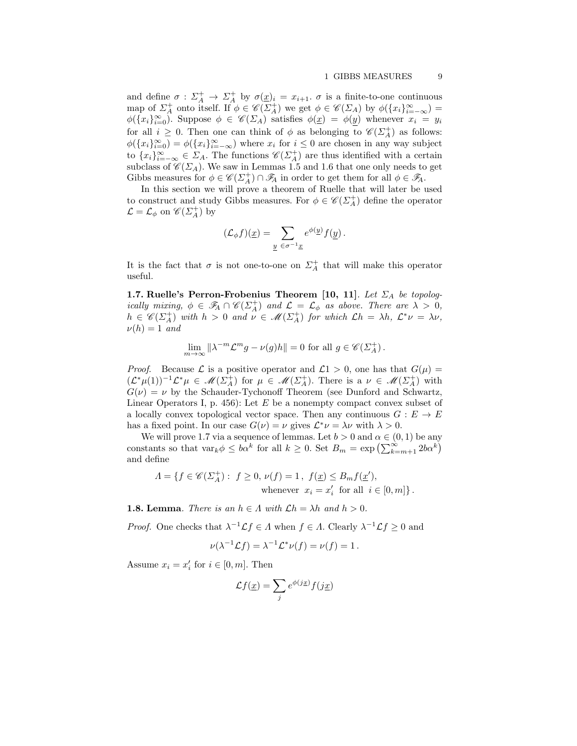and define $\sigma : \Sigma_A^+ \to \Sigma_A^+$ by $\sigma(\underline{x})_i = x_{i+1}$. $\sigma$ is a finite-to-one continuous map of $\Sigma_A^+$ onto itself. If $\phi \in \mathscr{C}(\Sigma_A^+)$ we get $\phi \in \mathscr{C}(\Sigma_A)$ by $\phi(\{x_i\}_{i=-\infty}^{\infty}) = \phi(\{x_i\}_{i=0}^{\infty})$. Suppose $\phi \in \mathscr{C}(\Sigma_A)$ satisfies $\phi(\underline{x}) = \phi(\underline{y})$ whenever $x_i = y_i$ for all $i \geq 0$. Then one can think of $\phi$ as belonging to $\mathscr{C}(\Sigma_A^+)$ as follows: $\phi(\{x_i\}_{i=0}^{\infty}) = \phi(\{x_i\}_{i=-\infty}^{\infty})$ where $x_i$ for $i \leq 0$ are chosen in any way subject to $\{x_i\}_{i=-\infty}^{\infty} \in \Sigma_A$. The functions $\mathscr{C}(\Sigma_A^+)$ are thus identified with a certain subclass of $\mathscr{C}(\Sigma_A)$. We saw in Lemmas 1.5 and 1.6 that one only needs to get Gibbs measures for $\phi \in \mathscr{C}(\Sigma_A^+) \cap \mathscr{F}_A$ in order to get them for all $\phi \in \mathscr{F}_A$.

In this section we will prove a theorem of Ruelle that will later be used to construct and study Gibbs measures. For $\phi \in \mathscr{C}(\Sigma_A^+)$ define the operator $\mathcal{L} = \mathcal{L}_\phi$ on $\mathscr{C}(\Sigma_A^+)$ by

$$(\mathcal{L}_\phi f)(\underline{x}) = \sum_{\underline{y}\ \in \sigma^{-1}\underline{x}} e^{\phi(\underline{y})} f(\underline{y})\,.$$

It is the fact that $\sigma$ is not one-to-one on $\Sigma_A^+$ that will make this operator useful.

**1.7. Ruelle's Perron-Frobenius Theorem [10, 11]**. *Let $\Sigma_A$ be topologically mixing, $\phi \in \mathscr{F}_A \cap \mathscr{C}(\Sigma_A^+)$ and $\mathcal{L} = \mathcal{L}_\phi$ as above. There are $\lambda > 0$, $h \in \mathscr{C}(\Sigma_A^+)$ with $h > 0$ and $\nu \in \mathscr{M}(\Sigma_A^+)$ for which $\mathcal{L}h = \lambda h$, $\mathcal{L}^*\nu = \lambda\nu$, $\nu(h) = 1$ and*

$$\lim_{m\to\infty} \|\lambda^{-m}\mathcal{L}^m g - \nu(g)h\| = 0 \text{ for all } g \in \mathscr{C}(\Sigma_A^+)\,.$$

*Proof.* Because $\mathcal{L}$ is a positive operator and $\mathcal{L}1 > 0$, one has that $G(\mu) = (\mathcal{L}^*\mu(1))^{-1}\mathcal{L}^*\mu \in \mathscr{M}(\Sigma_A^+)$ for $\mu \in \mathscr{M}(\Sigma_A^+)$. There is a $\nu \in \mathscr{M}(\Sigma_A^+)$ with $G(\nu) = \nu$ by the Schauder-Tychonoff Theorem (see Dunford and Schwartz, Linear Operators I, p. 456): Let $E$ be a nonempty compact convex subset of a locally convex topological vector space. Then any continuous $G : E \to E$ has a fixed point. In our case $G(\nu) = \nu$ gives $\mathcal{L}^*\nu = \lambda\nu$ with $\lambda > 0$.

We will prove 1.7 via a sequence of lemmas. Let $b > 0$ and $\alpha \in (0, 1)$ be any constants so that $\text{var}_k\phi \leq b\alpha^k$ for all $k \geq 0$. Set $B_m = \exp\left(\sum_{k=m+1}^{\infty} 2b\alpha^k\right)$ and define

$$\Lambda = \{f \in \mathscr{C}(\Sigma_A^+) : \ f \geq 0,\ \nu(f) = 1\,,\ f(\underline{x}) \leq B_m f(\underline{x}'),\\ \text{whenever } \ x_i = x_i' \ \text{ for all } \ i \in [0, m]\}\,.$$

**1.8. Lemma**. *There is an $h \in \Lambda$ with $\mathcal{L}h = \lambda h$ and $h > 0$.*

*Proof.* One checks that $\lambda^{-1}\mathcal{L}f \in \Lambda$ when $f \in \Lambda$. Clearly $\lambda^{-1}\mathcal{L}f \geq 0$ and

$$\nu(\lambda^{-1}\mathcal{L}f) = \lambda^{-1}\mathcal{L}^*\nu(f) = \nu(f) = 1\,.$$

Assume $x_i = x_i'$ for $i \in [0, m]$. Then

$$\mathcal{L}f(\underline{x}) = \sum_j e^{\phi(j\underline{x})} f(j\underline{x})$$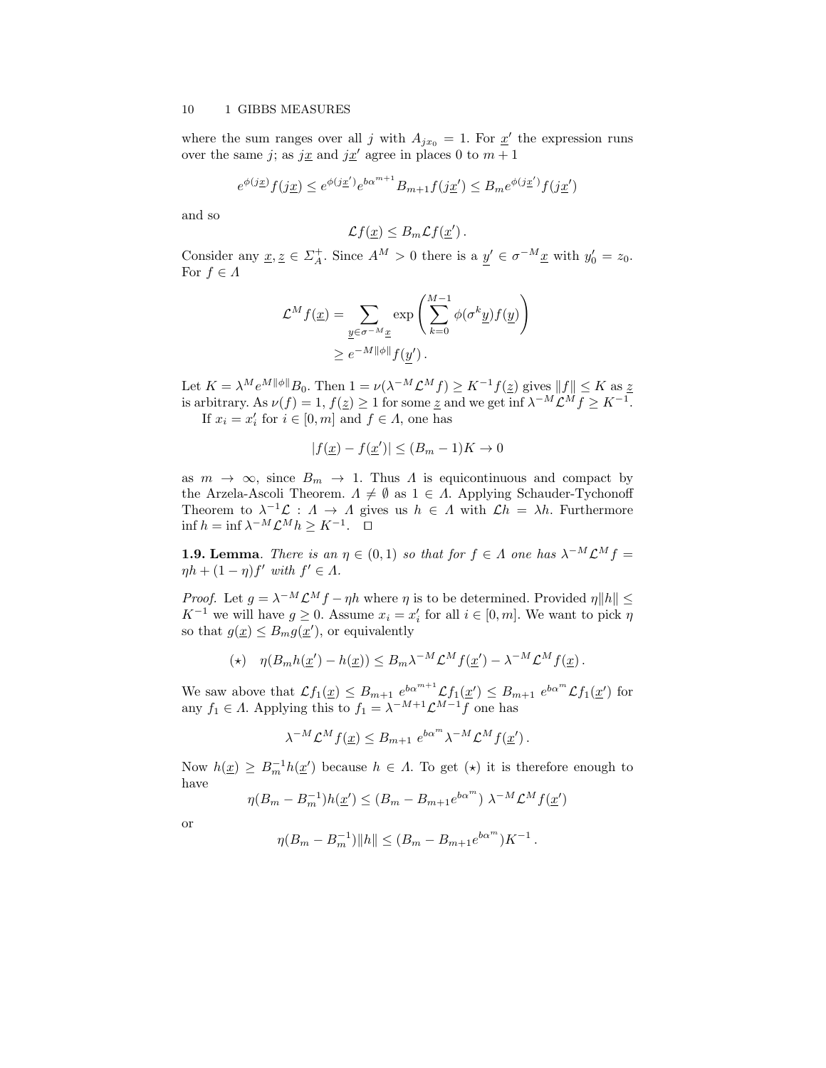where the sum ranges over all $j$ with $A_{jx_0} = 1$. For $\underline{x}'$ the expression runs over the same $j$; as $j\underline{x}$ and $j\underline{x}'$ agree in places 0 to $m+1$

$$e^{\phi(j\underline{x})} f(j\underline{x}) \leq e^{\phi(j\underline{x}')} e^{b\alpha^{m+1}} B_{m+1} f(j\underline{x}') \leq B_m e^{\phi(j\underline{x}')} f(j\underline{x}')$$

and so

$$\mathcal{L}f(\underline{x}) \leq B_m \mathcal{L}f(\underline{x}')\,.$$

Consider any $\underline{x}, \underline{z} \in \Sigma_A^+$. Since $A^M > 0$ there is a $\underline{y}' \in \sigma^{-M}\underline{x}$ with $y_0' = z_0$. For $f \in \Lambda$

$$\begin{aligned}\mathcal{L}^M f(\underline{x}) &= \sum_{\underline{y} \in \sigma^{-M}\underline{x}} \exp\left(\sum_{k=0}^{M-1} \phi(\sigma^k \underline{y}) f(\underline{y})\right) \\ &\geq e^{-M\|\phi\|} f(\underline{y}')\,.\end{aligned}$$

Let $K = \lambda^M e^{M\|\phi\|} B_0$. Then $1 = \nu(\lambda^{-M}\mathcal{L}^M f) \geq K^{-1} f(\underline{z})$ gives $\|f\| \leq K$ as $\underline{z}$ is arbitrary. As $\nu(f) = 1$, $f(\underline{z}) \geq 1$ for some $\underline{z}$ and we get $\inf \lambda^{-M}\mathcal{L}^M f \geq K^{-1}$.

If $x_i = x_i'$ for $i \in [0, m]$ and $f \in \Lambda$, one has

$$|f(\underline{x}) - f(\underline{x}')| \leq (B_m - 1)K \to 0$$

as $m \to \infty$, since $B_m \to 1$. Thus $\Lambda$ is equicontinuous and compact by the Arzela-Ascoli Theorem. $\Lambda \neq \emptyset$ as $1 \in \Lambda$. Applying Schauder-Tychonoff Theorem to $\lambda^{-1}\mathcal{L} : \Lambda \to \Lambda$ gives us $h \in \Lambda$ with $\mathcal{L}h = \lambda h$. Furthermore $\inf h = \inf \lambda^{-M}\mathcal{L}^M h \geq K^{-1}$. $\square$

**1.9. Lemma**. *There is an $\eta \in (0,1)$ so that for $f \in \Lambda$ one has $\lambda^{-M}\mathcal{L}^M f = \eta h + (1-\eta) f'$ with $f' \in \Lambda$.*

*Proof.* Let $g = \lambda^{-M}\mathcal{L}^M f - \eta h$ where $\eta$ is to be determined. Provided $\eta\|h\| \leq K^{-1}$ we will have $g \geq 0$. Assume $x_i = x_i'$ for all $i \in [0, m]$. We want to pick $\eta$ so that $g(\underline{x}) \leq B_m g(\underline{x}')$, or equivalently

$$(\star) \quad \eta(B_m h(\underline{x}') - h(\underline{x})) \leq B_m \lambda^{-M}\mathcal{L}^M f(\underline{x}') - \lambda^{-M}\mathcal{L}^M f(\underline{x})\,.$$

We saw above that $\mathcal{L}f_1(\underline{x}) \leq B_{m+1}\ e^{b\alpha^{m+1}} \mathcal{L}f_1(\underline{x}') \leq B_{m+1}\ e^{b\alpha^m} \mathcal{L}f_1(\underline{x}')$ for any $f_1 \in \Lambda$. Applying this to $f_1 = \lambda^{-M+1}\mathcal{L}^{M-1} f$ one has

$$\lambda^{-M}\mathcal{L}^M f(\underline{x}) \leq B_{m+1}\ e^{b\alpha^m} \lambda^{-M}\mathcal{L}^M f(\underline{x}')\,.$$

Now $h(\underline{x}) \geq B_m^{-1} h(\underline{x}')$ because $h \in \Lambda$. To get $(\star)$ it is therefore enough to have

$$\eta(B_m - B_m^{-1}) h(\underline{x}') \leq (B_m - B_{m+1} e^{b\alpha^m})\ \lambda^{-M}\mathcal{L}^M f(\underline{x}')$$

or

$$\eta(B_m - B_m^{-1})\|h\| \leq (B_m - B_{m+1} e^{b\alpha^m}) K^{-1}\,.$$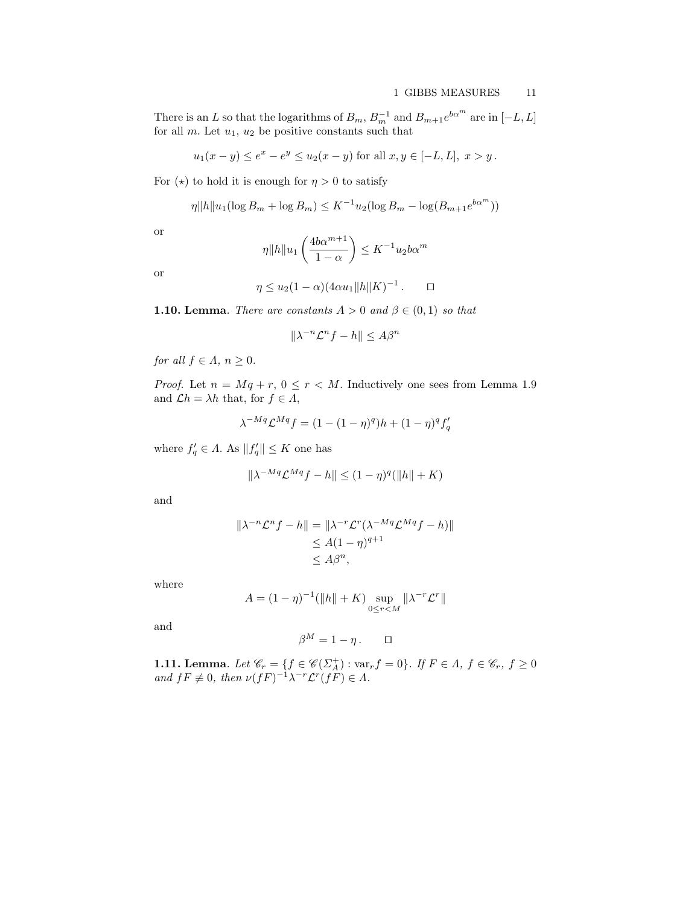There is an $L$ so that the logarithms of $B_m$, $B_m^{-1}$ and $B_{m+1}e^{b\alpha^m}$ are in $[-L, L]$ for all $m$. Let $u_1$, $u_2$ be positive constants such that

$$u_1(x-y) \le e^x - e^y \le u_2(x-y) \text{ for all } x, y \in [-L, L],\ x > y\,.$$

For $(\star)$ to hold it is enough for $\eta > 0$ to satisfy

$$\eta \|h\| u_1(\log B_m + \log B_m) \le K^{-1} u_2(\log B_m - \log(B_{m+1}e^{b\alpha^m}))$$

or

$$\eta \|h\| u_1 \left( \frac{4b\alpha^{m+1}}{1-\alpha} \right) \le K^{-1} u_2 b\alpha^m$$

or

$$\eta \le u_2(1-\alpha)(4\alpha u_1 \|h\| K)^{-1}\,. \qquad \square$$

**1.10. Lemma**. *There are constants $A > 0$ and $\beta \in (0, 1)$ so that*

$$\|\lambda^{-n}\mathcal{L}^n f - h\| \le A\beta^n$$

*for all $f \in \Lambda$, $n \ge 0$.*

*Proof.* Let $n = Mq + r$, $0 \le r < M$. Inductively one sees from Lemma 1.9 and $\mathcal{L}h = \lambda h$ that, for $f \in \Lambda$,

$$\lambda^{-Mq}\mathcal{L}^{Mq} f = (1 - (1-\eta)^q)h + (1-\eta)^q f'_q$$

where $f'_q \in \Lambda$. As $\|f'_q\| \le K$ one has

$$\|\lambda^{-Mq}\mathcal{L}^{Mq} f - h\| \le (1-\eta)^q(\|h\| + K)$$

and

$$\begin{aligned}
\|\lambda^{-n}\mathcal{L}^n f - h\| &= \|\lambda^{-r}\mathcal{L}^r(\lambda^{-Mq}\mathcal{L}^{Mq} f - h)\| \\
&\le A(1-\eta)^{q+1} \\
&\le A\beta^n,
\end{aligned}$$

where

$$A = (1-\eta)^{-1}(\|h\| + K) \sup_{0 \le r < M} \|\lambda^{-r}\mathcal{L}^r\|$$

and

$$\beta^M = 1 - \eta\,. \qquad \square$$

**1.11. Lemma**. *Let $\mathscr{C}_r = \{f \in \mathscr{C}(\Sigma_A^+) : \mathrm{var}_r f = 0\}$. If $F \in \Lambda$, $f \in \mathscr{C}_r$, $f \ge 0$ and $fF \not\equiv 0$, then $\nu(fF)^{-1}\lambda^{-r}\mathcal{L}^r(fF) \in \Lambda$.*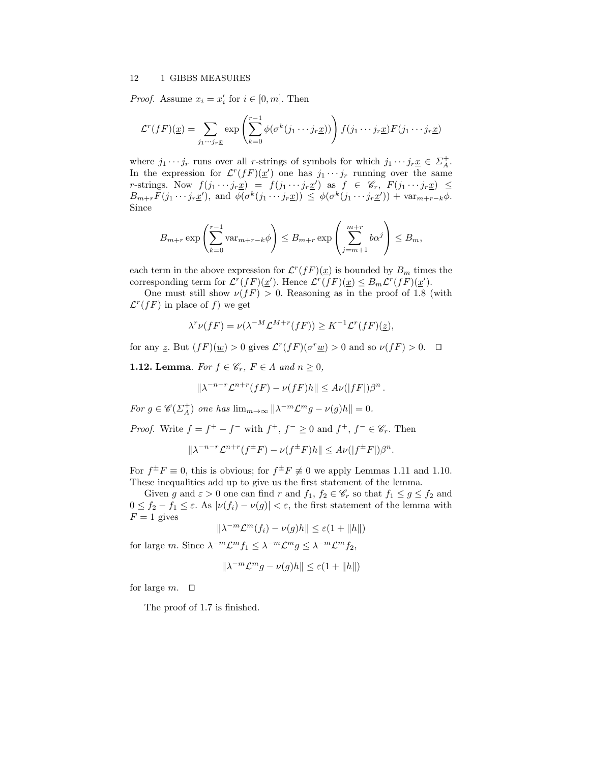*Proof.* Assume $x_i = x_i'$ for $i \in [0, m]$. Then

$$\mathcal{L}^r(fF)(\underline{x}) = \sum_{j_1 \cdots j_r \underline{x}} \exp\left(\sum_{k=0}^{r-1} \phi(\sigma^k(j_1 \cdots j_r \underline{x}))\right) f(j_1 \cdots j_r \underline{x}) F(j_1 \cdots j_r \underline{x})$$

where $j_1 \cdots j_r$ runs over all $r$-strings of symbols for which $j_1 \cdots j_r \underline{x} \in \Sigma_A^+$. In the expression for $\mathcal{L}^r(fF)(\underline{x}')$ one has $j_1 \cdots j_r$ running over the same $r$-strings. Now $f(j_1 \cdots j_r \underline{x}) = f(j_1 \cdots j_r \underline{x}')$ as $f \in \mathscr{C}_r$, $F(j_1 \cdots j_r \underline{x}) \le B_{m+r} F(j_1 \cdots j_r \underline{x}')$, and $\phi(\sigma^k(j_1 \cdots j_r \underline{x})) \le \phi(\sigma^k(j_1 \cdots j_r \underline{x}')) + \mathrm{var}_{m+r-k}\phi$. Since

$$B_{m+r} \exp\left(\sum_{k=0}^{r-1} \mathrm{var}_{m+r-k}\phi\right) \le B_{m+r} \exp\left(\sum_{j=m+1}^{m+r} b\alpha^j\right) \le B_m,$$

each term in the above expression for $\mathcal{L}^r(fF)(\underline{x})$ is bounded by $B_m$ times the corresponding term for $\mathcal{L}^r(fF)(\underline{x}')$. Hence $\mathcal{L}^r(fF)(\underline{x}) \le B_m \mathcal{L}^r(fF)(\underline{x}')$.

One must still show $\nu(fF) > 0$. Reasoning as in the proof of 1.8 (with $\mathcal{L}^r(fF)$ in place of $f$) we get

$$\lambda^r \nu(fF) = \nu(\lambda^{-M} \mathcal{L}^{M+r}(fF)) \ge K^{-1} \mathcal{L}^r(fF)(\underline{z}),$$

for any $\underline{z}$. But $(fF)(\underline{w}) > 0$ gives $\mathcal{L}^r(fF)(\sigma^r \underline{w}) > 0$ and so $\nu(fF) > 0$. $\square$

**1.12. Lemma**. *For $f \in \mathscr{C}_r$, $F \in \Lambda$ and $n \ge 0$,*

$$\|\lambda^{-n-r} \mathcal{L}^{n+r}(fF) - \nu(fF)h\| \le A\nu(|fF|)\beta^n .$$

*For $g \in \mathscr{C}(\Sigma_A^+)$ one has $\lim_{m\to\infty} \|\lambda^{-m}\mathcal{L}^m g - \nu(g)h\| = 0$.*

*Proof.* Write $f = f^+ - f^-$ with $f^+, f^- \ge 0$ and $f^+, f^- \in \mathscr{C}_r$. Then

$$\|\lambda^{-n-r} \mathcal{L}^{n+r}(f^\pm F) - \nu(f^\pm F)h\| \le A\nu(|f^\pm F|)\beta^n.$$

For $f^\pm F \equiv 0$, this is obvious; for $f^\pm F \not\equiv 0$ we apply Lemmas 1.11 and 1.10. These inequalities add up to give us the first statement of the lemma.

Given $g$ and $\varepsilon > 0$ one can find $r$ and $f_1, f_2 \in \mathscr{C}_r$ so that $f_1 \le g \le f_2$ and $0 \le f_2 - f_1 \le \varepsilon$. As $|\nu(f_i) - \nu(g)| < \varepsilon$, the first statement of the lemma with $F = 1$ gives

$$\|\lambda^{-m}\mathcal{L}^m(f_i) - \nu(g)h\| \le \varepsilon(1 + \|h\|)$$

for large $m$. Since $\lambda^{-m}\mathcal{L}^m f_1 \le \lambda^{-m}\mathcal{L}^m g \le \lambda^{-m}\mathcal{L}^m f_2$,

$$\|\lambda^{-m}\mathcal{L}^m g - \nu(g)h\| \le \varepsilon(1 + \|h\|)$$

for large $m$. $\square$

The proof of 1.7 is finished.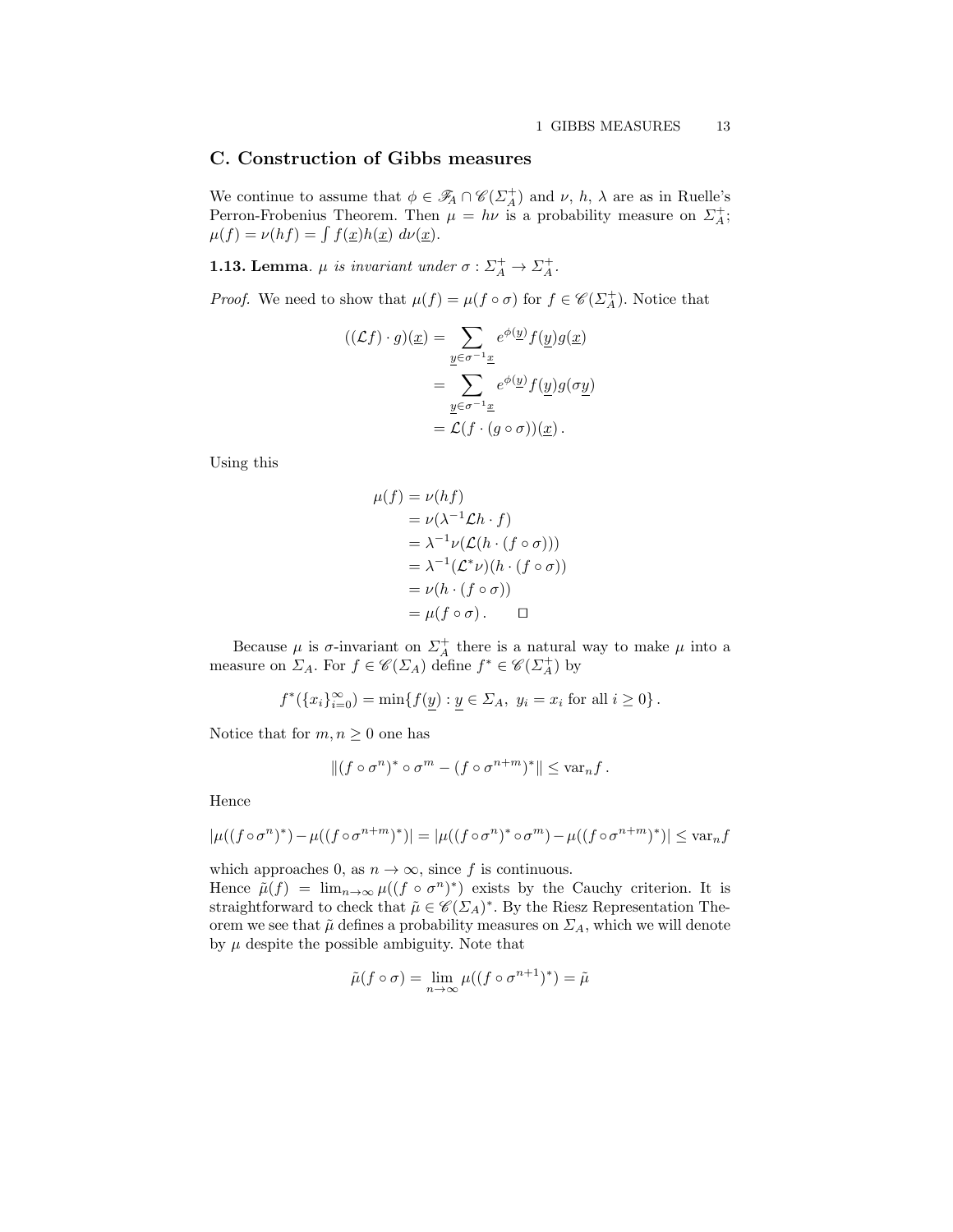## C. Construction of Gibbs measures

We continue to assume that $\phi \in \mathscr{F}_A \cap \mathscr{C}(\Sigma_A^+)$ and $\nu$, $h$, $\lambda$ are as in Ruelle's Perron-Frobenius Theorem. Then $\mu = h\nu$ is a probability measure on $\Sigma_A^+$; $\mu(f) = \nu(hf) = \int f(\underline{x})h(\underline{x})\, d\nu(\underline{x})$.

**1.13. Lemma**. *$\mu$ is invariant under $\sigma : \Sigma_A^+ \to \Sigma_A^+$.*

*Proof.* We need to show that $\mu(f) = \mu(f \circ \sigma)$ for $f \in \mathscr{C}(\Sigma_A^+)$. Notice that

$$
\begin{aligned}
((\mathcal{L}f) \cdot g)(\underline{x}) &= \sum_{\underline{y} \in \sigma^{-1}\underline{x}} e^{\phi(\underline{y})} f(\underline{y}) g(\underline{x}) \\
&= \sum_{\underline{y} \in \sigma^{-1}\underline{x}} e^{\phi(\underline{y})} f(\underline{y}) g(\sigma \underline{y}) \\
&= \mathcal{L}(f \cdot (g \circ \sigma))(\underline{x}) \,.
\end{aligned}
$$

Using this

$$
\begin{aligned}
\mu(f) &= \nu(hf) \\
&= \nu(\lambda^{-1}\mathcal{L}h \cdot f) \\
&= \lambda^{-1}\nu(\mathcal{L}(h \cdot (f \circ \sigma))) \\
&= \lambda^{-1}(\mathcal{L}^*\nu)(h \cdot (f \circ \sigma)) \\
&= \nu(h \cdot (f \circ \sigma)) \\
&= \mu(f \circ \sigma) \,. \qquad \square
\end{aligned}
$$

Because $\mu$ is $\sigma$-invariant on $\Sigma_A^+$ there is a natural way to make $\mu$ into a measure on $\Sigma_A$. For $f \in \mathscr{C}(\Sigma_A)$ define $f^* \in \mathscr{C}(\Sigma_A^+)$ by

$$
f^*(\{x_i\}_{i=0}^\infty) = \min\{f(\underline{y}) : \underline{y} \in \Sigma_A,\ y_i = x_i \text{ for all } i \geq 0\} \,.
$$

Notice that for $m, n \geq 0$ one has

$$
\|(f \circ \sigma^n)^* \circ \sigma^m - (f \circ \sigma^{n+m})^*\| \leq \mathrm{var}_n f \,.
$$

Hence

$$
|\mu((f \circ \sigma^n)^*) - \mu((f \circ \sigma^{n+m})^*)| = |\mu((f \circ \sigma^n)^* \circ \sigma^m) - \mu((f \circ \sigma^{n+m})^*)| \leq \mathrm{var}_n f
$$

which approaches 0, as $n \to \infty$, since $f$ is continuous.
Hence $\tilde{\mu}(f) = \lim_{n \to \infty} \mu((f \circ \sigma^n)^*)$ exists by the Cauchy criterion. It is straightforward to check that $\tilde{\mu} \in \mathscr{C}(\Sigma_A)^*$. By the Riesz Representation Theorem we see that $\tilde{\mu}$ defines a probability measures on $\Sigma_A$, which we will denote by $\mu$ despite the possible ambiguity. Note that

$$
\tilde{\mu}(f \circ \sigma) = \lim_{n \to \infty} \mu((f \circ \sigma^{n+1})^*) = \tilde{\mu}
$$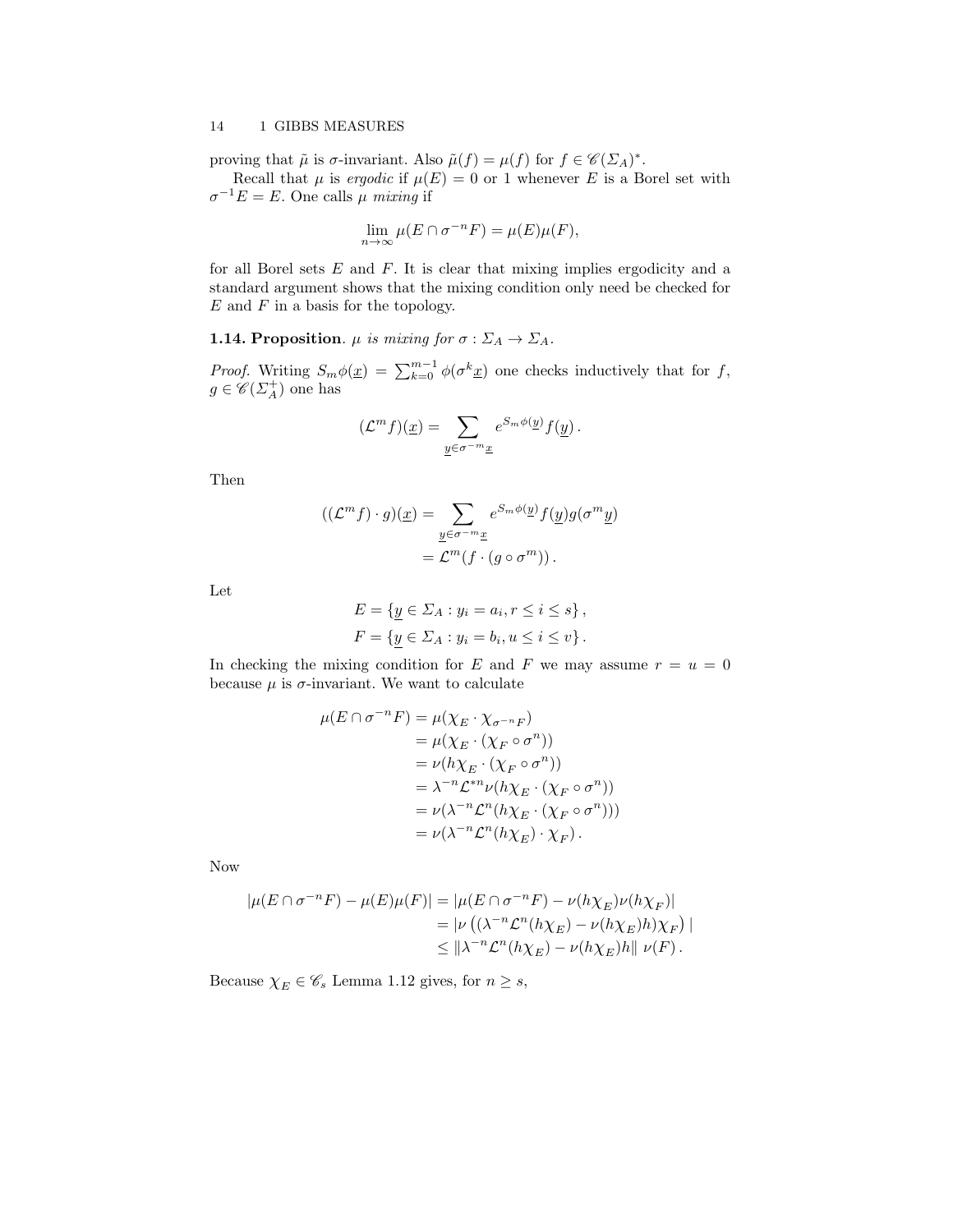proving that $\tilde{\mu}$ is $\sigma$-invariant. Also $\tilde{\mu}(f) = \mu(f)$ for $f \in \mathscr{C}(\Sigma_A)^*$.

Recall that $\mu$ is *ergodic* if $\mu(E) = 0$ or 1 whenever $E$ is a Borel set with $\sigma^{-1}E = E$. One calls $\mu$ *mixing* if

$$\lim_{n\to\infty} \mu(E \cap \sigma^{-n}F) = \mu(E)\mu(F),$$

for all Borel sets $E$ and $F$. It is clear that mixing implies ergodicity and a standard argument shows that the mixing condition only need be checked for $E$ and $F$ in a basis for the topology.

**1.14. Proposition**. *$\mu$ is mixing for $\sigma : \Sigma_A \to \Sigma_A$.*

*Proof.* Writing $S_m\phi(\underline{x}) = \sum_{k=0}^{m-1} \phi(\sigma^k \underline{x})$ one checks inductively that for $f$, $g \in \mathscr{C}(\Sigma_A^+)$ one has

$$(\mathcal{L}^m f)(\underline{x}) = \sum_{\underline{y}\in\sigma^{-m}\underline{x}} e^{S_m\phi(\underline{y})} f(\underline{y})\,.$$

Then

$$\begin{aligned}((\mathcal{L}^m f)\cdot g)(\underline{x}) &= \sum_{\underline{y}\in\sigma^{-m}\underline{x}} e^{S_m\phi(\underline{y})} f(\underline{y}) g(\sigma^m \underline{y}) \\ &= \mathcal{L}^m(f\cdot(g\circ\sigma^m))\,.\end{aligned}$$

Let

$$\begin{aligned}E &= \{\underline{y} \in \Sigma_A : y_i = a_i, r \le i \le s\}\,,\\ F &= \{\underline{y} \in \Sigma_A : y_i = b_i, u \le i \le v\}\,.\end{aligned}$$

In checking the mixing condition for $E$ and $F$ we may assume $r = u = 0$ because $\mu$ is $\sigma$-invariant. We want to calculate

$$\begin{aligned}\mu(E \cap \sigma^{-n}F) &= \mu(\chi_E \cdot \chi_{\sigma^{-n}F})\\ &= \mu(\chi_E \cdot (\chi_F \circ \sigma^n))\\ &= \nu(h\chi_E \cdot (\chi_F \circ \sigma^n))\\ &= \lambda^{-n}\mathcal{L}^{*n}\nu(h\chi_E \cdot (\chi_F \circ \sigma^n))\\ &= \nu(\lambda^{-n}\mathcal{L}^n(h\chi_E \cdot (\chi_F \circ \sigma^n)))\\ &= \nu(\lambda^{-n}\mathcal{L}^n(h\chi_E)\cdot \chi_F)\,.\end{aligned}$$

Now

$$\begin{aligned}|\mu(E\cap\sigma^{-n}F) - \mu(E)\mu(F)| &= |\mu(E\cap\sigma^{-n}F) - \nu(h\chi_E)\nu(h\chi_F)|\\ &= \left|\nu\left((\lambda^{-n}\mathcal{L}^n(h\chi_E) - \nu(h\chi_E)h)\chi_F\right)\right|\\ &\le \|\lambda^{-n}\mathcal{L}^n(h\chi_E) - \nu(h\chi_E)h\|\;\nu(F)\,.\end{aligned}$$

Because $\chi_E \in \mathscr{C}_s$ Lemma 1.12 gives, for $n \ge s$,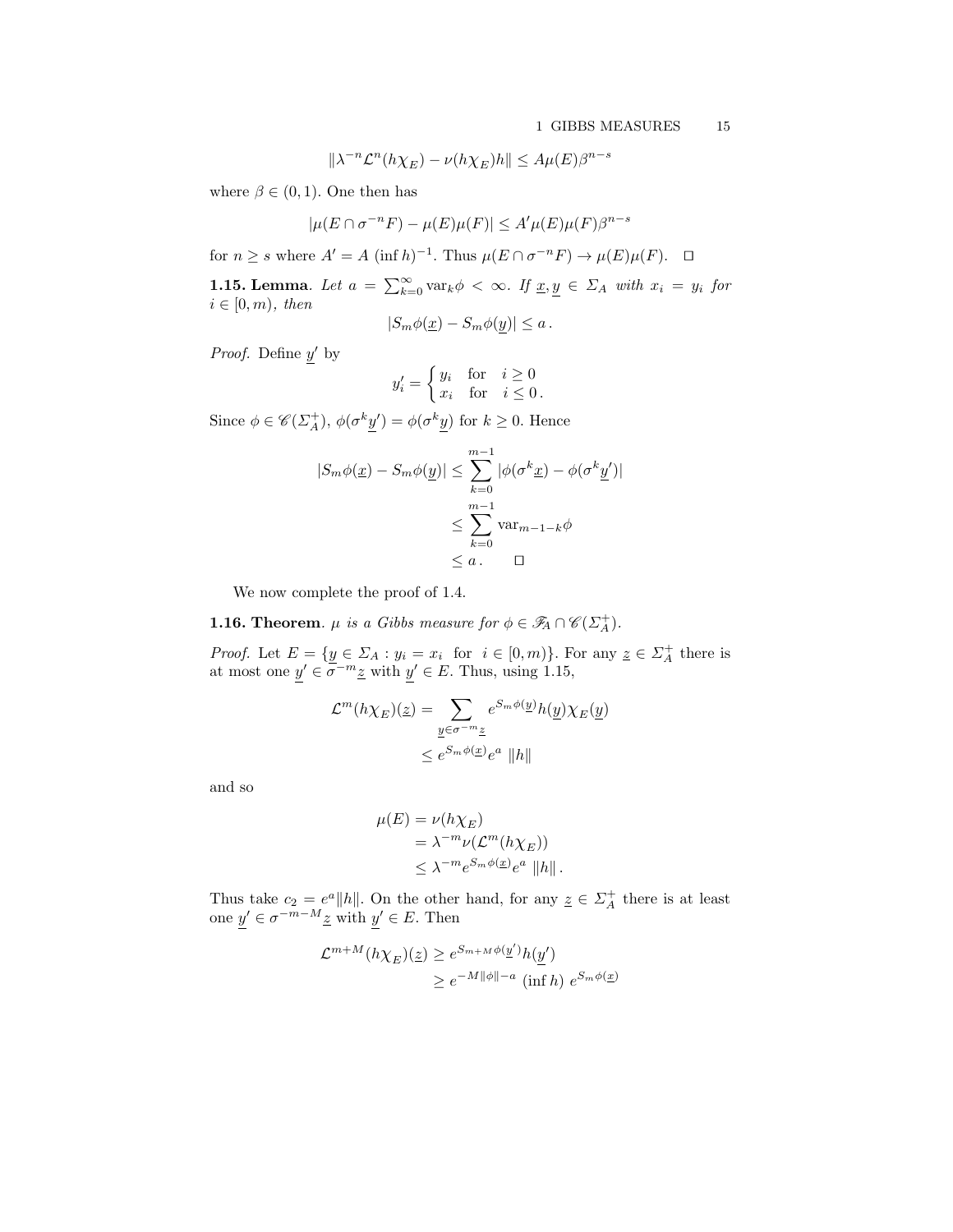$$\|\lambda^{-n}\mathcal{L}^n(h\chi_E) - \nu(h\chi_E)h\| \le A\mu(E)\beta^{n-s}$$

where $\beta \in (0,1)$. One then has

$$|\mu(E \cap \sigma^{-n}F) - \mu(E)\mu(F)| \le A'\mu(E)\mu(F)\beta^{n-s}$$

for $n \ge s$ where $A' = A\ (\inf h)^{-1}$. Thus $\mu(E \cap \sigma^{-n}F) \to \mu(E)\mu(F)$. $\square$

**1.15. Lemma**. *Let $a = \sum_{k=0}^{\infty} \mathrm{var}_k\phi < \infty$. If $\underline{x}, \underline{y} \in \Sigma_A$ with $x_i = y_i$ for $i \in [0,m)$, then*

$$|S_m\phi(\underline{x}) - S_m\phi(\underline{y})| \le a\,.$$

*Proof.* Define $\underline{y}'$ by

$$y'_i = \begin{cases} y_i & \text{for} \quad i \ge 0 \\ x_i & \text{for} \quad i \le 0\,. \end{cases}$$

Since $\phi \in \mathscr{C}(\Sigma_A^+)$, $\phi(\sigma^k\underline{y}') = \phi(\sigma^k\underline{y})$ for $k \ge 0$. Hence

$$\begin{aligned} |S_m\phi(\underline{x}) - S_m\phi(\underline{y})| &\le \sum_{k=0}^{m-1} |\phi(\sigma^k\underline{x}) - \phi(\sigma^k\underline{y}')| \\ &\le \sum_{k=0}^{m-1} \mathrm{var}_{m-1-k}\phi \\ &\le a\,. \qquad \square \end{aligned}$$

We now complete the proof of 1.4.

**1.16. Theorem**. *$\mu$ is a Gibbs measure for $\phi \in \mathscr{F}_A \cap \mathscr{C}(\Sigma_A^+)$.*

*Proof.* Let $E = \{\underline{y} \in \Sigma_A : y_i = x_i \ \text{ for } \ i \in [0,m)\}$. For any $\underline{z} \in \Sigma_A^+$ there is at most one $\underline{y}' \in \sigma^{-m}\underline{z}$ with $\underline{y}' \in E$. Thus, using 1.15,

$$\begin{aligned} \mathcal{L}^m(h\chi_E)(\underline{z}) &= \sum_{\underline{y} \in \sigma^{-m}\underline{z}} e^{S_m\phi(\underline{y})}h(\underline{y})\chi_E(\underline{y}) \\ &\le e^{S_m\phi(\underline{x})}e^a\ \|h\| \end{aligned}$$

and so

$$\begin{aligned} \mu(E) &= \nu(h\chi_E) \\ &= \lambda^{-m}\nu(\mathcal{L}^m(h\chi_E)) \\ &\le \lambda^{-m}e^{S_m\phi(\underline{x})}e^a\ \|h\|\,. \end{aligned}$$

Thus take $c_2 = e^a\|h\|$. On the other hand, for any $\underline{z} \in \Sigma_A^+$ there is at least one $\underline{y}' \in \sigma^{-m-M}\underline{z}$ with $\underline{y}' \in E$. Then

$$\begin{aligned} \mathcal{L}^{m+M}(h\chi_E)(\underline{z}) &\ge e^{S_{m+M}\phi(\underline{y}')}h(\underline{y}') \\ &\ge e^{-M\|\phi\|-a}\ (\inf h)\ e^{S_m\phi(\underline{x})} \end{aligned}$$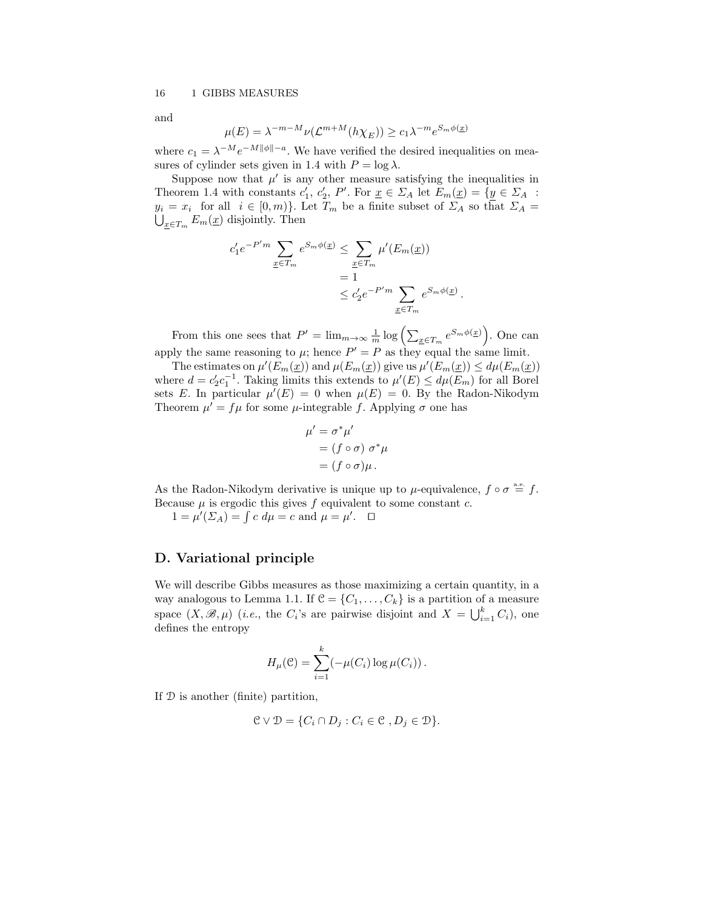and

$$\mu(E) = \lambda^{-m-M}\nu(\mathcal{L}^{m+M}(h\chi_E)) \geq c_1\lambda^{-m}e^{S_m\phi(\underline{x})}$$

where $c_1 = \lambda^{-M}e^{-M\|\phi\|-a}$. We have verified the desired inequalities on measures of cylinder sets given in 1.4 with $P = \log\lambda$.

Suppose now that $\mu'$ is any other measure satisfying the inequalities in Theorem 1.4 with constants $c_1'$, $c_2'$, $P'$. For $\underline{x} \in \Sigma_A$ let $E_m(\underline{x}) = \{\underline{y} \in \Sigma_A : y_i = x_i \text{ for all } i \in [0,m)\}$. Let $T_m$ be a finite subset of $\Sigma_A$ so that $\Sigma_A = \bigcup_{\underline{x}\in T_m} E_m(\underline{x})$ disjointly. Then

$$\begin{aligned}
c_1'e^{-P'm}\sum_{\underline{x}\in T_m} e^{S_m\phi(\underline{x})} &\leq \sum_{\underline{x}\in T_m}\mu'(E_m(\underline{x})) \\
&= 1 \\
&\leq c_2'e^{-P'm}\sum_{\underline{x}\in T_m} e^{S_m\phi(\underline{x})}\,.
\end{aligned}$$

From this one sees that $P' = \lim_{m\to\infty}\frac{1}{m}\log\left(\sum_{\underline{x}\in T_m} e^{S_m\phi(\underline{x})}\right)$. One can apply the same reasoning to $\mu$; hence $P' = P$ as they equal the same limit.

The estimates on $\mu'(E_m(\underline{x}))$ and $\mu(E_m(\underline{x}))$ give us $\mu'(E_m(\underline{x})) \leq d\mu(E_m(\underline{x}))$ where $d = c_2'c_1^{-1}$. Taking limits this extends to $\mu'(E) \leq d\mu(E_m)$ for all Borel sets $E$. In particular $\mu'(E) = 0$ when $\mu(E) = 0$. By the Radon-Nikodym Theorem $\mu' = f\mu$ for some $\mu$-integrable $f$. Applying $\sigma$ one has

$$\begin{aligned}
\mu' &= \sigma^*\mu' \\
&= (f\circ\sigma)\ \sigma^*\mu \\
&= (f\circ\sigma)\mu\,.
\end{aligned}$$

As the Radon-Nikodym derivative is unique up to $\mu$-equivalence, $f\circ\sigma \overset{\text{a.e.}}{=} f$. Because $\mu$ is ergodic this gives $f$ equivalent to some constant $c$.

$1 = \mu'(\Sigma_A) = \int c\ d\mu = c$ and $\mu = \mu'$. □

## D. Variational principle

We will describe Gibbs measures as those maximizing a certain quantity, in a way analogous to Lemma 1.1. If $\mathcal{C} = \{C_1,\ldots,C_k\}$ is a partition of a measure space $(X,\mathscr{B},\mu)$ (*i.e.*, the $C_i$'s are pairwise disjoint and $X = \bigcup_{i=1}^k C_i$), one defines the entropy

$$H_\mu(\mathcal{C}) = \sum_{i=1}^k(-\mu(C_i)\log\mu(C_i))\,.$$

If $\mathcal{D}$ is another (finite) partition,

$$\mathcal{C}\vee\mathcal{D} = \{C_i\cap D_j : C_i\in\mathcal{C}\ ,D_j\in\mathcal{D}\}.$$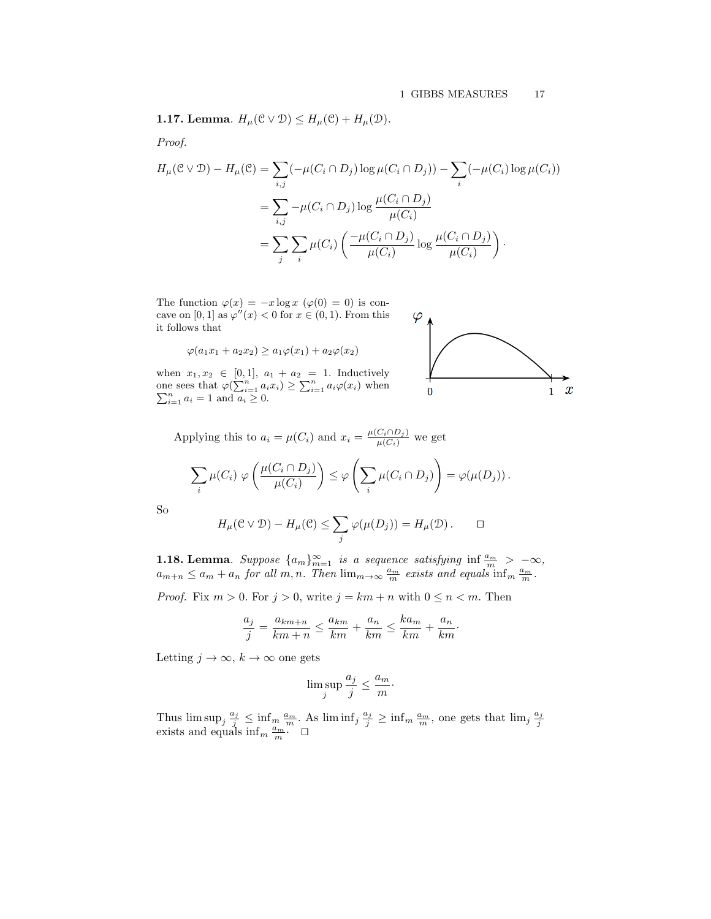**1.17. Lemma**. $H_\mu(\mathcal{C} \vee \mathcal{D}) \leq H_\mu(\mathcal{C}) + H_\mu(\mathcal{D})$.

*Proof.*

$$
\begin{aligned}
H_\mu(\mathcal{C} \vee \mathcal{D}) - H_\mu(\mathcal{C}) &= \sum_{i,j}(-\mu(C_i \cap D_j)\log \mu(C_i \cap D_j)) - \sum_i(-\mu(C_i)\log \mu(C_i)) \\
&= \sum_{i,j} -\mu(C_i \cap D_j) \log \frac{\mu(C_i \cap D_j)}{\mu(C_i)} \\
&= \sum_j \sum_i \mu(C_i) \left( \frac{-\mu(C_i \cap D_j)}{\mu(C_i)} \log \frac{\mu(C_i \cap D_j)}{\mu(C_i)} \right).
\end{aligned}
$$

The function $\varphi(x) = -x \log x$ ($\varphi(0) = 0$) is concave on $[0,1]$ as $\varphi''(x) < 0$ for $x \in (0,1)$. From this it follows that

$$
\varphi(a_1 x_1 + a_2 x_2) \geq a_1 \varphi(x_1) + a_2 \varphi(x_2)
$$

when $x_1, x_2 \in [0,1]$, $a_1 + a_2 = 1$. Inductively one sees that $\varphi(\sum_{i=1}^n a_i x_i) \geq \sum_{i=1}^n a_i \varphi(x_i)$ when $\sum_{i=1}^n a_i = 1$ and $a_i \geq 0$.

Applying this to $a_i = \mu(C_i)$ and $x_i = \frac{\mu(C_i \cap D_j)}{\mu(C_i)}$ we get

$$
\sum_i \mu(C_i)\ \varphi\left(\frac{\mu(C_i \cap D_j)}{\mu(C_i)}\right) \leq \varphi\left(\sum_i \mu(C_i \cap D_j)\right) = \varphi(\mu(D_j)).
$$

So

$$
H_\mu(\mathcal{C} \vee \mathcal{D}) - H_\mu(\mathcal{C}) \leq \sum_j \varphi(\mu(D_j)) = H_\mu(\mathcal{D}). \qquad \square
$$

**1.18. Lemma**. *Suppose $\{a_m\}_{m=1}^\infty$ is a sequence satisfying $\inf \frac{a_m}{m} > -\infty$, $a_{m+n} \leq a_m + a_n$ for all $m, n$. Then $\lim_{m\to\infty} \frac{a_m}{m}$ exists and equals $\inf_m \frac{a_m}{m}$.*

*Proof.* Fix $m > 0$. For $j > 0$, write $j = km + n$ with $0 \leq n < m$. Then

$$
\frac{a_j}{j} = \frac{a_{km+n}}{km+n} \leq \frac{a_{km}}{km} + \frac{a_n}{km} \leq \frac{k a_m}{km} + \frac{a_n}{km}.
$$

Letting $j \to \infty$, $k \to \infty$ one gets

$$
\limsup_j \frac{a_j}{j} \leq \frac{a_m}{m}.
$$

Thus $\limsup_j \frac{a_j}{j} \leq \inf_m \frac{a_m}{m}$. As $\liminf_j \frac{a_j}{j} \geq \inf_m \frac{a_m}{m}$, one gets that $\lim_j \frac{a_j}{j}$ exists and equals $\inf_m \frac{a_m}{m}$. $\square$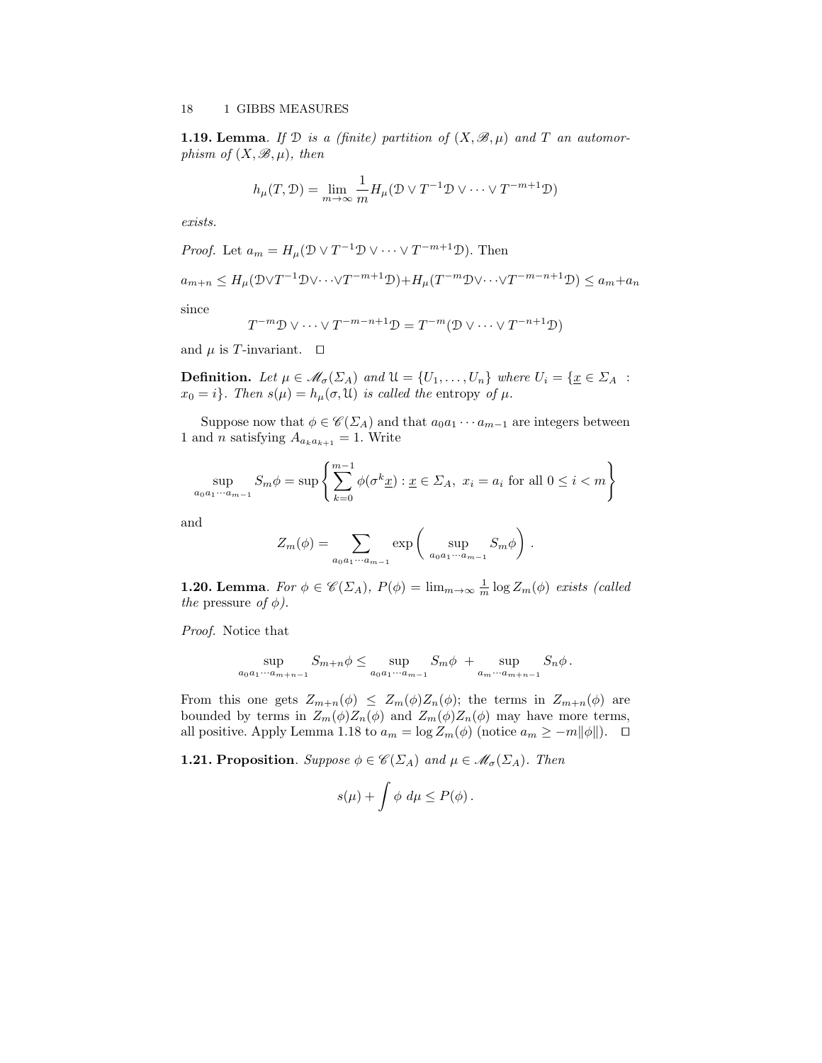**1.19. Lemma**. *If $\mathcal{D}$ is a (finite) partition of $(X, \mathscr{B}, \mu)$ and $T$ an automorphism of $(X, \mathscr{B}, \mu)$, then*

$$h_\mu(T, \mathcal{D}) = \lim_{m\to\infty} \frac{1}{m} H_\mu(\mathcal{D} \vee T^{-1}\mathcal{D} \vee \cdots \vee T^{-m+1}\mathcal{D})$$

*exists.*

*Proof.* Let $a_m = H_\mu(\mathcal{D} \vee T^{-1}\mathcal{D} \vee \cdots \vee T^{-m+1}\mathcal{D})$. Then

$$a_{m+n} \le H_\mu(\mathcal{D} \vee T^{-1}\mathcal{D} \vee \cdots \vee T^{-m+1}\mathcal{D}) + H_\mu(T^{-m}\mathcal{D} \vee \cdots \vee T^{-m-n+1}\mathcal{D}) \le a_m + a_n$$

since

$$T^{-m}\mathcal{D} \vee \cdots \vee T^{-m-n+1}\mathcal{D} = T^{-m}(\mathcal{D} \vee \cdots \vee T^{-n+1}\mathcal{D})$$

and $\mu$ is $T$-invariant. $\square$

**Definition.** *Let $\mu \in \mathscr{M}_\sigma(\Sigma_A)$ and $\mathcal{U} = \{U_1, \ldots, U_n\}$ where $U_i = \{\underline{x} \in \Sigma_A : x_0 = i\}$. Then $s(\mu) = h_\mu(\sigma, \mathcal{U})$ is called the* entropy *of $\mu$.*

Suppose now that $\phi \in \mathscr{C}(\Sigma_A)$ and that $a_0 a_1 \cdots a_{m-1}$ are integers between 1 and $n$ satisfying $A_{a_k a_{k+1}} = 1$. Write

$$\sup_{a_0 a_1 \cdots a_{m-1}} S_m\phi = \sup\left\{ \sum_{k=0}^{m-1} \phi(\sigma^k \underline{x}) : \underline{x} \in \Sigma_A,\ x_i = a_i \text{ for all } 0 \le i < m \right\}$$

and

$$Z_m(\phi) = \sum_{a_0 a_1 \cdots a_{m-1}} \exp\left( \sup_{a_0 a_1 \cdots a_{m-1}} S_m\phi \right).$$

**1.20. Lemma**. *For $\phi \in \mathscr{C}(\Sigma_A)$, $P(\phi) = \lim_{m\to\infty} \frac{1}{m} \log Z_m(\phi)$ exists (called the* pressure *of $\phi$).*

*Proof.* Notice that

$$\sup_{a_0 a_1 \cdots a_{m+n-1}} S_{m+n}\phi \le \sup_{a_0 a_1 \cdots a_{m-1}} S_m\phi \ + \sup_{a_m \cdots a_{m+n-1}} S_n\phi\,.$$

From this one gets $Z_{m+n}(\phi) \le Z_m(\phi) Z_n(\phi)$; the terms in $Z_{m+n}(\phi)$ are bounded by terms in $Z_m(\phi)Z_n(\phi)$ and $Z_m(\phi)Z_n(\phi)$ may have more terms, all positive. Apply Lemma 1.18 to $a_m = \log Z_m(\phi)$ (notice $a_m \ge -m\|\phi\|$). $\square$

**1.21. Proposition**. *Suppose $\phi \in \mathscr{C}(\Sigma_A)$ and $\mu \in \mathscr{M}_\sigma(\Sigma_A)$. Then*

$$s(\mu) + \int \phi \; d\mu \le P(\phi)\,.$$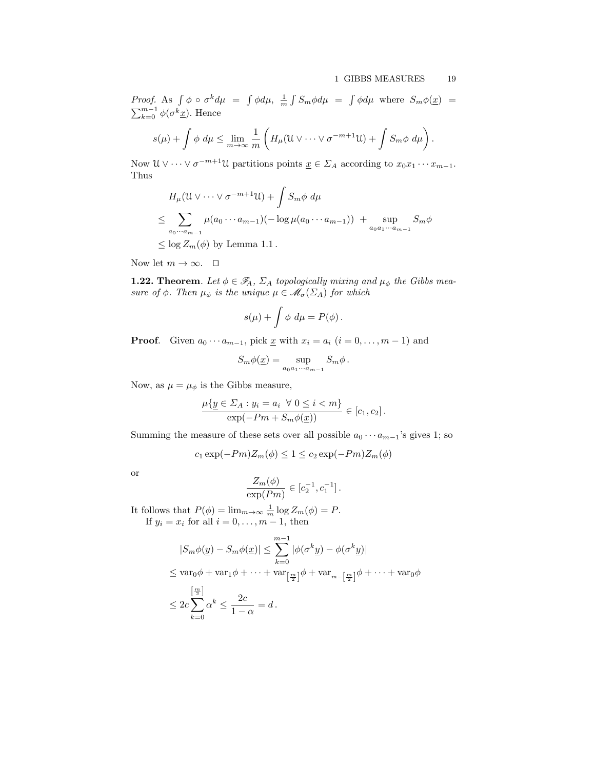*Proof.* As $\int \phi \circ \sigma^k d\mu = \int \phi d\mu$, $\frac{1}{m}\int S_m\phi d\mu = \int \phi d\mu$ where $S_m\phi(\underline{x}) = \sum_{k=0}^{m-1} \phi(\sigma^k \underline{x})$. Hence

$$s(\mu) + \int \phi \; d\mu \leq \lim_{m\to\infty} \frac{1}{m}\left( H_\mu(\mathfrak{U} \vee \cdots \vee \sigma^{-m+1}\mathfrak{U}) + \int S_m\phi \; d\mu \right).$$

Now $\mathfrak{U} \vee \cdots \vee \sigma^{-m+1}\mathfrak{U}$ partitions points $\underline{x} \in \Sigma_A$ according to $x_0 x_1 \cdots x_{m-1}$. Thus

$$\begin{aligned}
&H_\mu(\mathfrak{U} \vee \cdots \vee \sigma^{-m+1}\mathfrak{U}) + \int S_m\phi \; d\mu \\
&\leq \sum_{a_0\cdots a_{m-1}} \mu(a_0 \cdots a_{m-1})(-\log \mu(a_0 \cdots a_{m-1})) \;+ \sup_{a_0 a_1 \cdots a_{m-1}} S_m\phi \\
&\leq \log Z_m(\phi) \text{ by Lemma 1.1}.
\end{aligned}$$

Now let $m \to \infty$. $\square$

**1.22. Theorem**. *Let $\phi \in \mathscr{F}_A$, $\Sigma_A$ topologically mixing and $\mu_\phi$ the Gibbs measure of $\phi$. Then $\mu_\phi$ is the unique $\mu \in \mathscr{M}_\sigma(\Sigma_A)$ for which*

$$s(\mu) + \int \phi \; d\mu = P(\phi).$$

**Proof**. Given $a_0 \cdots a_{m-1}$, pick $\underline{x}$ with $x_i = a_i$ $(i = 0, \ldots, m-1)$ and

$$S_m\phi(\underline{x}) = \sup_{a_0 a_1 \cdots a_{m-1}} S_m\phi.$$

Now, as $\mu = \mu_\phi$ is the Gibbs measure,

$$\frac{\mu\{\underline{y} \in \Sigma_A : y_i = a_i \;\; \forall\; 0 \leq i < m\}}{\exp(-Pm + S_m\phi(\underline{x}))} \in [c_1, c_2].$$

Summing the measure of these sets over all possible $a_0 \cdots a_{m-1}$'s gives 1; so

$$c_1 \exp(-Pm) Z_m(\phi) \leq 1 \leq c_2 \exp(-Pm) Z_m(\phi)$$

or

$$\frac{Z_m(\phi)}{\exp(Pm)} \in [c_2^{-1}, c_1^{-1}].$$

It follows that $P(\phi) = \lim_{m\to\infty} \frac{1}{m}\log Z_m(\phi) = P$.

If $y_i = x_i$ for all $i = 0, \ldots, m-1$, then

$$\begin{aligned}
&|S_m\phi(\underline{y}) - S_m\phi(\underline{x})| \leq \sum_{k=0}^{m-1} |\phi(\sigma^k \underline{x}) - \phi(\sigma^k \underline{y})| \\
&\leq \mathrm{var}_0\phi + \mathrm{var}_1\phi + \cdots + \mathrm{var}_{\left[\frac{m}{2}\right]}\phi + \mathrm{var}_{m-\left[\frac{m}{2}\right]}\phi + \cdots + \mathrm{var}_0\phi \\
&\leq 2c \sum_{k=0}^{\left[\frac{m}{2}\right]} \alpha^k \leq \frac{2c}{1-\alpha} = d.
\end{aligned}$$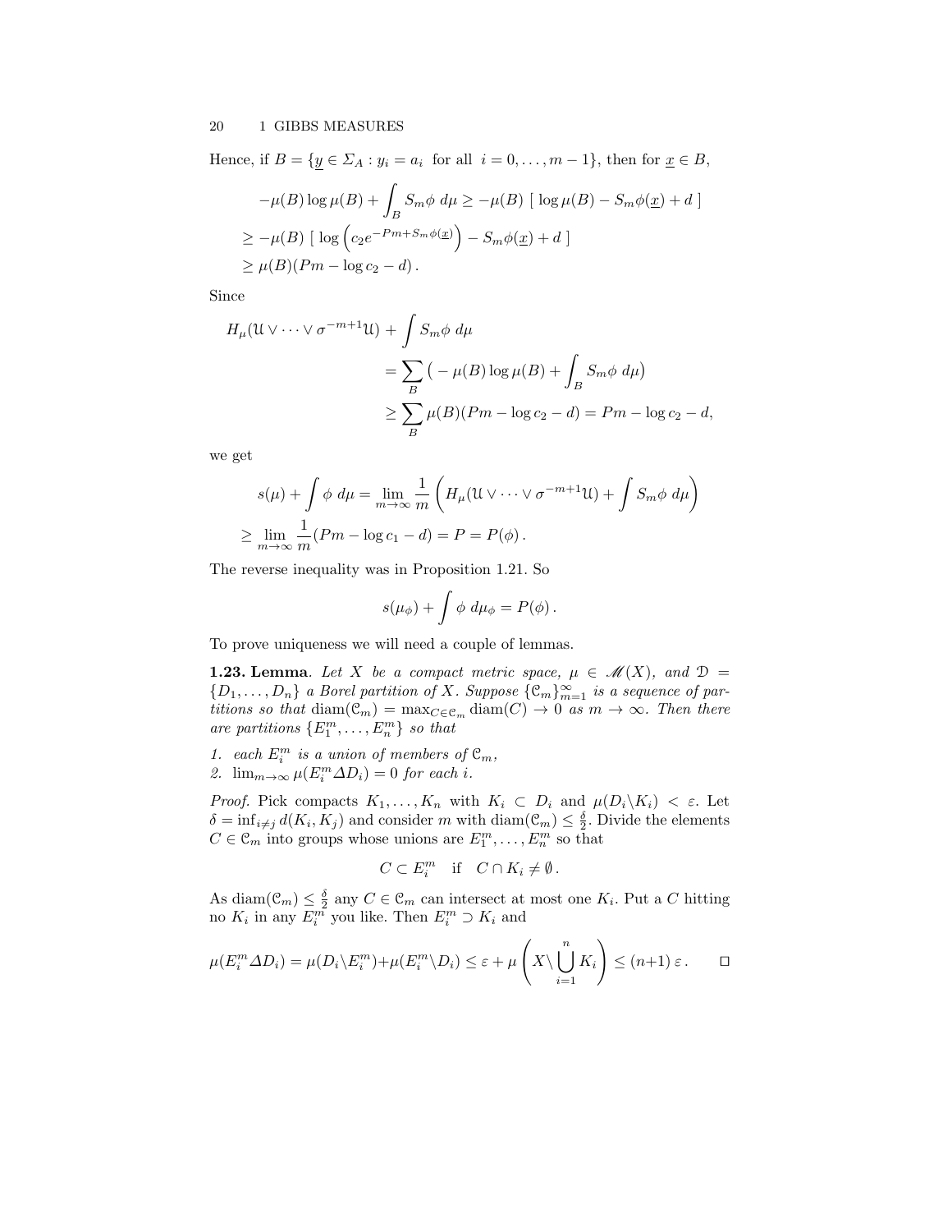Hence, if $B = \{\underline{y} \in \Sigma_A : y_i = a_i \text{ for all } i = 0, \ldots, m-1\}$, then for $\underline{x} \in B$,

$$
\begin{aligned}
&-\mu(B) \log \mu(B) + \int_B S_m\phi \; d\mu \geq -\mu(B) \; [\; \log \mu(B) - S_m\phi(\underline{x}) + d \;] \\
&\geq -\mu(B) \; [\; \log \left( c_2 e^{-Pm + S_m\phi(\underline{x})} \right) - S_m\phi(\underline{x}) + d \;] \\
&\geq \mu(B)(Pm - \log c_2 - d) \, .
\end{aligned}
$$

Since

$$
\begin{aligned}
H_\mu(\mathcal{U} \vee \cdots \vee \sigma^{-m+1}\mathcal{U}) &+ \int S_m\phi \; d\mu \\
&= \sum_B \big( -\mu(B) \log \mu(B) + \int_B S_m\phi \; d\mu \big) \\
&\geq \sum_B \mu(B)(Pm - \log c_2 - d) = Pm - \log c_2 - d,
\end{aligned}
$$

we get

$$
\begin{aligned}
s(\mu) + \int \phi \; d\mu &= \lim_{m\to\infty} \frac{1}{m} \left( H_\mu(\mathcal{U} \vee \cdots \vee \sigma^{-m+1}\mathcal{U}) + \int S_m\phi \; d\mu \right) \\
\geq \lim_{m\to\infty} \frac{1}{m}(Pm - \log c_1 - d) &= P = P(\phi) \, .
\end{aligned}
$$

The reverse inequality was in Proposition 1.21. So

$$
s(\mu_\phi) + \int \phi \; d\mu_\phi = P(\phi) \, .
$$

To prove uniqueness we will need a couple of lemmas.

**1.23. Lemma**. *Let $X$ be a compact metric space, $\mu \in \mathscr{M}(X)$, and $\mathcal{D} = \{D_1, \ldots, D_n\}$ a Borel partition of $X$. Suppose $\{\mathcal{C}_m\}_{m=1}^\infty$ is a sequence of partitions so that $\operatorname{diam}(\mathcal{C}_m) = \max_{C\in\mathcal{C}_m} \operatorname{diam}(C) \to 0$ as $m \to \infty$. Then there are partitions $\{E_1^m, \ldots, E_n^m\}$ so that*

1. *each $E_i^m$ is a union of members of $\mathcal{C}_m$,*
2. *$\lim_{m\to\infty} \mu(E_i^m \Delta D_i) = 0$ for each $i$.*

*Proof.* Pick compacts $K_1, \ldots, K_n$ with $K_i \subset D_i$ and $\mu(D_i \backslash K_i) < \varepsilon$. Let $\delta = \inf_{i\neq j} d(K_i, K_j)$ and consider $m$ with $\operatorname{diam}(\mathcal{C}_m) \leq \frac{\delta}{2}$. Divide the elements $C \in \mathcal{C}_m$ into groups whose unions are $E_1^m, \ldots, E_n^m$ so that

$$
C \subset E_i^m \quad \text{if} \quad C \cap K_i \neq \emptyset \, .
$$

As $\operatorname{diam}(\mathcal{C}_m) \leq \frac{\delta}{2}$ any $C \in \mathcal{C}_m$ can intersect at most one $K_i$. Put a $C$ hitting no $K_i$ in any $E_i^m$ you like. Then $E_i^m \supset K_i$ and

$$
\mu(E_i^m \Delta D_i) = \mu(D_i \backslash E_i^m) + \mu(E_i^m \backslash D_i) \leq \varepsilon + \mu\left( X \backslash \bigcup_{i=1}^n K_i \right) \leq (n+1)\, \varepsilon \, . \qquad \square
$$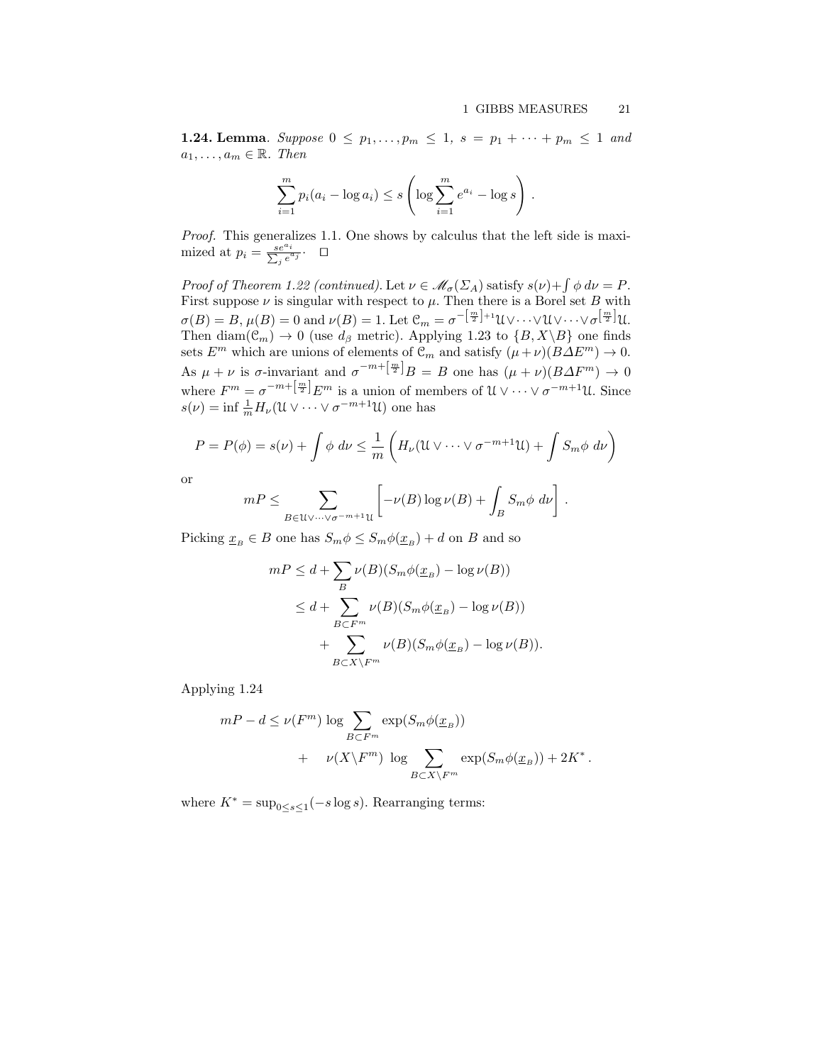**1.24. Lemma**. *Suppose* $0 \le p_1, \ldots, p_m \le 1$, $s = p_1 + \cdots + p_m \le 1$ *and* $a_1, \ldots, a_m \in \mathbb{R}$. *Then*

$$\sum_{i=1}^{m} p_i(a_i - \log a_i) \le s \left( \log \sum_{i=1}^{m} e^{a_i} - \log s \right) .$$

*Proof.* This generalizes 1.1. One shows by calculus that the left side is maximized at $p_i = \frac{se^{a_i}}{\sum_j e^{a_j}}$. $\square$

*Proof of Theorem 1.22 (continued).* Let $\nu \in \mathscr{M}_\sigma(\Sigma_A)$ satisfy $s(\nu) + \int \phi \, d\nu = P$. First suppose $\nu$ is singular with respect to $\mu$. Then there is a Borel set $B$ with $\sigma(B) = B$, $\mu(B) = 0$ and $\nu(B) = 1$. Let $\mathcal{C}_m = \sigma^{-\left[\frac{m}{2}\right]+1}\mathcal{U} \vee \cdots \vee \mathcal{U} \vee \cdots \vee \sigma^{\left[\frac{m}{2}\right]}\mathcal{U}$. Then $\mathrm{diam}(\mathcal{C}_m) \to 0$ (use $d_\beta$ metric). Applying 1.23 to $\{B, X \backslash B\}$ one finds sets $E^m$ which are unions of elements of $\mathcal{C}_m$ and satisfy $(\mu + \nu)(B \Delta E^m) \to 0$. As $\mu + \nu$ is $\sigma$-invariant and $\sigma^{-m+\left[\frac{m}{2}\right]}B = B$ one has $(\mu + \nu)(B \Delta F^m) \to 0$ where $F^m = \sigma^{-m+\left[\frac{m}{2}\right]}E^m$ is a union of members of $\mathcal{U} \vee \cdots \vee \sigma^{-m+1}\mathcal{U}$. Since $s(\nu) = \inf \frac{1}{m} H_\nu(\mathcal{U} \vee \cdots \vee \sigma^{-m+1}\mathcal{U})$ one has

$$P = P(\phi) = s(\nu) + \int \phi \, d\nu \le \frac{1}{m} \left( H_\nu(\mathcal{U} \vee \cdots \vee \sigma^{-m+1}\mathcal{U}) + \int S_m\phi \, d\nu \right)$$

or

$$mP \le \sum_{B \in \mathcal{U} \vee \cdots \vee \sigma^{-m+1}\mathcal{U}} \left[ -\nu(B) \log \nu(B) + \int_B S_m \phi \, d\nu \right] .$$

Picking $\underline{x}_B \in B$ one has $S_m\phi \le S_m\phi(\underline{x}_B) + d$ on $B$ and so

$$\begin{aligned}
mP &\le d + \sum_B \nu(B)(S_m\phi(\underline{x}_B) - \log \nu(B)) \\
&\le d + \sum_{B \subset F^m} \nu(B)(S_m\phi(\underline{x}_B) - \log \nu(B)) \\
&\quad + \sum_{B \subset X \backslash F^m} \nu(B)(S_m\phi(\underline{x}_B) - \log \nu(B)).
\end{aligned}$$

Applying 1.24

$$\begin{aligned}
mP - d \le \; & \nu(F^m) \log \sum_{B \subset F^m} \exp(S_m\phi(\underline{x}_B)) \\
& + \quad \nu(X \backslash F^m) \; \log \sum_{B \subset X \backslash F^m} \exp(S_m\phi(\underline{x}_B)) + 2K^* .
\end{aligned}$$

where $K^* = \sup_{0 \le s \le 1}(-s \log s)$. Rearranging terms: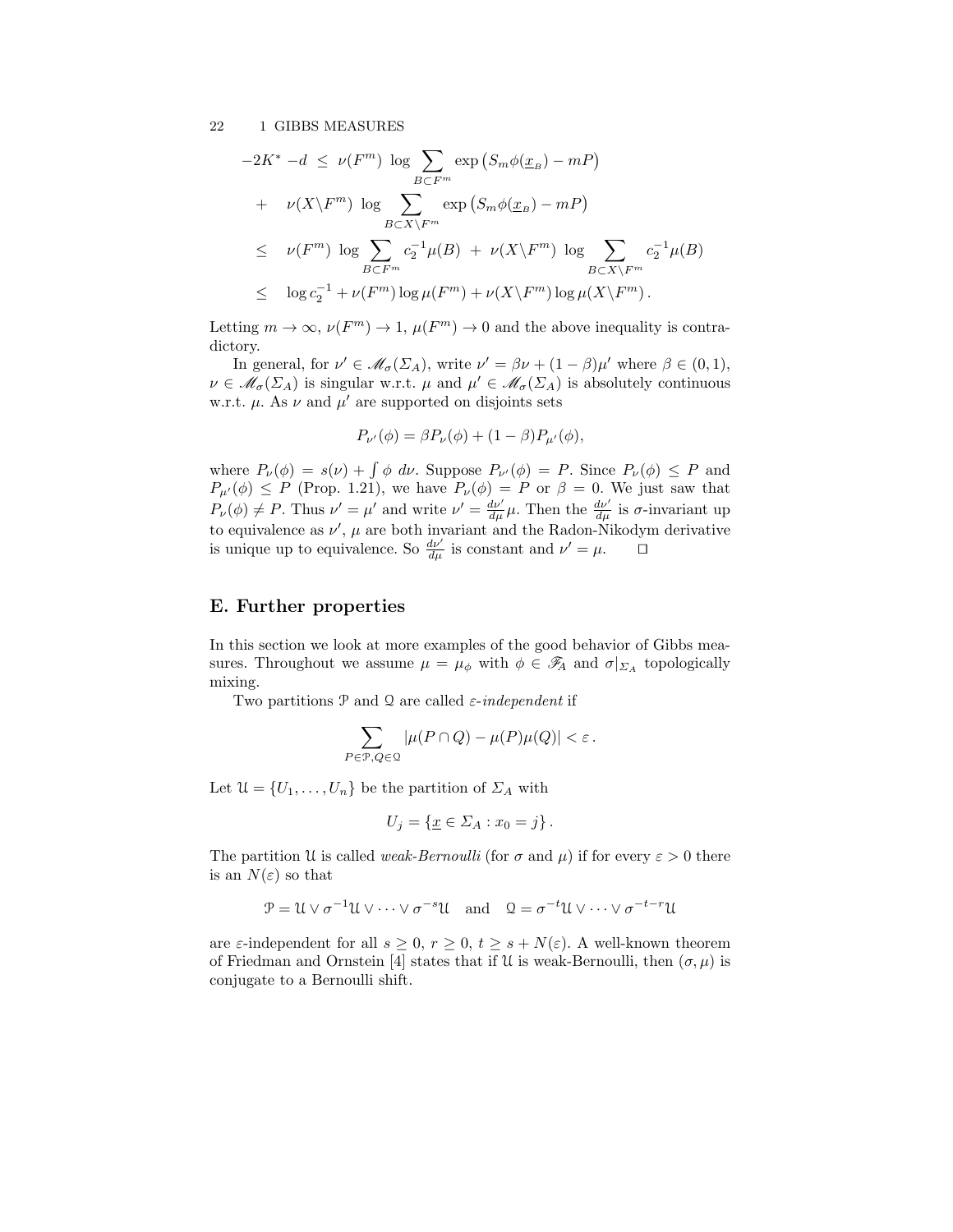$$
\begin{aligned}
-2K^* - d \;&\le\; \nu(F^m)\;\log \sum_{B\subset F^m} \exp\big(S_m\phi(\underline{x}_B) - mP\big)\\
&+\;\; \nu(X\backslash F^m)\;\log \sum_{B\subset X\backslash F^m} \exp\big(S_m\phi(\underline{x}_B) - mP\big)\\
&\le\;\; \nu(F^m)\;\log \sum_{B\subset F^m} c_2^{-1}\mu(B) \;+\; \nu(X\backslash F^m)\;\log \sum_{B\subset X\backslash F^m} c_2^{-1}\mu(B)\\
&\le\;\; \log c_2^{-1} + \nu(F^m)\log\mu(F^m) + \nu(X\backslash F^m)\log\mu(X\backslash F^m)\,.
\end{aligned}
$$

Letting $m \to \infty$, $\nu(F^m) \to 1$, $\mu(F^m) \to 0$ and the above inequality is contradictory.

In general, for $\nu' \in \mathscr{M}_\sigma(\Sigma_A)$, write $\nu' = \beta\nu + (1-\beta)\mu'$ where $\beta \in (0,1)$, $\nu \in \mathscr{M}_\sigma(\Sigma_A)$ is singular w.r.t. $\mu$ and $\mu' \in \mathscr{M}_\sigma(\Sigma_A)$ is absolutely continuous w.r.t. $\mu$. As $\nu$ and $\mu'$ are supported on disjoints sets

$$
P_{\nu'}(\phi) = \beta P_\nu(\phi) + (1-\beta)P_{\mu'}(\phi),
$$

where $P_\nu(\phi) = s(\nu) + \int \phi \; d\nu$. Suppose $P_{\nu'}(\phi) = P$. Since $P_\nu(\phi) \le P$ and $P_{\mu'}(\phi) \le P$ (Prop. 1.21), we have $P_\nu(\phi) = P$ or $\beta = 0$. We just saw that $P_\nu(\phi) \ne P$. Thus $\nu' = \mu'$ and write $\nu' = \frac{d\nu'}{d\mu}\mu$. Then the $\frac{d\nu'}{d\mu}$ is $\sigma$-invariant up to equivalence as $\nu'$, $\mu$ are both invariant and the Radon-Nikodym derivative is unique up to equivalence. So $\frac{d\nu'}{d\mu}$ is constant and $\nu' = \mu$. $\square$

## E. Further properties

In this section we look at more examples of the good behavior of Gibbs measures. Throughout we assume $\mu = \mu_\phi$ with $\phi \in \mathscr{F}_A$ and $\sigma|_{\Sigma_A}$ topologically mixing.

Two partitions $\mathcal{P}$ and $\mathcal{Q}$ are called *ε-independent* if

$$
\sum_{P\in\mathcal{P},Q\in\mathcal{Q}} |\mu(P\cap Q) - \mu(P)\mu(Q)| < \varepsilon\,.
$$

Let $\mathcal{U} = \{U_1, \ldots, U_n\}$ be the partition of $\Sigma_A$ with

$$
U_j = \{\underline{x} \in \Sigma_A : x_0 = j\}\,.
$$

The partition $\mathcal{U}$ is called *weak-Bernoulli* (for $\sigma$ and $\mu$) if for every $\varepsilon > 0$ there is an $N(\varepsilon)$ so that

$$
\mathcal{P} = \mathcal{U} \vee \sigma^{-1}\mathcal{U} \vee \cdots \vee \sigma^{-s}\mathcal{U} \quad \text{and} \quad \mathcal{Q} = \sigma^{-t}\mathcal{U} \vee \cdots \vee \sigma^{-t-r}\mathcal{U}
$$

are $\varepsilon$-independent for all $s \ge 0$, $r \ge 0$, $t \ge s + N(\varepsilon)$. A well-known theorem of Friedman and Ornstein [4] states that if $\mathcal{U}$ is weak-Bernoulli, then $(\sigma, \mu)$ is conjugate to a Bernoulli shift.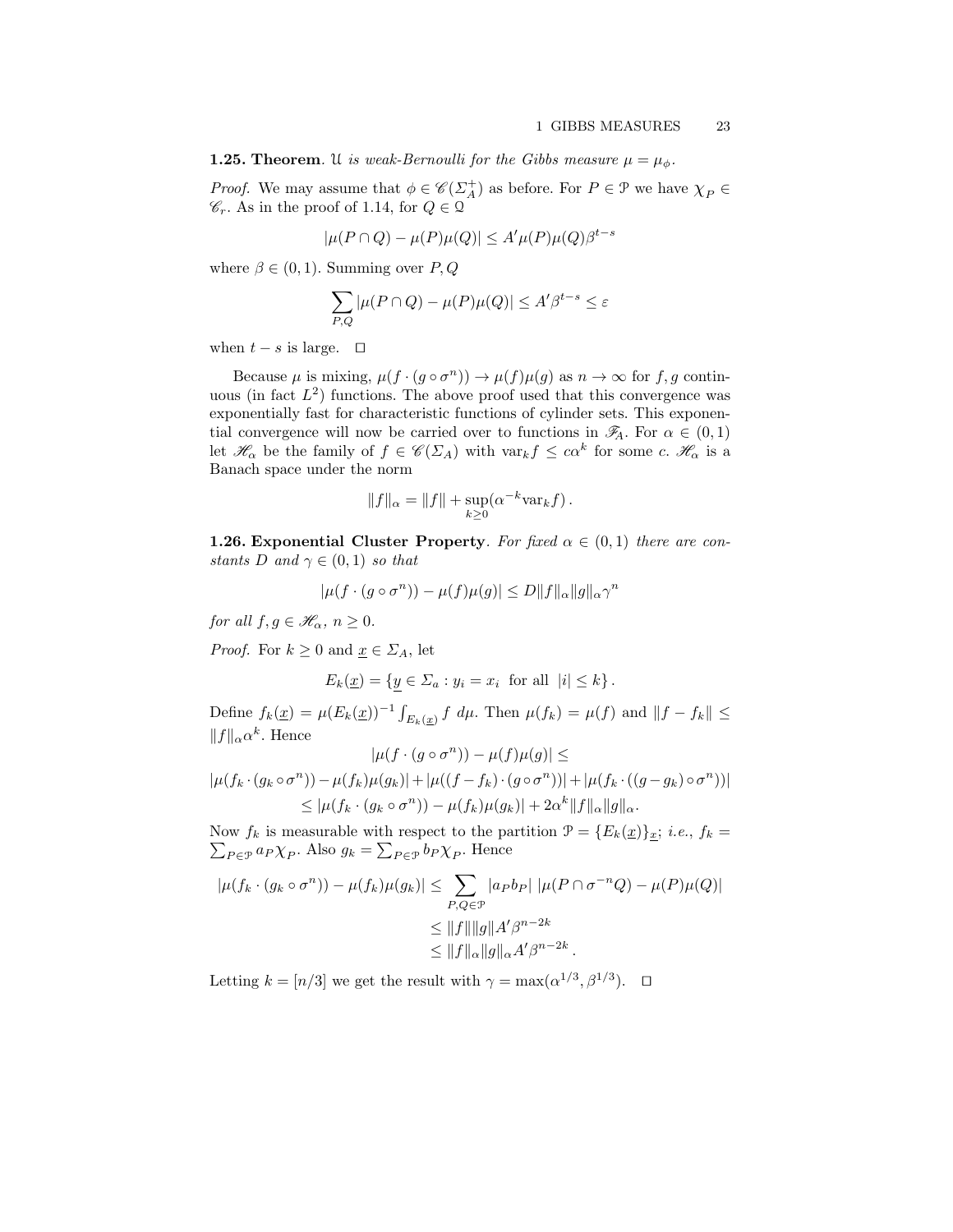**1.25. Theorem**. *$\mathcal{U}$ is weak-Bernoulli for the Gibbs measure $\mu = \mu_\phi$.*

*Proof.* We may assume that $\phi \in \mathscr{C}(\Sigma_A^+)$ as before. For $P \in \mathcal{P}$ we have $\chi_P \in \mathscr{C}_r$. As in the proof of 1.14, for $Q \in \mathcal{Q}$

$$|\mu(P \cap Q) - \mu(P)\mu(Q)| \leq A'\mu(P)\mu(Q)\beta^{t-s}$$

where $\beta \in (0,1)$. Summing over $P, Q$

$$\sum_{P,Q} |\mu(P \cap Q) - \mu(P)\mu(Q)| \leq A'\beta^{t-s} \leq \varepsilon$$

when $t - s$ is large. $\square$

Because $\mu$ is mixing, $\mu(f \cdot (g \circ \sigma^n)) \to \mu(f)\mu(g)$ as $n \to \infty$ for $f, g$ continuous (in fact $L^2$) functions. The above proof used that this convergence was exponentially fast for characteristic functions of cylinder sets. This exponential convergence will now be carried over to functions in $\mathscr{F}_A$. For $\alpha \in (0,1)$ let $\mathscr{H}_\alpha$ be the family of $f \in \mathscr{C}(\Sigma_A)$ with $\mathrm{var}_k f \leq c\alpha^k$ for some $c$. $\mathscr{H}_\alpha$ is a Banach space under the norm

$$\|f\|_\alpha = \|f\| + \sup_{k \geq 0}(\alpha^{-k}\mathrm{var}_k f)\,.$$

**1.26. Exponential Cluster Property**. *For fixed $\alpha \in (0,1)$ there are constants $D$ and $\gamma \in (0,1)$ so that*

$$|\mu(f \cdot (g \circ \sigma^n)) - \mu(f)\mu(g)| \leq D\|f\|_\alpha \|g\|_\alpha \gamma^n$$

*for all $f, g \in \mathscr{H}_\alpha$, $n \geq 0$.*

*Proof.* For $k \geq 0$ and $\underline{x} \in \Sigma_A$, let

$$E_k(\underline{x}) = \{\underline{y} \in \Sigma_a : y_i = x_i \text{ for all } |i| \leq k\}\,.$$

Define $f_k(\underline{x}) = \mu(E_k(\underline{x}))^{-1}\int_{E_k(\underline{x})} f \, d\mu$. Then $\mu(f_k) = \mu(f)$ and $\|f - f_k\| \leq \|f\|_\alpha \alpha^k$. Hence

$$|\mu(f \cdot (g \circ \sigma^n)) - \mu(f)\mu(g)| \leq$$

$$|\mu(f_k \cdot (g_k \circ \sigma^n)) - \mu(f_k)\mu(g_k)| + |\mu((f - f_k)\cdot(g \circ \sigma^n))| + |\mu(f_k \cdot ((g - g_k) \circ \sigma^n))|$$

$$\leq |\mu(f_k \cdot (g_k \circ \sigma^n)) - \mu(f_k)\mu(g_k)| + 2\alpha^k \|f\|_\alpha \|g\|_\alpha.$$

Now $f_k$ is measurable with respect to the partition $\mathcal{P} = \{E_k(\underline{x})\}_{\underline{x}}$; *i.e.*, $f_k = \sum_{P \in \mathcal{P}} a_P \chi_P$. Also $g_k = \sum_{P \in \mathcal{P}} b_P \chi_P$. Hence

$$\begin{aligned}
|\mu(f_k \cdot (g_k \circ \sigma^n)) - \mu(f_k)\mu(g_k)| &\leq \sum_{P,Q \in \mathcal{P}} |a_P b_P| \; |\mu(P \cap \sigma^{-n}Q) - \mu(P)\mu(Q)| \\
&\leq \|f\|\|g\| A'\beta^{n-2k} \\
&\leq \|f\|_\alpha \|g\|_\alpha A'\beta^{n-2k}\,.
\end{aligned}$$

Letting $k = [n/3]$ we get the result with $\gamma = \max(\alpha^{1/3}, \beta^{1/3})$. $\square$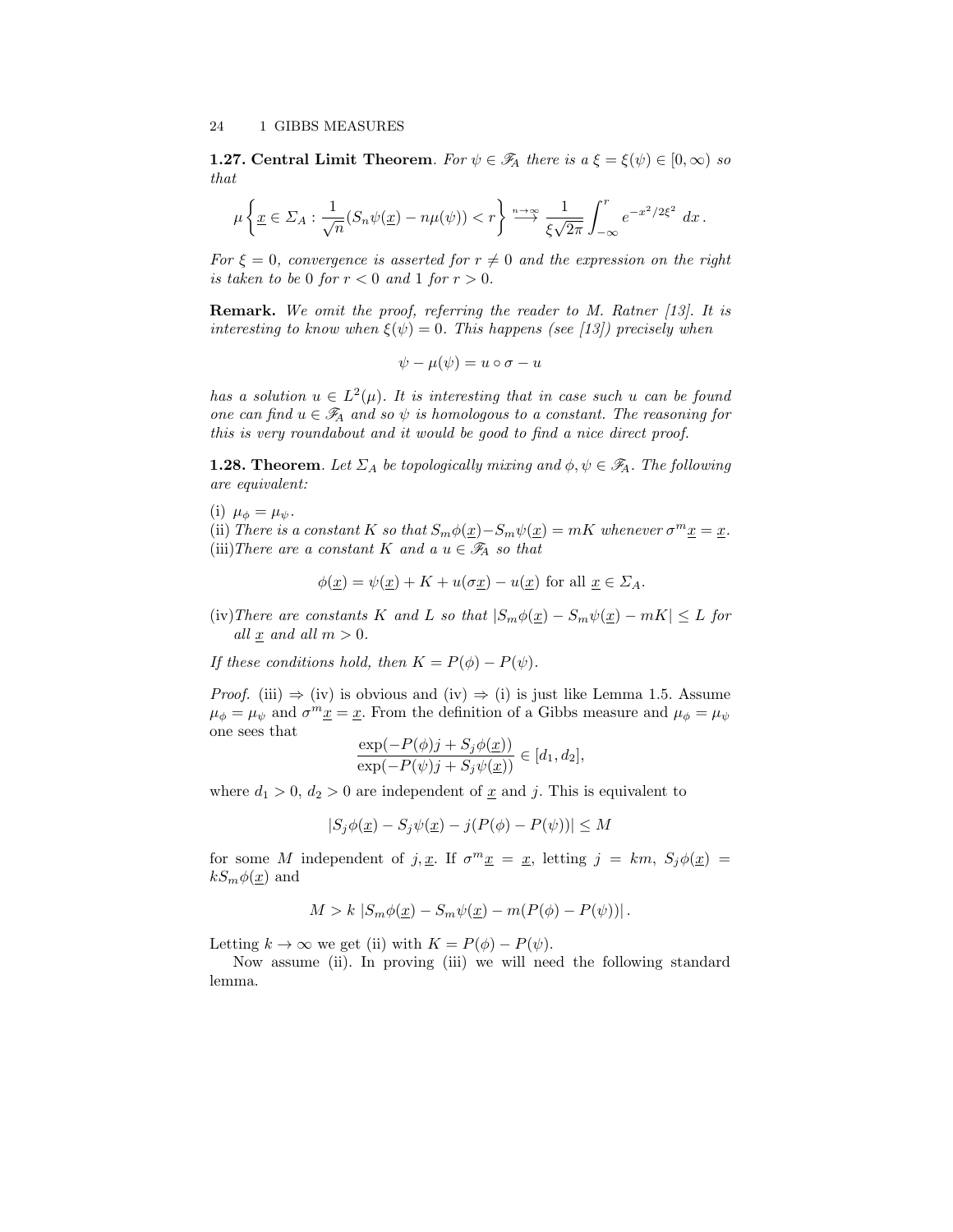**1.27. Central Limit Theorem**. *For $\psi \in \mathscr{F}_A$ there is a $\xi = \xi(\psi) \in [0, \infty)$ so that*

$$\mu \left\{ \underline{x} \in \Sigma_A : \frac{1}{\sqrt{n}}(S_n\psi(\underline{x}) - n\mu(\psi)) < r \right\} \overset{n\to\infty}{\longrightarrow} \frac{1}{\xi\sqrt{2\pi}} \int_{-\infty}^{r} e^{-x^2/2\xi^2} \, dx \, .$$

*For $\xi = 0$, convergence is asserted for $r \neq 0$ and the expression on the right is taken to be 0 for $r < 0$ and 1 for $r > 0$.*

**Remark.** *We omit the proof, referring the reader to M. Ratner [13]. It is interesting to know when $\xi(\psi) = 0$. This happens (see [13]) precisely when*

$$\psi - \mu(\psi) = u \circ \sigma - u$$

*has a solution $u \in L^2(\mu)$. It is interesting that in case such $u$ can be found one can find $u \in \mathscr{F}_A$ and so $\psi$ is homologous to a constant. The reasoning for this is very roundabout and it would be good to find a nice direct proof.*

**1.28. Theorem**. *Let $\Sigma_A$ be topologically mixing and $\phi, \psi \in \mathscr{F}_A$. The following are equivalent:*

(i) $\mu_\phi = \mu_\psi$.
(ii) *There is a constant $K$ so that $S_m\phi(\underline{x}) - S_m\psi(\underline{x}) = mK$ whenever $\sigma^m\underline{x} = \underline{x}$.*
(iii) *There are a constant $K$ and a $u \in \mathscr{F}_A$ so that*

$$\phi(\underline{x}) = \psi(\underline{x}) + K + u(\sigma\underline{x}) - u(\underline{x}) \text{ for all } \underline{x} \in \Sigma_A.$$

(iv) *There are constants $K$ and $L$ so that $|S_m\phi(\underline{x}) - S_m\psi(\underline{x}) - mK| \leq L$ for all $\underline{x}$ and all $m > 0$.*

*If these conditions hold, then $K = P(\phi) - P(\psi)$.*

*Proof.* (iii) $\Rightarrow$ (iv) is obvious and (iv) $\Rightarrow$ (i) is just like Lemma 1.5. Assume $\mu_\phi = \mu_\psi$ and $\sigma^m\underline{x} = \underline{x}$. From the definition of a Gibbs measure and $\mu_\phi = \mu_\psi$ one sees that

$$\frac{\exp(-P(\phi)j + S_j\phi(\underline{x}))}{\exp(-P(\psi)j + S_j\psi(\underline{x}))} \in [d_1, d_2],$$

where $d_1 > 0$, $d_2 > 0$ are independent of $\underline{x}$ and $j$. This is equivalent to

$$|S_j\phi(\underline{x}) - S_j\psi(\underline{x}) - j(P(\phi) - P(\psi))| \leq M$$

for some $M$ independent of $j, \underline{x}$. If $\sigma^m\underline{x} = \underline{x}$, letting $j = km$, $S_j\phi(\underline{x}) = kS_m\phi(\underline{x})$ and

$$M > k \, |S_m\phi(\underline{x}) - S_m\psi(\underline{x}) - m(P(\phi) - P(\psi))| \, .$$

Letting $k \to \infty$ we get (ii) with $K = P(\phi) - P(\psi)$.

Now assume (ii). In proving (iii) we will need the following standard lemma.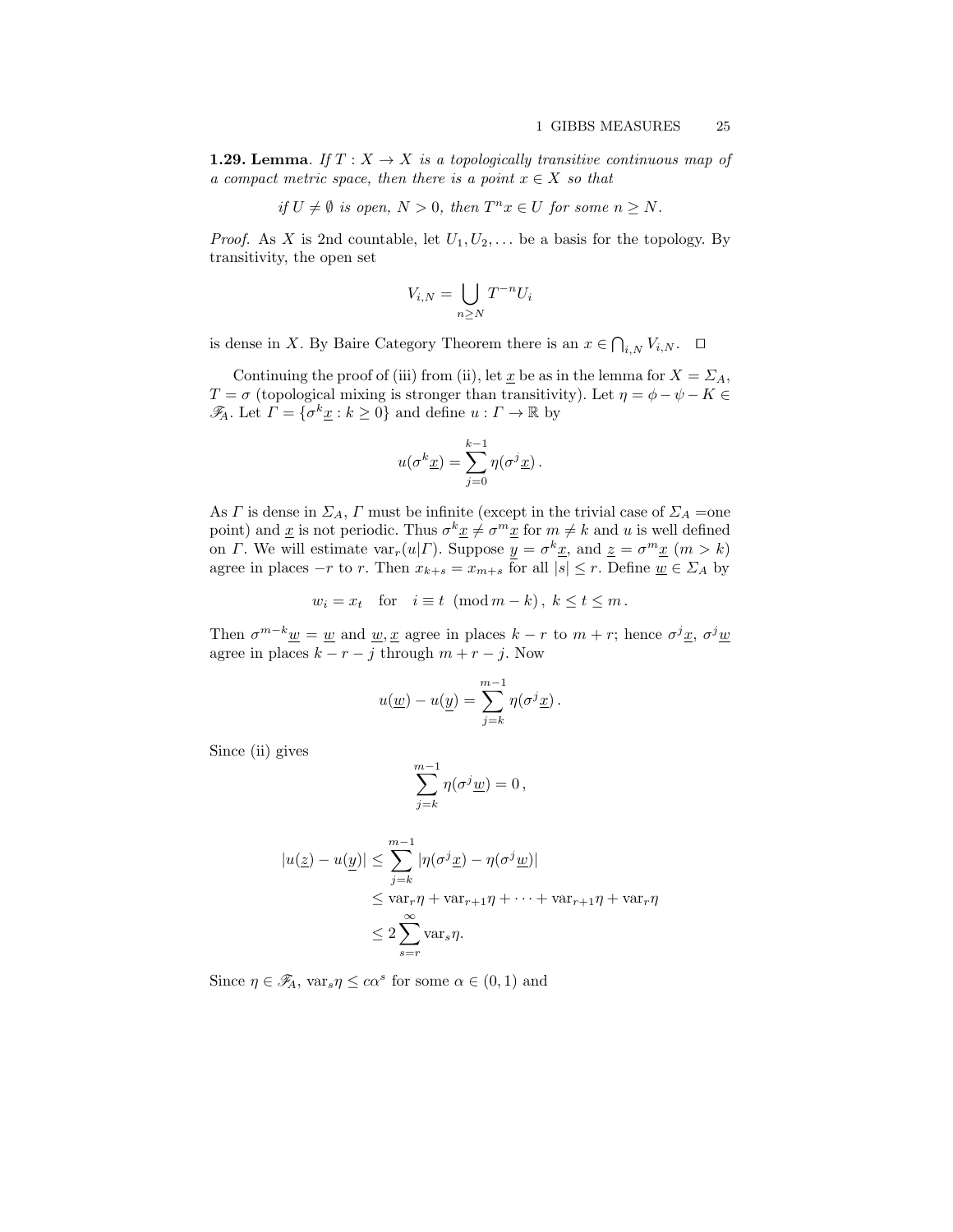**1.29. Lemma**. *If $T : X \to X$ is a topologically transitive continuous map of a compact metric space, then there is a point $x \in X$ so that*

$$\text{if } U \neq \emptyset \text{ is open, } N > 0, \text{ then } T^n x \in U \text{ for some } n \geq N.$$

*Proof.* As $X$ is 2nd countable, let $U_1, U_2, \ldots$ be a basis for the topology. By transitivity, the open set

$$V_{i,N} = \bigcup_{n \geq N} T^{-n} U_i$$

is dense in $X$. By Baire Category Theorem there is an $x \in \bigcap_{i,N} V_{i,N}$. □

Continuing the proof of (iii) from (ii), let $\underline{x}$ be as in the lemma for $X = \Sigma_A$, $T = \sigma$ (topological mixing is stronger than transitivity). Let $\eta = \phi - \psi - K \in \mathscr{F}_A$. Let $\Gamma = \{\sigma^k \underline{x} : k \geq 0\}$ and define $u : \Gamma \to \mathbb{R}$ by

$$u(\sigma^k \underline{x}) = \sum_{j=0}^{k-1} \eta(\sigma^j \underline{x}) .$$

As $\Gamma$ is dense in $\Sigma_A$, $\Gamma$ must be infinite (except in the trivial case of $\Sigma_A$ =one point) and $\underline{x}$ is not periodic. Thus $\sigma^k \underline{x} \neq \sigma^m \underline{x}$ for $m \neq k$ and $u$ is well defined on $\Gamma$. We will estimate $\text{var}_r(u|\Gamma)$. Suppose $\underline{y} = \sigma^k \underline{x}$, and $\underline{z} = \sigma^m \underline{x}$ $(m > k)$ agree in places $-r$ to $r$. Then $x_{k+s} = x_{m+s}$ for all $|s| \leq r$. Define $\underline{w} \in \Sigma_A$ by

$$w_i = x_t \quad \text{for} \quad i \equiv t \pmod{m-k}, \; k \leq t \leq m .$$

Then $\sigma^{m-k} \underline{w} = \underline{w}$ and $\underline{w}, \underline{x}$ agree in places $k - r$ to $m + r$; hence $\sigma^j \underline{x}$, $\sigma^j \underline{w}$ agree in places $k - r - j$ through $m + r - j$. Now

$$u(\underline{w}) - u(\underline{y}) = \sum_{j=k}^{m-1} \eta(\sigma^j \underline{x}) .$$

Since (ii) gives

$$\sum_{j=k}^{m-1} \eta(\sigma^j \underline{w}) = 0 ,$$

$$\begin{aligned}
|u(\underline{z}) - u(\underline{y})| &\leq \sum_{j=k}^{m-1} |\eta(\sigma^j \underline{x}) - \eta(\sigma^j \underline{w})| \\
&\leq \text{var}_r \eta + \text{var}_{r+1} \eta + \cdots + \text{var}_{r+1} \eta + \text{var}_r \eta \\
&\leq 2 \sum_{s=r}^{\infty} \text{var}_s \eta.
\end{aligned}$$

Since $\eta \in \mathscr{F}_A$, $\text{var}_s \eta \leq c\alpha^s$ for some $\alpha \in (0,1)$ and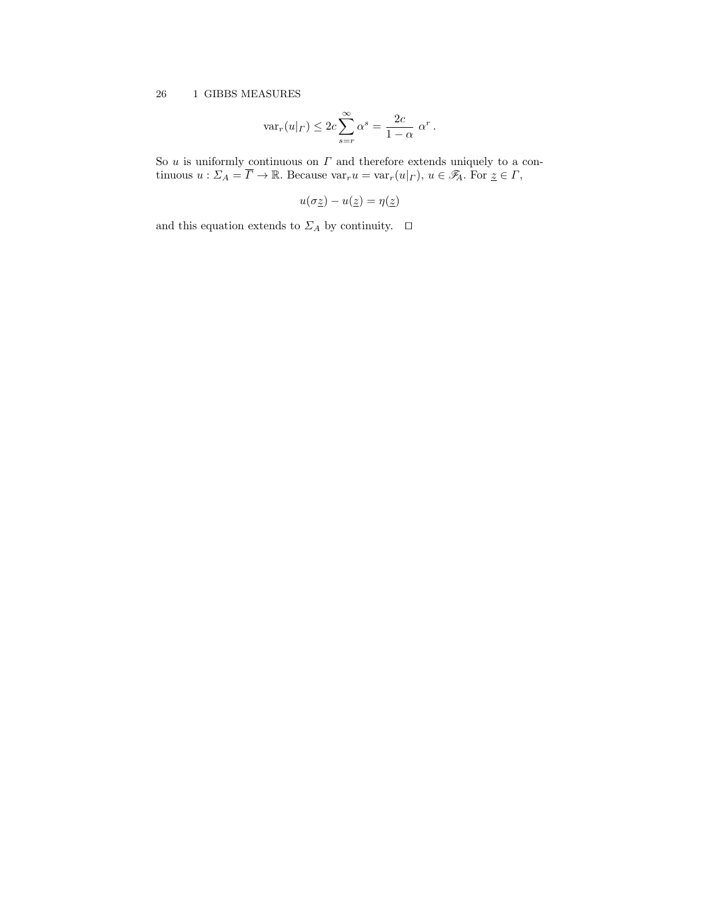$$\mathrm{var}_r(u|_\Gamma) \le 2c \sum_{s=r}^{\infty} \alpha^s = \frac{2c}{1-\alpha}\ \alpha^r \, .$$

So $u$ is uniformly continuous on $\Gamma$ and therefore extends uniquely to a continuous $u : \Sigma_A = \overline{\Gamma} \to \mathbb{R}$. Because $\mathrm{var}_r u = \mathrm{var}_r(u|_\Gamma)$, $u \in \mathscr{F}_A$. For $\underline{z} \in \Gamma$,

$$u(\sigma \underline{z}) - u(\underline{z}) = \eta(\underline{z})$$

and this equation extends to $\Sigma_A$ by continuity. $\square$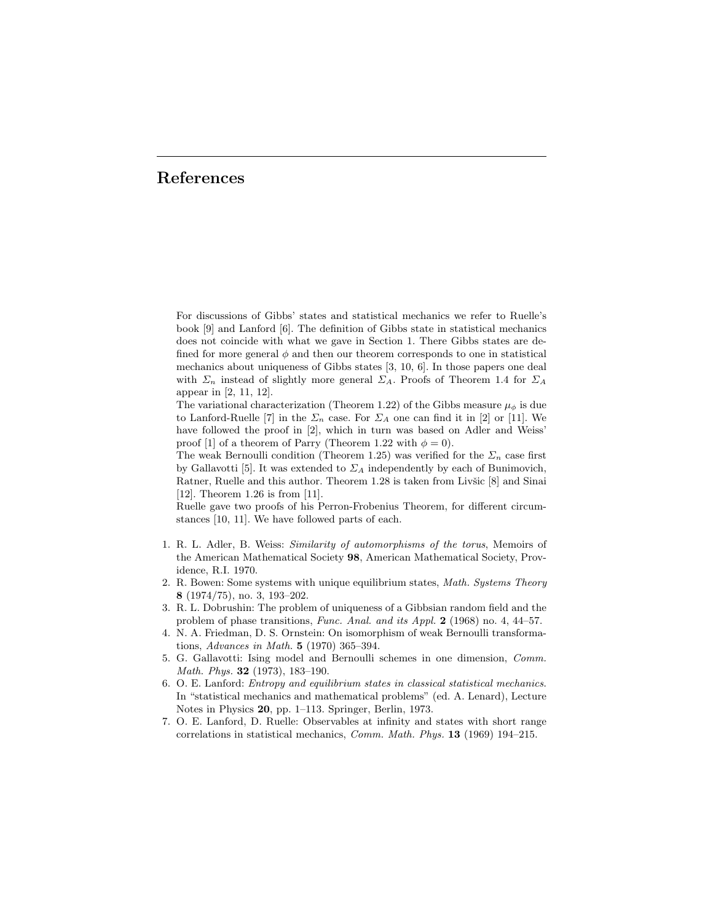# References

For discussions of Gibbs' states and statistical mechanics we refer to Ruelle's book [9] and Lanford [6]. The definition of Gibbs state in statistical mechanics does not coincide with what we gave in Section 1. There Gibbs states are defined for more general $\phi$ and then our theorem corresponds to one in statistical mechanics about uniqueness of Gibbs states [3, 10, 6]. In those papers one deal with $\Sigma_n$ instead of slightly more general $\Sigma_A$. Proofs of Theorem 1.4 for $\Sigma_A$ appear in [2, 11, 12].

The variational characterization (Theorem 1.22) of the Gibbs measure $\mu_\phi$ is due to Lanford-Ruelle [7] in the $\Sigma_n$ case. For $\Sigma_A$ one can find it in [2] or [11]. We have followed the proof in [2], which in turn was based on Adler and Weiss' proof [1] of a theorem of Parry (Theorem 1.22 with $\phi = 0$).

The weak Bernoulli condition (Theorem 1.25) was verified for the $\Sigma_n$ case first by Gallavotti [5]. It was extended to $\Sigma_A$ independently by each of Bunimovich, Ratner, Ruelle and this author. Theorem 1.28 is taken from Livšic [8] and Sinai [12]. Theorem 1.26 is from [11].

Ruelle gave two proofs of his Perron-Frobenius Theorem, for different circumstances [10, 11]. We have followed parts of each.

1. R. L. Adler, B. Weiss: *Similarity of automorphisms of the torus*, Memoirs of the American Mathematical Society **98**, American Mathematical Society, Providence, R.I. 1970.
2. R. Bowen: Some systems with unique equilibrium states, *Math. Systems Theory* **8** (1974/75), no. 3, 193–202.
3. R. L. Dobrushin: The problem of uniqueness of a Gibbsian random field and the problem of phase transitions, *Func. Anal. and its Appl.* **2** (1968) no. 4, 44–57.
4. N. A. Friedman, D. S. Ornstein: On isomorphism of weak Bernoulli transformations, *Advances in Math.* **5** (1970) 365–394.
5. G. Gallavotti: Ising model and Bernoulli schemes in one dimension, *Comm. Math. Phys.* **32** (1973), 183–190.
6. O. E. Lanford: *Entropy and equilibrium states in classical statistical mechanics*. In "statistical mechanics and mathematical problems" (ed. A. Lenard), Lecture Notes in Physics **20**, pp. 1–113. Springer, Berlin, 1973.
7. O. E. Lanford, D. Ruelle: Observables at infinity and states with short range correlations in statistical mechanics, *Comm. Math. Phys.* **13** (1969) 194–215.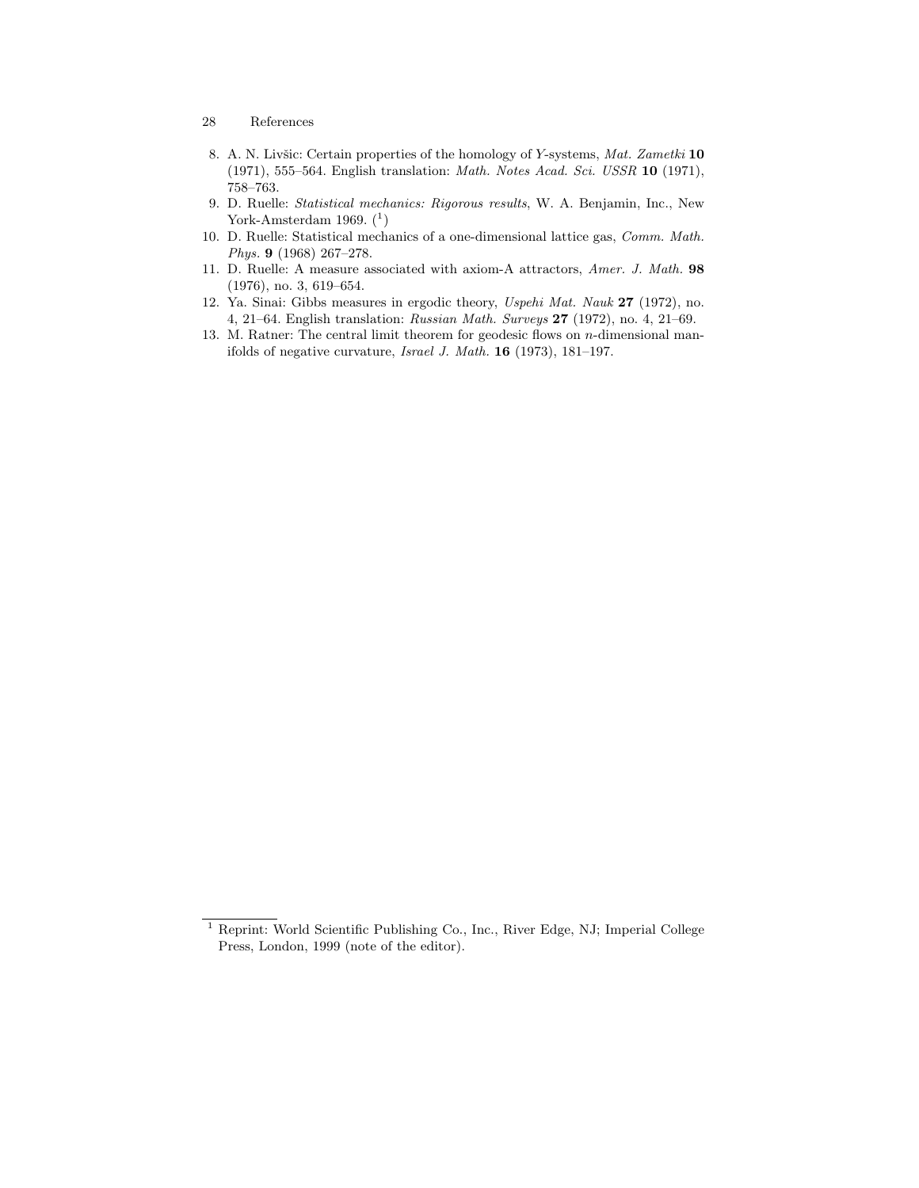8. A. N. Livšic: Certain properties of the homology of $Y$-systems, *Mat. Zametki* **10** (1971), 555–564. English translation: *Math. Notes Acad. Sci. USSR* **10** (1971), 758–763.
9. D. Ruelle: *Statistical mechanics: Rigorous results*, W. A. Benjamin, Inc., New York-Amsterdam 1969. ([1])
10. D. Ruelle: Statistical mechanics of a one-dimensional lattice gas, *Comm. Math. Phys.* **9** (1968) 267–278.
11. D. Ruelle: A measure associated with axiom-A attractors, *Amer. J. Math.* **98** (1976), no. 3, 619–654.
12. Ya. Sinai: Gibbs measures in ergodic theory, *Uspehi Mat. Nauk* **27** (1972), no. 4, 21–64. English translation: *Russian Math. Surveys* **27** (1972), no. 4, 21–69.
13. M. Ratner: The central limit theorem for geodesic flows on $n$-dimensional manifolds of negative curvature, *Israel J. Math.* **16** (1973), 181–197.

[1] Reprint: World Scientific Publishing Co., Inc., River Edge, NJ; Imperial College Press, London, 1999 (note of the editor).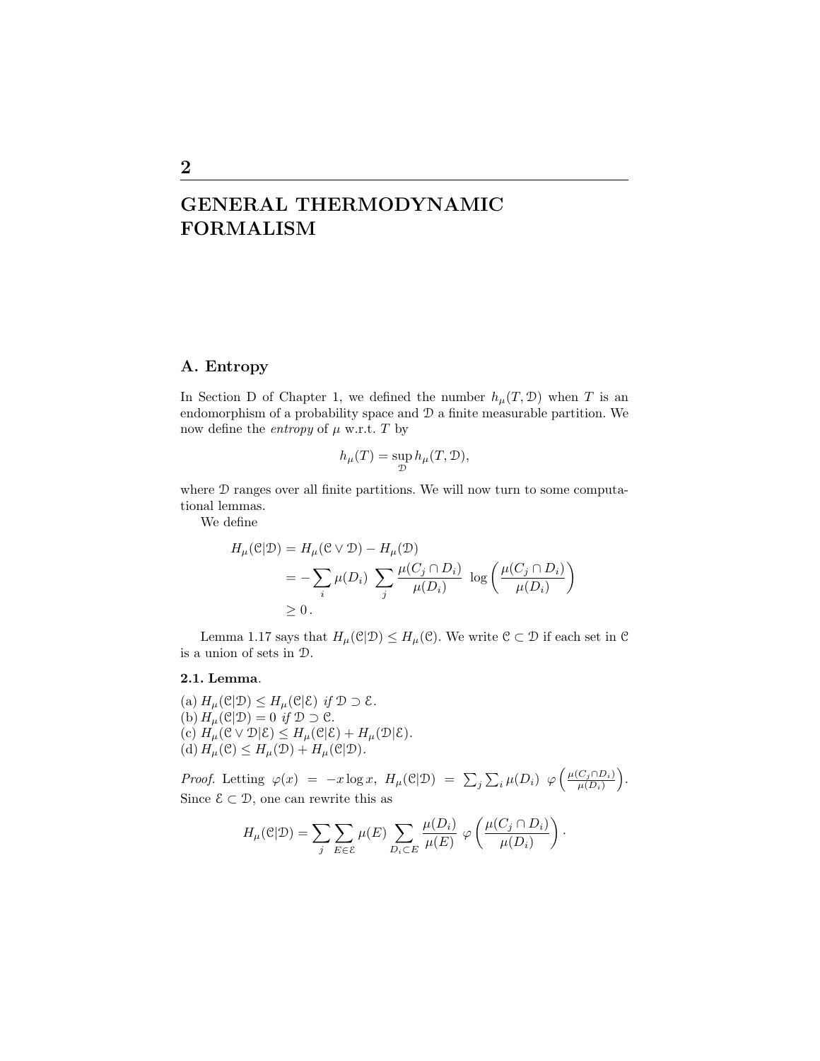# 2

# GENERAL THERMODYNAMIC FORMALISM

## A. Entropy

In Section D of Chapter 1, we defined the number $h_\mu(T, \mathcal{D})$ when $T$ is an endomorphism of a probability space and $\mathcal{D}$ a finite measurable partition. We now define the *entropy* of $\mu$ w.r.t. $T$ by

$$h_\mu(T) = \sup_{\mathcal{D}} h_\mu(T, \mathcal{D}),$$

where $\mathcal{D}$ ranges over all finite partitions. We will now turn to some computational lemmas.

We define

$$\begin{aligned} H_\mu(\mathcal{C}|\mathcal{D}) &= H_\mu(\mathcal{C} \vee \mathcal{D}) - H_\mu(\mathcal{D}) \\ &= -\sum_i \mu(D_i) \sum_j \frac{\mu(C_j \cap D_i)}{\mu(D_i)} \log\left(\frac{\mu(C_j \cap D_i)}{\mu(D_i)}\right) \\ &\geq 0\,. \end{aligned}$$

Lemma 1.17 says that $H_\mu(\mathcal{C}|\mathcal{D}) \leq H_\mu(\mathcal{C})$. We write $\mathcal{C} \subset \mathcal{D}$ if each set in $\mathcal{C}$ is a union of sets in $\mathcal{D}$.

**2.1. Lemma**.

(a) $H_\mu(\mathcal{C}|\mathcal{D}) \leq H_\mu(\mathcal{C}|\mathcal{E})$ *if* $\mathcal{D} \supset \mathcal{E}$.
(b) $H_\mu(\mathcal{C}|\mathcal{D}) = 0$ *if* $\mathcal{D} \supset \mathcal{C}$.
(c) $H_\mu(\mathcal{C} \vee \mathcal{D}|\mathcal{E}) \leq H_\mu(\mathcal{C}|\mathcal{E}) + H_\mu(\mathcal{D}|\mathcal{E})$.
(d) $H_\mu(\mathcal{C}) \leq H_\mu(\mathcal{D}) + H_\mu(\mathcal{C}|\mathcal{D})$.

*Proof.* Letting $\varphi(x) = -x \log x$, $H_\mu(\mathcal{C}|\mathcal{D}) = \sum_j \sum_i \mu(D_i)\ \varphi\left(\frac{\mu(C_j \cap D_i)}{\mu(D_i)}\right)$. Since $\mathcal{E} \subset \mathcal{D}$, one can rewrite this as

$$H_\mu(\mathcal{C}|\mathcal{D}) = \sum_j \sum_{E \in \mathcal{E}} \mu(E) \sum_{D_i \subset E} \frac{\mu(D_i)}{\mu(E)}\ \varphi\left(\frac{\mu(C_j \cap D_i)}{\mu(D_i)}\right).$$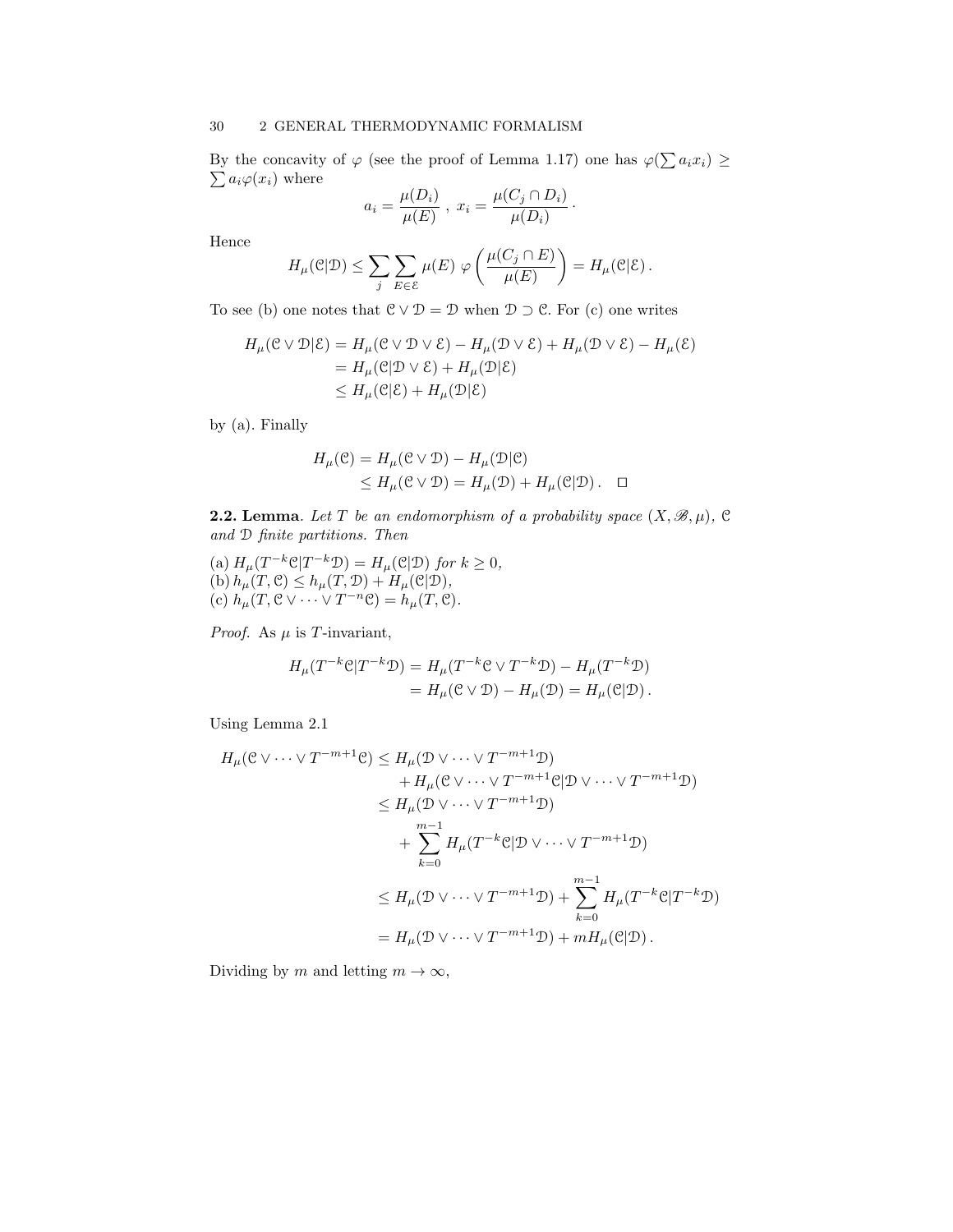By the concavity of $\varphi$ (see the proof of Lemma 1.17) one has $\varphi(\sum a_i x_i) \geq \sum a_i \varphi(x_i)$ where

$$a_i = \frac{\mu(D_i)}{\mu(E)}\,,\ x_i = \frac{\mu(C_j \cap D_i)}{\mu(D_i)}\,.$$

Hence

$$H_\mu(\mathcal{C}|\mathcal{D}) \leq \sum_j \sum_{E \in \mathcal{E}} \mu(E)\ \varphi\left(\frac{\mu(C_j \cap E)}{\mu(E)}\right) = H_\mu(\mathcal{C}|\mathcal{E})\,.$$

To see (b) one notes that $\mathcal{C} \vee \mathcal{D} = \mathcal{D}$ when $\mathcal{D} \supset \mathcal{C}$. For (c) one writes

$$\begin{aligned}
H_\mu(\mathcal{C} \vee \mathcal{D}|\mathcal{E}) &= H_\mu(\mathcal{C} \vee \mathcal{D} \vee \mathcal{E}) - H_\mu(\mathcal{D} \vee \mathcal{E}) + H_\mu(\mathcal{D} \vee \mathcal{E}) - H_\mu(\mathcal{E}) \\
&= H_\mu(\mathcal{C}|\mathcal{D} \vee \mathcal{E}) + H_\mu(\mathcal{D}|\mathcal{E}) \\
&\leq H_\mu(\mathcal{C}|\mathcal{E}) + H_\mu(\mathcal{D}|\mathcal{E})
\end{aligned}$$

by (a). Finally

$$\begin{aligned}
H_\mu(\mathcal{C}) &= H_\mu(\mathcal{C} \vee \mathcal{D}) - H_\mu(\mathcal{D}|\mathcal{C}) \\
&\leq H_\mu(\mathcal{C} \vee \mathcal{D}) = H_\mu(\mathcal{D}) + H_\mu(\mathcal{C}|\mathcal{D})\,. \quad \square
\end{aligned}$$

**2.2. Lemma**. *Let $T$ be an endomorphism of a probability space $(X, \mathscr{B}, \mu)$, $\mathcal{C}$ and $\mathcal{D}$ finite partitions. Then*

(a) $H_\mu(T^{-k}\mathcal{C}|T^{-k}\mathcal{D}) = H_\mu(\mathcal{C}|\mathcal{D})$ *for* $k \geq 0$,
(b) $h_\mu(T, \mathcal{C}) \leq h_\mu(T, \mathcal{D}) + H_\mu(\mathcal{C}|\mathcal{D})$,
(c) $h_\mu(T, \mathcal{C} \vee \cdots \vee T^{-n}\mathcal{C}) = h_\mu(T, \mathcal{C})$.

*Proof.* As $\mu$ is $T$-invariant,

$$\begin{aligned}
H_\mu(T^{-k}\mathcal{C}|T^{-k}\mathcal{D}) &= H_\mu(T^{-k}\mathcal{C} \vee T^{-k}\mathcal{D}) - H_\mu(T^{-k}\mathcal{D}) \\
&= H_\mu(\mathcal{C} \vee \mathcal{D}) - H_\mu(\mathcal{D}) = H_\mu(\mathcal{C}|\mathcal{D})\,.
\end{aligned}$$

Using Lemma 2.1

$$\begin{aligned}
H_\mu(\mathcal{C} \vee \cdots \vee T^{-m+1}\mathcal{C}) &\leq H_\mu(\mathcal{D} \vee \cdots \vee T^{-m+1}\mathcal{D}) \\
&\quad + H_\mu(\mathcal{C} \vee \cdots \vee T^{-m+1}\mathcal{C}|\mathcal{D} \vee \cdots \vee T^{-m+1}\mathcal{D}) \\
&\leq H_\mu(\mathcal{D} \vee \cdots \vee T^{-m+1}\mathcal{D}) \\
&\quad + \sum_{k=0}^{m-1} H_\mu(T^{-k}\mathcal{C}|\mathcal{D} \vee \cdots \vee T^{-m+1}\mathcal{D}) \\
&\leq H_\mu(\mathcal{D} \vee \cdots \vee T^{-m+1}\mathcal{D}) + \sum_{k=0}^{m-1} H_\mu(T^{-k}\mathcal{C}|T^{-k}\mathcal{D}) \\
&= H_\mu(\mathcal{D} \vee \cdots \vee T^{-m+1}\mathcal{D}) + mH_\mu(\mathcal{C}|\mathcal{D})\,.
\end{aligned}$$

Dividing by $m$ and letting $m \to \infty$,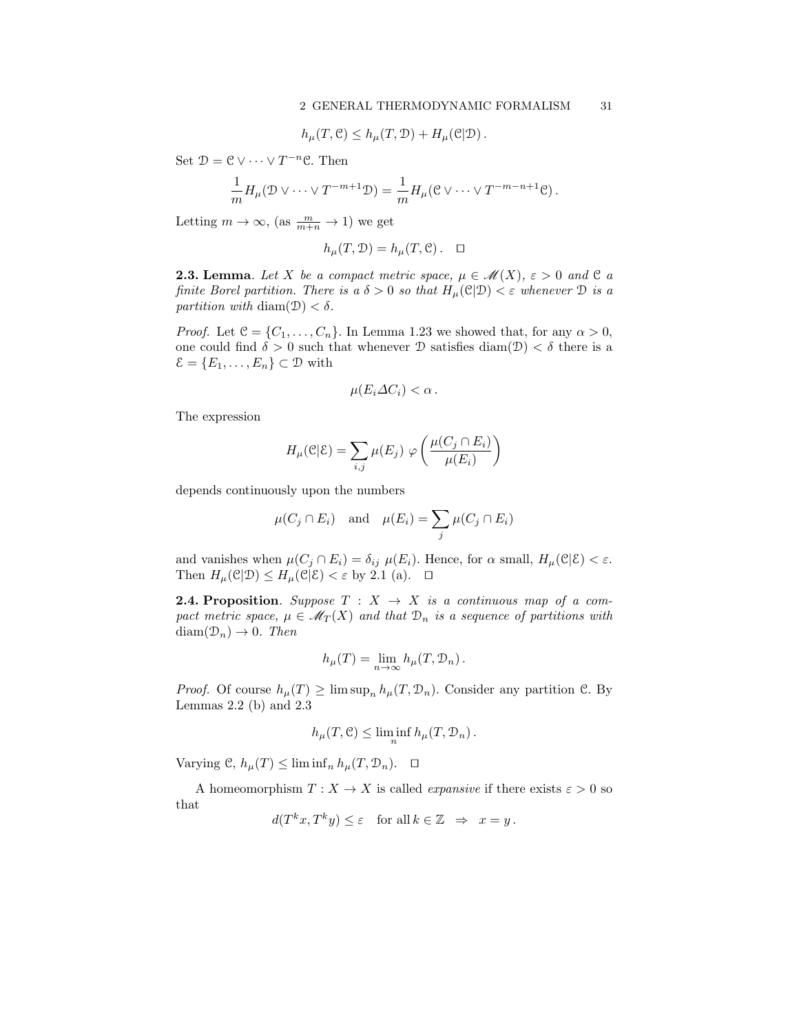$$h_\mu(T, \mathcal{C}) \le h_\mu(T, \mathcal{D}) + H_\mu(\mathcal{C}|\mathcal{D}).$$

Set $\mathcal{D} = \mathcal{C} \vee \cdots \vee T^{-n}\mathcal{C}$. Then

$$\frac{1}{m} H_\mu(\mathcal{D} \vee \cdots \vee T^{-m+1}\mathcal{D}) = \frac{1}{m} H_\mu(\mathcal{C} \vee \cdots \vee T^{-m-n+1}\mathcal{C}).$$

Letting $m \to \infty$, (as $\frac{m}{m+n} \to 1$) we get

$$h_\mu(T, \mathcal{D}) = h_\mu(T, \mathcal{C}). \quad \square$$

**2.3. Lemma**. *Let $X$ be a compact metric space, $\mu \in \mathscr{M}(X)$, $\varepsilon > 0$ and $\mathcal{C}$ a finite Borel partition. There is a $\delta > 0$ so that $H_\mu(\mathcal{C}|\mathcal{D}) < \varepsilon$ whenever $\mathcal{D}$ is a partition with $\operatorname{diam}(\mathcal{D}) < \delta$.*

*Proof.* Let $\mathcal{C} = \{C_1, \ldots, C_n\}$. In Lemma 1.23 we showed that, for any $\alpha > 0$, one could find $\delta > 0$ such that whenever $\mathcal{D}$ satisfies $\operatorname{diam}(\mathcal{D}) < \delta$ there is a $\mathcal{E} = \{E_1, \ldots, E_n\} \subset \mathcal{D}$ with

$$\mu(E_i \Delta C_i) < \alpha.$$

The expression

$$H_\mu(\mathcal{C}|\mathcal{E}) = \sum_{i,j} \mu(E_j)\ \varphi\left(\frac{\mu(C_j \cap E_i)}{\mu(E_i)}\right)$$

depends continuously upon the numbers

$$\mu(C_j \cap E_i) \quad \text{and} \quad \mu(E_i) = \sum_j \mu(C_j \cap E_i)$$

and vanishes when $\mu(C_j \cap E_i) = \delta_{ij}\ \mu(E_i)$. Hence, for $\alpha$ small, $H_\mu(\mathcal{C}|\mathcal{E}) < \varepsilon$. Then $H_\mu(\mathcal{C}|\mathcal{D}) \le H_\mu(\mathcal{C}|\mathcal{E}) < \varepsilon$ by 2.1 (a). $\square$

**2.4. Proposition**. *Suppose $T : X \to X$ is a continuous map of a compact metric space, $\mu \in \mathscr{M}_T(X)$ and that $\mathcal{D}_n$ is a sequence of partitions with $\operatorname{diam}(\mathcal{D}_n) \to 0$. Then*

$$h_\mu(T) = \lim_{n \to \infty} h_\mu(T, \mathcal{D}_n).$$

*Proof.* Of course $h_\mu(T) \ge \limsup_n h_\mu(T, \mathcal{D}_n)$. Consider any partition $\mathcal{C}$. By Lemmas 2.2 (b) and 2.3

$$h_\mu(T, \mathcal{C}) \le \liminf_n h_\mu(T, \mathcal{D}_n).$$

Varying $\mathcal{C}$, $h_\mu(T) \le \liminf_n h_\mu(T, \mathcal{D}_n)$. $\square$

A homeomorphism $T : X \to X$ is called *expansive* if there exists $\varepsilon > 0$ so that

$$d(T^k x, T^k y) \le \varepsilon \quad \text{for all } k \in \mathbb{Z} \quad \Rightarrow \quad x = y.$$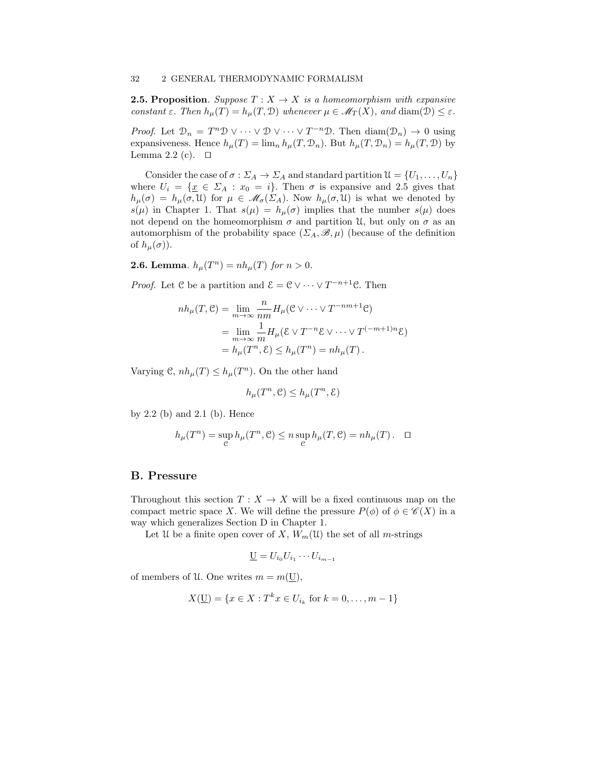**2.5. Proposition**. *Suppose $T : X \to X$ is a homeomorphism with expansive constant $\varepsilon$. Then $h_\mu(T) = h_\mu(T, \mathcal{D})$ whenever $\mu \in \mathscr{M}_T(X)$, and $\operatorname{diam}(\mathcal{D}) \le \varepsilon$.*

*Proof.* Let $\mathcal{D}_n = T^n\mathcal{D} \vee \cdots \vee \mathcal{D} \vee \cdots \vee T^{-n}\mathcal{D}$. Then $\operatorname{diam}(\mathcal{D}_n) \to 0$ using expansiveness. Hence $h_\mu(T) = \lim_n h_\mu(T, \mathcal{D}_n)$. But $h_\mu(T, \mathcal{D}_n) = h_\mu(T, \mathcal{D})$ by Lemma 2.2 (c). □

Consider the case of $\sigma : \Sigma_A \to \Sigma_A$ and standard partition $\mathcal{U} = \{U_1, \ldots, U_n\}$ where $U_i = \{\underline{x} \in \Sigma_A : x_0 = i\}$. Then $\sigma$ is expansive and 2.5 gives that $h_\mu(\sigma) = h_\mu(\sigma, \mathcal{U})$ for $\mu \in \mathscr{M}_\sigma(\Sigma_A)$. Now $h_\mu(\sigma, \mathcal{U})$ is what we denoted by $s(\mu)$ in Chapter 1. That $s(\mu) = h_\mu(\sigma)$ implies that the number $s(\mu)$ does not depend on the homeomorphism $\sigma$ and partition $\mathcal{U}$, but only on $\sigma$ as an automorphism of the probability space $(\Sigma_A, \mathscr{B}, \mu)$ (because of the definition of $h_\mu(\sigma)$).

**2.6. Lemma**. *$h_\mu(T^n) = nh_\mu(T)$ for $n > 0$.*

*Proof.* Let $\mathcal{C}$ be a partition and $\mathcal{E} = \mathcal{C} \vee \cdots \vee T^{-n+1}\mathcal{C}$. Then

$$
\begin{aligned}
nh_\mu(T, \mathcal{C}) &= \lim_{m\to\infty} \frac{n}{nm} H_\mu(\mathcal{C} \vee \cdots \vee T^{-nm+1}\mathcal{C}) \\
&= \lim_{m\to\infty} \frac{1}{m} H_\mu(\mathcal{E} \vee T^{-n}\mathcal{E} \vee \cdots \vee T^{(-m+1)n}\mathcal{E}) \\
&= h_\mu(T^n, \mathcal{E}) \le h_\mu(T^n) = nh_\mu(T)\,.
\end{aligned}
$$

Varying $\mathcal{C}$, $nh_\mu(T) \le h_\mu(T^n)$. On the other hand

$$
h_\mu(T^n, \mathcal{C}) \le h_\mu(T^n, \mathcal{E})
$$

by 2.2 (b) and 2.1 (b). Hence

$$
h_\mu(T^n) = \sup_{\mathcal{C}} h_\mu(T^n, \mathcal{C}) \le n \sup_{\mathcal{C}} h_\mu(T, \mathcal{C}) = nh_\mu(T)\,. \quad \square
$$

## B. Pressure

Throughout this section $T : X \to X$ will be a fixed continuous map on the compact metric space $X$. We will define the pressure $P(\phi)$ of $\phi \in \mathscr{C}(X)$ in a way which generalizes Section D in Chapter 1.

Let $\mathcal{U}$ be a finite open cover of $X$, $W_m(\mathcal{U})$ the set of all $m$-strings

$$
\underline{\mathrm{U}} = U_{i_0} U_{i_1} \cdots U_{i_{m-1}}
$$

of members of $\mathcal{U}$. One writes $m = m(\underline{\mathrm{U}})$,

$$
X(\underline{\mathrm{U}}) = \{x \in X : T^k x \in U_{i_k} \text{ for } k = 0, \ldots, m-1\}
$$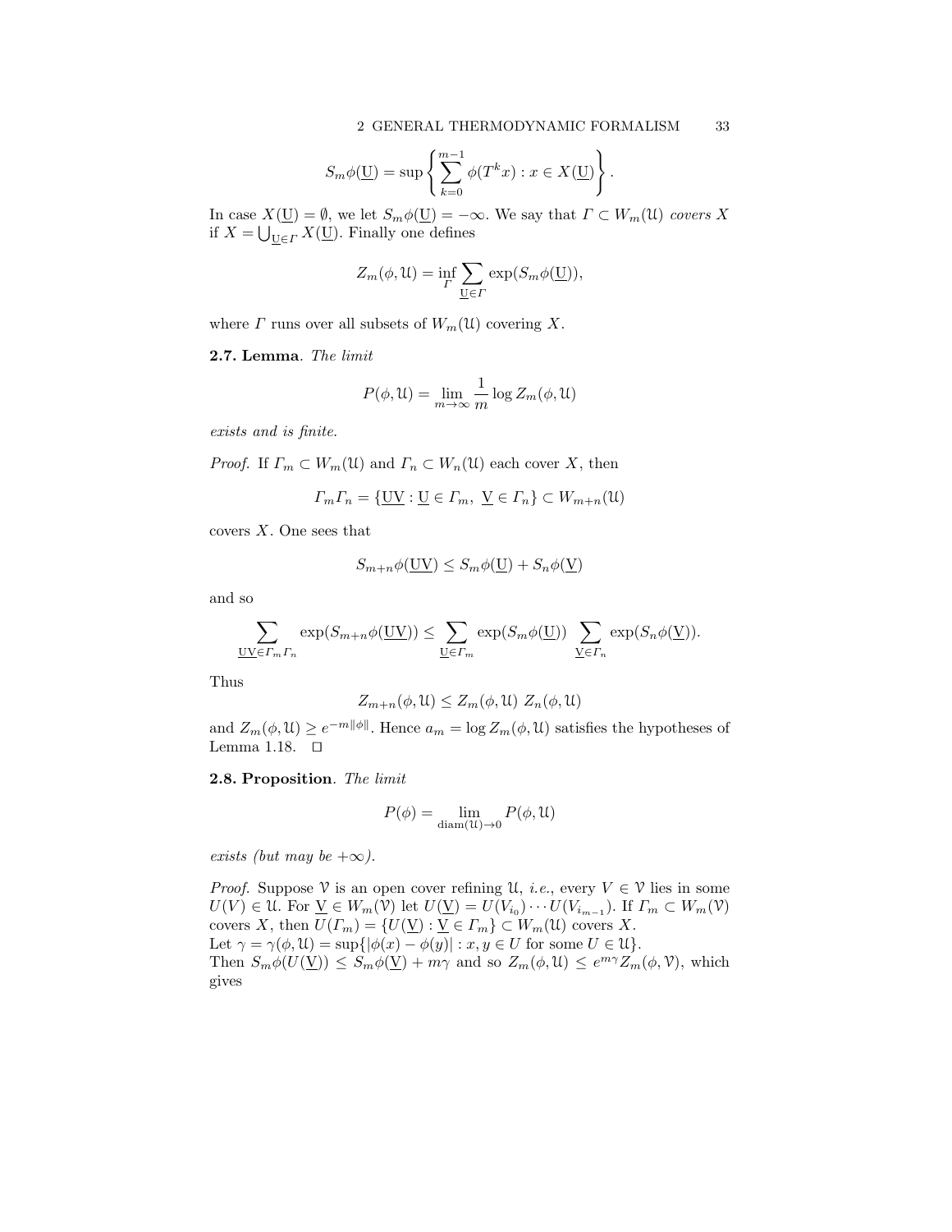$$S_m\phi(\underline{\mathrm{U}}) = \sup\left\{\sum_{k=0}^{m-1} \phi(T^k x) : x \in X(\underline{\mathrm{U}})\right\}.$$

In case $X(\underline{\mathrm{U}}) = \emptyset$, we let $S_m\phi(\underline{\mathrm{U}}) = -\infty$. We say that $\Gamma \subset W_m(\mathcal{U})$ *covers* $X$ if $X = \bigcup_{\underline{\mathrm{U}}\in\Gamma} X(\underline{\mathrm{U}})$. Finally one defines

$$Z_m(\phi, \mathcal{U}) = \inf_{\Gamma} \sum_{\underline{\mathrm{U}}\in\Gamma} \exp(S_m\phi(\underline{\mathrm{U}})),$$

where $\Gamma$ runs over all subsets of $W_m(\mathcal{U})$ covering $X$.

**2.7. Lemma**. *The limit*

$$P(\phi, \mathcal{U}) = \lim_{m\to\infty} \frac{1}{m} \log Z_m(\phi, \mathcal{U})$$

*exists and is finite.*

*Proof.* If $\Gamma_m \subset W_m(\mathcal{U})$ and $\Gamma_n \subset W_n(\mathcal{U})$ each cover $X$, then

$$\Gamma_m\Gamma_n = \{\underline{\mathrm{UV}} : \underline{\mathrm{U}} \in \Gamma_m,\ \underline{\mathrm{V}} \in \Gamma_n\} \subset W_{m+n}(\mathcal{U})$$

covers $X$. One sees that

$$S_{m+n}\phi(\underline{\mathrm{UV}}) \le S_m\phi(\underline{\mathrm{U}}) + S_n\phi(\underline{\mathrm{V}})$$

and so

$$\sum_{\underline{\mathrm{UV}}\in\Gamma_m\Gamma_n} \exp(S_{m+n}\phi(\underline{\mathrm{UV}})) \le \sum_{\underline{\mathrm{U}}\in\Gamma_m} \exp(S_m\phi(\underline{\mathrm{U}})) \sum_{\underline{\mathrm{V}}\in\Gamma_n} \exp(S_n\phi(\underline{\mathrm{V}})).$$

Thus

$$Z_{m+n}(\phi, \mathcal{U}) \le Z_m(\phi, \mathcal{U})\ Z_n(\phi, \mathcal{U})$$

and $Z_m(\phi, \mathcal{U}) \ge e^{-m\|\phi\|}$. Hence $a_m = \log Z_m(\phi, \mathcal{U})$ satisfies the hypotheses of Lemma 1.18. $\square$

**2.8. Proposition**. *The limit*

$$P(\phi) = \lim_{\mathrm{diam}(\mathcal{U})\to 0} P(\phi, \mathcal{U})$$

*exists (but may be $+\infty$).*

*Proof.* Suppose $\mathcal{V}$ is an open cover refining $\mathcal{U}$, *i.e.*, every $V \in \mathcal{V}$ lies in some $U(V) \in \mathcal{U}$. For $\underline{\mathrm{V}} \in W_m(\mathcal{V})$ let $U(\underline{\mathrm{V}}) = U(V_{i_0}) \cdots U(V_{i_{m-1}})$. If $\Gamma_m \subset W_m(\mathcal{V})$ covers $X$, then $U(\Gamma_m) = \{U(\underline{\mathrm{V}}) : \underline{\mathrm{V}} \in \Gamma_m\} \subset W_m(\mathcal{U})$ covers $X$.
Let $\gamma = \gamma(\phi, \mathcal{U}) = \sup\{|\phi(x) - \phi(y)| : x, y \in U \text{ for some } U \in \mathcal{U}\}$.
Then $S_m\phi(U(\underline{\mathrm{V}})) \le S_m\phi(\underline{\mathrm{V}}) + m\gamma$ and so $Z_m(\phi, \mathcal{U}) \le e^{m\gamma} Z_m(\phi, \mathcal{V})$, which gives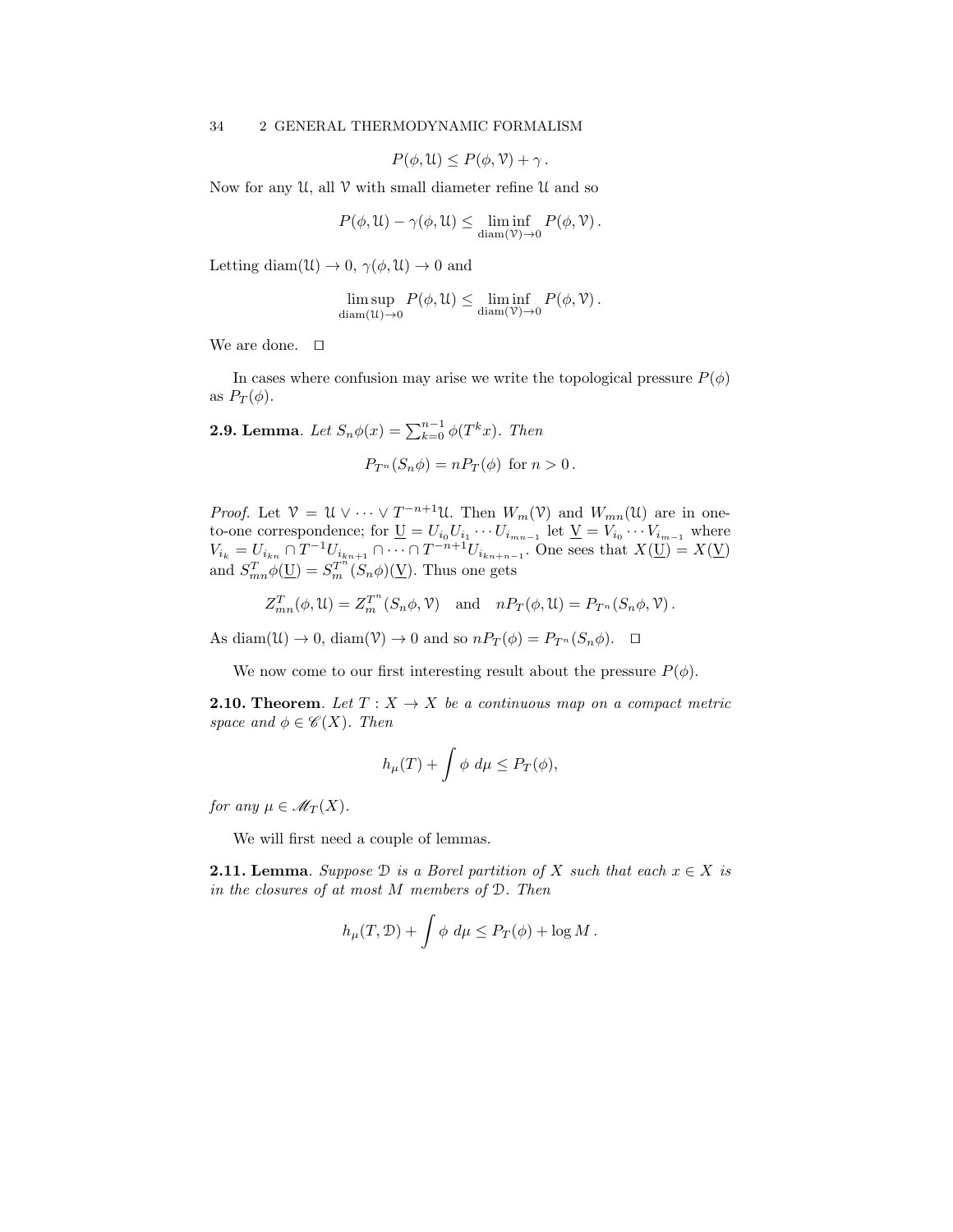$$P(\phi, \mathcal{U}) \leq P(\phi, \mathcal{V}) + \gamma\,.$$

Now for any $\mathcal{U}$, all $\mathcal{V}$ with small diameter refine $\mathcal{U}$ and so

$$P(\phi, \mathcal{U}) - \gamma(\phi, \mathcal{U}) \leq \liminf_{\operatorname{diam}(\mathcal{V}) \to 0} P(\phi, \mathcal{V})\,.$$

Letting $\operatorname{diam}(\mathcal{U}) \to 0$, $\gamma(\phi, \mathcal{U}) \to 0$ and

$$\limsup_{\operatorname{diam}(\mathcal{U}) \to 0} P(\phi, \mathcal{U}) \leq \liminf_{\operatorname{diam}(\mathcal{V}) \to 0} P(\phi, \mathcal{V})\,.$$

We are done. □

In cases where confusion may arise we write the topological pressure $P(\phi)$ as $P_T(\phi)$.

**2.9. Lemma**. *Let $S_n\phi(x) = \sum_{k=0}^{n-1} \phi(T^k x)$. Then*

$$P_{T^n}(S_n\phi) = nP_T(\phi) \text{ for } n > 0\,.$$

*Proof.* Let $\mathcal{V} = \mathcal{U} \vee \cdots \vee T^{-n+1}\mathcal{U}$. Then $W_m(\mathcal{V})$ and $W_{mn}(\mathcal{U})$ are in one-to-one correspondence; for $\underline{U} = U_{i_0} U_{i_1} \cdots U_{i_{mn-1}}$ let $\underline{V} = V_{i_0} \cdots V_{i_{m-1}}$ where $V_{i_k} = U_{i_{kn}} \cap T^{-1}U_{i_{kn+1}} \cap \cdots \cap T^{-n+1}U_{i_{kn+n-1}}$. One sees that $X(\underline{U}) = X(\underline{V})$ and $S^T_{mn}\phi(\underline{U}) = S^{T^n}_m(S_n\phi)(\underline{V})$. Thus one gets

$$Z^T_{mn}(\phi, \mathcal{U}) = Z^{T^n}_m(S_n\phi, \mathcal{V}) \quad \text{and} \quad nP_T(\phi, \mathcal{U}) = P_{T^n}(S_n\phi, \mathcal{V})\,.$$

As $\operatorname{diam}(\mathcal{U}) \to 0$, $\operatorname{diam}(\mathcal{V}) \to 0$ and so $nP_T(\phi) = P_{T^n}(S_n\phi)$. □

We now come to our first interesting result about the pressure $P(\phi)$.

**2.10. Theorem**. *Let $T : X \to X$ be a continuous map on a compact metric space and $\phi \in \mathscr{C}(X)$. Then*

$$h_\mu(T) + \int \phi \; d\mu \leq P_T(\phi),$$

*for any $\mu \in \mathscr{M}_T(X)$.*

We will first need a couple of lemmas.

**2.11. Lemma**. *Suppose $\mathcal{D}$ is a Borel partition of $X$ such that each $x \in X$ is in the closures of at most $M$ members of $\mathcal{D}$. Then*

$$h_\mu(T, \mathcal{D}) + \int \phi \; d\mu \leq P_T(\phi) + \log M\,.$$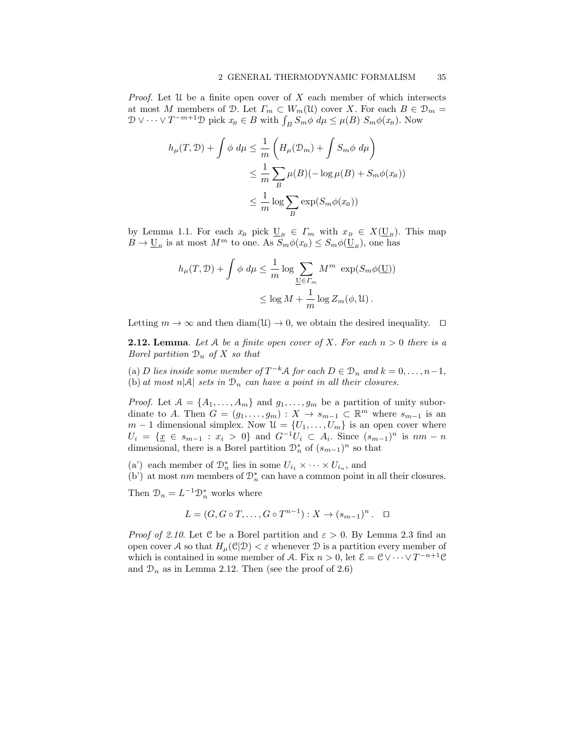*Proof.* Let $\mathcal{U}$ be a finite open cover of $X$ each member of which intersects at most $M$ members of $\mathcal{D}$. Let $\Gamma_m \subset W_m(\mathcal{U})$ cover $X$. For each $B \in \mathcal{D}_m = \mathcal{D} \vee \cdots \vee T^{-m+1}\mathcal{D}$ pick $x_B \in B$ with $\int_B S_m\phi \; d\mu \le \mu(B) \; S_m\phi(x_B)$. Now

$$
\begin{aligned}
h_\mu(T, \mathcal{D}) + \int \phi \; d\mu &\le \frac{1}{m}\left(H_\mu(\mathcal{D}_m) + \int S_m\phi \; d\mu\right) \\
&\le \frac{1}{m}\sum_B \mu(B)(-\log \mu(B) + S_m\phi(x_B)) \\
&\le \frac{1}{m}\log \sum_B \exp(S_m\phi(x_B))
\end{aligned}
$$

by Lemma 1.1. For each $x_B$ pick $\underline{U}_B \in \Gamma_m$ with $x_B \in X(\underline{U}_B)$. This map $B \to \underline{U}_B$ is at most $M^m$ to one. As $S_m\phi(x_B) \le S_m\phi(\underline{U}_B)$, one has

$$
\begin{aligned}
h_\mu(T, \mathcal{D}) + \int \phi \; d\mu &\le \frac{1}{m}\log \sum_{\underline{U}\in\Gamma_m} M^m \; \exp(S_m\phi(\underline{U})) \\
&\le \log M + \frac{1}{m}\log Z_m(\phi, \mathcal{U}) \,.
\end{aligned}
$$

Letting $m \to \infty$ and then $\operatorname{diam}(\mathcal{U}) \to 0$, we obtain the desired inequality. $\square$

**2.12. Lemma**. *Let $\mathcal{A}$ be a finite open cover of $X$. For each $n > 0$ there is a Borel partition $\mathcal{D}_n$ of $X$ so that*

(a) *$D$ lies inside some member of $T^{-k}\mathcal{A}$ for each $D \in \mathcal{D}_n$ and $k = 0, \dots, n-1$,*
(b) *at most $n|\mathcal{A}|$ sets in $\mathcal{D}_n$ can have a point in all their closures.*

*Proof.* Let $\mathcal{A} = \{A_1, \dots, A_m\}$ and $g_1, \dots, g_m$ be a partition of unity subordinate to $A$. Then $G = (g_1, \dots, g_m) : X \to s_{m-1} \subset \mathbb{R}^m$ where $s_{m-1}$ is an $m-1$ dimensional simplex. Now $\mathcal{U} = \{U_1, \dots, U_m\}$ is an open cover where $U_i = \{\underline{x} \in s_{m-1} : x_i > 0\}$ and $G^{-1}U_i \subset A_i$. Since $(s_{m-1})^n$ is $nm - n$ dimensional, there is a Borel partition $\mathcal{D}_n^*$ of $(s_{m-1})^n$ so that

(a') each member of $\mathcal{D}_n^*$ lies in some $U_{i_1} \times \cdots \times U_{i_n}$, and
(b') at most $nm$ members of $\mathcal{D}_n^*$ can have a common point in all their closures.

Then $\mathcal{D}_n = L^{-1}\mathcal{D}_n^*$ works where

$$
L = (G, G \circ T, \dots, G \circ T^{n-1}) : X \to (s_{m-1})^n \,. \quad \square
$$

*Proof of 2.10.* Let $\mathcal{C}$ be a Borel partition and $\varepsilon > 0$. By Lemma 2.3 find an open cover $\mathcal{A}$ so that $H_\mu(\mathcal{C}|\mathcal{D}) < \varepsilon$ whenever $\mathcal{D}$ is a partition every member of which is contained in some member of $\mathcal{A}$. Fix $n > 0$, let $\mathcal{E} = \mathcal{C} \vee \cdots \vee T^{-n+1}\mathcal{C}$ and $\mathcal{D}_n$ as in Lemma 2.12. Then (see the proof of 2.6)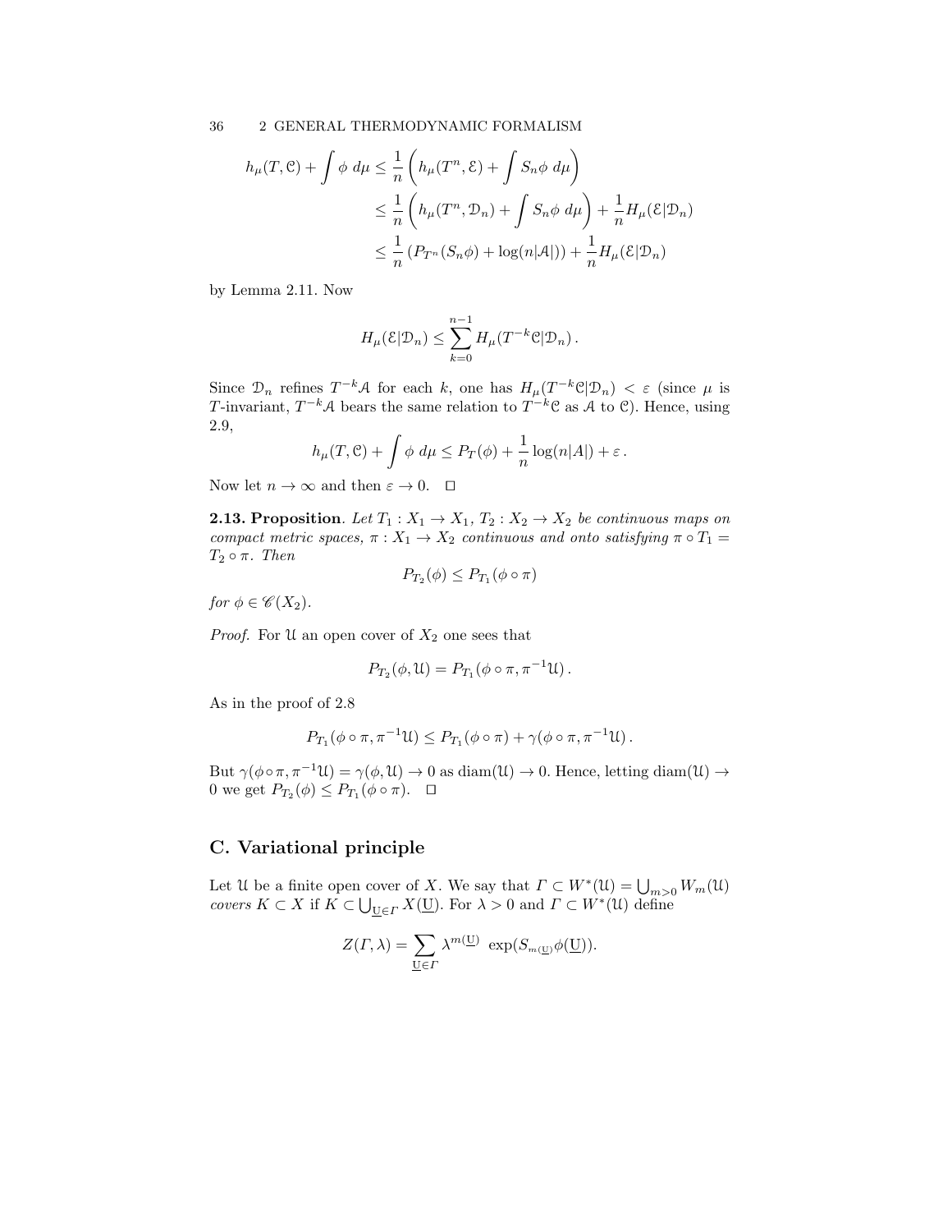$$
\begin{aligned}
h_\mu(T, \mathcal{C}) + \int \phi \, d\mu &\le \frac{1}{n}\left(h_\mu(T^n, \mathcal{E}) + \int S_n\phi \, d\mu\right) \\
&\le \frac{1}{n}\left(h_\mu(T^n, \mathcal{D}_n) + \int S_n\phi \, d\mu\right) + \frac{1}{n} H_\mu(\mathcal{E}|\mathcal{D}_n) \\
&\le \frac{1}{n}\left(P_{T^n}(S_n\phi) + \log(n|\mathcal{A}|)\right) + \frac{1}{n} H_\mu(\mathcal{E}|\mathcal{D}_n)
\end{aligned}
$$

by Lemma 2.11. Now

$$
H_\mu(\mathcal{E}|\mathcal{D}_n) \le \sum_{k=0}^{n-1} H_\mu(T^{-k}\mathcal{C}|\mathcal{D}_n) \,.
$$

Since $\mathcal{D}_n$ refines $T^{-k}\mathcal{A}$ for each $k$, one has $H_\mu(T^{-k}\mathcal{C}|\mathcal{D}_n) < \varepsilon$ (since $\mu$ is $T$-invariant, $T^{-k}\mathcal{A}$ bears the same relation to $T^{-k}\mathcal{C}$ as $\mathcal{A}$ to $\mathcal{C}$). Hence, using 2.9,

$$
h_\mu(T, \mathcal{C}) + \int \phi \, d\mu \le P_T(\phi) + \frac{1}{n}\log(n|A|) + \varepsilon \,.
$$

Now let $n \to \infty$ and then $\varepsilon \to 0$. $\square$

**2.13. Proposition**. *Let $T_1 : X_1 \to X_1$, $T_2 : X_2 \to X_2$ be continuous maps on compact metric spaces, $\pi : X_1 \to X_2$ continuous and onto satisfying $\pi \circ T_1 = T_2 \circ \pi$. Then*

$$
P_{T_2}(\phi) \le P_{T_1}(\phi \circ \pi)
$$

*for $\phi \in \mathscr{C}(X_2)$.*

*Proof.* For $\mathcal{U}$ an open cover of $X_2$ one sees that

$$
P_{T_2}(\phi, \mathcal{U}) = P_{T_1}(\phi \circ \pi, \pi^{-1}\mathcal{U}) \,.
$$

As in the proof of 2.8

$$
P_{T_1}(\phi \circ \pi, \pi^{-1}\mathcal{U}) \le P_{T_1}(\phi \circ \pi) + \gamma(\phi \circ \pi, \pi^{-1}\mathcal{U}) \,.
$$

But $\gamma(\phi \circ \pi, \pi^{-1}\mathcal{U}) = \gamma(\phi, \mathcal{U}) \to 0$ as $\operatorname{diam}(\mathcal{U}) \to 0$. Hence, letting $\operatorname{diam}(\mathcal{U}) \to 0$ we get $P_{T_2}(\phi) \le P_{T_1}(\phi \circ \pi)$. $\square$

## C. Variational principle

Let $\mathcal{U}$ be a finite open cover of $X$. We say that $\Gamma \subset W^*(\mathcal{U}) = \bigcup_{m>0} W_m(\mathcal{U})$ *covers* $K \subset X$ if $K \subset \bigcup_{\underline{\mathrm{U}} \in \Gamma} X(\underline{\mathrm{U}})$. For $\lambda > 0$ and $\Gamma \subset W^*(\mathcal{U})$ define

$$
Z(\Gamma, \lambda) = \sum_{\underline{\mathrm{U}} \in \Gamma} \lambda^{m(\underline{\mathrm{U}})} \, \exp(S_{m(\underline{\mathrm{U}})}\phi(\underline{\mathrm{U}})).
$$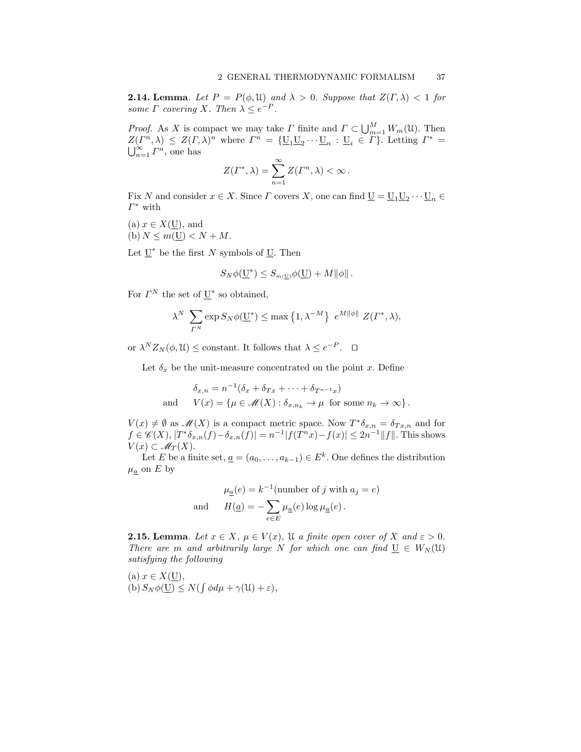**2.14. Lemma**. *Let $P = P(\phi, \mathfrak{U})$ and $\lambda > 0$. Suppose that $Z(\Gamma, \lambda) < 1$ for some $\Gamma$ covering $X$. Then $\lambda \le e^{-P}$.*

*Proof.* As $X$ is compact we may take $\Gamma$ finite and $\Gamma \subset \bigcup_{m=1}^{M} W_m(\mathfrak{U})$. Then $Z(\Gamma^n, \lambda) \le Z(\Gamma, \lambda)^n$ where $\Gamma^n = \{\underline{U}_1 \underline{U}_2 \cdots \underline{U}_n : \underline{U}_i \in \Gamma\}$. Letting $\Gamma^* = \bigcup_{n=1}^{\infty} \Gamma^n$, one has

$$Z(\Gamma^*, \lambda) = \sum_{n=1}^{\infty} Z(\Gamma^n, \lambda) < \infty\,.$$

Fix $N$ and consider $x \in X$. Since $\Gamma$ covers $X$, one can find $\underline{U} = \underline{U}_1 \underline{U}_2 \cdots \underline{U}_n \in \Gamma^*$ with

(a) $x \in X(\underline{U})$, and
(b) $N \le m(\underline{U}) < N + M$.

Let $\underline{U}^*$ be the first $N$ symbols of $\underline{U}$. Then

$$S_N\phi(\underline{U}^*) \le S_{m(\underline{U})}\phi(\underline{U}) + M\|\phi\|\,.$$

For $\Gamma^N$ the set of $\underline{U}^*$ so obtained,

$$\lambda^N \sum_{\Gamma^N} \exp S_N\phi(\underline{U}^*) \le \max\left\{1, \lambda^{-M}\right\}\ e^{M\|\phi\|}\ Z(\Gamma^*, \lambda),$$

or $\lambda^N Z_N(\phi, \mathfrak{U}) \le$ constant. It follows that $\lambda \le e^{-P}$. $\square$

Let $\delta_x$ be the unit-measure concentrated on the point $x$. Define

$$\delta_{x,n} = n^{-1}(\delta_x + \delta_{Tx} + \cdots + \delta_{T^{n-1}x})$$
$$\text{and} \qquad V(x) = \{\mu \in \mathscr{M}(X) : \delta_{x,n_k} \to \mu \ \text{ for some } n_k \to \infty\}\,.$$

$V(x) \ne \emptyset$ as $\mathscr{M}(X)$ is a compact metric space. Now $T^*\delta_{x,n} = \delta_{Tx,n}$ and for $f \in \mathscr{C}(X)$, $|T^*\delta_{x,n}(f) - \delta_{x,n}(f)| = n^{-1}|f(T^n x) - f(x)| \le 2n^{-1}\|f\|$. This shows $V(x) \subset \mathscr{M}_T(X)$.

Let $E$ be a finite set, $\underline{a} = (a_0, \ldots, a_{k-1}) \in E^k$. One defines the distribution $\mu_{\underline{a}}$ on $E$ by

$$\mu_{\underline{a}}(e) = k^{-1}(\text{number of } j \text{ with } a_j = e)$$
$$\text{and} \qquad H(\underline{a}) = -\sum_{e \in E} \mu_{\underline{a}}(e) \log \mu_{\underline{a}}(e)\,.$$

**2.15. Lemma**. *Let $x \in X$, $\mu \in V(x)$, $\mathfrak{U}$ a finite open cover of $X$ and $\varepsilon > 0$. There are $m$ and arbitrarily large $N$ for which one can find $\underline{U} \in W_N(\mathfrak{U})$ satisfying the following*

(a) $x \in X(\underline{U})$,
(b) $S_N\phi(\underline{U}) \le N(\int \phi d\mu + \gamma(\mathfrak{U}) + \varepsilon)$,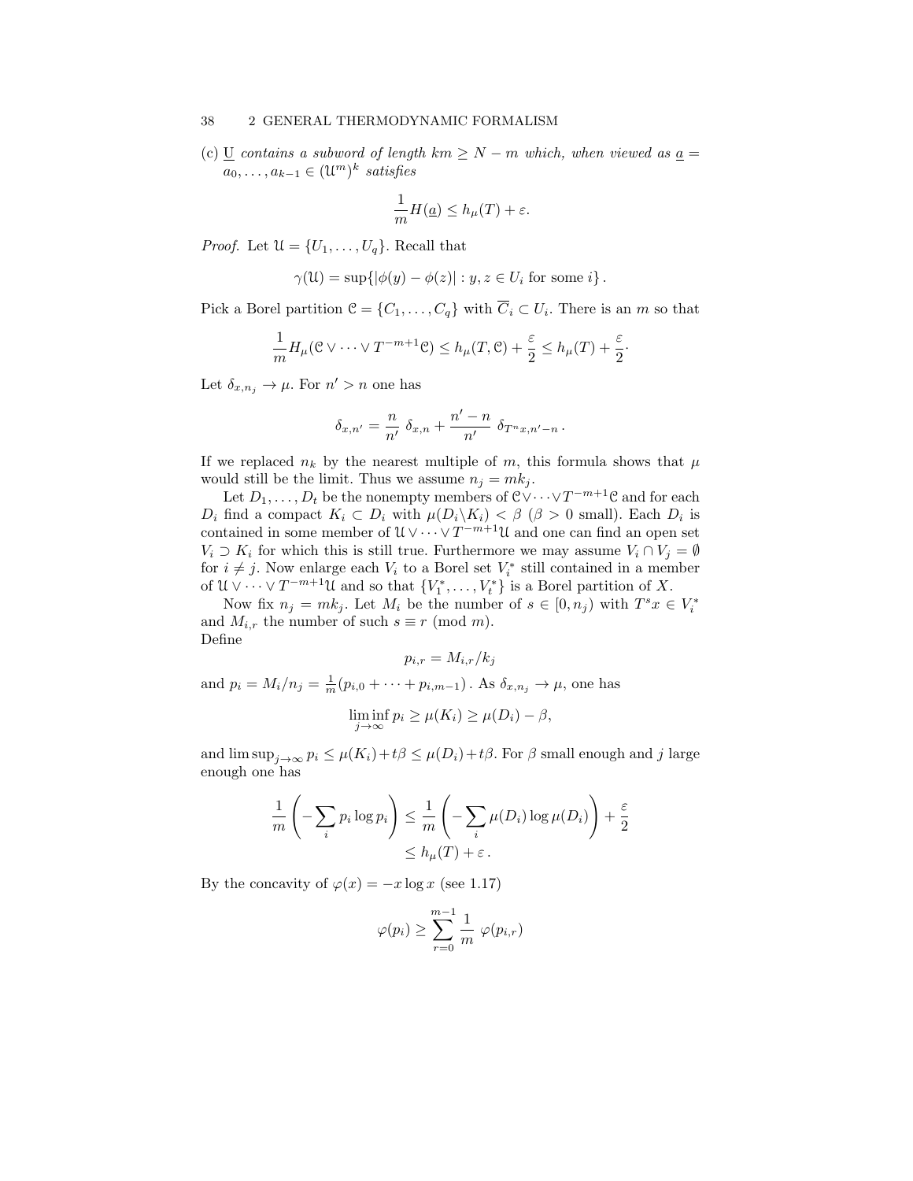(c) $\underline{U}$ *contains a subword of length* $km \geq N - m$ *which, when viewed as* $\underline{a} = a_0, \ldots, a_{k-1} \in (\mathcal{U}^m)^k$ *satisfies*

$$\frac{1}{m} H(\underline{a}) \leq h_\mu(T) + \varepsilon.$$

*Proof.* Let $\mathcal{U} = \{U_1, \ldots, U_q\}$. Recall that

$$\gamma(\mathcal{U}) = \sup\{|\phi(y) - \phi(z)| : y, z \in U_i \text{ for some } i\}.$$

Pick a Borel partition $\mathcal{C} = \{C_1, \ldots, C_q\}$ with $\overline{C}_i \subset U_i$. There is an $m$ so that

$$\frac{1}{m} H_\mu(\mathcal{C} \vee \cdots \vee T^{-m+1}\mathcal{C}) \leq h_\mu(T, \mathcal{C}) + \frac{\varepsilon}{2} \leq h_\mu(T) + \frac{\varepsilon}{2}.$$

Let $\delta_{x,n_j} \to \mu$. For $n' > n$ one has

$$\delta_{x,n'} = \frac{n}{n'}\ \delta_{x,n} + \frac{n'-n}{n'}\ \delta_{T^n x, n'-n}\,.$$

If we replaced $n_k$ by the nearest multiple of $m$, this formula shows that $\mu$ would still be the limit. Thus we assume $n_j = mk_j$.

Let $D_1, \ldots, D_t$ be the nonempty members of $\mathcal{C} \vee \cdots \vee T^{-m+1}\mathcal{C}$ and for each $D_i$ find a compact $K_i \subset D_i$ with $\mu(D_i \backslash K_i) < \beta$ ($\beta > 0$ small). Each $D_i$ is contained in some member of $\mathcal{U} \vee \cdots \vee T^{-m+1}\mathcal{U}$ and one can find an open set $V_i \supset K_i$ for which this is still true. Furthermore we may assume $V_i \cap V_j = \emptyset$ for $i \neq j$. Now enlarge each $V_i$ to a Borel set $V_i^*$ still contained in a member of $\mathcal{U} \vee \cdots \vee T^{-m+1}\mathcal{U}$ and so that $\{V_1^*, \ldots, V_t^*\}$ is a Borel partition of $X$.

Now fix $n_j = mk_j$. Let $M_i$ be the number of $s \in [0, n_j)$ with $T^s x \in V_i^*$ and $M_{i,r}$ the number of such $s \equiv r \pmod m$.
Define

$$p_{i,r} = M_{i,r}/k_j$$

and $p_i = M_i/n_j = \frac{1}{m}(p_{i,0} + \cdots + p_{i,m-1})$. As $\delta_{x,n_j} \to \mu$, one has

$$\liminf_{j \to \infty} p_i \geq \mu(K_i) \geq \mu(D_i) - \beta,$$

and $\limsup_{j \to \infty} p_i \leq \mu(K_i) + t\beta \leq \mu(D_i) + t\beta$. For $\beta$ small enough and $j$ large enough one has

$$\begin{aligned}
\frac{1}{m}\left(-\sum_i p_i \log p_i\right) &\leq \frac{1}{m}\left(-\sum_i \mu(D_i) \log \mu(D_i)\right) + \frac{\varepsilon}{2} \\
&\leq h_\mu(T) + \varepsilon\,.
\end{aligned}$$

By the concavity of $\varphi(x) = -x \log x$ (see 1.17)

$$\varphi(p_i) \geq \sum_{r=0}^{m-1} \frac{1}{m}\ \varphi(p_{i,r})$$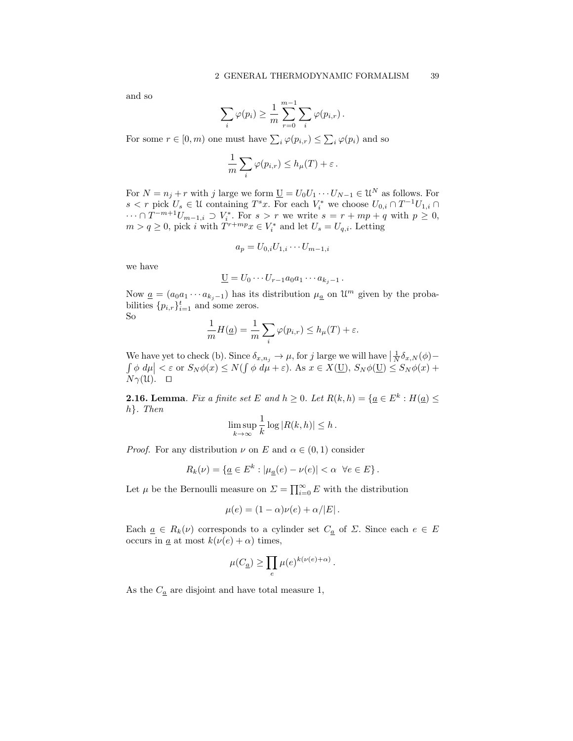and so

$$\sum_i \varphi(p_i) \geq \frac{1}{m} \sum_{r=0}^{m-1} \sum_i \varphi(p_{i,r})\,.$$

For some $r \in [0, m)$ one must have $\sum_i \varphi(p_{i,r}) \leq \sum_i \varphi(p_i)$ and so

$$\frac{1}{m} \sum_i \varphi(p_{i,r}) \leq h_\mu(T) + \varepsilon\,.$$

For $N = n_j + r$ with $j$ large we form $\underline{\mathrm{U}} = U_0 U_1 \cdots U_{N-1} \in \mathcal{U}^N$ as follows. For $s < r$ pick $U_s \in \mathcal{U}$ containing $T^s x$. For each $V_i^*$ we choose $U_{0,i} \cap T^{-1} U_{1,i} \cap \cdots \cap T^{-m+1} U_{m-1,i} \supset V_i^*$. For $s > r$ we write $s = r + mp + q$ with $p \geq 0$, $m > q \geq 0$, pick $i$ with $T^{r+mp} x \in V_i^*$ and let $U_s = U_{q,i}$. Letting

$$a_p = U_{0,i} U_{1,i} \cdots U_{m-1,i}$$

we have

$$\underline{\mathrm{U}} = U_0 \cdots U_{r-1} a_0 a_1 \cdots a_{k_j - 1}\,.$$

Now $\underline{a} = (a_0 a_1 \cdots a_{k_j-1})$ has its distribution $\mu_{\underline{a}}$ on $\mathcal{U}^m$ given by the probabilities $\{p_{i,r}\}_{i=1}^t$ and some zeros.
So

$$\frac{1}{m} H(\underline{a}) = \frac{1}{m} \sum_i \varphi(p_{i,r}) \leq h_\mu(T) + \varepsilon.$$

We have yet to check (b). Since $\delta_{x,n_j} \to \mu$, for $j$ large we will have $\left|\frac{1}{N}\delta_{x,N}(\phi) - \int \phi \, d\mu\right| < \varepsilon$ or $S_N \phi(x) \leq N(\int \phi \, d\mu + \varepsilon)$. As $x \in X(\underline{\mathrm{U}})$, $S_N \phi(\underline{\mathrm{U}}) \leq S_N \phi(x) + N\gamma(\mathfrak{U})$. $\square$

**2.16. Lemma**. *Fix a finite set $E$ and $h \geq 0$. Let $R(k,h) = \{\underline{a} \in E^k : H(\underline{a}) \leq h\}$. Then*

$$\limsup_{k \to \infty} \frac{1}{k} \log |R(k,h)| \leq h\,.$$

*Proof.* For any distribution $\nu$ on $E$ and $\alpha \in (0,1)$ consider

$$R_k(\nu) = \{\underline{a} \in E^k : |\mu_{\underline{a}}(e) - \nu(e)| < \alpha \;\; \forall e \in E\}\,.$$

Let $\mu$ be the Bernoulli measure on $\Sigma = \prod_{i=0}^\infty E$ with the distribution

$$\mu(e) = (1-\alpha)\nu(e) + \alpha/|E|\,.$$

Each $\underline{a} \in R_k(\nu)$ corresponds to a cylinder set $C_{\underline{a}}$ of $\Sigma$. Since each $e \in E$ occurs in $\underline{a}$ at most $k(\nu(e) + \alpha)$ times,

$$\mu(C_{\underline{a}}) \geq \prod_e \mu(e)^{k(\nu(e)+\alpha)}\,.$$

As the $C_{\underline{a}}$ are disjoint and have total measure 1,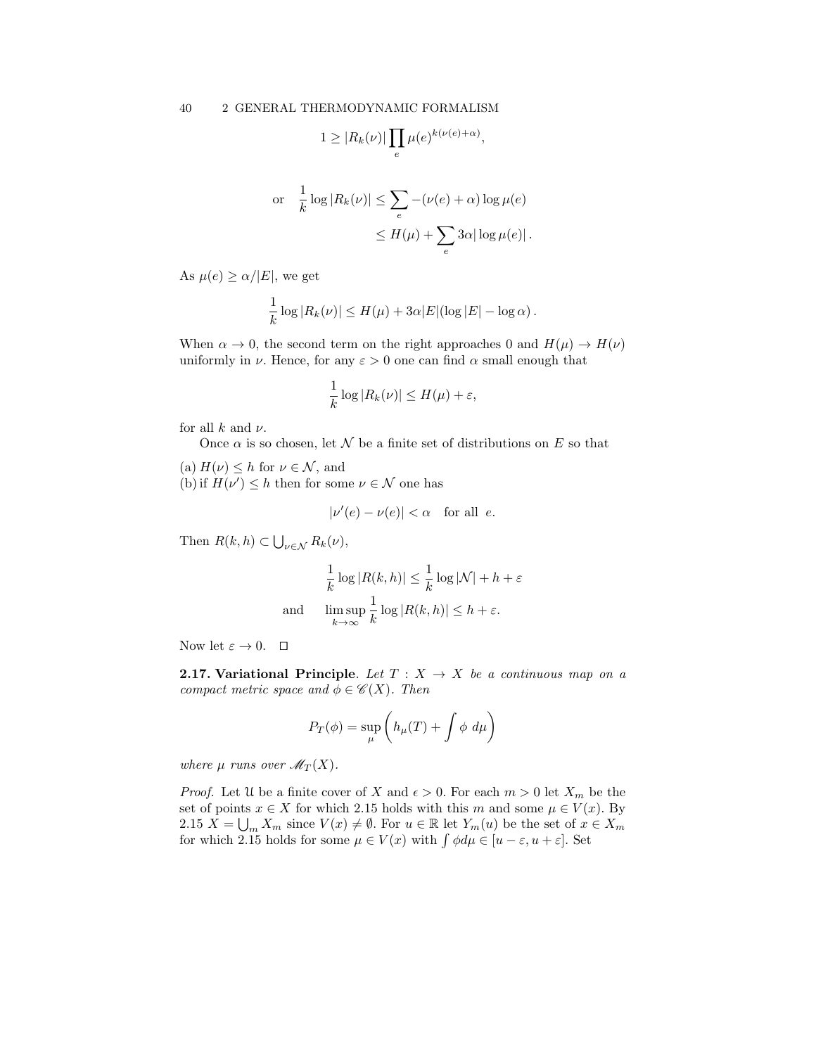$$1 \geq |R_k(\nu)| \prod_e \mu(e)^{k(\nu(e)+\alpha)},$$

$$\text{or} \quad \frac{1}{k}\log|R_k(\nu)| \leq \sum_e -(\nu(e)+\alpha)\log\mu(e)$$
$$\leq H(\mu) + \sum_e 3\alpha|\log\mu(e)|\,.$$

As $\mu(e) \geq \alpha/|E|$, we get

$$\frac{1}{k}\log|R_k(\nu)| \leq H(\mu) + 3\alpha|E|(\log|E| - \log\alpha)\,.$$

When $\alpha \to 0$, the second term on the right approaches 0 and $H(\mu) \to H(\nu)$ uniformly in $\nu$. Hence, for any $\varepsilon > 0$ one can find $\alpha$ small enough that

$$\frac{1}{k}\log|R_k(\nu)| \leq H(\mu) + \varepsilon,$$

for all $k$ and $\nu$.

Once $\alpha$ is so chosen, let $\mathcal{N}$ be a finite set of distributions on $E$ so that

(a) $H(\nu) \leq h$ for $\nu \in \mathcal{N}$, and
(b) if $H(\nu') \leq h$ then for some $\nu \in \mathcal{N}$ one has

$$|\nu'(e) - \nu(e)| < \alpha \quad \text{for all } e.$$

Then $R(k,h) \subset \bigcup_{\nu\in\mathcal{N}} R_k(\nu)$,

$$\frac{1}{k}\log|R(k,h)| \leq \frac{1}{k}\log|\mathcal{N}| + h + \varepsilon$$
$$\text{and} \qquad \limsup_{k\to\infty}\frac{1}{k}\log|R(k,h)| \leq h + \varepsilon.$$

Now let $\varepsilon \to 0$. □

**2.17. Variational Principle**. *Let $T : X \to X$ be a continuous map on a compact metric space and $\phi \in \mathscr{C}(X)$. Then*

$$P_T(\phi) = \sup_\mu \left( h_\mu(T) + \int \phi \; d\mu \right)$$

*where $\mu$ runs over $\mathscr{M}_T(X)$.*

*Proof.* Let $\mathfrak{U}$ be a finite cover of $X$ and $\epsilon > 0$. For each $m > 0$ let $X_m$ be the set of points $x \in X$ for which 2.15 holds with this $m$ and some $\mu \in V(x)$. By 2.15 $X = \bigcup_m X_m$ since $V(x) \neq \emptyset$. For $u \in \mathbb{R}$ let $Y_m(u)$ be the set of $x \in X_m$ for which 2.15 holds for some $\mu \in V(x)$ with $\int \phi d\mu \in [u-\varepsilon, u+\varepsilon]$. Set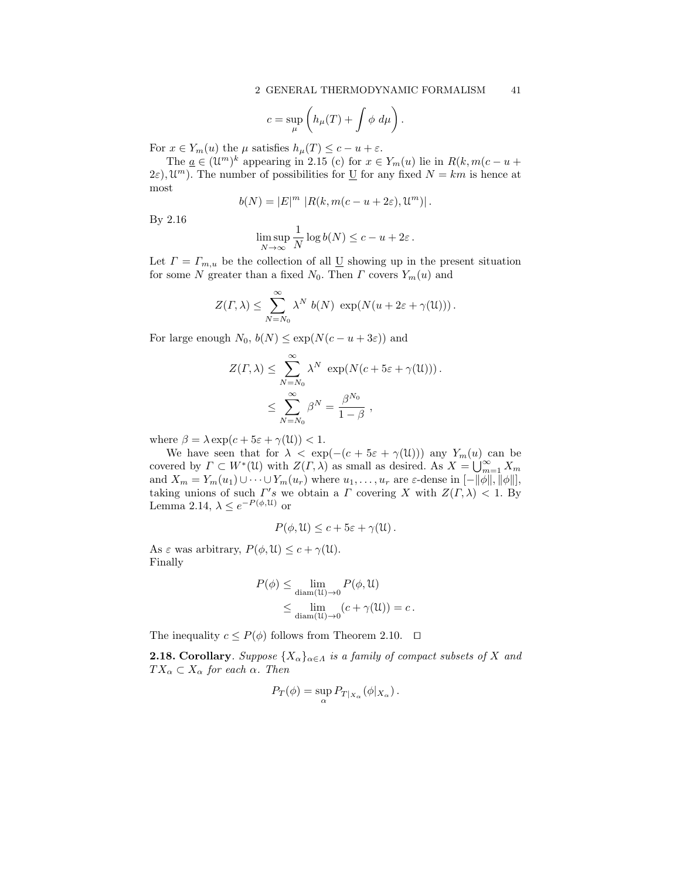$$c = \sup_\mu \left( h_\mu(T) + \int \phi \; d\mu \right).$$

For $x \in Y_m(u)$ the $\mu$ satisfies $h_\mu(T) \le c - u + \varepsilon$.

The $\underline{a} \in (\mathcal{U}^m)^k$ appearing in 2.15 (c) for $x \in Y_m(u)$ lie in $R(k, m(c-u+2\varepsilon), \mathcal{U}^m)$. The number of possibilities for $\underline{\mathrm{U}}$ for any fixed $N = km$ is hence at most

$$b(N) = |E|^m \; |R(k, m(c-u+2\varepsilon), \mathcal{U}^m)| \,.$$

By 2.16

$$\limsup_{N\to\infty} \frac{1}{N} \log b(N) \le c - u + 2\varepsilon \,.$$

Let $\Gamma = \Gamma_{m,u}$ be the collection of all $\underline{\mathrm{U}}$ showing up in the present situation for some $N$ greater than a fixed $N_0$. Then $\Gamma$ covers $Y_m(u)$ and

$$Z(\Gamma, \lambda) \le \sum_{N=N_0}^{\infty} \lambda^N \; b(N) \; \exp(N(u + 2\varepsilon + \gamma(\mathcal{U}))) \,.$$

For large enough $N_0$, $b(N) \le \exp(N(c - u + 3\varepsilon))$ and

$$\begin{aligned} Z(\Gamma, \lambda) &\le \sum_{N=N_0}^{\infty} \lambda^N \; \exp(N(c + 5\varepsilon + \gamma(\mathcal{U}))) \,. \\ &\le \sum_{N=N_0}^{\infty} \beta^N = \frac{\beta^{N_0}}{1-\beta} \;, \end{aligned}$$

where $\beta = \lambda \exp(c + 5\varepsilon + \gamma(\mathcal{U})) < 1$.

We have seen that for $\lambda < \exp(-(c + 5\varepsilon + \gamma(\mathcal{U})))$ any $Y_m(u)$ can be covered by $\Gamma \subset W^*(\mathcal{U})$ with $Z(\Gamma, \lambda)$ as small as desired. As $X = \bigcup_{m=1}^{\infty} X_m$ and $X_m = Y_m(u_1) \cup \cdots \cup Y_m(u_r)$ where $u_1, \ldots, u_r$ are $\varepsilon$-dense in $[-\|\phi\|, \|\phi\|]$, taking unions of such $\Gamma's$ we obtain a $\Gamma$ covering $X$ with $Z(\Gamma, \lambda) < 1$. By Lemma 2.14, $\lambda \le e^{-P(\phi, \mathcal{U})}$ or

$$P(\phi, \mathcal{U}) \le c + 5\varepsilon + \gamma(\mathcal{U}) \,.$$

As $\varepsilon$ was arbitrary, $P(\phi, \mathcal{U}) \le c + \gamma(\mathcal{U})$.
Finally

$$\begin{aligned} P(\phi) &\le \lim_{\operatorname{diam}(\mathcal{U})\to 0} P(\phi, \mathcal{U}) \\ &\le \lim_{\operatorname{diam}(\mathcal{U})\to 0} (c + \gamma(\mathcal{U})) = c \,. \end{aligned}$$

The inequality $c \le P(\phi)$ follows from Theorem 2.10. $\square$

**2.18. Corollary**. *Suppose $\{X_\alpha\}_{\alpha \in \Lambda}$ is a family of compact subsets of $X$ and $TX_\alpha \subset X_\alpha$ for each $\alpha$. Then*

$$P_T(\phi) = \sup_\alpha P_{T|_{X_\alpha}}(\phi|_{X_\alpha}) \,.$$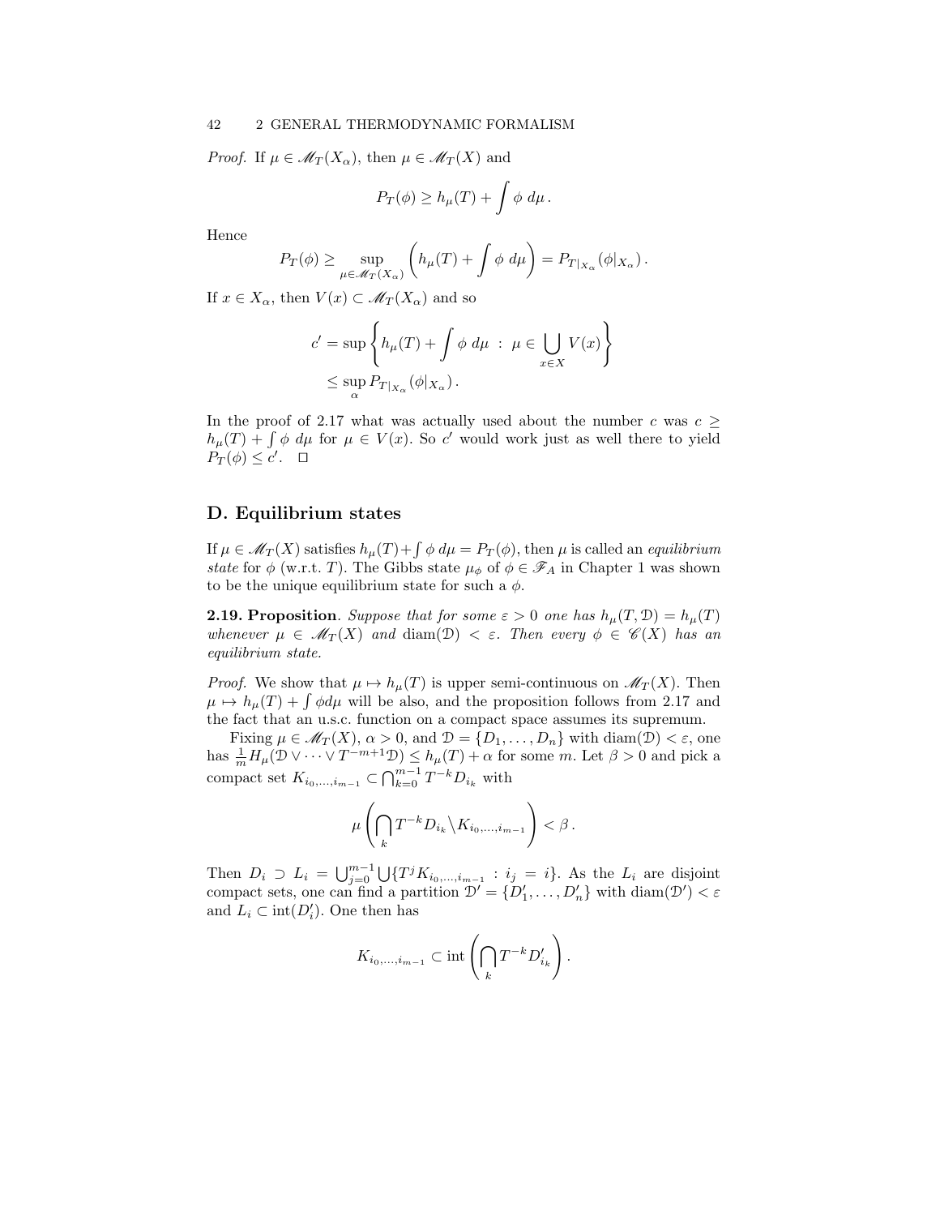*Proof.* If $\mu \in \mathscr{M}_T(X_\alpha)$, then $\mu \in \mathscr{M}_T(X)$ and

$$P_T(\phi) \geq h_\mu(T) + \int \phi \, d\mu \, .$$

Hence

$$P_T(\phi) \geq \sup_{\mu \in \mathscr{M}_T(X_\alpha)} \left( h_\mu(T) + \int \phi \, d\mu \right) = P_{T|_{X_\alpha}}(\phi|_{X_\alpha}) \, .$$

If $x \in X_\alpha$, then $V(x) \subset \mathscr{M}_T(X_\alpha)$ and so

$$\begin{aligned} c' &= \sup \left\{ h_\mu(T) + \int \phi \, d\mu \; : \; \mu \in \bigcup_{x \in X} V(x) \right\} \\ &\leq \sup_\alpha P_{T|_{X_\alpha}}(\phi|_{X_\alpha}) \, . \end{aligned}$$

In the proof of 2.17 what was actually used about the number $c$ was $c \geq h_\mu(T) + \int \phi \, d\mu$ for $\mu \in V(x)$. So $c'$ would work just as well there to yield $P_T(\phi) \leq c'$. $\square$

## D. Equilibrium states

If $\mu \in \mathscr{M}_T(X)$ satisfies $h_\mu(T) + \int \phi \, d\mu = P_T(\phi)$, then $\mu$ is called an *equilibrium state* for $\phi$ (w.r.t. $T$). The Gibbs state $\mu_\phi$ of $\phi \in \mathscr{F}_A$ in Chapter 1 was shown to be the unique equilibrium state for such a $\phi$.

**2.19. Proposition**. *Suppose that for some $\varepsilon > 0$ one has $h_\mu(T, \mathcal{D}) = h_\mu(T)$ whenever $\mu \in \mathscr{M}_T(X)$ and $\operatorname{diam}(\mathcal{D}) < \varepsilon$. Then every $\phi \in \mathscr{C}(X)$ has an equilibrium state.*

*Proof.* We show that $\mu \mapsto h_\mu(T)$ is upper semi-continuous on $\mathscr{M}_T(X)$. Then $\mu \mapsto h_\mu(T) + \int \phi d\mu$ will be also, and the proposition follows from 2.17 and the fact that an u.s.c. function on a compact space assumes its supremum.

Fixing $\mu \in \mathscr{M}_T(X)$, $\alpha > 0$, and $\mathcal{D} = \{D_1, \ldots, D_n\}$ with $\operatorname{diam}(\mathcal{D}) < \varepsilon$, one has $\frac{1}{m} H_\mu(\mathcal{D} \vee \cdots \vee T^{-m+1}\mathcal{D}) \leq h_\mu(T) + \alpha$ for some $m$. Let $\beta > 0$ and pick a compact set $K_{i_0, \ldots, i_{m-1}} \subset \bigcap_{k=0}^{m-1} T^{-k} D_{i_k}$ with

$$\mu \left( \bigcap_k T^{-k} D_{i_k} \Big\backslash K_{i_0, \ldots, i_{m-1}} \right) < \beta \, .$$

Then $D_i \supset L_i = \bigcup_{j=0}^{m-1} \bigcup \{ T^j K_{i_0, \ldots, i_{m-1}} \; : \; i_j = i \}$. As the $L_i$ are disjoint compact sets, one can find a partition $\mathcal{D}' = \{D_1', \ldots, D_n'\}$ with $\operatorname{diam}(\mathcal{D}') < \varepsilon$ and $L_i \subset \operatorname{int}(D_i')$. One then has

$$K_{i_0, \ldots, i_{m-1}} \subset \operatorname{int} \left( \bigcap_k T^{-k} D'_{i_k} \right) .$$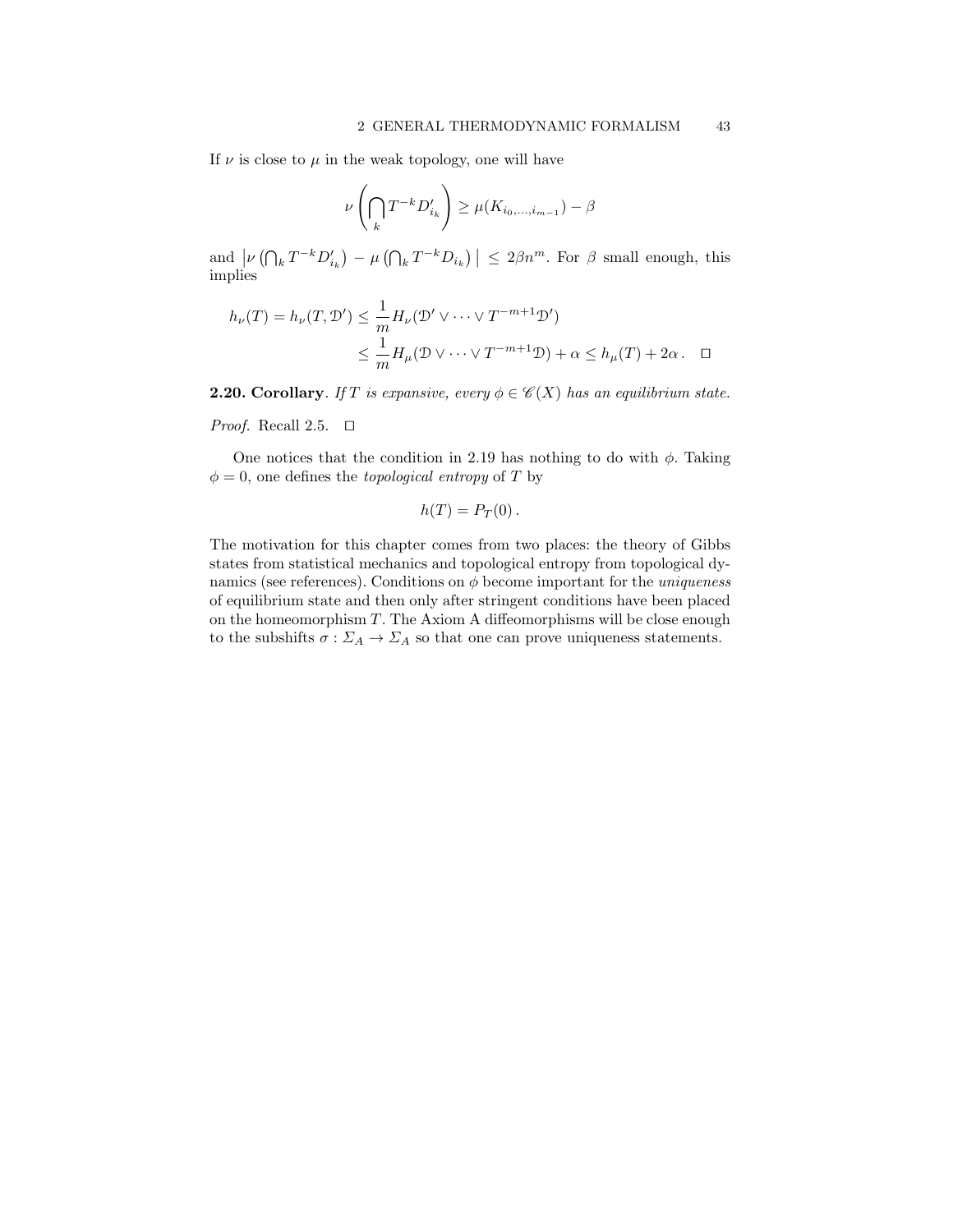If $\nu$ is close to $\mu$ in the weak topology, one will have

$$\nu\left(\bigcap_k T^{-k} D'_{i_k}\right) \geq \mu(K_{i_0,\ldots,i_{m-1}}) - \beta$$

and $\left|\nu\left(\bigcap_k T^{-k} D'_{i_k}\right) - \mu\left(\bigcap_k T^{-k} D_{i_k}\right)\right| \leq 2\beta n^m$. For $\beta$ small enough, this implies

$$\begin{aligned} h_\nu(T) = h_\nu(T, \mathcal{D}') &\leq \frac{1}{m} H_\nu(\mathcal{D}' \vee \cdots \vee T^{-m+1}\mathcal{D}') \\ &\leq \frac{1}{m} H_\mu(\mathcal{D} \vee \cdots \vee T^{-m+1}\mathcal{D}) + \alpha \leq h_\mu(T) + 2\alpha \,. \quad \square \end{aligned}$$

**2.20. Corollary**. *If $T$ is expansive, every $\phi \in \mathscr{C}(X)$ has an equilibrium state.*

*Proof.* Recall 2.5. $\square$

One notices that the condition in 2.19 has nothing to do with $\phi$. Taking $\phi = 0$, one defines the *topological entropy* of $T$ by

$$h(T) = P_T(0)\,.$$

The motivation for this chapter comes from two places: the theory of Gibbs states from statistical mechanics and topological entropy from topological dynamics (see references). Conditions on $\phi$ become important for the *uniqueness* of equilibrium state and then only after stringent conditions have been placed on the homeomorphism $T$. The Axiom A diffeomorphisms will be close enough to the subshifts $\sigma : \Sigma_A \to \Sigma_A$ so that one can prove uniqueness statements.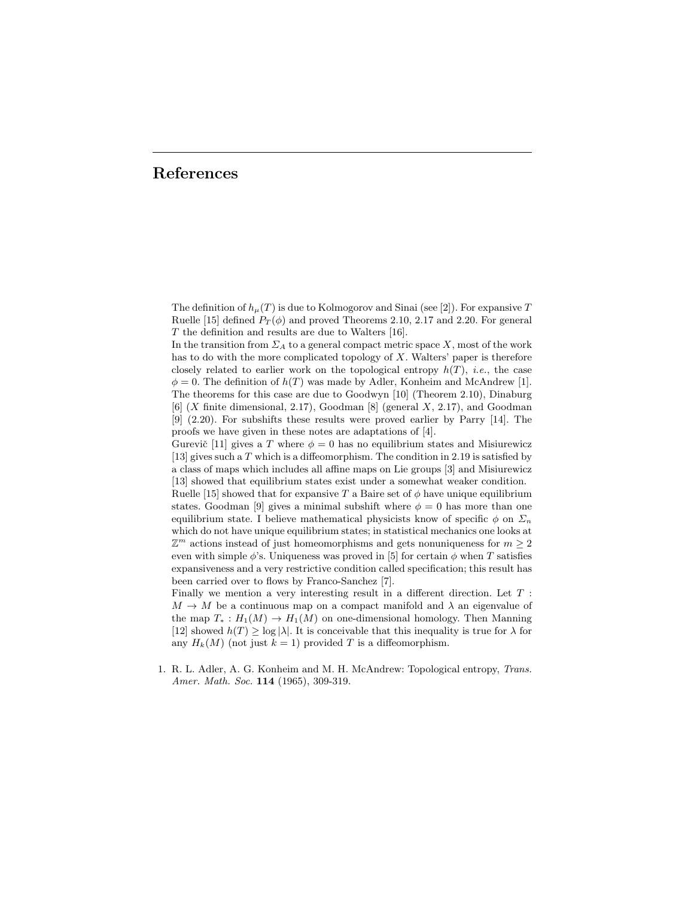# References

The definition of $h_\mu(T)$ is due to Kolmogorov and Sinai (see [2]). For expansive $T$ Ruelle [15] defined $P_T(\phi)$ and proved Theorems 2.10, 2.17 and 2.20. For general $T$ the definition and results are due to Walters [16].

In the transition from $\Sigma_A$ to a general compact metric space $X$, most of the work has to do with the more complicated topology of $X$. Walters' paper is therefore closely related to earlier work on the topological entropy $h(T)$, *i.e.*, the case $\phi = 0$. The definition of $h(T)$ was made by Adler, Konheim and McAndrew [1]. The theorems for this case are due to Goodwyn [10] (Theorem 2.10), Dinaburg [6] ($X$ finite dimensional, 2.17), Goodman [8] (general $X$, 2.17), and Goodman [9] (2.20). For subshifts these results were proved earlier by Parry [14]. The proofs we have given in these notes are adaptations of [4].

Gurevič [11] gives a $T$ where $\phi = 0$ has no equilibrium states and Misiurewicz [13] gives such a $T$ which is a diffeomorphism. The condition in 2.19 is satisfied by a class of maps which includes all affine maps on Lie groups [3] and Misiurewicz [13] showed that equilibrium states exist under a somewhat weaker condition.

Ruelle [15] showed that for expansive $T$ a Baire set of $\phi$ have unique equilibrium states. Goodman [9] gives a minimal subshift where $\phi = 0$ has more than one equilibrium state. I believe mathematical physicists know of specific $\phi$ on $\Sigma_n$ which do not have unique equilibrium states; in statistical mechanics one looks at $\mathbb{Z}^m$ actions instead of just homeomorphisms and gets nonuniqueness for $m \geq 2$ even with simple $\phi$'s. Uniqueness was proved in [5] for certain $\phi$ when $T$ satisfies expansiveness and a very restrictive condition called specification; this result has been carried over to flows by Franco-Sanchez [7].

Finally we mention a very interesting result in a different direction. Let $T : M \to M$ be a continuous map on a compact manifold and $\lambda$ an eigenvalue of the map $T_* : H_1(M) \to H_1(M)$ on one-dimensional homology. Then Manning [12] showed $h(T) \geq \log |\lambda|$. It is conceivable that this inequality is true for $\lambda$ for any $H_k(M)$ (not just $k = 1$) provided $T$ is a diffeomorphism.

1. R. L. Adler, A. G. Konheim and M. H. McAndrew: Topological entropy, *Trans. Amer. Math. Soc.* **114** (1965), 309-319.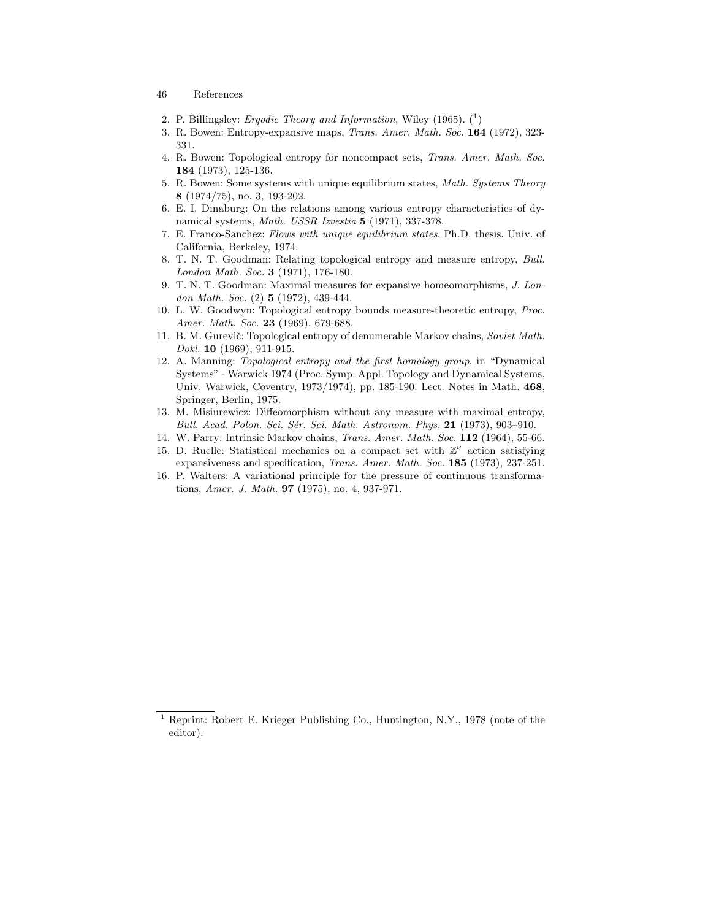2. P. Billingsley: *Ergodic Theory and Information*, Wiley (1965). ([1])
3. R. Bowen: Entropy-expansive maps, *Trans. Amer. Math. Soc.* **164** (1972), 323-331.
4. R. Bowen: Topological entropy for noncompact sets, *Trans. Amer. Math. Soc.* **184** (1973), 125-136.
5. R. Bowen: Some systems with unique equilibrium states, *Math. Systems Theory* **8** (1974/75), no. 3, 193-202.
6. E. I. Dinaburg: On the relations among various entropy characteristics of dynamical systems, *Math. USSR Izvestia* **5** (1971), 337-378.
7. E. Franco-Sanchez: *Flows with unique equilibrium states*, Ph.D. thesis. Univ. of California, Berkeley, 1974.
8. T. N. T. Goodman: Relating topological entropy and measure entropy, *Bull. London Math. Soc.* **3** (1971), 176-180.
9. T. N. T. Goodman: Maximal measures for expansive homeomorphisms, *J. London Math. Soc.* (2) **5** (1972), 439-444.
10. L. W. Goodwyn: Topological entropy bounds measure-theoretic entropy, *Proc. Amer. Math. Soc.* **23** (1969), 679-688.
11. B. M. Gurevič: Topological entropy of denumerable Markov chains, *Soviet Math. Dokl.* **10** (1969), 911-915.
12. A. Manning: *Topological entropy and the first homology group*, in "Dynamical Systems" - Warwick 1974 (Proc. Symp. Appl. Topology and Dynamical Systems, Univ. Warwick, Coventry, 1973/1974), pp. 185-190. Lect. Notes in Math. **468**, Springer, Berlin, 1975.
13. M. Misiurewicz: Diffeomorphism without any measure with maximal entropy, *Bull. Acad. Polon. Sci. Sér. Sci. Math. Astronom. Phys.* **21** (1973), 903–910.
14. W. Parry: Intrinsic Markov chains, *Trans. Amer. Math. Soc.* **112** (1964), 55-66.
15. D. Ruelle: Statistical mechanics on a compact set with $\mathbb{Z}^\nu$ action satisfying expansiveness and specification, *Trans. Amer. Math. Soc.* **185** (1973), 237-251.
16. P. Walters: A variational principle for the pressure of continuous transformations, *Amer. J. Math.* **97** (1975), no. 4, 937-971.

---

[1] Reprint: Robert E. Krieger Publishing Co., Huntington, N.Y., 1978 (note of the editor).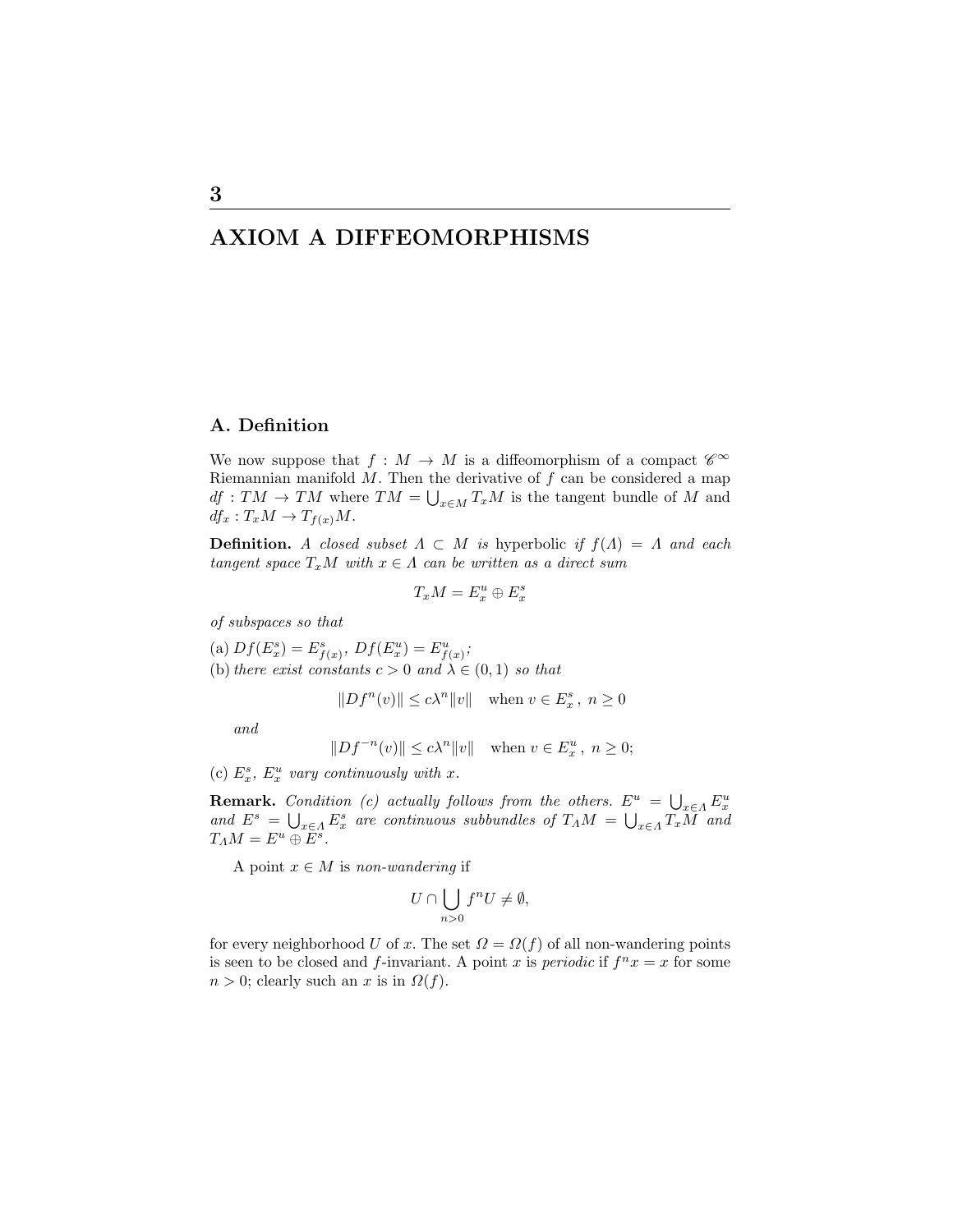# 3

# AXIOM A DIFFEOMORPHISMS

## A. Definition

We now suppose that $f : M \to M$ is a diffeomorphism of a compact $\mathscr{C}^\infty$ Riemannian manifold $M$. Then the derivative of $f$ can be considered a map $df : TM \to TM$ where $TM = \bigcup_{x \in M} T_x M$ is the tangent bundle of $M$ and $df_x : T_x M \to T_{f(x)} M$.

**Definition.** *A closed subset $\Lambda \subset M$ is* hyperbolic *if $f(\Lambda) = \Lambda$ and each tangent space $T_x M$ with $x \in \Lambda$ can be written as a direct sum*

$$T_x M = E_x^u \oplus E_x^s$$

*of subspaces so that*

(a) $Df(E_x^s) = E_{f(x)}^s$, $Df(E_x^u) = E_{f(x)}^u$;
(b) *there exist constants $c > 0$ and $\lambda \in (0,1)$ so that*

$$\|Df^n(v)\| \le c\lambda^n \|v\| \quad \text{when } v \in E_x^s\,,\ n \ge 0$$

*and*

$$\|Df^{-n}(v)\| \le c\lambda^n \|v\| \quad \text{when } v \in E_x^u\,,\ n \ge 0;$$

(c) $E_x^s$, $E_x^u$ *vary continuously with $x$.*

**Remark.** *Condition (c) actually follows from the others. $E^u = \bigcup_{x \in \Lambda} E_x^u$ and $E^s = \bigcup_{x \in \Lambda} E_x^s$ are continuous subbundles of $T_\Lambda M = \bigcup_{x \in \Lambda} T_x M$ and $T_\Lambda M = E^u \oplus E^s$.*

A point $x \in M$ is *non-wandering* if

$$U \cap \bigcup_{n > 0} f^n U \neq \emptyset,$$

for every neighborhood $U$ of $x$. The set $\Omega = \Omega(f)$ of all non-wandering points is seen to be closed and $f$-invariant. A point $x$ is *periodic* if $f^n x = x$ for some $n > 0$; clearly such an $x$ is in $\Omega(f)$.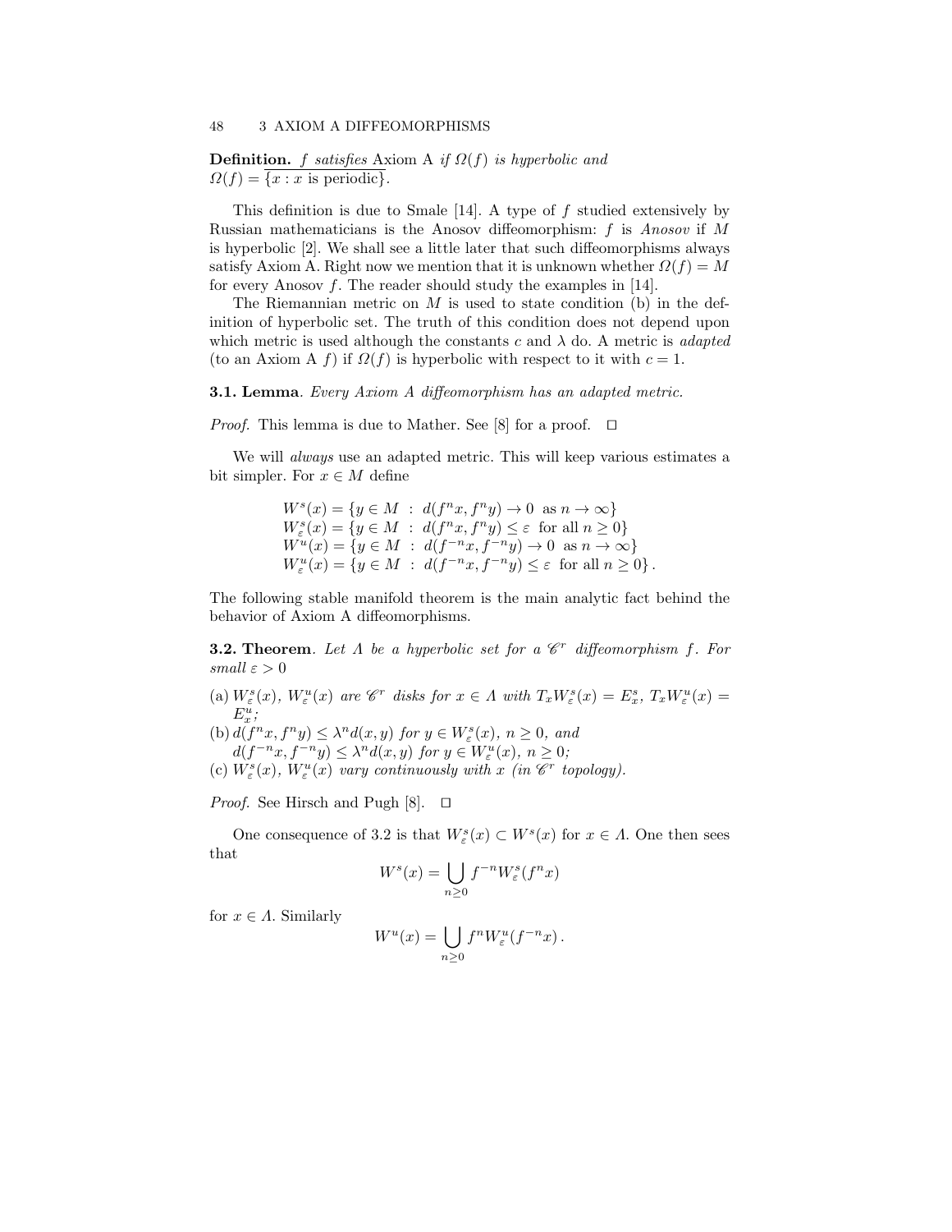**Definition.** *f satisfies* Axiom A *if $\Omega(f)$ is hyperbolic and* $\Omega(f) = \overline{\{x : x \text{ is periodic}\}}$.

This definition is due to Smale [14]. A type of $f$ studied extensively by Russian mathematicians is the Anosov diffeomorphism: $f$ is *Anosov* if $M$ is hyperbolic [2]. We shall see a little later that such diffeomorphisms always satisfy Axiom A. Right now we mention that it is unknown whether $\Omega(f) = M$ for every Anosov $f$. The reader should study the examples in [14].

The Riemannian metric on $M$ is used to state condition (b) in the definition of hyperbolic set. The truth of this condition does not depend upon which metric is used although the constants $c$ and $\lambda$ do. A metric is *adapted* (to an Axiom A $f$) if $\Omega(f)$ is hyperbolic with respect to it with $c = 1$.

**3.1. Lemma**. *Every Axiom A diffeomorphism has an adapted metric.*

*Proof.* This lemma is due to Mather. See [8] for a proof. □

We will *always* use an adapted metric. This will keep various estimates a bit simpler. For $x \in M$ define

$$
\begin{aligned}
W^s(x) &= \{y \in M \ : \ d(f^n x, f^n y) \to 0 \ \text{ as } n \to \infty\} \\
W^s_\varepsilon(x) &= \{y \in M \ : \ d(f^n x, f^n y) \le \varepsilon \ \text{ for all } n \ge 0\} \\
W^u(x) &= \{y \in M \ : \ d(f^{-n} x, f^{-n} y) \to 0 \ \text{ as } n \to \infty\} \\
W^u_\varepsilon(x) &= \{y \in M \ : \ d(f^{-n} x, f^{-n} y) \le \varepsilon \ \text{ for all } n \ge 0\}.
\end{aligned}
$$

The following stable manifold theorem is the main analytic fact behind the behavior of Axiom A diffeomorphisms.

**3.2. Theorem**. *Let $\Lambda$ be a hyperbolic set for a $\mathscr{C}^r$ diffeomorphism $f$. For small $\varepsilon > 0$*

(a) *$W^s_\varepsilon(x)$, $W^u_\varepsilon(x)$ are $\mathscr{C}^r$ disks for $x \in \Lambda$ with $T_x W^s_\varepsilon(x) = E^s_x$, $T_x W^u_\varepsilon(x) = E^u_x$;*
(b) *$d(f^n x, f^n y) \le \lambda^n d(x, y)$ for $y \in W^s_\varepsilon(x)$, $n \ge 0$, and $d(f^{-n} x, f^{-n} y) \le \lambda^n d(x, y)$ for $y \in W^u_\varepsilon(x)$, $n \ge 0$;*
(c) *$W^s_\varepsilon(x)$, $W^u_\varepsilon(x)$ vary continuously with $x$ (in $\mathscr{C}^r$ topology).*

*Proof.* See Hirsch and Pugh [8]. □

One consequence of 3.2 is that $W^s_\varepsilon(x) \subset W^s(x)$ for $x \in \Lambda$. One then sees that

$$W^s(x) = \bigcup_{n \ge 0} f^{-n} W^s_\varepsilon(f^n x)$$

for $x \in \Lambda$. Similarly

$$W^u(x) = \bigcup_{n \ge 0} f^{n} W^u_\varepsilon(f^{-n} x).$$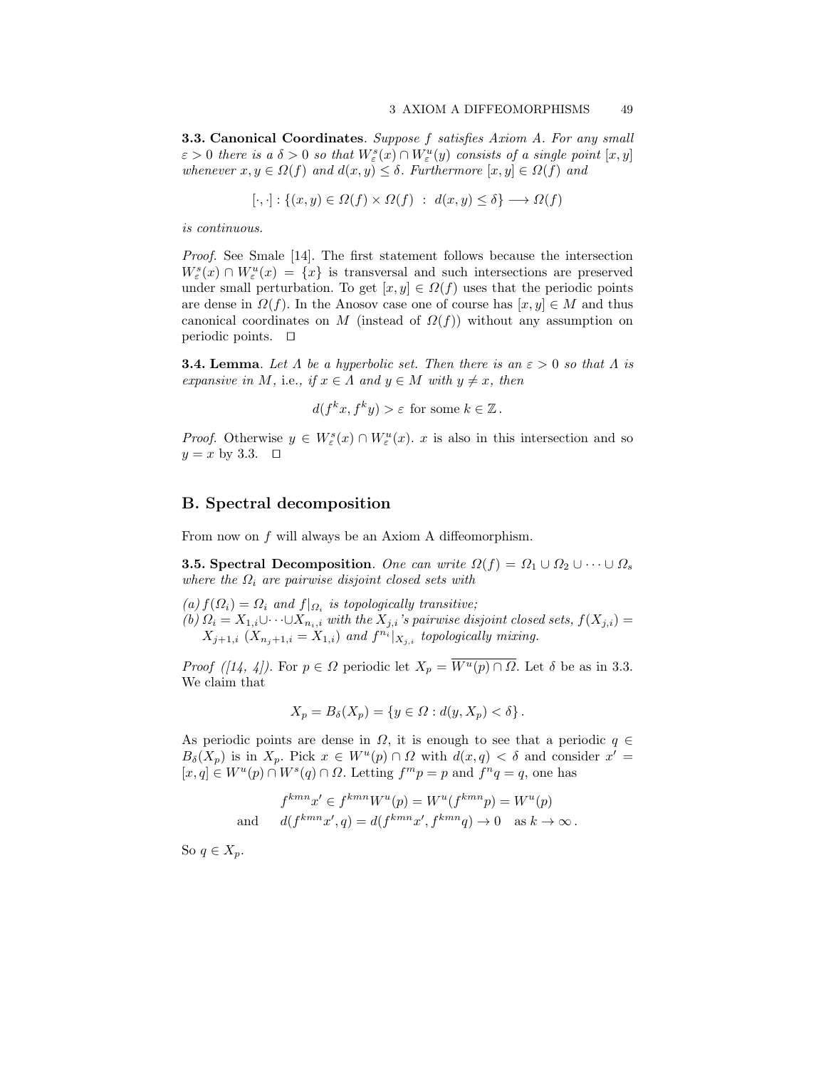**3.3. Canonical Coordinates**. *Suppose $f$ satisfies Axiom A. For any small $\varepsilon > 0$ there is a $\delta > 0$ so that $W^s_\varepsilon(x) \cap W^u_\varepsilon(y)$ consists of a single point $[x, y]$ whenever $x, y \in \Omega(f)$ and $d(x, y) \le \delta$. Furthermore $[x, y] \in \Omega(f)$ and*

$$[\cdot, \cdot] : \{(x, y) \in \Omega(f) \times \Omega(f) \ : \ d(x, y) \le \delta\} \longrightarrow \Omega(f)$$

*is continuous.*

*Proof.* See Smale [14]. The first statement follows because the intersection $W^s_\varepsilon(x) \cap W^u_\varepsilon(x) = \{x\}$ is transversal and such intersections are preserved under small perturbation. To get $[x, y] \in \Omega(f)$ uses that the periodic points are dense in $\Omega(f)$. In the Anosov case one of course has $[x, y] \in M$ and thus canonical coordinates on $M$ (instead of $\Omega(f)$) without any assumption on periodic points. $\square$

**3.4. Lemma**. *Let $\Lambda$ be a hyperbolic set. Then there is an $\varepsilon > 0$ so that $\Lambda$ is expansive in $M$,* i.e., *if $x \in \Lambda$ and $y \in M$ with $y \neq x$, then*

$$d(f^k x, f^k y) > \varepsilon \text{ for some } k \in \mathbb{Z}\,.$$

*Proof.* Otherwise $y \in W^s_\varepsilon(x) \cap W^u_\varepsilon(x)$. $x$ is also in this intersection and so $y = x$ by 3.3. $\square$

## B. Spectral decomposition

From now on $f$ will always be an Axiom A diffeomorphism.

**3.5. Spectral Decomposition**. *One can write $\Omega(f) = \Omega_1 \cup \Omega_2 \cup \cdots \cup \Omega_s$ where the $\Omega_i$ are pairwise disjoint closed sets with*

*(a) $f(\Omega_i) = \Omega_i$ and $f|_{\Omega_i}$ is topologically transitive;*
*(b) $\Omega_i = X_{1,i} \cup \cdots \cup X_{n_i,i}$ with the $X_{j,i}$'s pairwise disjoint closed sets, $f(X_{j,i}) = X_{j+1,i}$ ($X_{n_j+1,i} = X_{1,i}$) and $f^{n_i}|_{X_{j,i}}$ topologically mixing.*

*Proof ([14, 4]).* For $p \in \Omega$ periodic let $X_p = \overline{W^u(p) \cap \Omega}$. Let $\delta$ be as in 3.3. We claim that

$$X_p = B_\delta(X_p) = \{y \in \Omega : d(y, X_p) < \delta\}\,.$$

As periodic points are dense in $\Omega$, it is enough to see that a periodic $q \in B_\delta(X_p)$ is in $X_p$. Pick $x \in W^u(p) \cap \Omega$ with $d(x, q) < \delta$ and consider $x' = [x, q] \in W^u(p) \cap W^s(q) \cap \Omega$. Letting $f^m p = p$ and $f^n q = q$, one has

$$\begin{aligned} &f^{kmn} x' \in f^{kmn} W^u(p) = W^u(f^{kmn} p) = W^u(p) \\ \text{and} \qquad &d(f^{kmn} x', q) = d(f^{kmn} x', f^{kmn} q) \to 0 \quad \text{as } k \to \infty\,. \end{aligned}$$

So $q \in X_p$.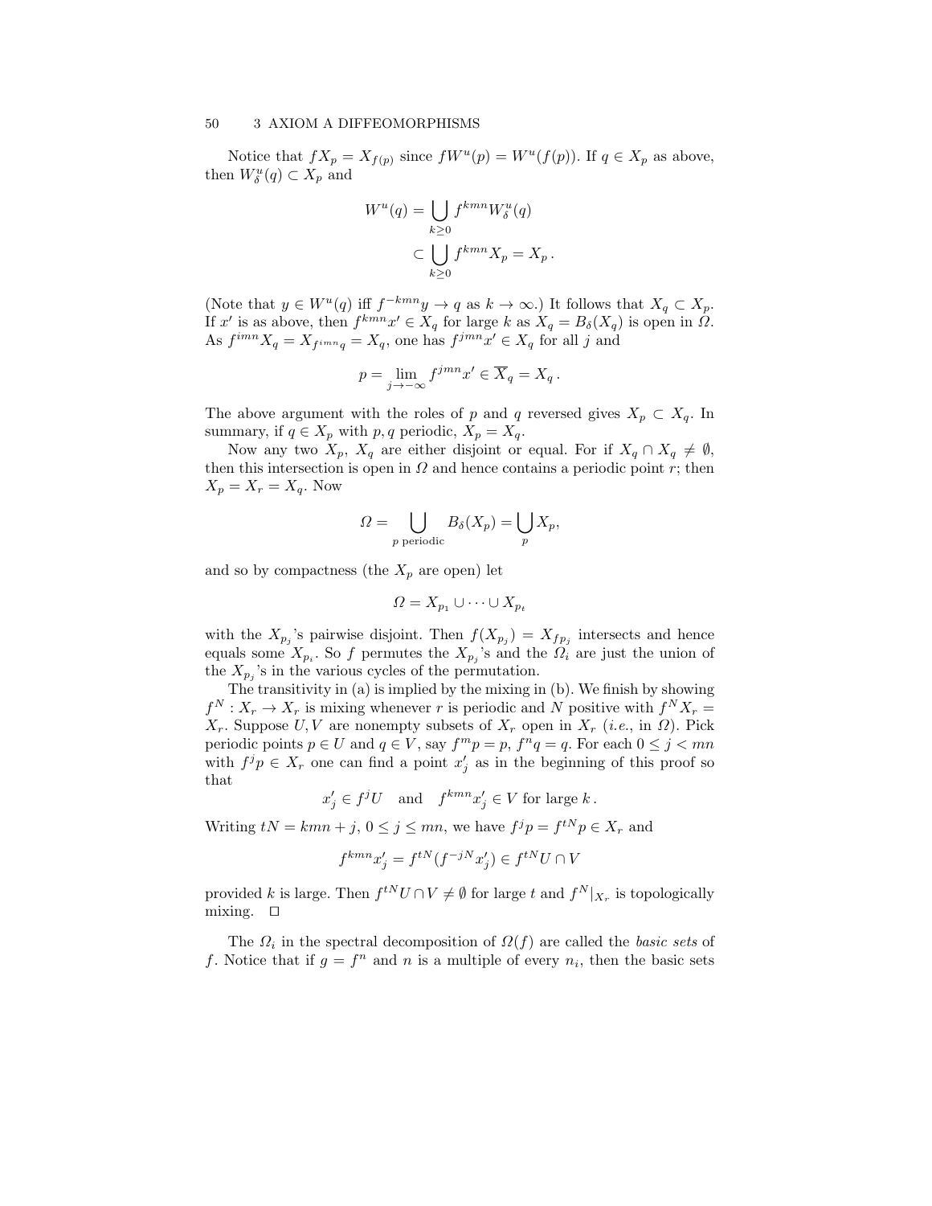Notice that $fX_p = X_{f(p)}$ since $fW^u(p) = W^u(f(p))$. If $q \in X_p$ as above, then $W^u_\delta(q) \subset X_p$ and

$$
\begin{aligned}
W^u(q) &= \bigcup_{k \geq 0} f^{kmn} W^u_\delta(q) \\
&\subset \bigcup_{k \geq 0} f^{kmn} X_p = X_p \,.
\end{aligned}
$$

(Note that $y \in W^u(q)$ iff $f^{-kmn} y \to q$ as $k \to \infty$.) It follows that $X_q \subset X_p$. If $x'$ is as above, then $f^{kmn} x' \in X_q$ for large $k$ as $X_q = B_\delta(X_q)$ is open in $\Omega$. As $f^{imn} X_q = X_{f^{imn} q} = X_q$, one has $f^{jmn} x' \in X_q$ for all $j$ and

$$
p = \lim_{j \to -\infty} f^{jmn} x' \in \overline{X}_q = X_q \,.
$$

The above argument with the roles of $p$ and $q$ reversed gives $X_p \subset X_q$. In summary, if $q \in X_p$ with $p, q$ periodic, $X_p = X_q$.

Now any two $X_p$, $X_q$ are either disjoint or equal. For if $X_q \cap X_q \neq \emptyset$, then this intersection is open in $\Omega$ and hence contains a periodic point $r$; then $X_p = X_r = X_q$. Now

$$
\Omega = \bigcup_{p \text{ periodic}} B_\delta(X_p) = \bigcup_p X_p,
$$

and so by compactness (the $X_p$ are open) let

$$
\Omega = X_{p_1} \cup \cdots \cup X_{p_t}
$$

with the $X_{p_j}$'s pairwise disjoint. Then $f(X_{p_j}) = X_{fp_j}$ intersects and hence equals some $X_{p_i}$. So $f$ permutes the $X_{p_j}$'s and the $\Omega_i$ are just the union of the $X_{p_j}$'s in the various cycles of the permutation.

The transitivity in (a) is implied by the mixing in (b). We finish by showing $f^N : X_r \to X_r$ is mixing whenever $r$ is periodic and $N$ positive with $f^N X_r = X_r$. Suppose $U, V$ are nonempty subsets of $X_r$ open in $X_r$ (*i.e.*, in $\Omega$). Pick periodic points $p \in U$ and $q \in V$, say $f^m p = p$, $f^n q = q$. For each $0 \leq j < mn$ with $f^j p \in X_r$ one can find a point $x'_j$ as in the beginning of this proof so that

$$
x'_j \in f^j U \quad \text{and} \quad f^{kmn} x'_j \in V \text{ for large } k \,.
$$

Writing $tN = kmn + j$, $0 \leq j \leq mn$, we have $f^j p = f^{tN} p \in X_r$ and

$$
f^{kmn} x'_j = f^{tN}(f^{-jN} x'_j) \in f^{tN} U \cap V
$$

provided $k$ is large. Then $f^{tN} U \cap V \neq \emptyset$ for large $t$ and $f^N|_{X_r}$ is topologically mixing. $\square$

The $\Omega_i$ in the spectral decomposition of $\Omega(f)$ are called the *basic sets* of $f$. Notice that if $g = f^n$ and $n$ is a multiple of every $n_i$, then the basic sets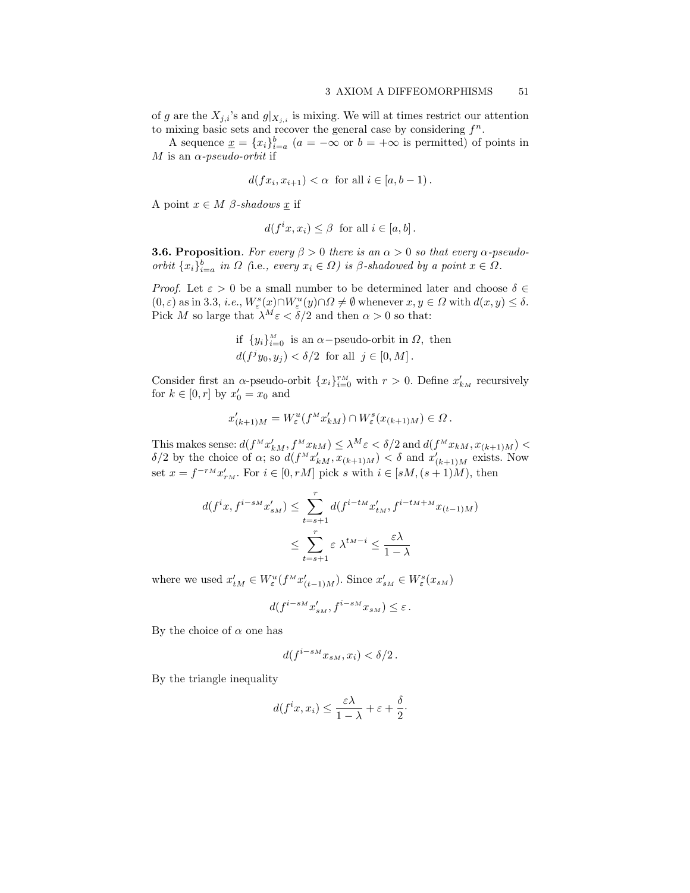of $g$ are the $X_{j,i}$'s and $g|_{X_{j,i}}$ is mixing. We will at times restrict our attention to mixing basic sets and recover the general case by considering $f^n$.

A sequence $\underline{x} = \{x_i\}_{i=a}^{b}$ ($a = -\infty$ or $b = +\infty$ is permitted) of points in $M$ is an *$\alpha$-pseudo-orbit* if

$$d(fx_i, x_{i+1}) < \alpha \text{ for all } i \in [a, b-1)\,.$$

A point $x \in M$ *$\beta$-shadows* $\underline{x}$ if

$$d(f^i x, x_i) \leq \beta \text{ for all } i \in [a, b]\,.$$

**3.6. Proposition**. *For every $\beta > 0$ there is an $\alpha > 0$ so that every $\alpha$-pseudo-orbit $\{x_i\}_{i=a}^{b}$ in $\Omega$ (*i.e., *every $x_i \in \Omega$) is $\beta$-shadowed by a point $x \in \Omega$.*

*Proof.* Let $\varepsilon > 0$ be a small number to be determined later and choose $\delta \in (0, \varepsilon)$ as in 3.3, *i.e.*, $W^s_\varepsilon(x) \cap W^u_\varepsilon(y) \cap \Omega \neq \emptyset$ whenever $x, y \in \Omega$ with $d(x, y) \leq \delta$. Pick $M$ so large that $\lambda^M \varepsilon < \delta/2$ and then $\alpha > 0$ so that:

$$\begin{aligned} &\text{if } \{y_i\}_{i=0}^{M} \text{ is an } \alpha\text{-pseudo-orbit in } \Omega, \text{ then} \\ &d(f^j y_0, y_j) < \delta/2 \text{ for all } j \in [0, M]\,. \end{aligned}$$

Consider first an $\alpha$-pseudo-orbit $\{x_i\}_{i=0}^{rM}$ with $r > 0$. Define $x'_{kM}$ recursively for $k \in [0, r]$ by $x'_0 = x_0$ and

$$x'_{(k+1)M} = W^u_\varepsilon(f^M x'_{kM}) \cap W^s_\varepsilon(x_{(k+1)M}) \in \Omega\,.$$

This makes sense: $d(f^M x'_{kM}, f^M x_{kM}) \leq \lambda^M \varepsilon < \delta/2$ and $d(f^M x_{kM}, x_{(k+1)M}) < \delta/2$ by the choice of $\alpha$; so $d(f^M x'_{kM}, x_{(k+1)M}) < \delta$ and $x'_{(k+1)M}$ exists. Now set $x = f^{-rM} x'_{rM}$. For $i \in [0, rM]$ pick $s$ with $i \in [sM, (s+1)M)$, then

$$\begin{aligned} d(f^i x, f^{i-sM} x'_{sM}) &\leq \sum_{t=s+1}^{r} d(f^{i-tM} x'_{tM}, f^{i-tM+M} x_{(t-1)M}) \\ &\leq \sum_{t=s+1}^{r} \varepsilon\ \lambda^{tM-i} \leq \frac{\varepsilon \lambda}{1-\lambda} \end{aligned}$$

where we used $x'_{tM} \in W^u_\varepsilon(f^M x'_{(t-1)M})$. Since $x'_{sM} \in W^s_\varepsilon(x_{sM})$

$$d(f^{i-sM} x'_{sM}, f^{i-sM} x_{sM}) \leq \varepsilon\,.$$

By the choice of $\alpha$ one has

$$d(f^{i-sM} x_{sM}, x_i) < \delta/2\,.$$

By the triangle inequality

$$d(f^i x, x_i) \leq \frac{\varepsilon \lambda}{1-\lambda} + \varepsilon + \frac{\delta}{2}.$$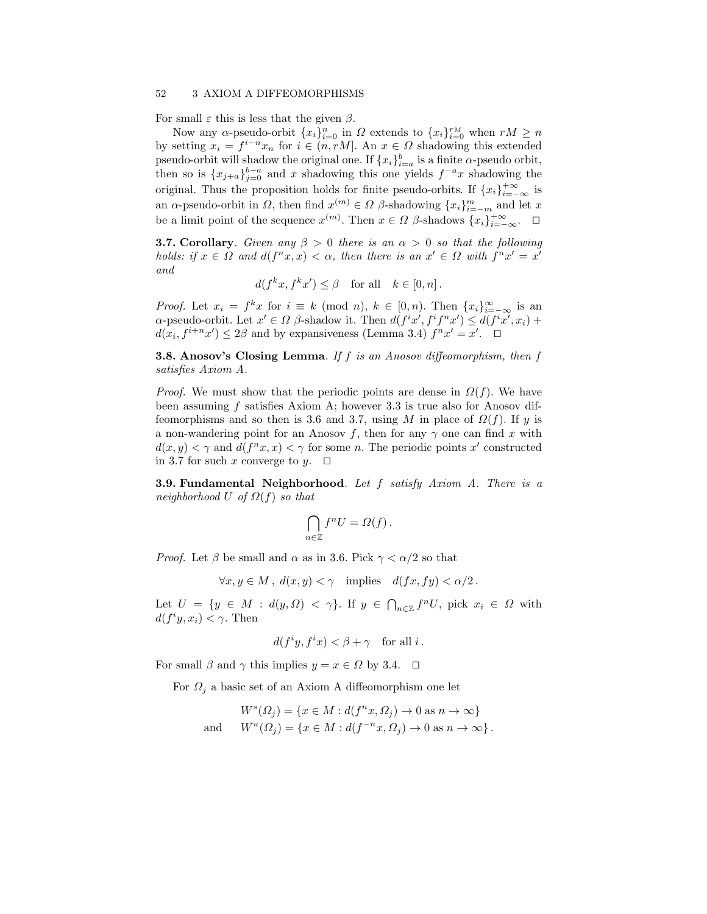For small $\varepsilon$ this is less that the given $\beta$.

Now any $\alpha$-pseudo-orbit $\{x_i\}_{i=0}^{n}$ in $\Omega$ extends to $\{x_i\}_{i=0}^{rM}$ when $rM \geq n$ by setting $x_i = f^{i-n}x_n$ for $i \in (n, rM]$. An $x \in \Omega$ shadowing this extended pseudo-orbit will shadow the original one. If $\{x_i\}_{i=a}^{b}$ is a finite $\alpha$-pseudo orbit, then so is $\{x_{j+a}\}_{j=0}^{b-a}$ and $x$ shadowing this one yields $f^{-a}x$ shadowing the original. Thus the proposition holds for finite pseudo-orbits. If $\{x_i\}_{i=-\infty}^{+\infty}$ is an $\alpha$-pseudo-orbit in $\Omega$, then find $x^{(m)} \in \Omega$ $\beta$-shadowing $\{x_i\}_{i=-m}^{m}$ and let $x$ be a limit point of the sequence $x^{(m)}$. Then $x \in \Omega$ $\beta$-shadows $\{x_i\}_{i=-\infty}^{+\infty}$. $\square$

**3.7. Corollary**. *Given any $\beta > 0$ there is an $\alpha > 0$ so that the following holds: if $x \in \Omega$ and $d(f^n x, x) < \alpha$, then there is an $x' \in \Omega$ with $f^n x' = x'$ and*

$$d(f^k x, f^k x') \leq \beta \quad \text{for all} \quad k \in [0, n] \,.$$

*Proof.* Let $x_i = f^k x$ for $i \equiv k \pmod{n}$, $k \in [0, n)$. Then $\{x_i\}_{i=-\infty}^{\infty}$ is an $\alpha$-pseudo-orbit. Let $x' \in \Omega$ $\beta$-shadow it. Then $d(f^i x', f^i f^n x') \leq d(f^i x', x_i) + d(x_i, f^{i+n}x') \leq 2\beta$ and by expansiveness (Lemma 3.4) $f^n x' = x'$. $\square$

**3.8. Anosov's Closing Lemma**. *If $f$ is an Anosov diffeomorphism, then $f$ satisfies Axiom A.*

*Proof.* We must show that the periodic points are dense in $\Omega(f)$. We have been assuming $f$ satisfies Axiom A; however 3.3 is true also for Anosov diffeomorphisms and so then is 3.6 and 3.7, using $M$ in place of $\Omega(f)$. If $y$ is a non-wandering point for an Anosov $f$, then for any $\gamma$ one can find $x$ with $d(x, y) < \gamma$ and $d(f^n x, x) < \gamma$ for some $n$. The periodic points $x'$ constructed in 3.7 for such $x$ converge to $y$. $\square$

**3.9. Fundamental Neighborhood**. *Let $f$ satisfy Axiom A. There is a neighborhood $U$ of $\Omega(f)$ so that*

$$\bigcap_{n \in \mathbb{Z}} f^n U = \Omega(f) \,.$$

*Proof.* Let $\beta$ be small and $\alpha$ as in 3.6. Pick $\gamma < \alpha/2$ so that

$$\forall x, y \in M \,, \; d(x, y) < \gamma \quad \text{implies} \quad d(fx, fy) < \alpha/2 \,.$$

Let $U = \{y \in M : d(y, \Omega) < \gamma\}$. If $y \in \bigcap_{n \in \mathbb{Z}} f^n U$, pick $x_i \in \Omega$ with $d(f^i y, x_i) < \gamma$. Then

$$d(f^i y, f^i x) < \beta + \gamma \quad \text{for all } i \,.$$

For small $\beta$ and $\gamma$ this implies $y = x \in \Omega$ by 3.4. $\square$

For $\Omega_j$ a basic set of an Axiom A diffeomorphism one let

$$\begin{aligned} W^s(\Omega_j) &= \{x \in M : d(f^n x, \Omega_j) \to 0 \text{ as } n \to \infty\} \\ \text{and} \qquad W^u(\Omega_j) &= \{x \in M : d(f^{-n} x, \Omega_j) \to 0 \text{ as } n \to \infty\} \,. \end{aligned}$$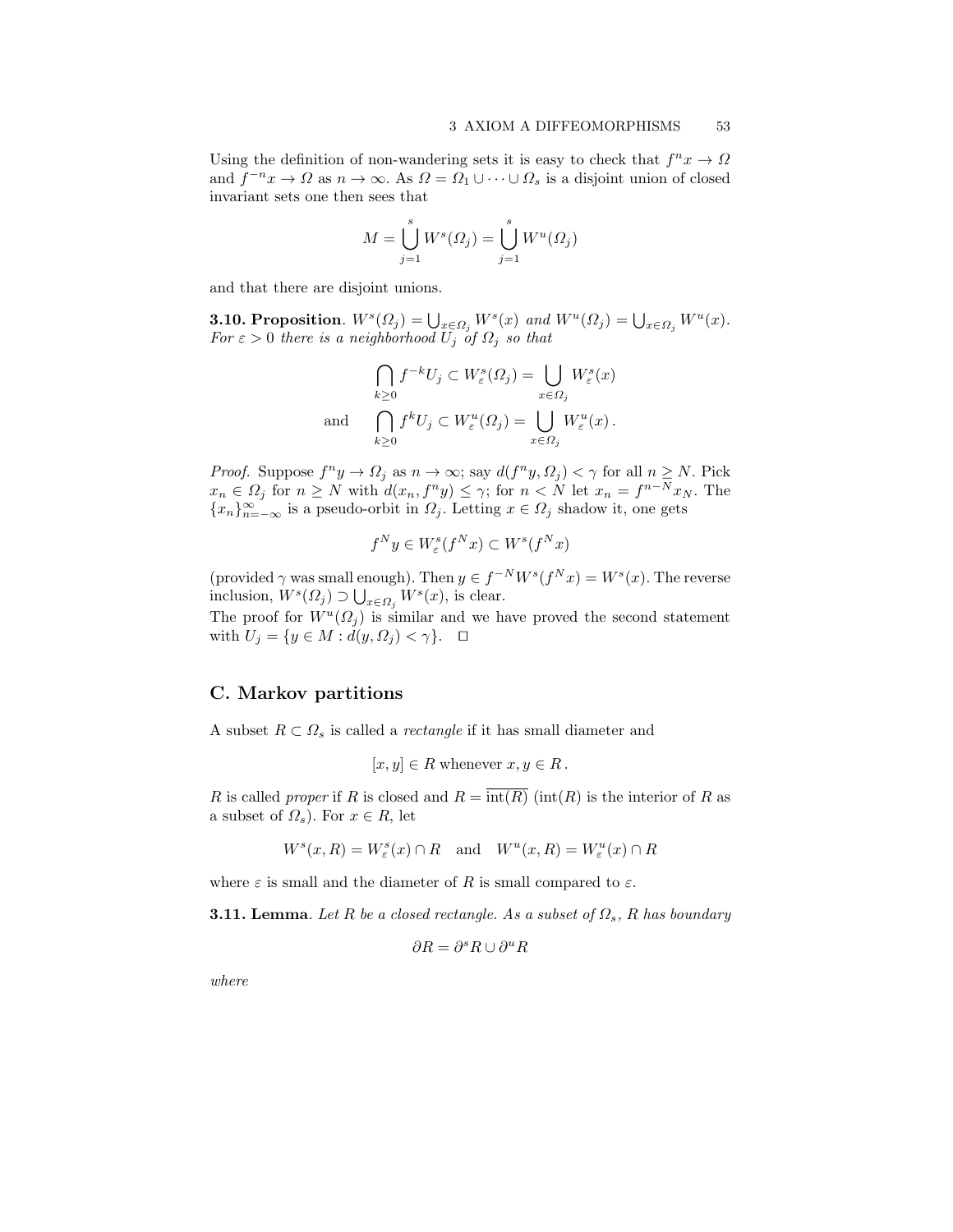Using the definition of non-wandering sets it is easy to check that $f^n x \to \Omega$ and $f^{-n} x \to \Omega$ as $n \to \infty$. As $\Omega = \Omega_1 \cup \cdots \cup \Omega_s$ is a disjoint union of closed invariant sets one then sees that

$$M = \bigcup_{j=1}^{s} W^s(\Omega_j) = \bigcup_{j=1}^{s} W^u(\Omega_j)$$

and that there are disjoint unions.

**3.10. Proposition**. *$W^s(\Omega_j) = \bigcup_{x \in \Omega_j} W^s(x)$ and $W^u(\Omega_j) = \bigcup_{x \in \Omega_j} W^u(x)$. For $\varepsilon > 0$ there is a neighborhood $U_j$ of $\Omega_j$ so that*

$$\bigcap_{k \geq 0} f^{-k} U_j \subset W^s_\varepsilon(\Omega_j) = \bigcup_{x \in \Omega_j} W^s_\varepsilon(x)$$

$$\text{and} \qquad \bigcap_{k \geq 0} f^{k} U_j \subset W^u_\varepsilon(\Omega_j) = \bigcup_{x \in \Omega_j} W^u_\varepsilon(x)\,.$$

*Proof.* Suppose $f^n y \to \Omega_j$ as $n \to \infty$; say $d(f^n y, \Omega_j) < \gamma$ for all $n \geq N$. Pick $x_n \in \Omega_j$ for $n \geq N$ with $d(x_n, f^n y) \leq \gamma$; for $n < N$ let $x_n = f^{n-N} x_N$. The $\{x_n\}_{n=-\infty}^{\infty}$ is a pseudo-orbit in $\Omega_j$. Letting $x \in \Omega_j$ shadow it, one gets

$$f^N y \in W^s_\varepsilon(f^N x) \subset W^s(f^N x)$$

(provided $\gamma$ was small enough). Then $y \in f^{-N} W^s(f^N x) = W^s(x)$. The reverse inclusion, $W^s(\Omega_j) \supset \bigcup_{x \in \Omega_j} W^s(x)$, is clear.
The proof for $W^u(\Omega_j)$ is similar and we have proved the second statement with $U_j = \{y \in M : d(y, \Omega_j) < \gamma\}$. $\square$

## C. Markov partitions

A subset $R \subset \Omega_s$ is called a *rectangle* if it has small diameter and

$$[x, y] \in R \text{ whenever } x, y \in R\,.$$

$R$ is called *proper* if $R$ is closed and $R = \overline{\text{int}(R)}$ ($\text{int}(R)$ is the interior of $R$ as a subset of $\Omega_s$). For $x \in R$, let

$$W^s(x, R) = W^s_\varepsilon(x) \cap R \quad \text{and} \quad W^u(x, R) = W^u_\varepsilon(x) \cap R$$

where $\varepsilon$ is small and the diameter of $R$ is small compared to $\varepsilon$.

**3.11. Lemma**. *Let $R$ be a closed rectangle. As a subset of $\Omega_s$, $R$ has boundary*

$$\partial R = \partial^s R \cup \partial^u R$$

*where*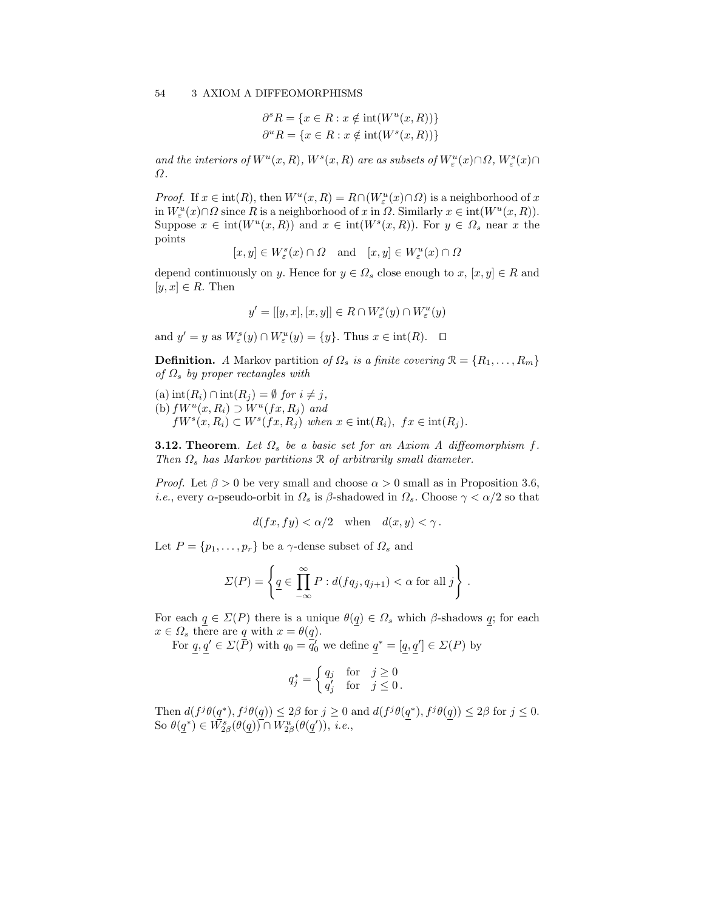$$\partial^s R = \{x \in R : x \notin \operatorname{int}(W^u(x, R))\}$$
$$\partial^u R = \{x \in R : x \notin \operatorname{int}(W^s(x, R))\}$$

*and the interiors of $W^u(x, R)$, $W^s(x, R)$ are as subsets of $W^u_\varepsilon(x) \cap \Omega$, $W^s_\varepsilon(x) \cap \Omega$.*

*Proof.* If $x \in \operatorname{int}(R)$, then $W^u(x, R) = R \cap (W^u_\varepsilon(x) \cap \Omega)$ is a neighborhood of $x$ in $W^u_\varepsilon(x) \cap \Omega$ since $R$ is a neighborhood of $x$ in $\Omega$. Similarly $x \in \operatorname{int}(W^u(x, R))$. Suppose $x \in \operatorname{int}(W^u(x, R))$ and $x \in \operatorname{int}(W^s(x, R))$. For $y \in \Omega_s$ near $x$ the points

$$[x, y] \in W^s_\varepsilon(x) \cap \Omega \quad \text{and} \quad [x, y] \in W^u_\varepsilon(x) \cap \Omega$$

depend continuously on $y$. Hence for $y \in \Omega_s$ close enough to $x$, $[x, y] \in R$ and $[y, x] \in R$. Then

$$y' = [[y, x], [x, y]] \in R \cap W^s_\varepsilon(y) \cap W^u_\varepsilon(y)$$

and $y' = y$ as $W^s_\varepsilon(y) \cap W^u_\varepsilon(y) = \{y\}$. Thus $x \in \operatorname{int}(R)$. $\square$

**Definition.** *A* Markov partition *of $\Omega_s$ is a finite covering $\mathcal{R} = \{R_1, \ldots, R_m\}$ of $\Omega_s$ by proper rectangles with*

(a) $\operatorname{int}(R_i) \cap \operatorname{int}(R_j) = \emptyset$ *for* $i \neq j$,
(b) $fW^u(x, R_i) \supset W^u(fx, R_j)$ *and*
$fW^s(x, R_i) \subset W^s(fx, R_j)$ *when* $x \in \operatorname{int}(R_i)$, $fx \in \operatorname{int}(R_j)$.

**3.12. Theorem**. *Let $\Omega_s$ be a basic set for an Axiom A diffeomorphism $f$. Then $\Omega_s$ has Markov partitions $\mathcal{R}$ of arbitrarily small diameter.*

*Proof.* Let $\beta > 0$ be very small and choose $\alpha > 0$ small as in Proposition 3.6, *i.e.*, every $\alpha$-pseudo-orbit in $\Omega_s$ is $\beta$-shadowed in $\Omega_s$. Choose $\gamma < \alpha/2$ so that

$$d(fx, fy) < \alpha/2 \quad \text{when} \quad d(x, y) < \gamma\,.$$

Let $P = \{p_1, \ldots, p_r\}$ be a $\gamma$-dense subset of $\Omega_s$ and

$$\Sigma(P) = \left\{ \underline{q} \in \prod_{-\infty}^{\infty} P : d(fq_j, q_{j+1}) < \alpha \text{ for all } j \right\}.$$

For each $\underline{q} \in \Sigma(P)$ there is a unique $\theta(\underline{q}) \in \Omega_s$ which $\beta$-shadows $\underline{q}$; for each $x \in \Omega_s$ there are $\underline{q}$ with $x = \theta(\underline{q})$.

For $\underline{q}, \underline{q}' \in \Sigma(P)$ with $q_0 = q_0'$ we define $\underline{q}^* = [\underline{q}, \underline{q}'] \in \Sigma(P)$ by

$$q_j^* = \begin{cases} q_j & \text{for} \quad j \geq 0 \\ q_j' & \text{for} \quad j \leq 0\,. \end{cases}$$

Then $d(f^j\theta(\underline{q}^*), f^j\theta(\underline{q})) \leq 2\beta$ for $j \geq 0$ and $d(f^j\theta(\underline{q}^*), f^j\theta(\underline{q})) \leq 2\beta$ for $j \leq 0$. So $\theta(\underline{q}^*) \in W^s_{2\beta}(\theta(\underline{q})) \cap W^u_{2\beta}(\theta(\underline{q}'))$, *i.e.*,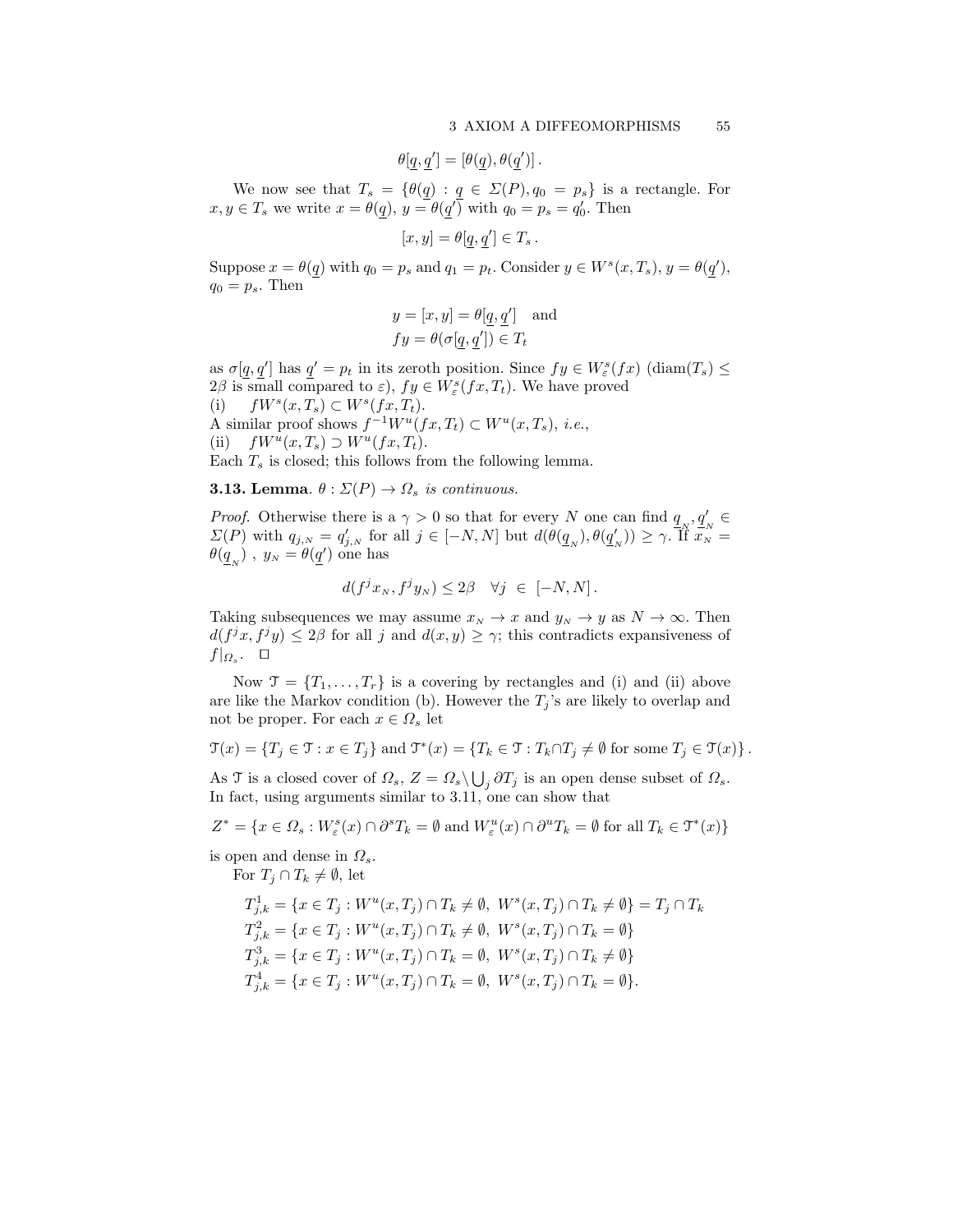$$\theta[\underline{q}, \underline{q}'] = [\theta(\underline{q}), \theta(\underline{q}')] \, .$$

We now see that $T_s = \{\theta(\underline{q}) : \underline{q} \in \Sigma(P), q_0 = p_s\}$ is a rectangle. For $x, y \in T_s$ we write $x = \theta(\underline{q})$, $y = \theta(\underline{q}')$ with $q_0 = p_s = q_0'$. Then

$$[x, y] = \theta[\underline{q}, \underline{q}'] \in T_s \, .$$

Suppose $x = \theta(\underline{q})$ with $q_0 = p_s$ and $q_1 = p_t$. Consider $y \in W^s(x, T_s)$, $y = \theta(\underline{q}')$, $q_0 = p_s$. Then

$$y = [x, y] = \theta[\underline{q}, \underline{q}'] \quad \text{and}$$
$$fy = \theta(\sigma[\underline{q}, \underline{q}']) \in T_t$$

as $\sigma[\underline{q}, \underline{q}']$ has $\underline{q}' = p_t$ in its zeroth position. Since $fy \in W^s_\varepsilon(fx)$ ($\mathrm{diam}(T_s) \leq 2\beta$ is small compared to $\varepsilon$), $fy \in W^s_\varepsilon(fx, T_t)$. We have proved

(i) $\quad fW^s(x, T_s) \subset W^s(fx, T_t)$.

A similar proof shows $f^{-1}W^u(fx, T_t) \subset W^u(x, T_s)$, *i.e.*,

(ii) $\quad fW^u(x, T_s) \supset W^u(fx, T_t)$.

Each $T_s$ is closed; this follows from the following lemma.

**3.13. Lemma**. *$\theta : \Sigma(P) \to \Omega_s$ is continuous.*

*Proof.* Otherwise there is a $\gamma > 0$ so that for every $N$ one can find $\underline{q}_N, \underline{q}'_N \in \Sigma(P)$ with $q_{j,N} = q'_{j,N}$ for all $j \in [-N, N]$ but $d(\theta(\underline{q}_N), \theta(\underline{q}'_N)) \geq \gamma$. If $x_N = \theta(\underline{q}_N)$ , $y_N = \theta(\underline{q}')$ one has

$$d(f^j x_N, f^j y_N) \leq 2\beta \quad \forall j \ \in \ [-N, N] \, .$$

Taking subsequences we may assume $x_N \to x$ and $y_N \to y$ as $N \to \infty$. Then $d(f^j x, f^j y) \leq 2\beta$ for all $j$ and $d(x, y) \geq \gamma$; this contradicts expansiveness of $f|_{\Omega_s}$. $\square$

Now $\mathcal{T} = \{T_1, \ldots, T_r\}$ is a covering by rectangles and (i) and (ii) above are like the Markov condition (b). However the $T_j$'s are likely to overlap and not be proper. For each $x \in \Omega_s$ let

$$\mathcal{T}(x) = \{T_j \in \mathcal{T} : x \in T_j\} \text{ and } \mathcal{T}^*(x) = \{T_k \in \mathcal{T} : T_k \cap T_j \neq \emptyset \text{ for some } T_j \in \mathcal{T}(x)\} \, .$$

As $\mathcal{T}$ is a closed cover of $\Omega_s$, $Z = \Omega_s \backslash \bigcup_j \partial T_j$ is an open dense subset of $\Omega_s$. In fact, using arguments similar to 3.11, one can show that

$$Z^* = \{x \in \Omega_s : W^s_\varepsilon(x) \cap \partial^s T_k = \emptyset \text{ and } W^u_\varepsilon(x) \cap \partial^u T_k = \emptyset \text{ for all } T_k \in \mathcal{T}^*(x)\}$$

is open and dense in $\Omega_s$.

For $T_j \cap T_k \neq \emptyset$, let

$$T^1_{j,k} = \{x \in T_j : W^u(x, T_j) \cap T_k \neq \emptyset, \ W^s(x, T_j) \cap T_k \neq \emptyset\} = T_j \cap T_k$$
$$T^2_{j,k} = \{x \in T_j : W^u(x, T_j) \cap T_k \neq \emptyset, \ W^s(x, T_j) \cap T_k = \emptyset\}$$
$$T^3_{j,k} = \{x \in T_j : W^u(x, T_j) \cap T_k = \emptyset, \ W^s(x, T_j) \cap T_k \neq \emptyset\}$$
$$T^4_{j,k} = \{x \in T_j : W^u(x, T_j) \cap T_k = \emptyset, \ W^s(x, T_j) \cap T_k = \emptyset\}.$$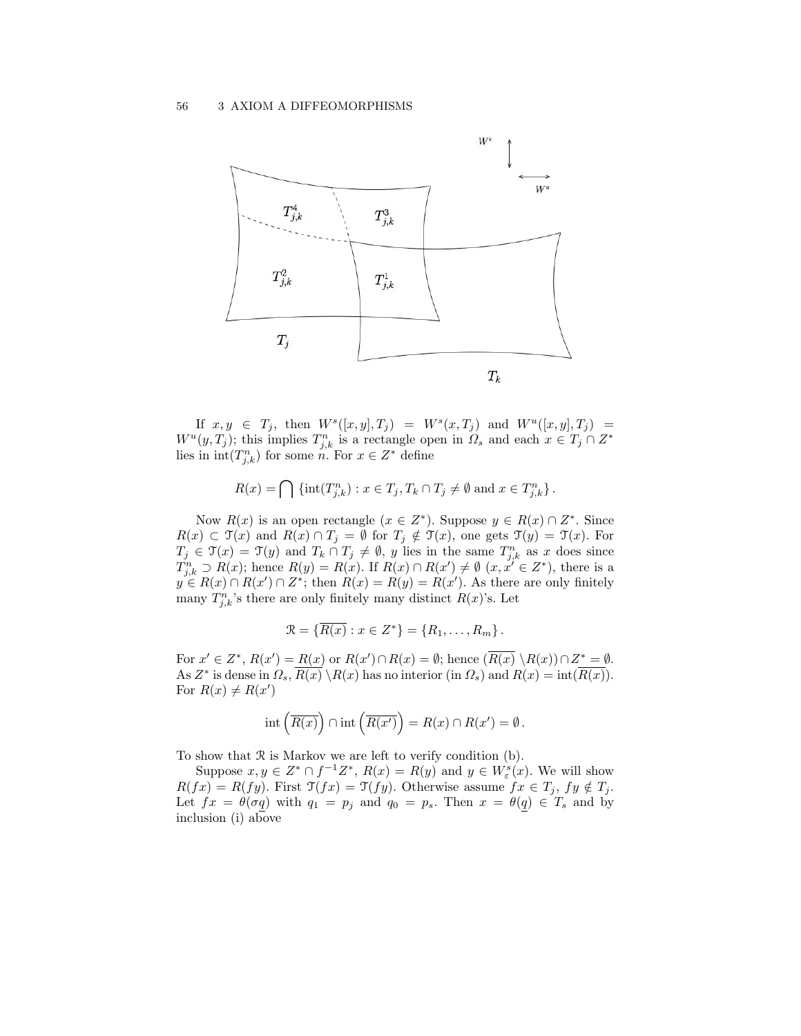If $x, y \in T_j$, then $W^s([x,y],T_j) = W^s(x,T_j)$ and $W^u([x,y],T_j) = W^u(y,T_j)$; this implies $T^n_{j,k}$ is a rectangle open in $\Omega_s$ and each $x \in T_j \cap Z^*$ lies in $\operatorname{int}(T^n_{j,k})$ for some $n$. For $x \in Z^*$ define

$$R(x) = \bigcap \left\{ \operatorname{int}(T^n_{j,k}) : x \in T_j, T_k \cap T_j \neq \emptyset \text{ and } x \in T^n_{j,k} \right\}.$$

Now $R(x)$ is an open rectangle ($x \in Z^*$). Suppose $y \in R(x) \cap Z^*$. Since $R(x) \subset \mathcal{T}(x)$ and $R(x) \cap T_j = \emptyset$ for $T_j \notin \mathcal{T}(x)$, one gets $\mathcal{T}(y) = \mathcal{T}(x)$. For $T_j \in \mathcal{T}(x) = \mathcal{T}(y)$ and $T_k \cap T_j \neq \emptyset$, $y$ lies in the same $T^n_{j,k}$ as $x$ does since $T^n_{j,k} \supset R(x)$; hence $R(y) = R(x)$. If $R(x) \cap R(x') \neq \emptyset$ ($x, x' \in Z^*$), there is a $y \in R(x) \cap R(x') \cap Z^*$; then $R(x) = R(y) = R(x')$. As there are only finitely many $T^n_{j,k}$'s there are only finitely many distinct $R(x)$'s. Let

$$\mathcal{R} = \{\overline{R(x)} : x \in Z^*\} = \{R_1, \ldots, R_m\}.$$

For $x' \in Z^*$, $R(x') = R(x)$ or $R(x') \cap R(x) = \emptyset$; hence $(\overline{R(x)} \setminus R(x)) \cap Z^* = \emptyset$. As $Z^*$ is dense in $\Omega_s$, $\overline{R(x)} \setminus R(x)$ has no interior (in $\Omega_s$) and $R(x) = \operatorname{int}(\overline{R(x)})$. For $R(x) \neq R(x')$

$$\operatorname{int}\left(\overline{R(x)}\right) \cap \operatorname{int}\left(\overline{R(x')}\right) = R(x) \cap R(x') = \emptyset.$$

To show that $\mathcal{R}$ is Markov we are left to verify condition (b).

Suppose $x, y \in Z^* \cap f^{-1}Z^*$, $R(x) = R(y)$ and $y \in W^s_\varepsilon(x)$. We will show $R(fx) = R(fy)$. First $\mathcal{T}(fx) = \mathcal{T}(fy)$. Otherwise assume $fx \in T_j$, $fy \notin T_j$. Let $fx = \theta(\sigma \underline{q})$ with $q_1 = p_j$ and $q_0 = p_s$. Then $x = \theta(\underline{q}) \in T_s$ and by inclusion (i) above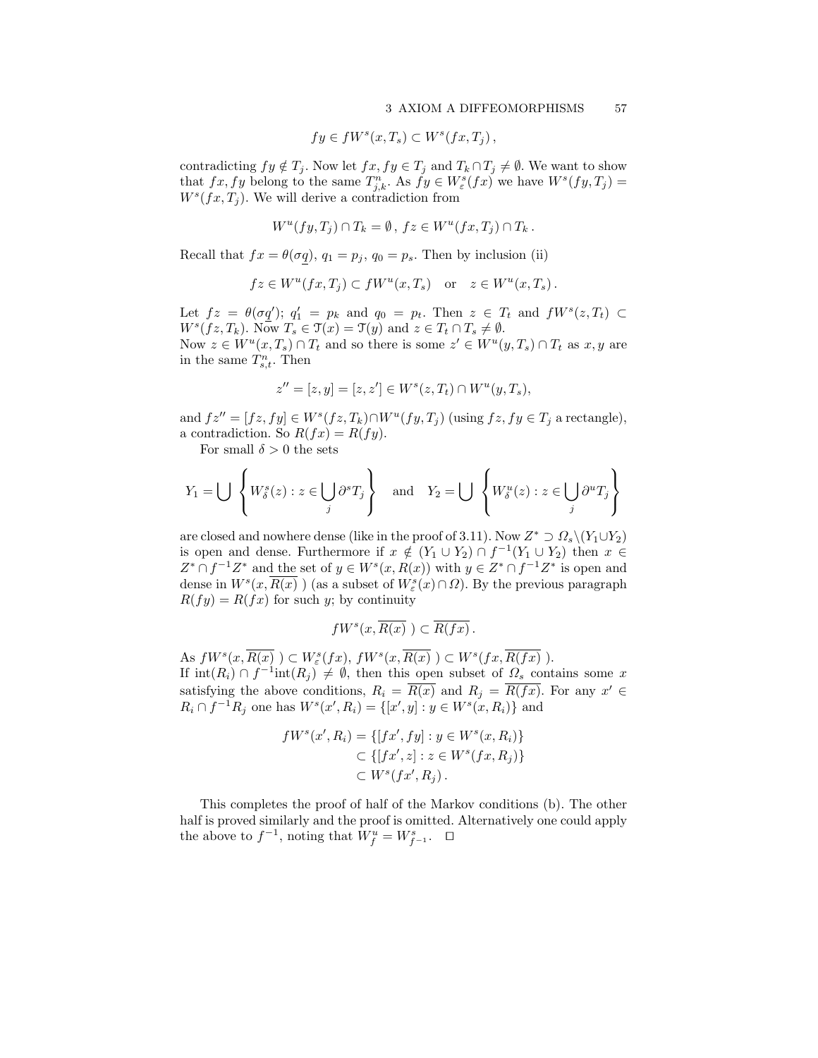$$fy \in fW^s(x, T_s) \subset W^s(fx, T_j)\,,$$

contradicting $fy \notin T_j$. Now let $fx, fy \in T_j$ and $T_k \cap T_j \neq \emptyset$. We want to show that $fx, fy$ belong to the same $T^n_{j,k}$. As $fy \in W^s_\varepsilon(fx)$ we have $W^s(fy, T_j) = W^s(fx, T_j)$. We will derive a contradiction from

$$W^u(fy, T_j) \cap T_k = \emptyset\,,\; fz \in W^u(fx, T_j) \cap T_k\,.$$

Recall that $fx = \theta(\sigma \underline{q})$, $q_1 = p_j$, $q_0 = p_s$. Then by inclusion (ii)

$$fz \in W^u(fx, T_j) \subset fW^u(x, T_s) \quad \text{or} \quad z \in W^u(x, T_s)\,.$$

Let $fz = \theta(\sigma \underline{q}')$; $q'_1 = p_k$ and $q_0 = p_t$. Then $z \in T_t$ and $fW^s(z, T_t) \subset W^s(fz, T_k)$. Now $T_s \in \mathfrak{T}(x) = \mathfrak{T}(y)$ and $z \in T_t \cap T_s \neq \emptyset$.
Now $z \in W^u(x, T_s) \cap T_t$ and so there is some $z' \in W^u(y, T_s) \cap T_t$ as $x, y$ are in the same $T^n_{s,t}$. Then

$$z'' = [z, y] = [z, z'] \in W^s(z, T_t) \cap W^u(y, T_s),$$

and $fz'' = [fz, fy] \in W^s(fz, T_k) \cap W^u(fy, T_j)$ (using $fz, fy \in T_j$ a rectangle), a contradiction. So $R(fx) = R(fy)$.

For small $\delta > 0$ the sets

$$Y_1 = \bigcup \left\{ W^s_\delta(z) : z \in \bigcup_j \partial^s T_j \right\} \quad \text{and} \quad Y_2 = \bigcup \left\{ W^u_\delta(z) : z \in \bigcup_j \partial^u T_j \right\}$$

are closed and nowhere dense (like in the proof of 3.11). Now $Z^* \supset \Omega_s \backslash (Y_1 \cup Y_2)$ is open and dense. Furthermore if $x \notin (Y_1 \cup Y_2) \cap f^{-1}(Y_1 \cup Y_2)$ then $x \in Z^* \cap f^{-1} Z^*$ and the set of $y \in W^s(x, \overline{R(x)})$ with $y \in Z^* \cap f^{-1} Z^*$ is open and dense in $W^s(x, \overline{R(x)}\,)$ (as a subset of $W^s_\varepsilon(x) \cap \Omega$). By the previous paragraph $R(fy) = R(fx)$ for such $y$; by continuity

$$fW^s(x, \overline{R(x)}\,) \subset \overline{R(fx)}\,.$$

As $fW^s(x, \overline{R(x)}\,) \subset W^s_\varepsilon(fx)$, $fW^s(x, \overline{R(x)}\,) \subset W^s(fx, \overline{R(fx)}\,)$.
If $\operatorname{int}(R_i) \cap f^{-1}\operatorname{int}(R_j) \neq \emptyset$, then this open subset of $\Omega_s$ contains some $x$ satisfying the above conditions, $R_i = \overline{R(x)}$ and $R_j = \overline{R(fx)}$. For any $x' \in R_i \cap f^{-1} R_j$ one has $W^s(x', R_i) = \{[x', y] : y \in W^s(x, R_i)\}$ and

$$\begin{aligned} fW^s(x', R_i) &= \{[fx', fy] : y \in W^s(x, R_i)\} \\ &\subset \{[fx', z] : z \in W^s(fx, R_j)\} \\ &\subset W^s(fx', R_j)\,. \end{aligned}$$

This completes the proof of half of the Markov conditions (b). The other half is proved similarly and the proof is omitted. Alternatively one could apply the above to $f^{-1}$, noting that $W^u_f = W^s_{f^{-1}}$. $\square$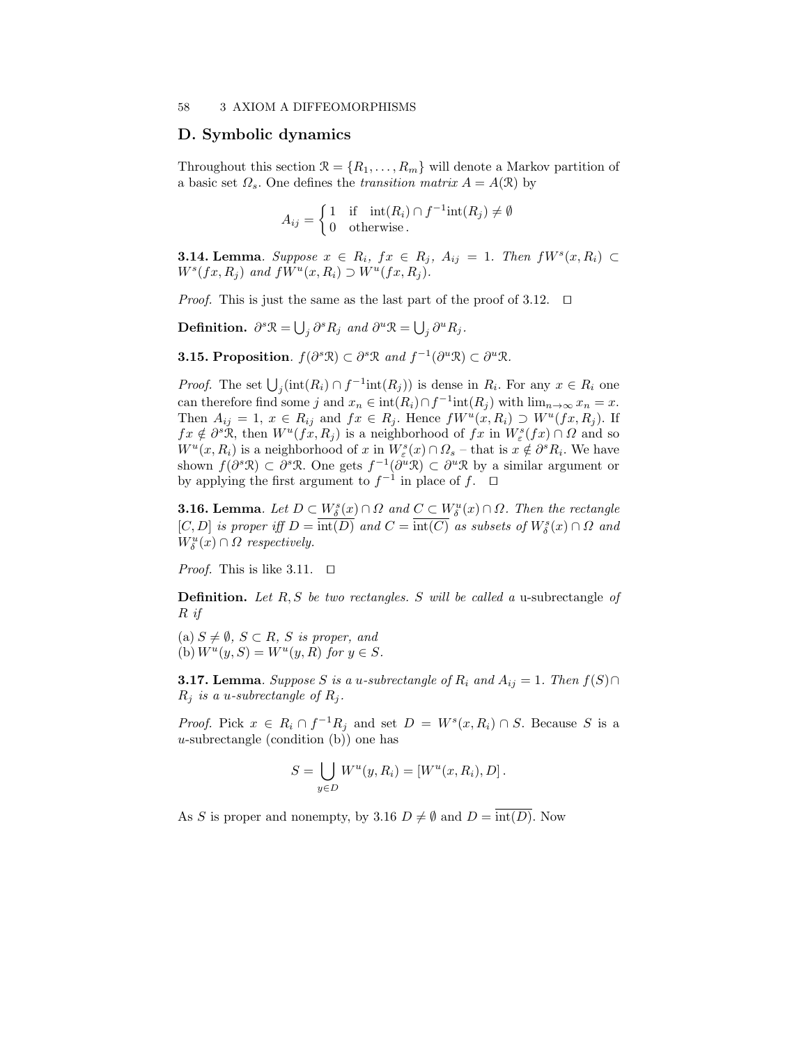## D. Symbolic dynamics

Throughout this section $\mathcal{R} = \{R_1, \ldots, R_m\}$ will denote a Markov partition of a basic set $\Omega_s$. One defines the *transition matrix* $A = A(\mathcal{R})$ by

$$A_{ij} = \begin{cases} 1 & \text{if} \quad \operatorname{int}(R_i) \cap f^{-1}\operatorname{int}(R_j) \neq \emptyset \\ 0 & \text{otherwise}. \end{cases}$$

**3.14. Lemma**. *Suppose $x \in R_i$, $fx \in R_j$, $A_{ij} = 1$. Then $fW^s(x, R_i) \subset W^s(fx, R_j)$ and $fW^u(x, R_i) \supset W^u(fx, R_j)$.*

*Proof.* This is just the same as the last part of the proof of 3.12. $\square$

**Definition.** $\partial^s\mathcal{R} = \bigcup_j \partial^s R_j$ *and* $\partial^u\mathcal{R} = \bigcup_j \partial^u R_j$.

**3.15. Proposition**. $f(\partial^s\mathcal{R}) \subset \partial^s\mathcal{R}$ *and* $f^{-1}(\partial^u\mathcal{R}) \subset \partial^u\mathcal{R}$.

*Proof.* The set $\bigcup_j(\operatorname{int}(R_i) \cap f^{-1}\operatorname{int}(R_j))$ is dense in $R_i$. For any $x \in R_i$ one can therefore find some $j$ and $x_n \in \operatorname{int}(R_i) \cap f^{-1}\operatorname{int}(R_j)$ with $\lim_{n\to\infty} x_n = x$. Then $A_{ij} = 1$, $x \in R_{ij}$ and $fx \in R_j$. Hence $fW^u(x, R_i) \supset W^u(fx, R_j)$. If $fx \notin \partial^s\mathcal{R}$, then $W^u(fx, R_j)$ is a neighborhood of $fx$ in $W^s_\varepsilon(fx) \cap \Omega$ and so $W^u(x, R_i)$ is a neighborhood of $x$ in $W^s_\varepsilon(x) \cap \Omega_s$ – that is $x \notin \partial^s R_i$. We have shown $f(\partial^s\mathcal{R}) \subset \partial^s\mathcal{R}$. One gets $f^{-1}(\partial^u\mathcal{R}) \subset \partial^u\mathcal{R}$ by a similar argument or by applying the first argument to $f^{-1}$ in place of $f$. $\square$

**3.16. Lemma**. *Let $D \subset W^s_\delta(x) \cap \Omega$ and $C \subset W^u_\delta(x) \cap \Omega$. Then the rectangle $[C, D]$ is proper iff $D = \overline{\operatorname{int}(D)}$ and $C = \overline{\operatorname{int}(C)}$ as subsets of $W^s_\delta(x) \cap \Omega$ and $W^u_\delta(x) \cap \Omega$ respectively.*

*Proof.* This is like 3.11. $\square$

**Definition.** *Let $R, S$ be two rectangles. $S$ will be called a* u-subrectangle *of $R$ if*

(a) $S \neq \emptyset$*,* $S \subset R$*, $S$ is proper, and*
(b) $W^u(y, S) = W^u(y, R)$ *for* $y \in S$*.*

**3.17. Lemma**. *Suppose $S$ is a u-subrectangle of $R_i$ and $A_{ij} = 1$. Then $f(S) \cap R_j$ is a u-subrectangle of $R_j$.*

*Proof.* Pick $x \in R_i \cap f^{-1}R_j$ and set $D = W^s(x, R_i) \cap S$. Because $S$ is a $u$-subrectangle (condition (b)) one has

$$S = \bigcup_{y \in D} W^u(y, R_i) = [W^u(x, R_i), D]\,.$$

As $S$ is proper and nonempty, by 3.16 $D \neq \emptyset$ and $D = \overline{\operatorname{int}(D)}$. Now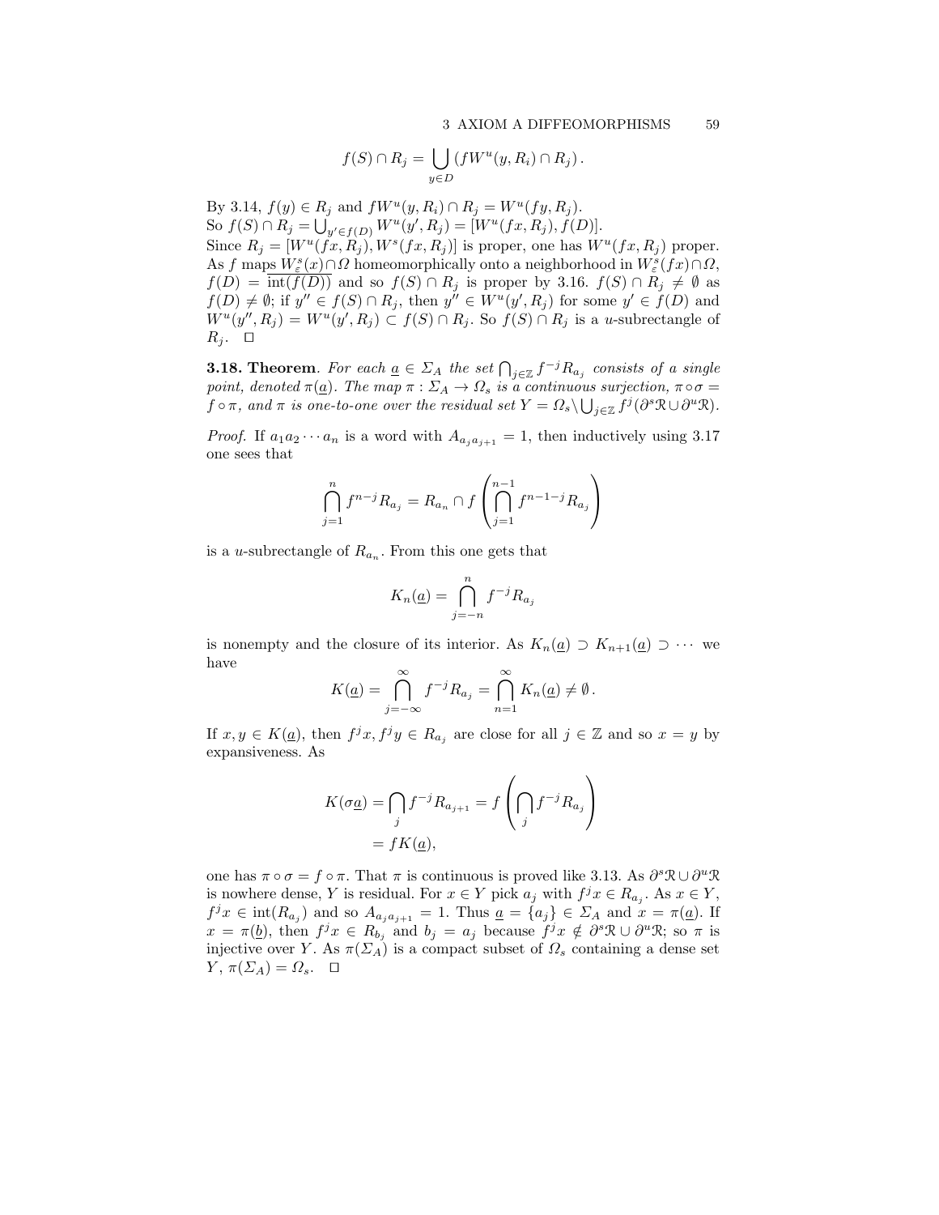$$f(S) \cap R_j = \bigcup_{y \in D} \left( fW^u(y, R_i) \cap R_j \right).$$

By 3.14, $f(y) \in R_j$ and $fW^u(y, R_i) \cap R_j = W^u(fy, R_j)$.
So $f(S) \cap R_j = \bigcup_{y' \in f(D)} W^u(y', R_j) = [W^u(fx, R_j), f(D)]$.
Since $R_j = [W^u(fx, R_j), W^s(fx, R_j)]$ is proper, one has $W^u(fx, R_j)$ proper. As $f$ maps $W^s_\varepsilon(x) \cap \Omega$ homeomorphically onto a neighborhood in $W^s_\varepsilon(fx) \cap \Omega$, $f(D) = \overline{\mathrm{int}(f(D))}$ and so $f(S) \cap R_j$ is proper by 3.16. $f(S) \cap R_j \neq \emptyset$ as $f(D) \neq \emptyset$; if $y'' \in f(S) \cap R_j$, then $y'' \in W^u(y', R_j)$ for some $y' \in f(D)$ and $W^u(y'', R_j) = W^u(y', R_j) \subset f(S) \cap R_j$. So $f(S) \cap R_j$ is a $u$-subrectangle of $R_j$. $\square$

**3.18. Theorem**. *For each $\underline{a} \in \Sigma_A$ the set $\bigcap_{j \in \mathbb{Z}} f^{-j} R_{a_j}$ consists of a single point, denoted $\pi(\underline{a})$. The map $\pi : \Sigma_A \to \Omega_s$ is a continuous surjection, $\pi \circ \sigma = f \circ \pi$, and $\pi$ is one-to-one over the residual set $Y = \Omega_s \setminus \bigcup_{j \in \mathbb{Z}} f^j(\partial^s \mathcal{R} \cup \partial^u \mathcal{R})$.*

*Proof.* If $a_1 a_2 \cdots a_n$ is a word with $A_{a_j a_{j+1}} = 1$, then inductively using 3.17 one sees that

$$\bigcap_{j=1}^{n} f^{n-j} R_{a_j} = R_{a_n} \cap f\left( \bigcap_{j=1}^{n-1} f^{n-1-j} R_{a_j} \right)$$

is a $u$-subrectangle of $R_{a_n}$. From this one gets that

$$K_n(\underline{a}) = \bigcap_{j=-n}^{n} f^{-j} R_{a_j}$$

is nonempty and the closure of its interior. As $K_n(\underline{a}) \supset K_{n+1}(\underline{a}) \supset \cdots$ we have

$$K(\underline{a}) = \bigcap_{j=-\infty}^{\infty} f^{-j} R_{a_j} = \bigcap_{n=1}^{\infty} K_n(\underline{a}) \neq \emptyset.$$

If $x, y \in K(\underline{a})$, then $f^j x, f^j y \in R_{a_j}$ are close for all $j \in \mathbb{Z}$ and so $x = y$ by expansiveness. As

$$\begin{aligned} K(\sigma \underline{a}) &= \bigcap_j f^{-j} R_{a_{j+1}} = f\left( \bigcap_j f^{-j} R_{a_j} \right) \\ &= fK(\underline{a}), \end{aligned}$$

one has $\pi \circ \sigma = f \circ \pi$. That $\pi$ is continuous is proved like 3.13. As $\partial^s \mathcal{R} \cup \partial^u \mathcal{R}$ is nowhere dense, $Y$ is residual. For $x \in Y$ pick $a_j$ with $f^j x \in R_{a_j}$. As $x \in Y$, $f^j x \in \mathrm{int}(R_{a_j})$ and so $A_{a_j a_{j+1}} = 1$. Thus $\underline{a} = \{a_j\} \in \Sigma_A$ and $x = \pi(\underline{a})$. If $x = \pi(\underline{b})$, then $f^j x \in R_{b_j}$ and $b_j = a_j$ because $f^j x \notin \partial^s \mathcal{R} \cup \partial^u \mathcal{R}$; so $\pi$ is injective over $Y$. As $\pi(\Sigma_A)$ is a compact subset of $\Omega_s$ containing a dense set $Y$, $\pi(\Sigma_A) = \Omega_s$. $\square$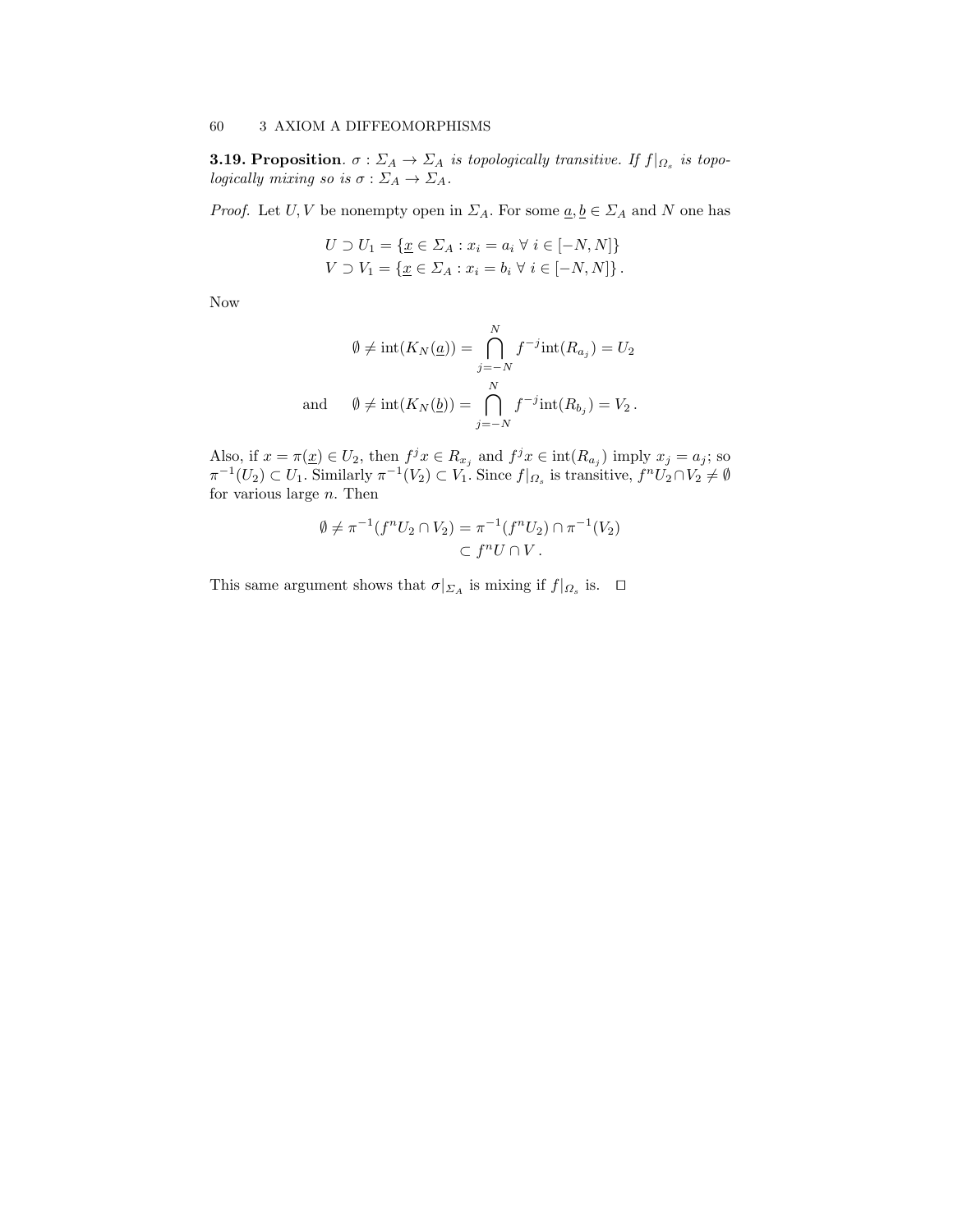**3.19. Proposition**. *$\sigma : \Sigma_A \to \Sigma_A$ is topologically transitive. If $f|_{\Omega_s}$ is topologically mixing so is $\sigma : \Sigma_A \to \Sigma_A$.*

*Proof.* Let $U, V$ be nonempty open in $\Sigma_A$. For some $\underline{a}, \underline{b} \in \Sigma_A$ and $N$ one has

$$
\begin{aligned}
U \supset U_1 &= \{\underline{x} \in \Sigma_A : x_i = a_i \ \forall \ i \in [-N, N]\} \\
V \supset V_1 &= \{\underline{x} \in \Sigma_A : x_i = b_i \ \forall \ i \in [-N, N]\}\,.
\end{aligned}
$$

Now

$$
\emptyset \neq \operatorname{int}(K_N(\underline{a})) = \bigcap_{j=-N}^{N} f^{-j} \operatorname{int}(R_{a_j}) = U_2
$$

$$
\text{and} \qquad \emptyset \neq \operatorname{int}(K_N(\underline{b})) = \bigcap_{j=-N}^{N} f^{-j} \operatorname{int}(R_{b_j}) = V_2\,.
$$

Also, if $x = \pi(\underline{x}) \in U_2$, then $f^j x \in R_{x_j}$ and $f^j x \in \operatorname{int}(R_{a_j})$ imply $x_j = a_j$; so $\pi^{-1}(U_2) \subset U_1$. Similarly $\pi^{-1}(V_2) \subset V_1$. Since $f|_{\Omega_s}$ is transitive, $f^n U_2 \cap V_2 \neq \emptyset$ for various large $n$. Then

$$
\begin{aligned}
\emptyset \neq \pi^{-1}(f^n U_2 \cap V_2) &= \pi^{-1}(f^n U_2) \cap \pi^{-1}(V_2) \\
&\subset f^n U \cap V\,.
\end{aligned}
$$

This same argument shows that $\sigma|_{\Sigma_A}$ is mixing if $f|_{\Omega_s}$ is. $\square$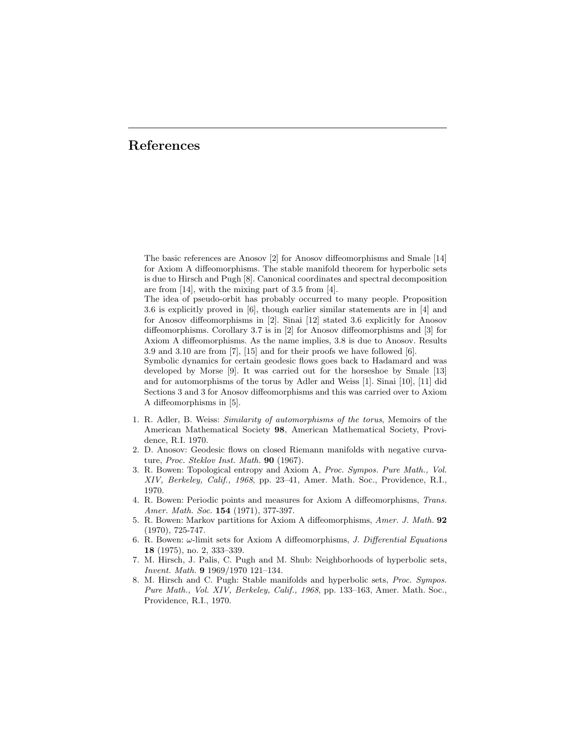# References

The basic references are Anosov [2] for Anosov diffeomorphisms and Smale [14] for Axiom A diffeomorphisms. The stable manifold theorem for hyperbolic sets is due to Hirsch and Pugh [8]. Canonical coordinates and spectral decomposition are from [14], with the mixing part of 3.5 from [4].

The idea of pseudo-orbit has probably occurred to many people. Proposition 3.6 is explicitly proved in [6], though earlier similar statements are in [4] and for Anosov diffeomorphisms in [2]. Sinai [12] stated 3.6 explicitly for Anosov diffeomorphisms. Corollary 3.7 is in [2] for Anosov diffeomorphisms and [3] for Axiom A diffeomorphisms. As the name implies, 3.8 is due to Anosov. Results 3.9 and 3.10 are from [7], [15] and for their proofs we have followed [6].

Symbolic dynamics for certain geodesic flows goes back to Hadamard and was developed by Morse [9]. It was carried out for the horseshoe by Smale [13] and for automorphisms of the torus by Adler and Weiss [1]. Sinai [10], [11] did Sections 3 and 3 for Anosov diffeomorphisms and this was carried over to Axiom A diffeomorphisms in [5].

1. R. Adler, B. Weiss: *Similarity of automorphisms of the torus*, Memoirs of the American Mathematical Society **98**, American Mathematical Society, Providence, R.I. 1970.
2. D. Anosov: Geodesic flows on closed Riemann manifolds with negative curvature, *Proc. Steklov Inst. Math.* **90** (1967).
3. R. Bowen: Topological entropy and Axiom A, *Proc. Sympos. Pure Math., Vol. XIV, Berkeley, Calif., 1968*, pp. 23–41, Amer. Math. Soc., Providence, R.I., 1970.
4. R. Bowen: Periodic points and measures for Axiom A diffeomorphisms, *Trans. Amer. Math. Soc.* **154** (1971), 377-397.
5. R. Bowen: Markov partitions for Axiom A diffeomorphisms, *Amer. J. Math.* **92** (1970), 725-747.
6. R. Bowen: $\omega$-limit sets for Axiom A diffeomorphisms, *J. Differential Equations* **18** (1975), no. 2, 333–339.
7. M. Hirsch, J. Palis, C. Pugh and M. Shub: Neighborhoods of hyperbolic sets, *Invent. Math.* **9** 1969/1970 121–134.
8. M. Hirsch and C. Pugh: Stable manifolds and hyperbolic sets, *Proc. Sympos. Pure Math., Vol. XIV, Berkeley, Calif., 1968*, pp. 133–163, Amer. Math. Soc., Providence, R.I., 1970.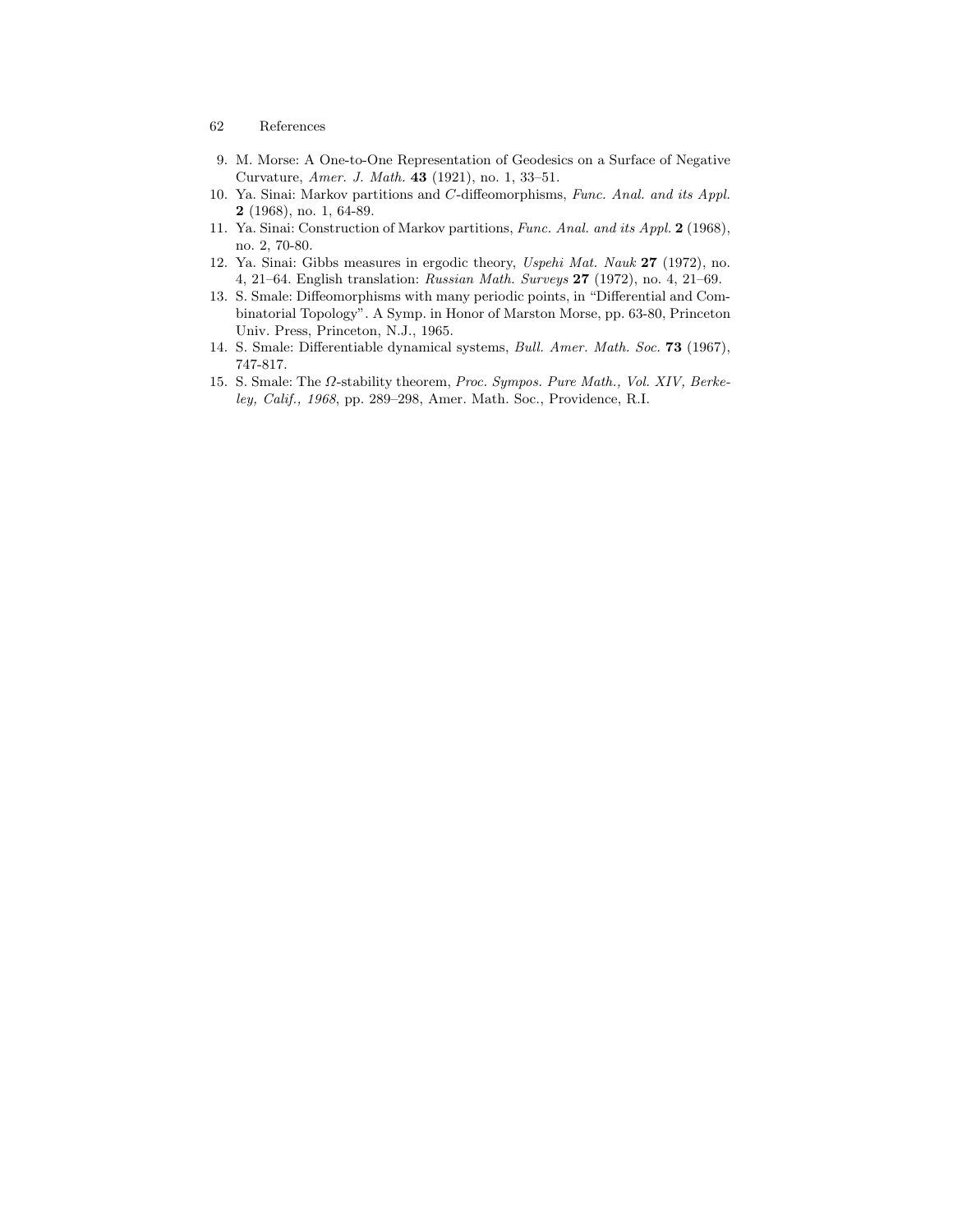9. M. Morse: A One-to-One Representation of Geodesics on a Surface of Negative Curvature, *Amer. J. Math.* **43** (1921), no. 1, 33–51.
10. Ya. Sinai: Markov partitions and $C$-diffeomorphisms, *Func. Anal. and its Appl.* **2** (1968), no. 1, 64-89.
11. Ya. Sinai: Construction of Markov partitions, *Func. Anal. and its Appl.* **2** (1968), no. 2, 70-80.
12. Ya. Sinai: Gibbs measures in ergodic theory, *Uspehi Mat. Nauk* **27** (1972), no. 4, 21–64. English translation: *Russian Math. Surveys* **27** (1972), no. 4, 21–69.
13. S. Smale: Diffeomorphisms with many periodic points, in "Differential and Combinatorial Topology". A Symp. in Honor of Marston Morse, pp. 63-80, Princeton Univ. Press, Princeton, N.J., 1965.
14. S. Smale: Differentiable dynamical systems, *Bull. Amer. Math. Soc.* **73** (1967), 747-817.
15. S. Smale: The $\Omega$-stability theorem, *Proc. Sympos. Pure Math., Vol. XIV, Berkeley, Calif., 1968*, pp. 289–298, Amer. Math. Soc., Providence, R.I.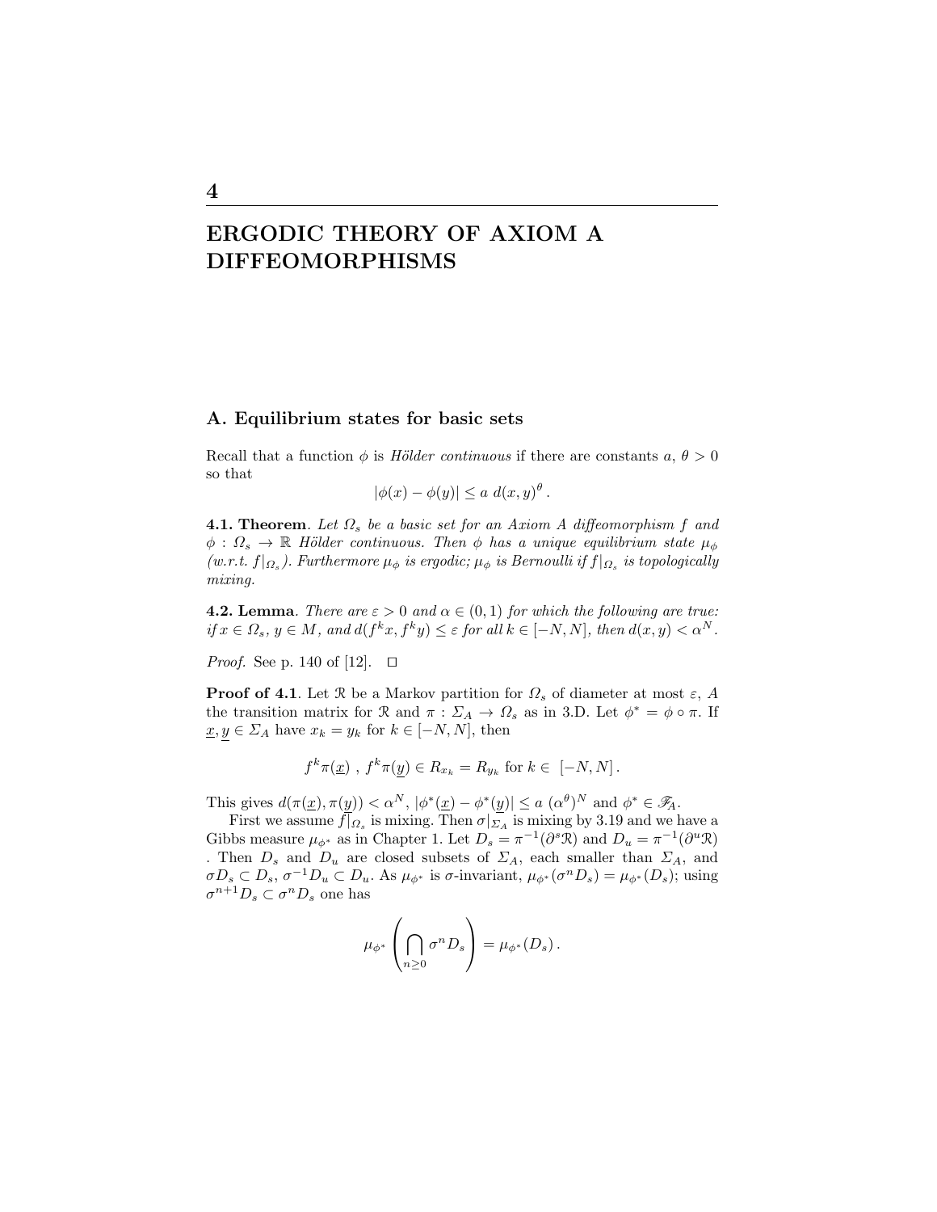# 4

# ERGODIC THEORY OF AXIOM A DIFFEOMORPHISMS

## A. Equilibrium states for basic sets

Recall that a function $\phi$ is *Hölder continuous* if there are constants $a$, $\theta > 0$ so that

$$|\phi(x) - \phi(y)| \leq a \; d(x, y)^{\theta} .$$

**4.1. Theorem**. *Let $\Omega_s$ be a basic set for an Axiom A diffeomorphism $f$ and $\phi : \Omega_s \to \mathbb{R}$ Hölder continuous. Then $\phi$ has a unique equilibrium state $\mu_\phi$ (w.r.t. $f|_{\Omega_s}$). Furthermore $\mu_\phi$ is ergodic; $\mu_\phi$ is Bernoulli if $f|_{\Omega_s}$ is topologically mixing.*

**4.2. Lemma**. *There are $\varepsilon > 0$ and $\alpha \in (0,1)$ for which the following are true: if $x \in \Omega_s$, $y \in M$, and $d(f^k x, f^k y) \leq \varepsilon$ for all $k \in [-N, N]$, then $d(x, y) < \alpha^N$.*

*Proof.* See p. 140 of [12]. □

**Proof of 4.1**. Let $\mathcal{R}$ be a Markov partition for $\Omega_s$ of diameter at most $\varepsilon$, $A$ the transition matrix for $\mathcal{R}$ and $\pi : \Sigma_A \to \Omega_s$ as in 3.D. Let $\phi^* = \phi \circ \pi$. If $\underline{x}, \underline{y} \in \Sigma_A$ have $x_k = y_k$ for $k \in [-N, N]$, then

$$f^k \pi(\underline{x}) \;,\; f^k \pi(\underline{y}) \in R_{x_k} = R_{y_k} \text{ for } k \in \; [-N, N] \, .$$

This gives $d(\pi(\underline{x}), \pi(\underline{y})) < \alpha^N$, $|\phi^*(\underline{x}) - \phi^*(\underline{y})| \leq a \; (\alpha^\theta)^N$ and $\phi^* \in \mathscr{F}_A$.

First we assume $f|_{\Omega_s}$ is mixing. Then $\sigma|_{\Sigma_A}$ is mixing by 3.19 and we have a Gibbs measure $\mu_{\phi^*}$ as in Chapter 1. Let $D_s = \pi^{-1}(\partial^s \mathcal{R})$ and $D_u = \pi^{-1}(\partial^u \mathcal{R})$ . Then $D_s$ and $D_u$ are closed subsets of $\Sigma_A$, each smaller than $\Sigma_A$, and $\sigma D_s \subset D_s$, $\sigma^{-1} D_u \subset D_u$. As $\mu_{\phi^*}$ is $\sigma$-invariant, $\mu_{\phi^*}(\sigma^n D_s) = \mu_{\phi^*}(D_s)$; using $\sigma^{n+1} D_s \subset \sigma^n D_s$ one has

$$\mu_{\phi^*} \left( \bigcap_{n \geq 0} \sigma^n D_s \right) = \mu_{\phi^*}(D_s) \, .$$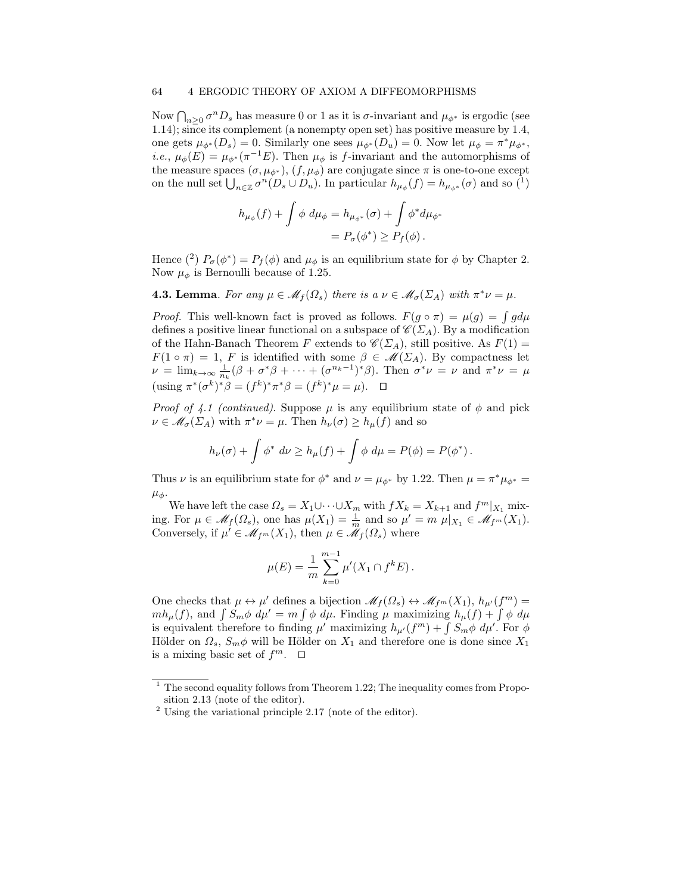Now $\bigcap_{n\geq 0} \sigma^n D_s$ has measure 0 or 1 as it is $\sigma$-invariant and $\mu_{\phi^*}$ is ergodic (see 1.14); since its complement (a nonempty open set) has positive measure by 1.4, one gets $\mu_{\phi^*}(D_s) = 0$. Similarly one sees $\mu_{\phi^*}(D_u) = 0$. Now let $\mu_\phi = \pi^*\mu_{\phi^*}$, *i.e.*, $\mu_\phi(E) = \mu_{\phi^*}(\pi^{-1}E)$. Then $\mu_\phi$ is $f$-invariant and the automorphisms of the measure spaces $(\sigma, \mu_{\phi^*})$, $(f, \mu_\phi)$ are conjugate since $\pi$ is one-to-one except on the null set $\bigcup_{n\in\mathbb{Z}} \sigma^n(D_s \cup D_u)$. In particular $h_{\mu_\phi}(f) = h_{\mu_{\phi^*}}(\sigma)$ and so [1]

$$h_{\mu_\phi}(f) + \int \phi \; d\mu_\phi = h_{\mu_{\phi^*}}(\sigma) + \int \phi^* d\mu_{\phi^*}$$
$$= P_\sigma(\phi^*) \geq P_f(\phi)\,.$$

Hence [2] $P_\sigma(\phi^*) = P_f(\phi)$ and $\mu_\phi$ is an equilibrium state for $\phi$ by Chapter 2. Now $\mu_\phi$ is Bernoulli because of 1.25.

**4.3. Lemma**. *For any $\mu \in \mathscr{M}_f(\Omega_s)$ there is a $\nu \in \mathscr{M}_\sigma(\Sigma_A)$ with $\pi^*\nu = \mu$.*

*Proof.* This well-known fact is proved as follows. $F(g \circ \pi) = \mu(g) = \int g d\mu$ defines a positive linear functional on a subspace of $\mathscr{C}(\Sigma_A)$. By a modification of the Hahn-Banach Theorem $F$ extends to $\mathscr{C}(\Sigma_A)$, still positive. As $F(1) = F(1 \circ \pi) = 1$, $F$ is identified with some $\beta \in \mathscr{M}(\Sigma_A)$. By compactness let $\nu = \lim_{k\to\infty} \frac{1}{n_k}(\beta + \sigma^*\beta + \cdots + (\sigma^{n_k-1})^*\beta)$. Then $\sigma^*\nu = \nu$ and $\pi^*\nu = \mu$ (using $\pi^*(\sigma^k)^*\beta = (f^k)^*\pi^*\beta = (f^k)^*\mu = \mu$). $\square$

*Proof of 4.1 (continued).* Suppose $\mu$ is any equilibrium state of $\phi$ and pick $\nu \in \mathscr{M}_\sigma(\Sigma_A)$ with $\pi^*\nu = \mu$. Then $h_\nu(\sigma) \geq h_\mu(f)$ and so

$$h_\nu(\sigma) + \int \phi^* \; d\nu \geq h_\mu(f) + \int \phi \; d\mu = P(\phi) = P(\phi^*)\,.$$

Thus $\nu$ is an equilibrium state for $\phi^*$ and $\nu = \mu_{\phi^*}$ by 1.22. Then $\mu = \pi^*\mu_{\phi^*} = \mu_\phi$.

We have left the case $\Omega_s = X_1 \cup \cdots \cup X_m$ with $fX_k = X_{k+1}$ and $f^m|_{X_1}$ mixing. For $\mu \in \mathscr{M}_f(\Omega_s)$, one has $\mu(X_1) = \frac{1}{m}$ and so $\mu' = m\; \mu|_{X_1} \in \mathscr{M}_{f^m}(X_1)$. Conversely, if $\mu' \in \mathscr{M}_{f^m}(X_1)$, then $\mu \in \mathscr{M}_f(\Omega_s)$ where

$$\mu(E) = \frac{1}{m}\sum_{k=0}^{m-1} \mu'(X_1 \cap f^k E)\,.$$

One checks that $\mu \leftrightarrow \mu'$ defines a bijection $\mathscr{M}_f(\Omega_s) \leftrightarrow \mathscr{M}_{f^m}(X_1)$, $h_{\mu'}(f^m) = m h_\mu(f)$, and $\int S_m\phi \; d\mu' = m \int \phi \; d\mu$. Finding $\mu$ maximizing $h_\mu(f) + \int \phi \; d\mu$ is equivalent therefore to finding $\mu'$ maximizing $h_{\mu'}(f^m) + \int S_m\phi \; d\mu'$. For $\phi$ Hölder on $\Omega_s$, $S_m\phi$ will be Hölder on $X_1$ and therefore one is done since $X_1$ is a mixing basic set of $f^m$. $\square$

---

[1] The second equality follows from Theorem 1.22; The inequality comes from Proposition 2.13 (note of the editor).

[2] Using the variational principle 2.17 (note of the editor).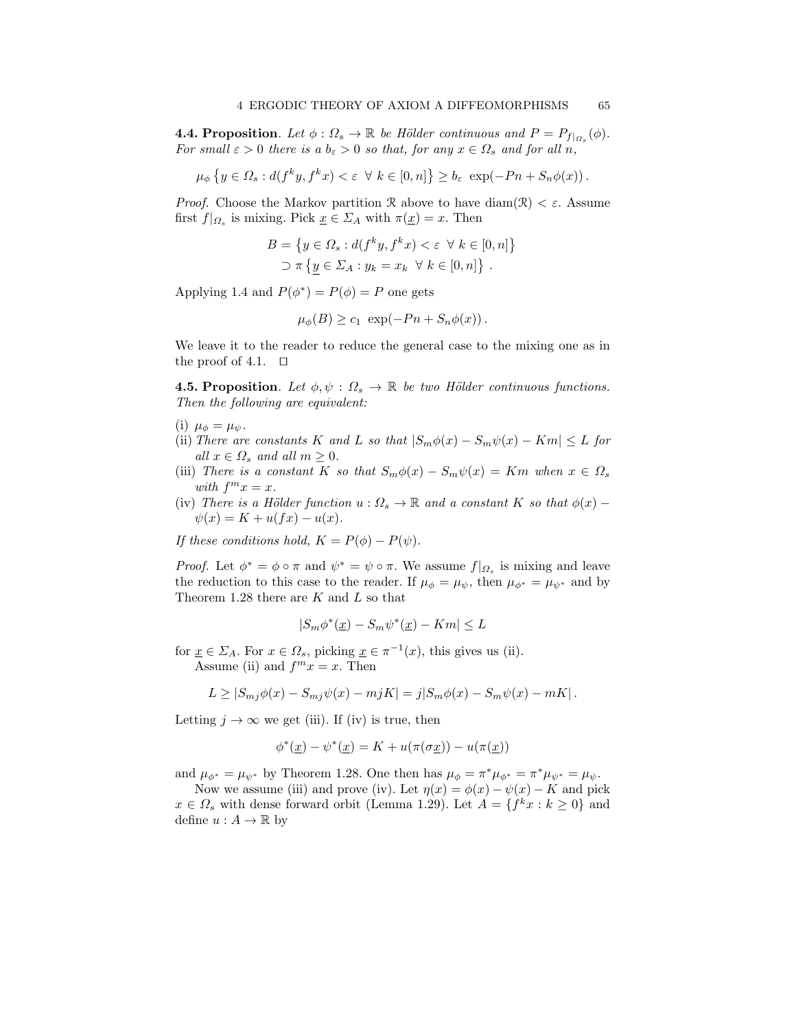**4.4. Proposition**. *Let $\phi : \Omega_s \to \mathbb{R}$ be Hölder continuous and $P = P_{f|_{\Omega_s}}(\phi)$. For small $\varepsilon > 0$ there is a $b_\varepsilon > 0$ so that, for any $x \in \Omega_s$ and for all $n$,*

$$\mu_\phi \left\{ y \in \Omega_s : d(f^k y, f^k x) < \varepsilon \ \forall \ k \in [0, n] \right\} \geq b_\varepsilon \ \exp(-Pn + S_n\phi(x)) \,.$$

*Proof.* Choose the Markov partition $\mathcal{R}$ above to have $\operatorname{diam}(\mathcal{R}) < \varepsilon$. Assume first $f|_{\Omega_s}$ is mixing. Pick $\underline{x} \in \Sigma_A$ with $\pi(\underline{x}) = x$. Then

$$\begin{aligned} B &= \left\{ y \in \Omega_s : d(f^k y, f^k x) < \varepsilon \ \forall \ k \in [0, n] \right\} \\ &\supset \pi \left\{ \underline{y} \in \Sigma_A : y_k = x_k \ \forall \ k \in [0, n] \right\} \,. \end{aligned}$$

Applying 1.4 and $P(\phi^*) = P(\phi) = P$ one gets

$$\mu_\phi(B) \geq c_1 \ \exp(-Pn + S_n\phi(x)) \,.$$

We leave it to the reader to reduce the general case to the mixing one as in the proof of 4.1. $\square$

**4.5. Proposition**. *Let $\phi, \psi : \Omega_s \to \mathbb{R}$ be two Hölder continuous functions. Then the following are equivalent:*

(i) $\mu_\phi = \mu_\psi$.
(ii) *There are constants $K$ and $L$ so that $|S_m\phi(x) - S_m\psi(x) - Km| \leq L$ for all $x \in \Omega_s$ and all $m \geq 0$.*
(iii) *There is a constant $K$ so that $S_m\phi(x) - S_m\psi(x) = Km$ when $x \in \Omega_s$ with $f^m x = x$.*
(iv) *There is a Hölder function $u : \Omega_s \to \mathbb{R}$ and a constant $K$ so that $\phi(x) - \psi(x) = K + u(fx) - u(x)$.*

*If these conditions hold, $K = P(\phi) - P(\psi)$.*

*Proof.* Let $\phi^* = \phi \circ \pi$ and $\psi^* = \psi \circ \pi$. We assume $f|_{\Omega_s}$ is mixing and leave the reduction to this case to the reader. If $\mu_\phi = \mu_\psi$, then $\mu_{\phi^*} = \mu_{\psi^*}$ and by Theorem 1.28 there are $K$ and $L$ so that

$$|S_m\phi^*(\underline{x}) - S_m\psi^*(\underline{x}) - Km| \leq L$$

for $\underline{x} \in \Sigma_A$. For $x \in \Omega_s$, picking $\underline{x} \in \pi^{-1}(x)$, this gives us (ii).

Assume (ii) and $f^m x = x$. Then

$$L \geq |S_{mj}\phi(x) - S_{mj}\psi(x) - mjK| = j|S_m\phi(x) - S_m\psi(x) - mK| \,.$$

Letting $j \to \infty$ we get (iii). If (iv) is true, then

$$\phi^*(\underline{x}) - \psi^*(\underline{x}) = K + u(\pi(\sigma\underline{x})) - u(\pi(\underline{x}))$$

and $\mu_{\phi^*} = \mu_{\psi^*}$ by Theorem 1.28. One then has $\mu_\phi = \pi^*\mu_{\phi^*} = \pi^*\mu_{\psi^*} = \mu_\psi$.

Now we assume (iii) and prove (iv). Let $\eta(x) = \phi(x) - \psi(x) - K$ and pick $x \in \Omega_s$ with dense forward orbit (Lemma 1.29). Let $A = \{f^k x : k \geq 0\}$ and define $u : A \to \mathbb{R}$ by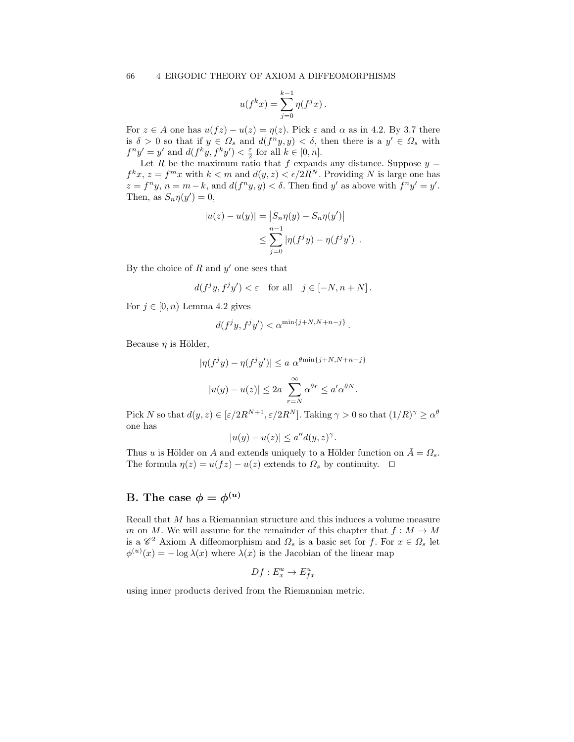$$u(f^k x) = \sum_{j=0}^{k-1} \eta(f^j x)\,.$$

For $z \in A$ one has $u(fz) - u(z) = \eta(z)$. Pick $\varepsilon$ and $\alpha$ as in 4.2. By 3.7 there is $\delta > 0$ so that if $y \in \Omega_s$ and $d(f^n y, y) < \delta$, then there is a $y' \in \Omega_s$ with $f^n y' = y'$ and $d(f^k y, f^k y') < \frac{\varepsilon}{2}$ for all $k \in [0, n]$.

Let $R$ be the maximum ratio that $f$ expands any distance. Suppose $y = f^k x$, $z = f^m x$ with $k < m$ and $d(y, z) < \epsilon/2R^N$. Providing $N$ is large one has $z = f^n y$, $n = m - k$, and $d(f^n y, y) < \delta$. Then find $y'$ as above with $f^n y' = y'$. Then, as $S_n \eta(y') = 0$,

$$\begin{aligned} |u(z) - u(y)| &= \left| S_n \eta(y) - S_n \eta(y') \right| \\ &\leq \sum_{j=0}^{n-1} |\eta(f^j y) - \eta(f^j y')|\,. \end{aligned}$$

By the choice of $R$ and $y'$ one sees that

$$d(f^j y, f^j y') < \varepsilon \quad \text{for all} \quad j \in [-N, n+N]\,.$$

For $j \in [0, n)$ Lemma 4.2 gives

$$d(f^j y, f^j y') < \alpha^{\min\{j+N, N+n-j\}}\,.$$

Because $\eta$ is Hölder,

$$|\eta(f^j y) - \eta(f^j y')| \leq a\ \alpha^{\theta \min\{j+N, N+n-j\}}$$

$$|u(y) - u(z)| \leq 2a \sum_{r=N}^{\infty} \alpha^{\theta r} \leq a' \alpha^{\theta N}.$$

Pick $N$ so that $d(y, z) \in [\varepsilon/2R^{N+1}, \varepsilon/2R^N]$. Taking $\gamma > 0$ so that $(1/R)^\gamma \geq \alpha^\theta$ one has

$$|u(y) - u(z)| \leq a'' d(y, z)^\gamma.$$

Thus $u$ is Hölder on $A$ and extends uniquely to a Hölder function on $\bar{A} = \Omega_s$. The formula $\eta(z) = u(fz) - u(z)$ extends to $\Omega_s$ by continuity. $\square$

## B. The case $\phi = \phi^{(u)}$

Recall that $M$ has a Riemannian structure and this induces a volume measure $m$ on $M$. We will assume for the remainder of this chapter that $f : M \to M$ is a $\mathscr{C}^2$ Axiom A diffeomorphism and $\Omega_s$ is a basic set for $f$. For $x \in \Omega_s$ let $\phi^{(u)}(x) = -\log \lambda(x)$ where $\lambda(x)$ is the Jacobian of the linear map

$$Df : E^u_x \to E^u_{fx}$$

using inner products derived from the Riemannian metric.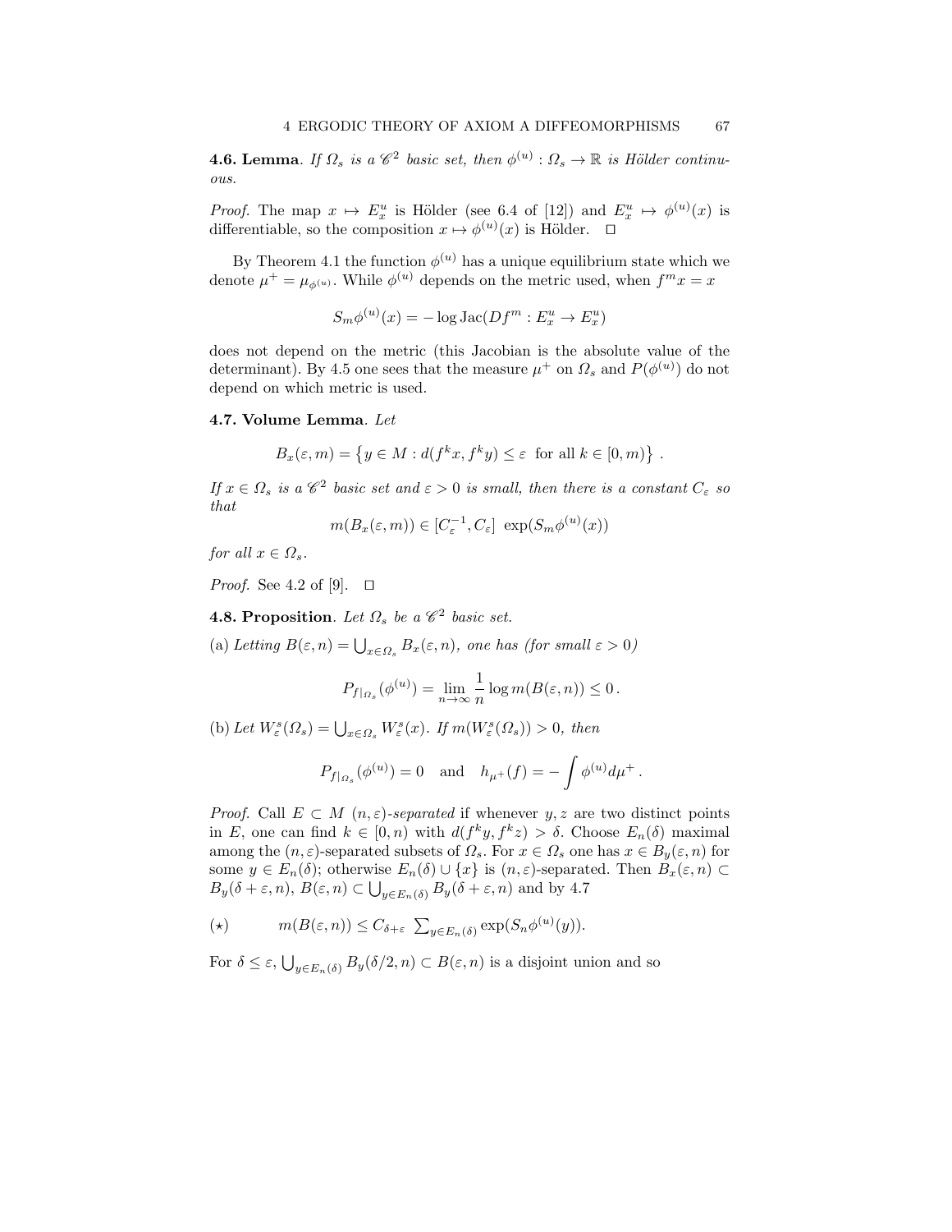**4.6. Lemma**. *If $\Omega_s$ is a $\mathscr{C}^2$ basic set, then $\phi^{(u)} : \Omega_s \to \mathbb{R}$ is Hölder continuous.*

*Proof.* The map $x \mapsto E^u_x$ is Hölder (see 6.4 of [12]) and $E^u_x \mapsto \phi^{(u)}(x)$ is differentiable, so the composition $x \mapsto \phi^{(u)}(x)$ is Hölder. $\square$

By Theorem 4.1 the function $\phi^{(u)}$ has a unique equilibrium state which we denote $\mu^+ = \mu_{\phi^{(u)}}$. While $\phi^{(u)}$ depends on the metric used, when $f^m x = x$

$$S_m \phi^{(u)}(x) = -\log \operatorname{Jac}(Df^m : E^u_x \to E^u_x)$$

does not depend on the metric (this Jacobian is the absolute value of the determinant). By 4.5 one sees that the measure $\mu^+$ on $\Omega_s$ and $P(\phi^{(u)})$ do not depend on which metric is used.

**4.7. Volume Lemma**. *Let*

$$B_x(\varepsilon, m) = \left\{ y \in M : d(f^k x, f^k y) \le \varepsilon \text{ for all } k \in [0, m) \right\} .$$

*If $x \in \Omega_s$ is a $\mathscr{C}^2$ basic set and $\varepsilon > 0$ is small, then there is a constant $C_\varepsilon$ so that*

$$m(B_x(\varepsilon, m)) \in [C_\varepsilon^{-1}, C_\varepsilon] \ \exp(S_m \phi^{(u)}(x))$$

*for all $x \in \Omega_s$.*

*Proof.* See 4.2 of [9]. $\square$

**4.8. Proposition**. *Let $\Omega_s$ be a $\mathscr{C}^2$ basic set.*

(a) *Letting $B(\varepsilon, n) = \bigcup_{x \in \Omega_s} B_x(\varepsilon, n)$, one has (for small $\varepsilon > 0$)*

$$P_{f|_{\Omega_s}}(\phi^{(u)}) = \lim_{n \to \infty} \frac{1}{n} \log m(B(\varepsilon, n)) \le 0 \, .$$

(b) *Let $W^s_\varepsilon(\Omega_s) = \bigcup_{x \in \Omega_s} W^s_\varepsilon(x)$. If $m(W^s_\varepsilon(\Omega_s)) > 0$, then*

$$P_{f|_{\Omega_s}}(\phi^{(u)}) = 0 \quad \text{and} \quad h_{\mu^+}(f) = -\int \phi^{(u)} d\mu^+ \, .$$

*Proof.* Call $E \subset M$ $(n, \varepsilon)$*-separated* if whenever $y, z$ are two distinct points in $E$, one can find $k \in [0, n)$ with $d(f^k y, f^k z) > \delta$. Choose $E_n(\delta)$ maximal among the $(n, \varepsilon)$-separated subsets of $\Omega_s$. For $x \in \Omega_s$ one has $x \in B_y(\varepsilon, n)$ for some $y \in E_n(\delta)$; otherwise $E_n(\delta) \cup \{x\}$ is $(n, \varepsilon)$-separated. Then $B_x(\varepsilon, n) \subset B_y(\delta + \varepsilon, n)$, $B(\varepsilon, n) \subset \bigcup_{y \in E_n(\delta)} B_y(\delta + \varepsilon, n)$ and by 4.7

$$(\star) \qquad m(B(\varepsilon, n)) \le C_{\delta + \varepsilon} \ \textstyle\sum_{y \in E_n(\delta)} \exp(S_n \phi^{(u)}(y)).$$

For $\delta \le \varepsilon$, $\bigcup_{y \in E_n(\delta)} B_y(\delta/2, n) \subset B(\varepsilon, n)$ is a disjoint union and so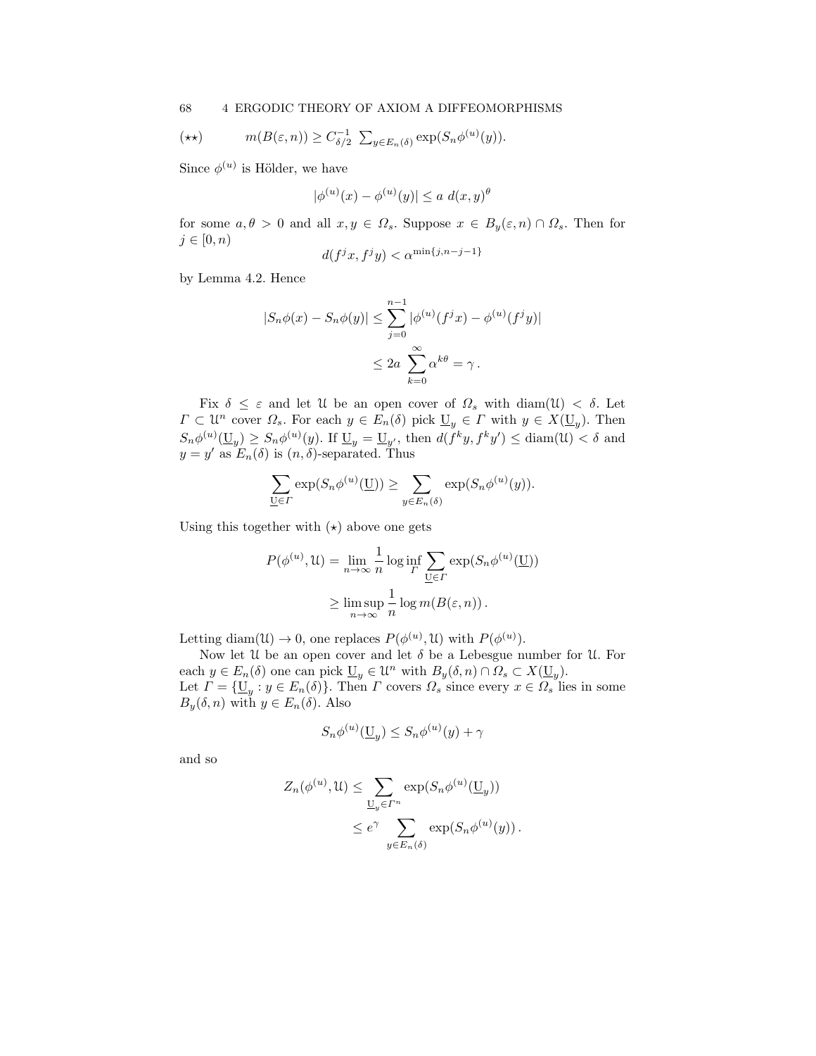$$(\star\star) \qquad m(B(\varepsilon, n)) \geq C_{\delta/2}^{-1} \ \sum_{y \in E_n(\delta)} \exp(S_n \phi^{(u)}(y)).$$

Since $\phi^{(u)}$ is Hölder, we have

$$|\phi^{(u)}(x) - \phi^{(u)}(y)| \leq a \ d(x, y)^{\theta}$$

for some $a, \theta > 0$ and all $x, y \in \Omega_s$. Suppose $x \in B_y(\varepsilon, n) \cap \Omega_s$. Then for $j \in [0, n)$

$$d(f^j x, f^j y) < \alpha^{\min\{j, n-j-1\}}$$

by Lemma 4.2. Hence

$$\begin{aligned}
|S_n \phi(x) - S_n \phi(y)| &\leq \sum_{j=0}^{n-1} |\phi^{(u)}(f^j x) - \phi^{(u)}(f^j y)| \\
&\leq 2a \ \sum_{k=0}^{\infty} \alpha^{k\theta} = \gamma \,.
\end{aligned}$$

Fix $\delta \leq \varepsilon$ and let $\mathfrak{U}$ be an open cover of $\Omega_s$ with $\operatorname{diam}(\mathfrak{U}) < \delta$. Let $\Gamma \subset \mathfrak{U}^n$ cover $\Omega_s$. For each $y \in E_n(\delta)$ pick $\underline{\mathrm{U}}_y \in \Gamma$ with $y \in X(\underline{\mathrm{U}}_y)$. Then $S_n \phi^{(u)}(\underline{\mathrm{U}}_y) \geq S_n \phi^{(u)}(y)$. If $\underline{\mathrm{U}}_y = \underline{\mathrm{U}}_{y'}$, then $d(f^k y, f^k y') \leq \operatorname{diam}(\mathfrak{U}) < \delta$ and $y = y'$ as $E_n(\delta)$ is $(n, \delta)$-separated. Thus

$$\sum_{\underline{\mathrm{U}} \in \Gamma} \exp(S_n \phi^{(u)}(\underline{\mathrm{U}})) \geq \sum_{y \in E_n(\delta)} \exp(S_n \phi^{(u)}(y)).$$

Using this together with $(\star)$ above one gets

$$\begin{aligned}
P(\phi^{(u)}, \mathfrak{U}) &= \lim_{n \to \infty} \frac{1}{n} \log \inf_{\Gamma} \sum_{\underline{\mathrm{U}} \in \Gamma} \exp(S_n \phi^{(u)}(\underline{\mathrm{U}})) \\
&\geq \limsup_{n \to \infty} \frac{1}{n} \log m(B(\varepsilon, n)) \,.
\end{aligned}$$

Letting $\operatorname{diam}(\mathfrak{U}) \to 0$, one replaces $P(\phi^{(u)}, \mathfrak{U})$ with $P(\phi^{(u)})$.

Now let $\mathfrak{U}$ be an open cover and let $\delta$ be a Lebesgue number for $\mathfrak{U}$. For each $y \in E_n(\delta)$ one can pick $\underline{\mathrm{U}}_y \in \mathfrak{U}^n$ with $B_y(\delta, n) \cap \Omega_s \subset X(\underline{\mathrm{U}}_y)$. Let $\Gamma = \{\underline{\mathrm{U}}_y : y \in E_n(\delta)\}$. Then $\Gamma$ covers $\Omega_s$ since every $x \in \Omega_s$ lies in some $B_y(\delta, n)$ with $y \in E_n(\delta)$. Also

$$S_n \phi^{(u)}(\underline{\mathrm{U}}_y) \leq S_n \phi^{(u)}(y) + \gamma$$

and so

$$\begin{aligned}
Z_n(\phi^{(u)}, \mathfrak{U}) &\leq \sum_{\underline{\mathrm{U}}_y \in \Gamma^n} \exp(S_n \phi^{(u)}(\underline{\mathrm{U}}_y)) \\
&\leq e^{\gamma} \sum_{y \in E_n(\delta)} \exp(S_n \phi^{(u)}(y)) \,.
\end{aligned}$$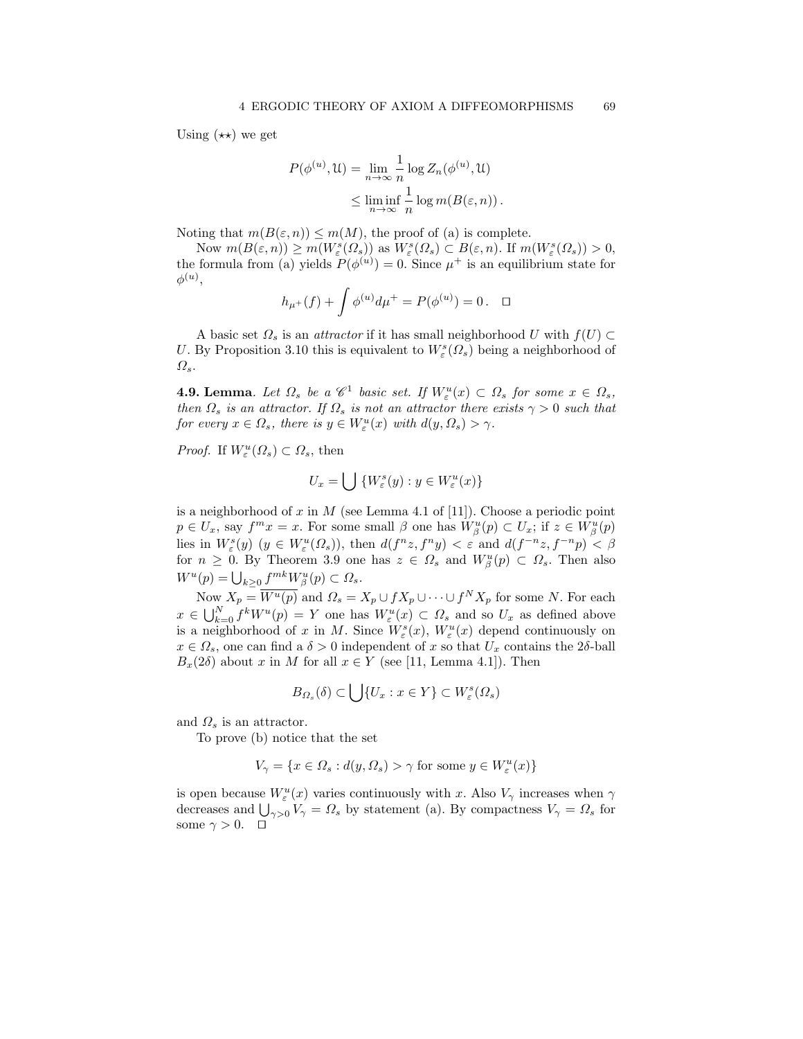Using $(\star\star)$ we get

$$P(\phi^{(u)}, \mathfrak{U}) = \lim_{n\to\infty} \frac{1}{n} \log Z_n(\phi^{(u)}, \mathfrak{U})$$
$$\leq \liminf_{n\to\infty} \frac{1}{n} \log m(B(\varepsilon, n)) .$$

Noting that $m(B(\varepsilon, n)) \leq m(M)$, the proof of (a) is complete.

Now $m(B(\varepsilon, n)) \geq m(W^s_\varepsilon(\Omega_s))$ as $W^s_\varepsilon(\Omega_s) \subset B(\varepsilon, n)$. If $m(W^s_\varepsilon(\Omega_s)) > 0$, the formula from (a) yields $P(\phi^{(u)}) = 0$. Since $\mu^+$ is an equilibrium state for $\phi^{(u)}$,

$$h_{\mu^+}(f) + \int \phi^{(u)} d\mu^+ = P(\phi^{(u)}) = 0 . \quad \square$$

A basic set $\Omega_s$ is an *attractor* if it has small neighborhood $U$ with $f(U) \subset U$. By Proposition 3.10 this is equivalent to $W^s_\varepsilon(\Omega_s)$ being a neighborhood of $\Omega_s$.

**4.9. Lemma**. *Let $\Omega_s$ be a $\mathscr{C}^1$ basic set. If $W^u_\varepsilon(x) \subset \Omega_s$ for some $x \in \Omega_s$, then $\Omega_s$ is an attractor. If $\Omega_s$ is not an attractor there exists $\gamma > 0$ such that for every $x \in \Omega_s$, there is $y \in W^u_\varepsilon(x)$ with $d(y, \Omega_s) > \gamma$.*

*Proof.* If $W^u_\varepsilon(\Omega_s) \subset \Omega_s$, then

$$U_x = \bigcup \{W^s_\varepsilon(y) : y \in W^u_\varepsilon(x)\}$$

is a neighborhood of $x$ in $M$ (see Lemma 4.1 of [11]). Choose a periodic point $p \in U_x$, say $f^m x = x$. For some small $\beta$ one has $W^u_\beta(p) \subset U_x$; if $z \in W^u_\beta(p)$ lies in $W^s_\varepsilon(y)$ ($y \in W^u_\varepsilon(\Omega_s)$), then $d(f^n z, f^n y) < \varepsilon$ and $d(f^{-n}z, f^{-n}p) < \beta$ for $n \geq 0$. By Theorem 3.9 one has $z \in \Omega_s$ and $W^u_\beta(p) \subset \Omega_s$. Then also $W^u(p) = \bigcup_{k\geq 0} f^{mk} W^u_\beta(p) \subset \Omega_s$.

Now $X_p = \overline{W^u(p)}$ and $\Omega_s = X_p \cup fX_p \cup \cdots \cup f^N X_p$ for some $N$. For each $x \in \bigcup_{k=0}^N f^k W^u(p) = Y$ one has $W^u_\varepsilon(x) \subset \Omega_s$ and so $U_x$ as defined above is a neighborhood of $x$ in $M$. Since $W^s_\varepsilon(x)$, $W^u_\varepsilon(x)$ depend continuously on $x \in \Omega_s$, one can find a $\delta > 0$ independent of $x$ so that $U_x$ contains the $2\delta$-ball $B_x(2\delta)$ about $x$ in $M$ for all $x \in Y$ (see [11, Lemma 4.1]). Then

$$B_{\Omega_s}(\delta) \subset \bigcup \{U_x : x \in Y\} \subset W^s_\varepsilon(\Omega_s)$$

and $\Omega_s$ is an attractor.

To prove (b) notice that the set

$$V_\gamma = \{x \in \Omega_s : d(y, \Omega_s) > \gamma \text{ for some } y \in W^u_\varepsilon(x)\}$$

is open because $W^u_\varepsilon(x)$ varies continuously with $x$. Also $V_\gamma$ increases when $\gamma$ decreases and $\bigcup_{\gamma>0} V_\gamma = \Omega_s$ by statement (a). By compactness $V_\gamma = \Omega_s$ for some $\gamma > 0$. $\quad \square$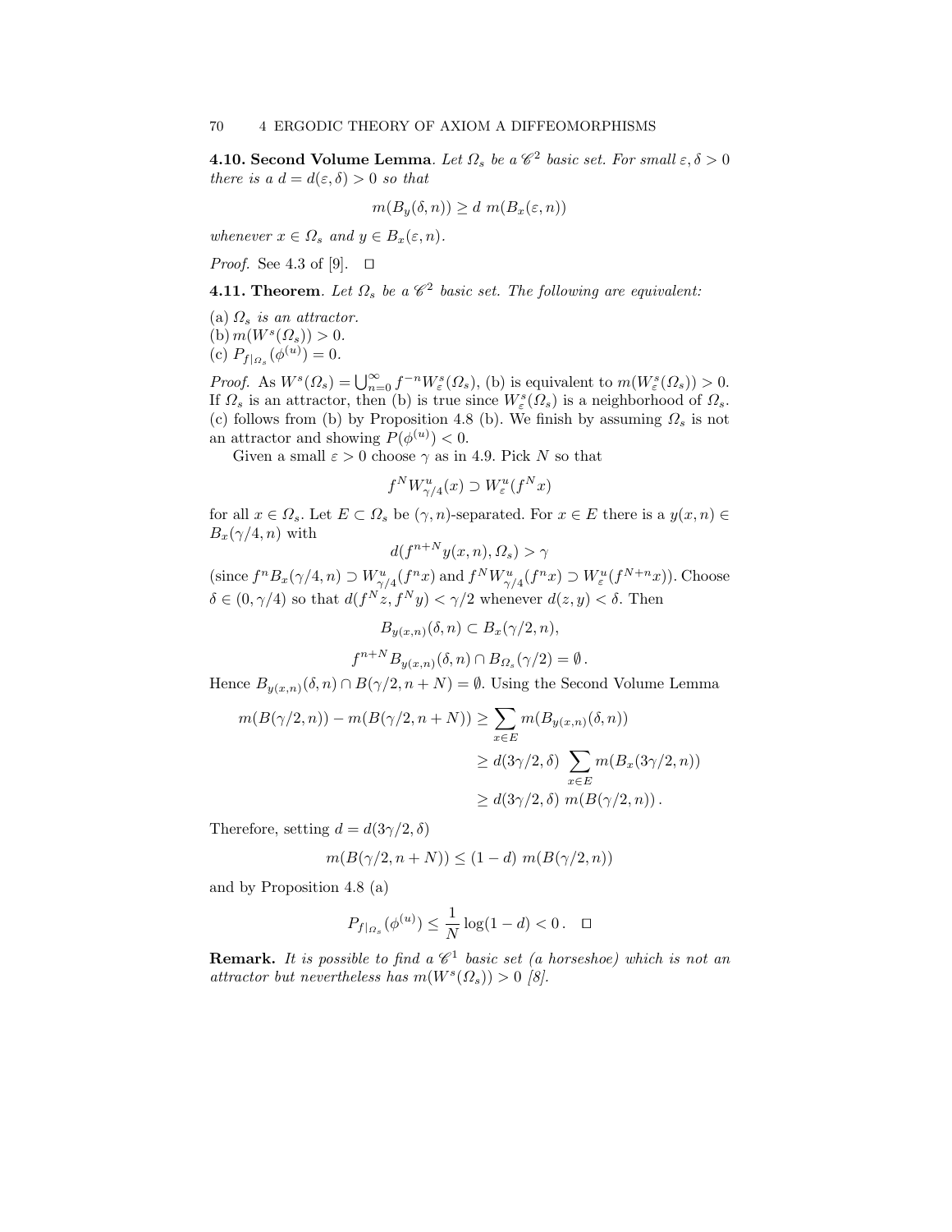**4.10. Second Volume Lemma**. *Let $\Omega_s$ be a $\mathscr{C}^2$ basic set. For small $\varepsilon, \delta > 0$ there is a $d = d(\varepsilon, \delta) > 0$ so that*

$$m(B_y(\delta, n)) \geq d \; m(B_x(\varepsilon, n))$$

*whenever $x \in \Omega_s$ and $y \in B_x(\varepsilon, n)$.*

*Proof.* See 4.3 of [9]. $\square$

**4.11. Theorem**. *Let $\Omega_s$ be a $\mathscr{C}^2$ basic set. The following are equivalent:*

(a) *$\Omega_s$ is an attractor.*
(b) $m(W^s(\Omega_s)) > 0$.
(c) $P_{f|_{\Omega_s}}(\phi^{(u)}) = 0$.

*Proof.* As $W^s(\Omega_s) = \bigcup_{n=0}^{\infty} f^{-n} W^s_\varepsilon(\Omega_s)$, (b) is equivalent to $m(W^s_\varepsilon(\Omega_s)) > 0$. If $\Omega_s$ is an attractor, then (b) is true since $W^s_\varepsilon(\Omega_s)$ is a neighborhood of $\Omega_s$. (c) follows from (b) by Proposition 4.8 (b). We finish by assuming $\Omega_s$ is not an attractor and showing $P(\phi^{(u)}) < 0$.

Given a small $\varepsilon > 0$ choose $\gamma$ as in 4.9. Pick $N$ so that

$$f^N W^u_{\gamma/4}(x) \supset W^u_\varepsilon(f^N x)$$

for all $x \in \Omega_s$. Let $E \subset \Omega_s$ be $(\gamma, n)$-separated. For $x \in E$ there is a $y(x,n) \in B_x(\gamma/4, n)$ with

$$d(f^{n+N} y(x,n), \Omega_s) > \gamma$$

(since $f^n B_x(\gamma/4, n) \supset W^u_{\gamma/4}(f^n x)$ and $f^N W^u_{\gamma/4}(f^n x) \supset W^u_\varepsilon(f^{N+n} x)$). Choose $\delta \in (0, \gamma/4)$ so that $d(f^N z, f^N y) < \gamma/2$ whenever $d(z,y) < \delta$. Then

$$B_{y(x,n)}(\delta, n) \subset B_x(\gamma/2, n),$$

$$f^{n+N} B_{y(x,n)}(\delta, n) \cap B_{\Omega_s}(\gamma/2) = \emptyset\,.$$

Hence $B_{y(x,n)}(\delta, n) \cap B(\gamma/2, n+N) = \emptyset$. Using the Second Volume Lemma

$$\begin{aligned} m(B(\gamma/2, n)) - m(B(\gamma/2, n+N)) &\geq \sum_{x \in E} m(B_{y(x,n)}(\delta, n)) \\ &\geq d(3\gamma/2, \delta) \sum_{x \in E} m(B_x(3\gamma/2, n)) \\ &\geq d(3\gamma/2, \delta) \; m(B(\gamma/2, n))\,. \end{aligned}$$

Therefore, setting $d = d(3\gamma/2, \delta)$

$$m(B(\gamma/2, n+N)) \leq (1-d) \; m(B(\gamma/2, n))$$

and by Proposition 4.8 (a)

$$P_{f|_{\Omega_s}}(\phi^{(u)}) \leq \frac{1}{N} \log(1-d) < 0\,. \quad \square$$

**Remark.** *It is possible to find a $\mathscr{C}^1$ basic set (a horseshoe) which is not an attractor but nevertheless has $m(W^s(\Omega_s)) > 0$ [8].*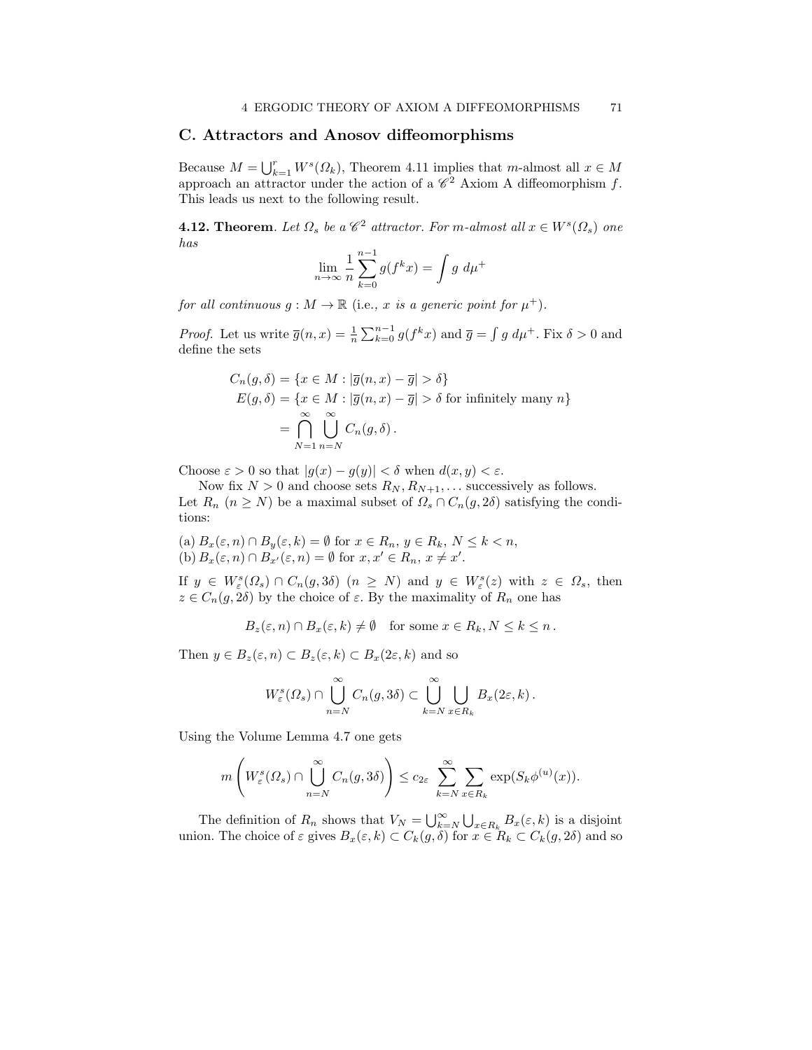## C. Attractors and Anosov diffeomorphisms

Because $M = \bigcup_{k=1}^{r} W^s(\Omega_k)$, Theorem 4.11 implies that $m$-almost all $x \in M$ approach an attractor under the action of a $\mathscr{C}^2$ Axiom A diffeomorphism $f$. This leads us next to the following result.

**4.12. Theorem**. *Let $\Omega_s$ be a $\mathscr{C}^2$ attractor. For $m$-almost all $x \in W^s(\Omega_s)$ one has*

$$\lim_{n\to\infty} \frac{1}{n} \sum_{k=0}^{n-1} g(f^k x) = \int g \; d\mu^+$$

*for all continuous $g : M \to \mathbb{R}$ (*i.e., *$x$ is a generic point for $\mu^+$).*

*Proof.* Let us write $\overline{g}(n,x) = \frac{1}{n}\sum_{k=0}^{n-1} g(f^k x)$ and $\overline{g} = \int g \; d\mu^+$. Fix $\delta > 0$ and define the sets

$$\begin{aligned}
C_n(g,\delta) &= \{x \in M : |\overline{g}(n,x) - \overline{g}| > \delta\} \\
E(g,\delta) &= \{x \in M : |\overline{g}(n,x) - \overline{g}| > \delta \text{ for infinitely many } n\} \\
&= \bigcap_{N=1}^{\infty} \bigcup_{n=N}^{\infty} C_n(g,\delta)\,.
\end{aligned}$$

Choose $\varepsilon > 0$ so that $|g(x) - g(y)| < \delta$ when $d(x,y) < \varepsilon$.

Now fix $N > 0$ and choose sets $R_N, R_{N+1}, \ldots$ successively as follows. Let $R_n$ ($n \geq N$) be a maximal subset of $\Omega_s \cap C_n(g, 2\delta)$ satisfying the conditions:

(a) $B_x(\varepsilon,n) \cap B_y(\varepsilon,k) = \emptyset$ for $x \in R_n$, $y \in R_k$, $N \leq k < n$,
(b) $B_x(\varepsilon,n) \cap B_{x'}(\varepsilon,n) = \emptyset$ for $x, x' \in R_n$, $x \neq x'$.

If $y \in W^s_\varepsilon(\Omega_s) \cap C_n(g,3\delta)$ ($n \geq N$) and $y \in W^s_\varepsilon(z)$ with $z \in \Omega_s$, then $z \in C_n(g,2\delta)$ by the choice of $\varepsilon$. By the maximality of $R_n$ one has

$$B_z(\varepsilon,n) \cap B_x(\varepsilon,k) \neq \emptyset \quad \text{for some } x \in R_k, N \leq k \leq n\,.$$

Then $y \in B_z(\varepsilon,n) \subset B_z(\varepsilon,k) \subset B_x(2\varepsilon,k)$ and so

$$W^s_\varepsilon(\Omega_s) \cap \bigcup_{n=N}^{\infty} C_n(g,3\delta) \subset \bigcup_{k=N}^{\infty} \bigcup_{x\in R_k} B_x(2\varepsilon,k)\,.$$

Using the Volume Lemma 4.7 one gets

$$m\left(W^s_\varepsilon(\Omega_s) \cap \bigcup_{n=N}^{\infty} C_n(g,3\delta)\right) \leq c_{2\varepsilon} \sum_{k=N}^{\infty} \sum_{x\in R_k} \exp(S_k\phi^{(u)}(x)).$$

The definition of $R_n$ shows that $V_N = \bigcup_{k=N}^{\infty} \bigcup_{x\in R_k} B_x(\varepsilon,k)$ is a disjoint union. The choice of $\varepsilon$ gives $B_x(\varepsilon,k) \subset C_k(g,\delta)$ for $x \in R_k \subset C_k(g,2\delta)$ and so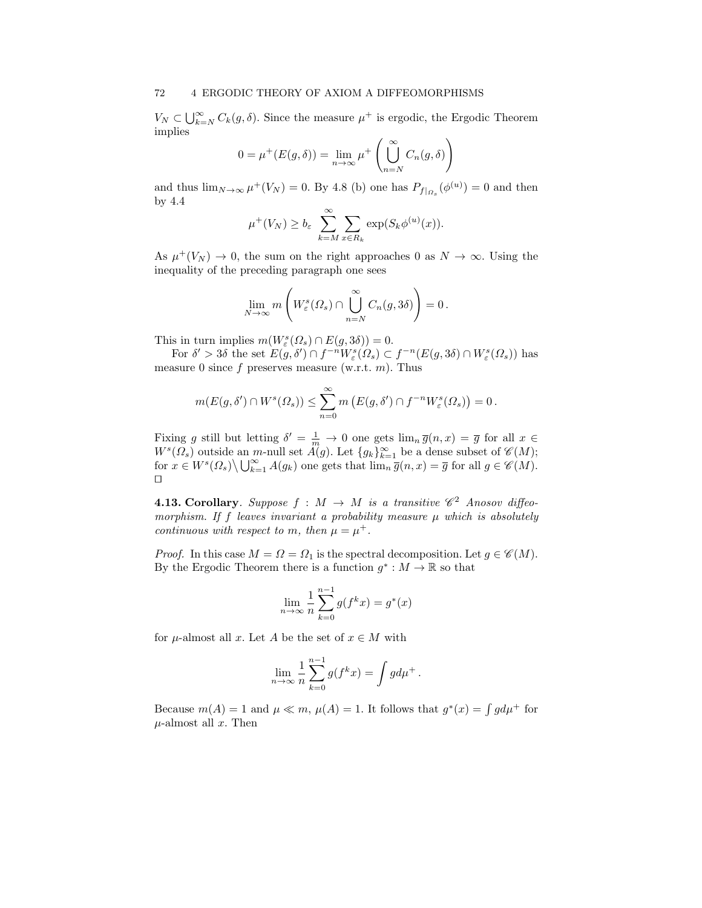$V_N \subset \bigcup_{k=N}^{\infty} C_k(g, \delta)$. Since the measure $\mu^+$ is ergodic, the Ergodic Theorem implies

$$0 = \mu^+(E(g,\delta)) = \lim_{n\to\infty} \mu^+ \left( \bigcup_{n=N}^{\infty} C_n(g,\delta) \right)$$

and thus $\lim_{N\to\infty} \mu^+(V_N) = 0$. By 4.8 (b) one has $P_{f|_{\Omega_s}}(\phi^{(u)}) = 0$ and then by 4.4

$$\mu^+(V_N) \geq b_\varepsilon \sum_{k=M}^{\infty} \sum_{x \in R_k} \exp(S_k \phi^{(u)}(x)).$$

As $\mu^+(V_N) \to 0$, the sum on the right approaches 0 as $N \to \infty$. Using the inequality of the preceding paragraph one sees

$$\lim_{N\to\infty} m \left( W_\varepsilon^s(\Omega_s) \cap \bigcup_{n=N}^{\infty} C_n(g, 3\delta) \right) = 0 \,.$$

This in turn implies $m(W_\varepsilon^s(\Omega_s) \cap E(g, 3\delta)) = 0$.

For $\delta' > 3\delta$ the set $E(g,\delta') \cap f^{-n} W_\varepsilon^s(\Omega_s) \subset f^{-n}(E(g,3\delta) \cap W_\varepsilon^s(\Omega_s))$ has measure 0 since $f$ preserves measure (w.r.t. $m$). Thus

$$m(E(g,\delta') \cap W^s(\Omega_s)) \leq \sum_{n=0}^{\infty} m\left(E(g,\delta') \cap f^{-n} W_\varepsilon^s(\Omega_s)\right) = 0 \,.$$

Fixing $g$ still but letting $\delta' = \frac{1}{m} \to 0$ one gets $\lim_n \overline{g}(n,x) = \overline{g}$ for all $x \in W^s(\Omega_s)$ outside an $m$-null set $A(g)$. Let $\{g_k\}_{k=1}^{\infty}$ be a dense subset of $\mathscr{C}(M)$; for $x \in W^s(\Omega_s) \setminus \bigcup_{k=1}^{\infty} A(g_k)$ one gets that $\lim_n \overline{g}(n,x) = \overline{g}$ for all $g \in \mathscr{C}(M)$. $\square$

**4.13. Corollary**. *Suppose $f : M \to M$ is a transitive $\mathscr{C}^2$ Anosov diffeomorphism. If $f$ leaves invariant a probability measure $\mu$ which is absolutely continuous with respect to $m$, then $\mu = \mu^+$.*

*Proof.* In this case $M = \Omega = \Omega_1$ is the spectral decomposition. Let $g \in \mathscr{C}(M)$. By the Ergodic Theorem there is a function $g^* : M \to \mathbb{R}$ so that

$$\lim_{n\to\infty} \frac{1}{n} \sum_{k=0}^{n-1} g(f^k x) = g^*(x)$$

for $\mu$-almost all $x$. Let $A$ be the set of $x \in M$ with

$$\lim_{n\to\infty} \frac{1}{n} \sum_{k=0}^{n-1} g(f^k x) = \int g d\mu^+ \,.$$

Because $m(A) = 1$ and $\mu \ll m$, $\mu(A) = 1$. It follows that $g^*(x) = \int g d\mu^+$ for $\mu$-almost all $x$. Then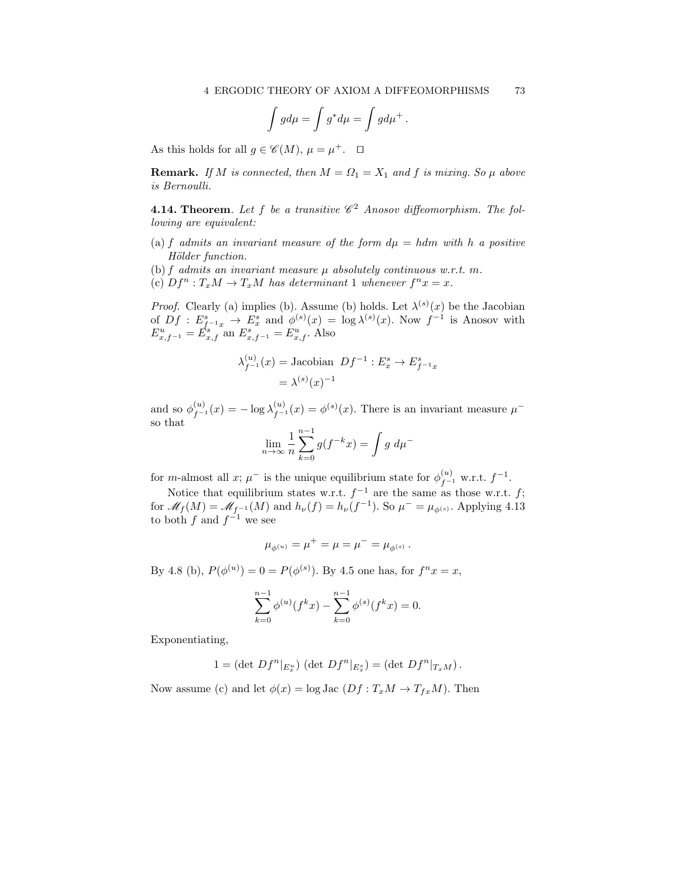$$\int g d\mu = \int g^* d\mu = \int g d\mu^+ .$$

As this holds for all $g \in \mathscr{C}(M)$, $\mu = \mu^+$. $\square$

**Remark.** *If $M$ is connected, then $M = \Omega_1 = X_1$ and $f$ is mixing. So $\mu$ above is Bernoulli.*

**4.14. Theorem**. *Let $f$ be a transitive $\mathscr{C}^2$ Anosov diffeomorphism. The following are equivalent:*

(a) *$f$ admits an invariant measure of the form $d\mu = h dm$ with $h$ a positive Hölder function.*

(b) *$f$ admits an invariant measure $\mu$ absolutely continuous w.r.t. $m$.*

(c) *$Df^n : T_x M \to T_x M$ has determinant 1 whenever $f^n x = x$.*

*Proof.* Clearly (a) implies (b). Assume (b) holds. Let $\lambda^{(s)}(x)$ be the Jacobian of $Df : E^s_{f^{-1}x} \to E^s_x$ and $\phi^{(s)}(x) = \log \lambda^{(s)}(x)$. Now $f^{-1}$ is Anosov with $E^u_{x,f^{-1}} = E^s_{x,f}$ an $E^s_{x,f^{-1}} = E^u_{x,f}$. Also

$$\begin{aligned}
\lambda^{(u)}_{f^{-1}}(x) &= \text{Jacobian } \ Df^{-1} : E^s_x \to E^s_{f^{-1}x} \\
&= \lambda^{(s)}(x)^{-1}
\end{aligned}$$

and so $\phi^{(u)}_{f^{-1}}(x) = -\log \lambda^{(u)}_{f^{-1}}(x) = \phi^{(s)}(x)$. There is an invariant measure $\mu^-$ so that

$$\lim_{n\to\infty} \frac{1}{n} \sum_{k=0}^{n-1} g(f^{-k}x) = \int g \ d\mu^-$$

for $m$-almost all $x$; $\mu^-$ is the unique equilibrium state for $\phi^{(u)}_{f^{-1}}$ w.r.t. $f^{-1}$.

Notice that equilibrium states w.r.t. $f^{-1}$ are the same as those w.r.t. $f$; for $\mathscr{M}_f(M) = \mathscr{M}_{f^{-1}}(M)$ and $h_\nu(f) = h_\nu(f^{-1})$. So $\mu^- = \mu_{\phi^{(s)}}$. Applying 4.13 to both $f$ and $f^{-1}$ we see

$$\mu_{\phi^{(u)}} = \mu^+ = \mu = \mu^- = \mu_{\phi^{(s)}} .$$

By 4.8 (b), $P(\phi^{(u)}) = 0 = P(\phi^{(s)})$. By 4.5 one has, for $f^n x = x$,

$$\sum_{k=0}^{n-1} \phi^{(u)}(f^k x) - \sum_{k=0}^{n-1} \phi^{(s)}(f^k x) = 0.$$

Exponentiating,

$$1 = (\det\ Df^n|_{E^u_x})\ (\det\ Df^n|_{E^s_x}) = (\det\ Df^n|_{T_x M}) .$$

Now assume (c) and let $\phi(x) = \log \text{Jac}\ (Df : T_x M \to T_{fx} M)$. Then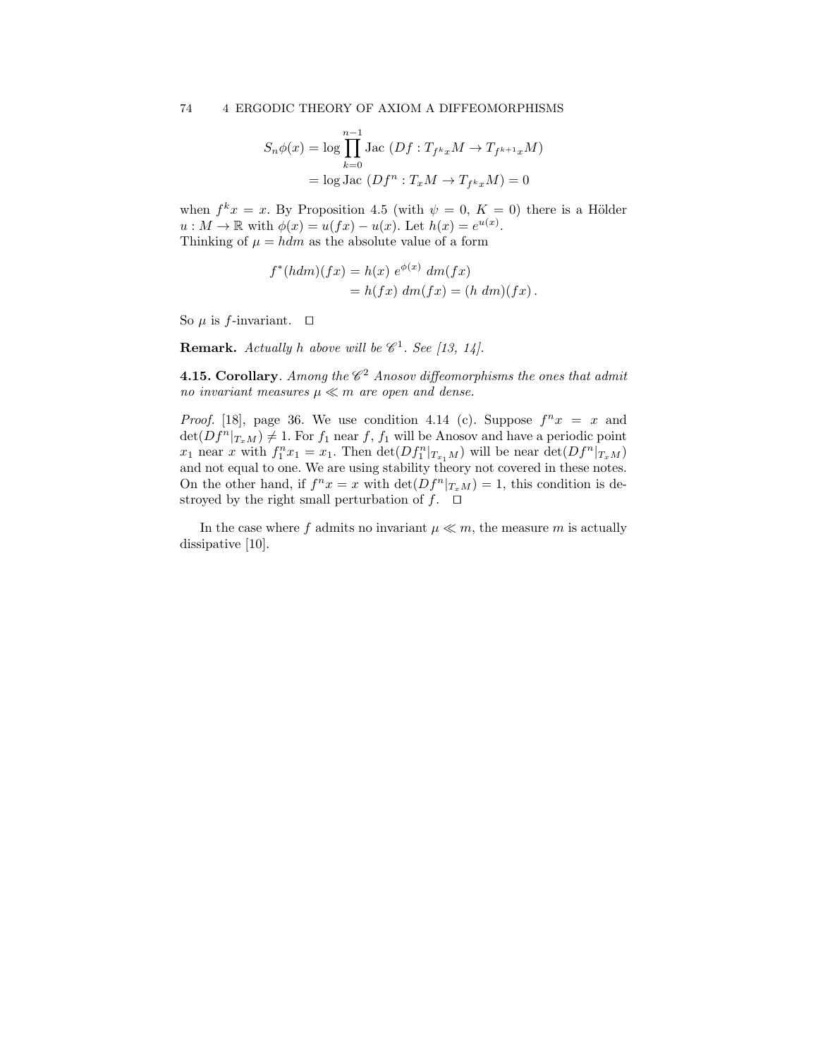$$
\begin{aligned}
S_n\phi(x) &= \log \prod_{k=0}^{n-1} \text{Jac } (Df : T_{f^k x}M \to T_{f^{k+1}x}M) \\
&= \log \text{Jac } (Df^n : T_x M \to T_{f^k x}M) = 0
\end{aligned}
$$

when $f^k x = x$. By Proposition 4.5 (with $\psi = 0$, $K = 0$) there is a Hölder $u : M \to \mathbb{R}$ with $\phi(x) = u(fx) - u(x)$. Let $h(x) = e^{u(x)}$.
Thinking of $\mu = hdm$ as the absolute value of a form

$$
\begin{aligned}
f^*(hdm)(fx) &= h(x)\; e^{\phi(x)}\; dm(fx) \\
&= h(fx)\; dm(fx) = (h\; dm)(fx)\,.
\end{aligned}
$$

So $\mu$ is $f$-invariant. $\square$

**Remark.** *Actually $h$ above will be $\mathscr{C}^1$. See [13, 14].*

**4.15. Corollary**. *Among the $\mathscr{C}^2$ Anosov diffeomorphisms the ones that admit no invariant measures $\mu \ll m$ are open and dense.*

*Proof.* [18], page 36. We use condition 4.14 (c). Suppose $f^n x = x$ and $\det(Df^n|_{T_x M}) \neq 1$. For $f_1$ near $f$, $f_1$ will be Anosov and have a periodic point $x_1$ near $x$ with $f_1^n x_1 = x_1$. Then $\det(Df_1^n|_{T_{x_1} M})$ will be near $\det(Df^n|_{T_x M})$ and not equal to one. We are using stability theory not covered in these notes. On the other hand, if $f^n x = x$ with $\det(Df^n|_{T_x M}) = 1$, this condition is destroyed by the right small perturbation of $f$. $\square$

In the case where $f$ admits no invariant $\mu \ll m$, the measure $m$ is actually dissipative [10].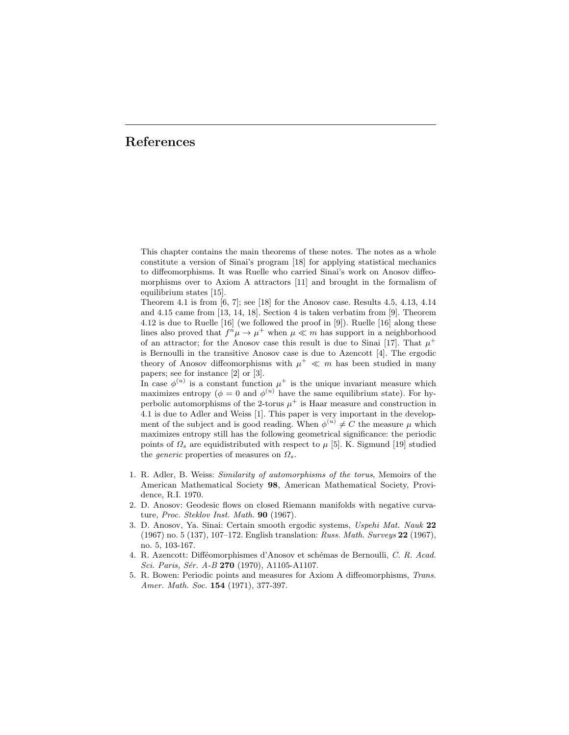# References

This chapter contains the main theorems of these notes. The notes as a whole constitute a version of Sinai's program [18] for applying statistical mechanics to diffeomorphisms. It was Ruelle who carried Sinai's work on Anosov diffeomorphisms over to Axiom A attractors [11] and brought in the formalism of equilibrium states [15].

Theorem 4.1 is from [6, 7]; see [18] for the Anosov case. Results 4.5, 4.13, 4.14 and 4.15 came from [13, 14, 18]. Section 4 is taken verbatim from [9]. Theorem 4.12 is due to Ruelle [16] (we followed the proof in [9]). Ruelle [16] along these lines also proved that $f^n\mu \to \mu^+$ when $\mu \ll m$ has support in a neighborhood of an attractor; for the Anosov case this result is due to Sinai [17]. That $\mu^+$ is Bernoulli in the transitive Anosov case is due to Azencott [4]. The ergodic theory of Anosov diffeomorphisms with $\mu^+ \ll m$ has been studied in many papers; see for instance [2] or [3].

In case $\phi^{(u)}$ is a constant function $\mu^+$ is the unique invariant measure which maximizes entropy ($\phi = 0$ and $\phi^{(u)}$ have the same equilibrium state). For hyperbolic automorphisms of the 2-torus $\mu^+$ is Haar measure and construction in 4.1 is due to Adler and Weiss [1]. This paper is very important in the development of the subject and is good reading. When $\phi^{(u)} \neq C$ the measure $\mu$ which maximizes entropy still has the following geometrical significance: the periodic points of $\Omega_s$ are equidistributed with respect to $\mu$ [5]. K. Sigmund [19] studied the *generic* properties of measures on $\Omega_s$.

1. R. Adler, B. Weiss: *Similarity of automorphisms of the torus*, Memoirs of the American Mathematical Society **98**, American Mathematical Society, Providence, R.I. 1970.
2. D. Anosov: Geodesic flows on closed Riemann manifolds with negative curvature, *Proc. Steklov Inst. Math.* **90** (1967).
3. D. Anosov, Ya. Sinai: Certain smooth ergodic systems, *Uspehi Mat. Nauk* **22** (1967) no. 5 (137), 107–172. English translation: *Russ. Math. Surveys* **22** (1967), no. 5, 103-167.
4. R. Azencott: Difféomorphismes d'Anosov et schémas de Bernoulli, *C. R. Acad. Sci. Paris, Sér. A-B* **270** (1970), A1105-A1107.
5. R. Bowen: Periodic points and measures for Axiom A diffeomorphisms, *Trans. Amer. Math. Soc.* **154** (1971), 377-397.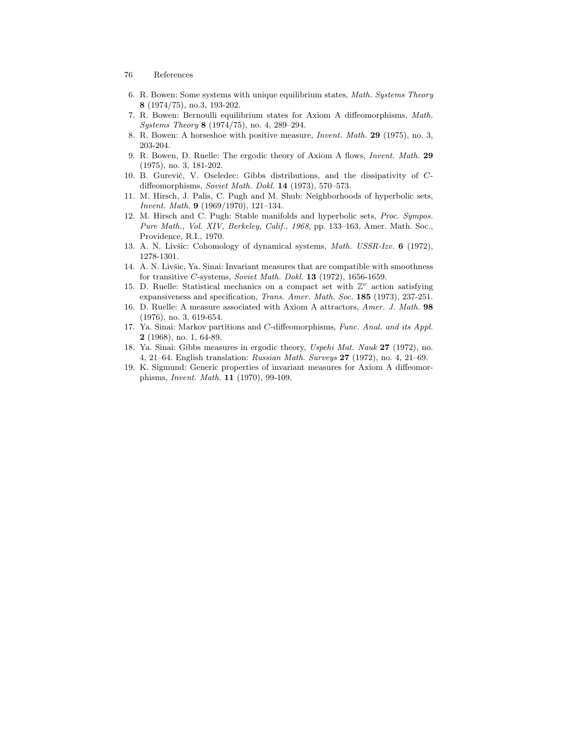6. R. Bowen: Some systems with unique equilibrium states, *Math. Systems Theory* **8** (1974/75), no.3, 193-202.
7. R. Bowen: Bernoulli equilibrium states for Axiom A diffeomorphisms, *Math. Systems Theory* **8** (1974/75), no. 4, 289–294.
8. R. Bowen: A horseshoe with positive measure, *Invent. Math.* **29** (1975), no. 3, 203-204.
9. R. Bowen, D. Ruelle: The ergodic theory of Axiom A flows, *Invent. Math.* **29** (1975), no. 3, 181-202.
10. B. Gurevič, V. Oseledec: Gibbs distributions, and the dissipativity of $C$-diffeomorphisms, *Soviet Math. Dokl.* **14** (1973), 570–573.
11. M. Hirsch, J. Palis, C. Pugh and M. Shub: Neighborhoods of hyperbolic sets, *Invent. Math.* **9** (1969/1970), 121–134.
12. M. Hirsch and C. Pugh: Stable manifolds and hyperbolic sets, *Proc. Sympos. Pure Math., Vol. XIV, Berkeley, Calif., 1968*, pp. 133–163, Amer. Math. Soc., Providence, R.I., 1970.
13. A. N. Livšic: Cohomology of dynamical systems, *Math. USSR-Izv.* **6** (1972), 1278-1301.
14. A. N. Livšic, Ya. Sinai: Invariant measures that are compatible with smoothness for transitive $C$-systems, *Soviet Math. Dokl.* **13** (1972), 1656-1659.
15. D. Ruelle: Statistical mechanics on a compact set with $\mathbb{Z}^\nu$ action satisfying expansiveness and specification, *Trans. Amer. Math. Soc.* **185** (1973), 237-251.
16. D. Ruelle: A measure associated with Axiom A attractors, *Amer. J. Math.* **98** (1976), no. 3, 619-654.
17. Ya. Sinai: Markov partitions and $C$-diffeomorphisms, *Func. Anal. and its Appl.* **2** (1968), no. 1, 64-89.
18. Ya. Sinai: Gibbs measures in ergodic theory, *Uspehi Mat. Nauk* **27** (1972), no. 4, 21–64. English translation: *Russian Math. Surveys* **27** (1972), no. 4, 21–69.
19. K. Sigmund: Generic properties of invariant measures for Axiom A diffeomorphisms, *Invent. Math.* **11** (1970), 99-109.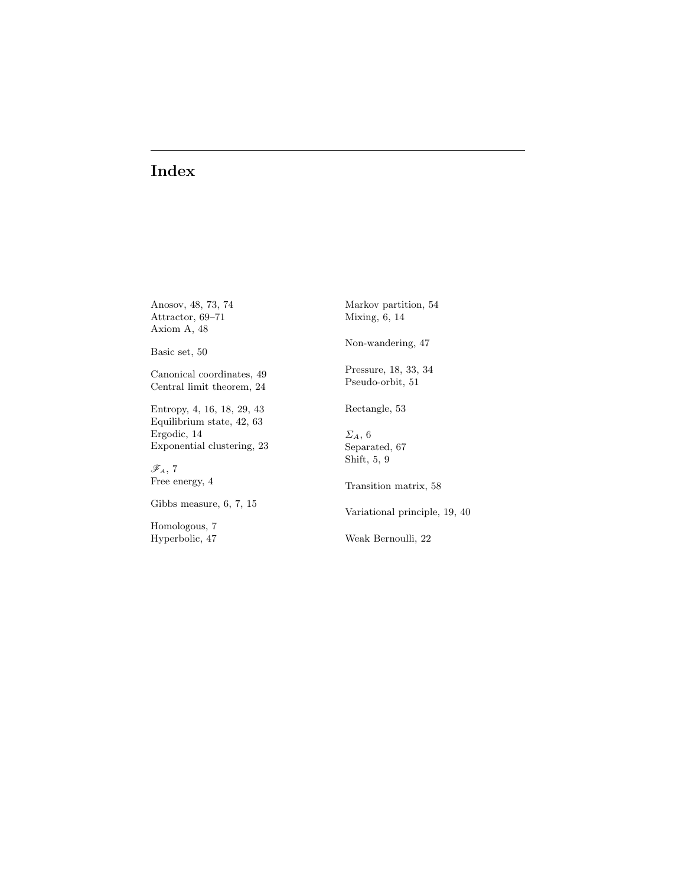# Index

Anosov, 48, 73, 74
Attractor, 69–71
Axiom A, 48

Basic set, 50

Canonical coordinates, 49
Central limit theorem, 24

Entropy, 4, 16, 18, 29, 43
Equilibrium state, 42, 63
Ergodic, 14
Exponential clustering, 23

$\mathscr{F}_A$, 7
Free energy, 4

Gibbs measure, 6, 7, 15

Homologous, 7
Hyperbolic, 47

Markov partition, 54
Mixing, 6, 14

Non-wandering, 47

Pressure, 18, 33, 34
Pseudo-orbit, 51

Rectangle, 53

$\Sigma_A$, 6
Separated, 67
Shift, 5, 9

Transition matrix, 58

Variational principle, 19, 40

Weak Bernoulli, 22